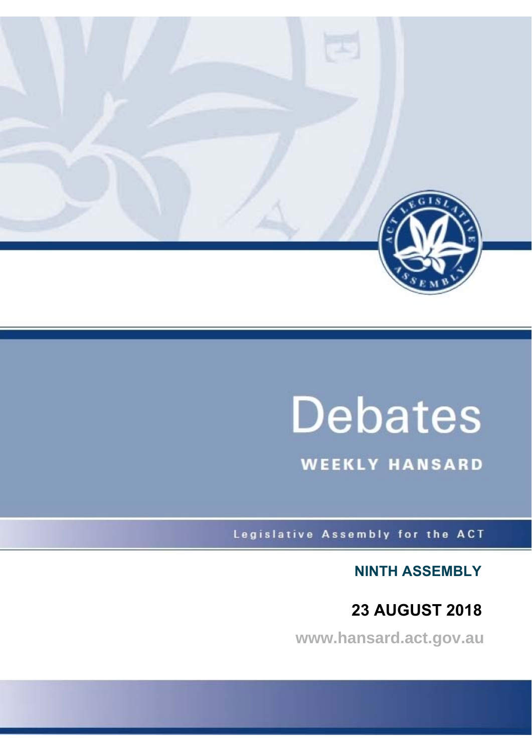# Debates

## WEEKLY HANSARD

Legislative Assembly for the ACT

**NINTH ASSEMBLY**

**23 AUGUST 2018**

**www.hansard.act.gov.au**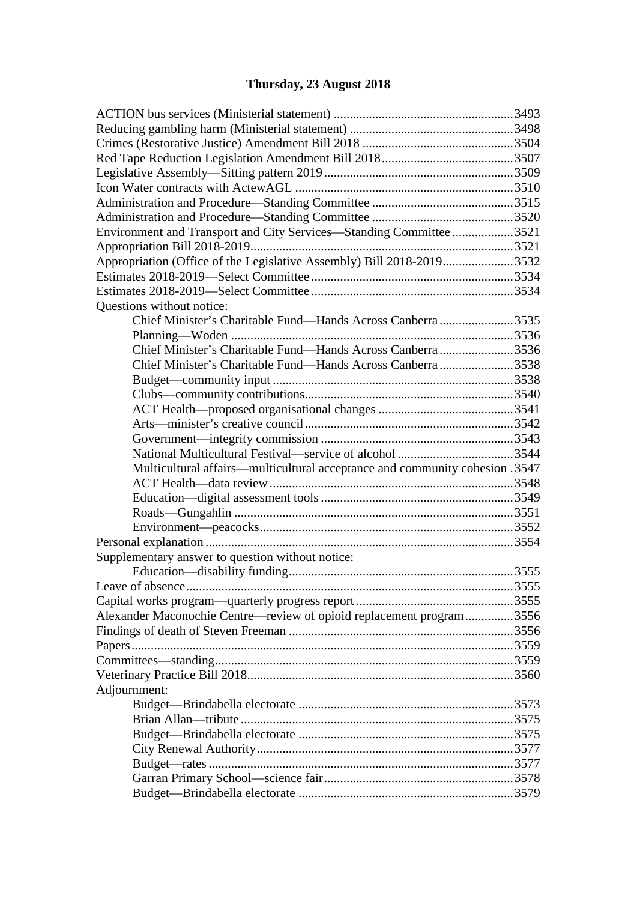# Thursday, 23 August 2018

ACTION bus services (Ministerial statement) ........................................................3493
Reducing gambling harm (Ministerial statement) ...................................................3498
Crimes (Restorative Justice) Amendment Bill 2018 ...............................................3504
Red Tape Reduction Legislation Amendment Bill 2018.........................................3507
Legislative Assembly—Sitting pattern 2019...........................................................3509
Icon Water contracts with ActewAGL ....................................................................3510
Administration and Procedure—Standing Committee ............................................3515
Administration and Procedure—Standing Committee ............................................3520
Environment and Transport and City Services—Standing Committee ...................3521
Appropriation Bill 2018-2019.................................................................................3521
Appropriation (Office of the Legislative Assembly) Bill 2018-2019......................3532
Estimates 2018-2019—Select Committee ..............................................................3534
Estimates 2018-2019—Select Committee ..............................................................3534
Questions without notice:

- Chief Minister's Charitable Fund—Hands Across Canberra .......................3535
- Planning—Woden ......................................................................................3536
- Chief Minister's Charitable Fund—Hands Across Canberra .......................3536
- Chief Minister's Charitable Fund—Hands Across Canberra .......................3538
- Budget—community input ..........................................................................3538
- Clubs—community contributions................................................................3540
- ACT Health—proposed organisational changes ..........................................3541
- Arts—minister's creative council.................................................................3542
- Government—integrity commission ...........................................................3543
- National Multicultural Festival—service of alcohol ....................................3544
- Multicultural affairs—multicultural acceptance and community cohesion .3547
- ACT Health—data review...........................................................................3548
- Education—digital assessment tools ...........................................................3549
- Roads—Gungahlin ......................................................................................3551
- Environment—peacocks..............................................................................3552

Personal explanation ...............................................................................................3554
Supplementary answer to question without notice:

- Education—disability funding.....................................................................3555

Leave of absence.....................................................................................................3555
Capital works program—quarterly progress report ................................................3555
Alexander Maconochie Centre—review of opioid replacement program...............3556
Findings of death of Steven Freeman .....................................................................3556
Papers......................................................................................................................3559
Committees—standing............................................................................................3559
Veterinary Practice Bill 2018..................................................................................3560
Adjournment:

- Budget—Brindabella electorate ..................................................................3573
- Brian Allan—tribute ....................................................................................3575
- Budget—Brindabella electorate ..................................................................3575
- City Renewal Authority...............................................................................3577
- Budget—rates ..............................................................................................3577
- Garran Primary School—science fair...........................................................3578
- Budget—Brindabella electorate ..................................................................3579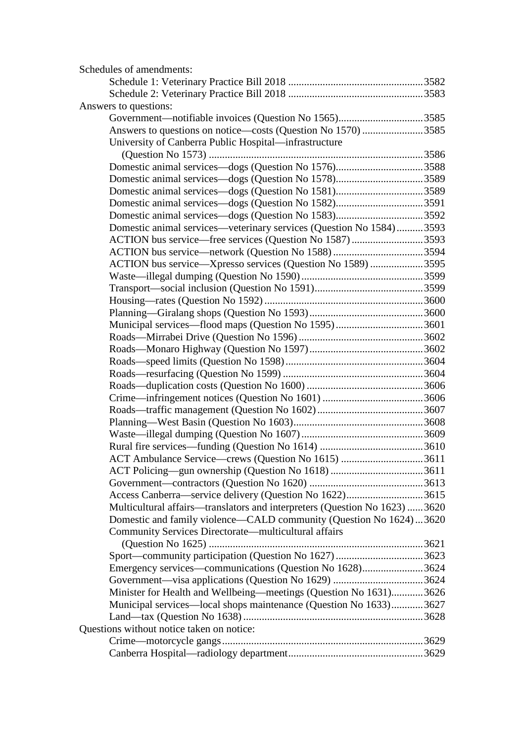Schedules of amendments:

- Schedule 1: Veterinary Practice Bill 2018 .......... 3582
- Schedule 2: Veterinary Practice Bill 2018 .......... 3583

Answers to questions:

- Government—notifiable invoices (Question No 1565) .......... 3585
- Answers to questions on notice—costs (Question No 1570) .......... 3585
- University of Canberra Public Hospital—infrastructure (Question No 1573) .......... 3586
- Domestic animal services—dogs (Question No 1576) .......... 3588
- Domestic animal services—dogs (Question No 1578) .......... 3589
- Domestic animal services—dogs (Question No 1581) .......... 3589
- Domestic animal services—dogs (Question No 1582) .......... 3591
- Domestic animal services—dogs (Question No 1583) .......... 3592
- Domestic animal services—veterinary services (Question No 1584) .......... 3593
- ACTION bus service—free services (Question No 1587) .......... 3593
- ACTION bus service—network (Question No 1588) .......... 3594
- ACTION bus service—Xpresso services (Question No 1589) .......... 3595
- Waste—illegal dumping (Question No 1590) .......... 3599
- Transport—social inclusion (Question No 1591) .......... 3599
- Housing—rates (Question No 1592) .......... 3600
- Planning—Giralang shops (Question No 1593) .......... 3600
- Municipal services—flood maps (Question No 1595) .......... 3601
- Roads—Mirrabei Drive (Question No 1596) .......... 3602
- Roads—Monaro Highway (Question No 1597) .......... 3602
- Roads—speed limits (Question No 1598) .......... 3604
- Roads—resurfacing (Question No 1599) .......... 3604
- Roads—duplication costs (Question No 1600) .......... 3606
- Crime—infringement notices (Question No 1601) .......... 3606
- Roads—traffic management (Question No 1602) .......... 3607
- Planning—West Basin (Question No 1603) .......... 3608
- Waste—illegal dumping (Question No 1607) .......... 3609
- Rural fire services—funding (Question No 1614) .......... 3610
- ACT Ambulance Service—crews (Question No 1615) .......... 3611
- ACT Policing—gun ownership (Question No 1618) .......... 3611
- Government—contractors (Question No 1620) .......... 3613
- Access Canberra—service delivery (Question No 1622) .......... 3615
- Multicultural affairs—translators and interpreters (Question No 1623) .......... 3620
- Domestic and family violence—CALD community (Question No 1624) .......... 3620
- Community Services Directorate—multicultural affairs (Question No 1625) .......... 3621
- Sport—community participation (Question No 1627) .......... 3623
- Emergency services—communications (Question No 1628) .......... 3624
- Government—visa applications (Question No 1629) .......... 3624
- Minister for Health and Wellbeing—meetings (Question No 1631) .......... 3626
- Municipal services—local shops maintenance (Question No 1633) .......... 3627
- Land—tax (Question No 1638) .......... 3628

Questions without notice taken on notice:

- Crime—motorcycle gangs .......... 3629
- Canberra Hospital—radiology department .......... 3629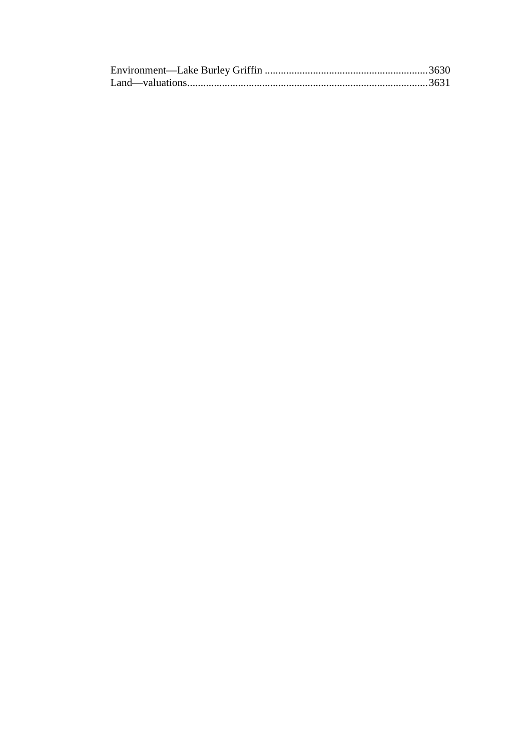Environment—Lake Burley Griffin ............................................................3630
Land—valuations..........................................................................................3631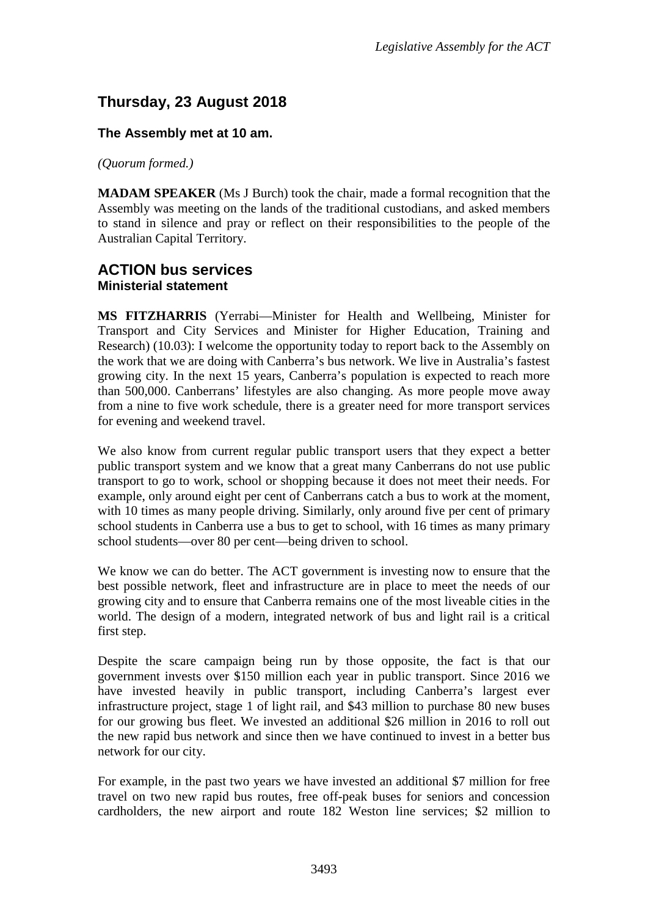## Thursday, 23 August 2018

**The Assembly met at 10 am.**

*(Quorum formed.)*

**MADAM SPEAKER** (Ms J Burch) took the chair, made a formal recognition that the Assembly was meeting on the lands of the traditional custodians, and asked members to stand in silence and pray or reflect on their responsibilities to the people of the Australian Capital Territory.

## ACTION bus services
### Ministerial statement

**MS FITZHARRIS** (Yerrabi—Minister for Health and Wellbeing, Minister for Transport and City Services and Minister for Higher Education, Training and Research) (10.03): I welcome the opportunity today to report back to the Assembly on the work that we are doing with Canberra's bus network. We live in Australia's fastest growing city. In the next 15 years, Canberra's population is expected to reach more than 500,000. Canberrans' lifestyles are also changing. As more people move away from a nine to five work schedule, there is a greater need for more transport services for evening and weekend travel.

We also know from current regular public transport users that they expect a better public transport system and we know that a great many Canberrans do not use public transport to go to work, school or shopping because it does not meet their needs. For example, only around eight per cent of Canberrans catch a bus to work at the moment, with 10 times as many people driving. Similarly, only around five per cent of primary school students in Canberra use a bus to get to school, with 16 times as many primary school students—over 80 per cent—being driven to school.

We know we can do better. The ACT government is investing now to ensure that the best possible network, fleet and infrastructure are in place to meet the needs of our growing city and to ensure that Canberra remains one of the most liveable cities in the world. The design of a modern, integrated network of bus and light rail is a critical first step.

Despite the scare campaign being run by those opposite, the fact is that our government invests over $150 million each year in public transport. Since 2016 we have invested heavily in public transport, including Canberra's largest ever infrastructure project, stage 1 of light rail, and $43 million to purchase 80 new buses for our growing bus fleet. We invested an additional $26 million in 2016 to roll out the new rapid bus network and since then we have continued to invest in a better bus network for our city.

For example, in the past two years we have invested an additional $7 million for free travel on two new rapid bus routes, free off-peak buses for seniors and concession cardholders, the new airport and route 182 Weston line services; $2 million to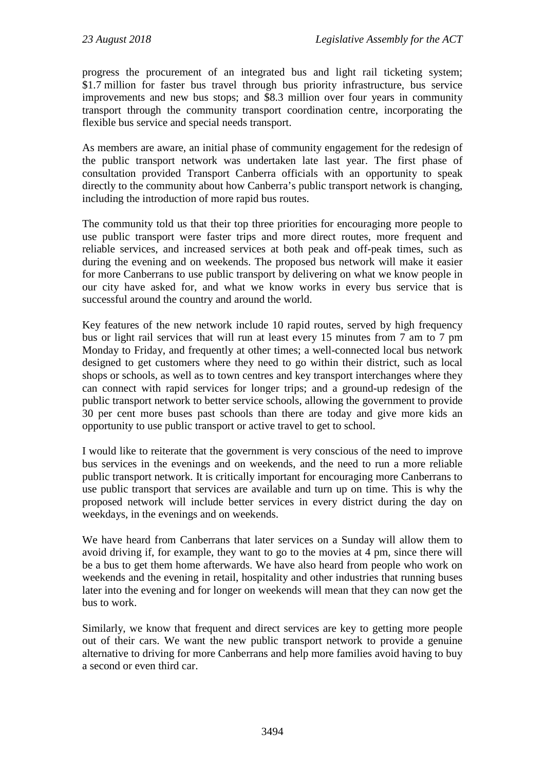progress the procurement of an integrated bus and light rail ticketing system; $1.7 million for faster bus travel through bus priority infrastructure, bus service improvements and new bus stops; and $8.3 million over four years in community transport through the community transport coordination centre, incorporating the flexible bus service and special needs transport.

As members are aware, an initial phase of community engagement for the redesign of the public transport network was undertaken late last year. The first phase of consultation provided Transport Canberra officials with an opportunity to speak directly to the community about how Canberra's public transport network is changing, including the introduction of more rapid bus routes.

The community told us that their top three priorities for encouraging more people to use public transport were faster trips and more direct routes, more frequent and reliable services, and increased services at both peak and off-peak times, such as during the evening and on weekends. The proposed bus network will make it easier for more Canberrans to use public transport by delivering on what we know people in our city have asked for, and what we know works in every bus service that is successful around the country and around the world.

Key features of the new network include 10 rapid routes, served by high frequency bus or light rail services that will run at least every 15 minutes from 7 am to 7 pm Monday to Friday, and frequently at other times; a well-connected local bus network designed to get customers where they need to go within their district, such as local shops or schools, as well as to town centres and key transport interchanges where they can connect with rapid services for longer trips; and a ground-up redesign of the public transport network to better service schools, allowing the government to provide 30 per cent more buses past schools than there are today and give more kids an opportunity to use public transport or active travel to get to school.

I would like to reiterate that the government is very conscious of the need to improve bus services in the evenings and on weekends, and the need to run a more reliable public transport network. It is critically important for encouraging more Canberrans to use public transport that services are available and turn up on time. This is why the proposed network will include better services in every district during the day on weekdays, in the evenings and on weekends.

We have heard from Canberrans that later services on a Sunday will allow them to avoid driving if, for example, they want to go to the movies at 4 pm, since there will be a bus to get them home afterwards. We have also heard from people who work on weekends and the evening in retail, hospitality and other industries that running buses later into the evening and for longer on weekends will mean that they can now get the bus to work.

Similarly, we know that frequent and direct services are key to getting more people out of their cars. We want the new public transport network to provide a genuine alternative to driving for more Canberrans and help more families avoid having to buy a second or even third car.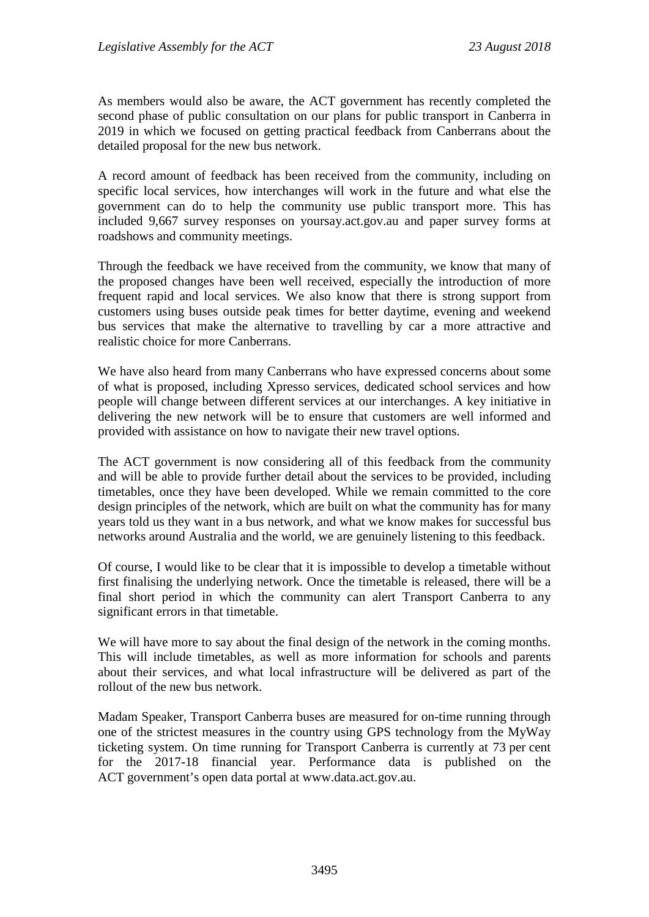As members would also be aware, the ACT government has recently completed the second phase of public consultation on our plans for public transport in Canberra in 2019 in which we focused on getting practical feedback from Canberrans about the detailed proposal for the new bus network.

A record amount of feedback has been received from the community, including on specific local services, how interchanges will work in the future and what else the government can do to help the community use public transport more. This has included 9,667 survey responses on yoursay.act.gov.au and paper survey forms at roadshows and community meetings.

Through the feedback we have received from the community, we know that many of the proposed changes have been well received, especially the introduction of more frequent rapid and local services. We also know that there is strong support from customers using buses outside peak times for better daytime, evening and weekend bus services that make the alternative to travelling by car a more attractive and realistic choice for more Canberrans.

We have also heard from many Canberrans who have expressed concerns about some of what is proposed, including Xpresso services, dedicated school services and how people will change between different services at our interchanges. A key initiative in delivering the new network will be to ensure that customers are well informed and provided with assistance on how to navigate their new travel options.

The ACT government is now considering all of this feedback from the community and will be able to provide further detail about the services to be provided, including timetables, once they have been developed. While we remain committed to the core design principles of the network, which are built on what the community has for many years told us they want in a bus network, and what we know makes for successful bus networks around Australia and the world, we are genuinely listening to this feedback.

Of course, I would like to be clear that it is impossible to develop a timetable without first finalising the underlying network. Once the timetable is released, there will be a final short period in which the community can alert Transport Canberra to any significant errors in that timetable.

We will have more to say about the final design of the network in the coming months. This will include timetables, as well as more information for schools and parents about their services, and what local infrastructure will be delivered as part of the rollout of the new bus network.

Madam Speaker, Transport Canberra buses are measured for on-time running through one of the strictest measures in the country using GPS technology from the MyWay ticketing system. On time running for Transport Canberra is currently at 73 per cent for the 2017-18 financial year. Performance data is published on the ACT government's open data portal at www.data.act.gov.au.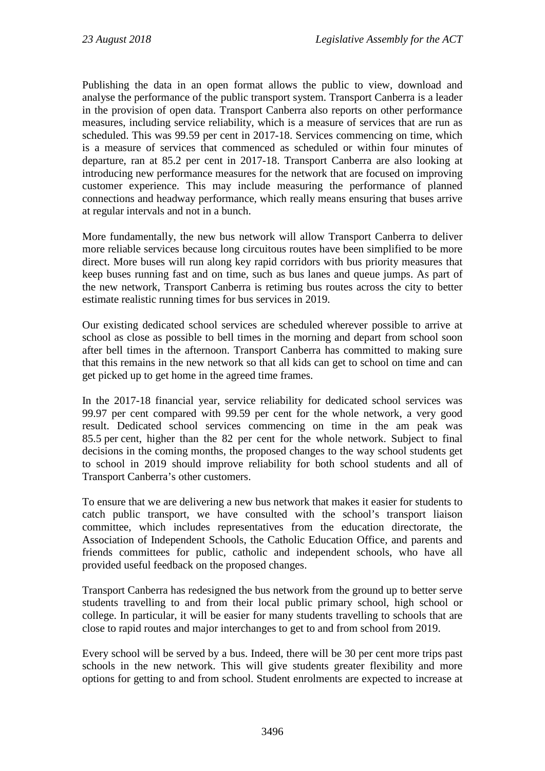Publishing the data in an open format allows the public to view, download and analyse the performance of the public transport system. Transport Canberra is a leader in the provision of open data. Transport Canberra also reports on other performance measures, including service reliability, which is a measure of services that are run as scheduled. This was 99.59 per cent in 2017-18. Services commencing on time, which is a measure of services that commenced as scheduled or within four minutes of departure, ran at 85.2 per cent in 2017-18. Transport Canberra are also looking at introducing new performance measures for the network that are focused on improving customer experience. This may include measuring the performance of planned connections and headway performance, which really means ensuring that buses arrive at regular intervals and not in a bunch.

More fundamentally, the new bus network will allow Transport Canberra to deliver more reliable services because long circuitous routes have been simplified to be more direct. More buses will run along key rapid corridors with bus priority measures that keep buses running fast and on time, such as bus lanes and queue jumps. As part of the new network, Transport Canberra is retiming bus routes across the city to better estimate realistic running times for bus services in 2019.

Our existing dedicated school services are scheduled wherever possible to arrive at school as close as possible to bell times in the morning and depart from school soon after bell times in the afternoon. Transport Canberra has committed to making sure that this remains in the new network so that all kids can get to school on time and can get picked up to get home in the agreed time frames.

In the 2017-18 financial year, service reliability for dedicated school services was 99.97 per cent compared with 99.59 per cent for the whole network, a very good result. Dedicated school services commencing on time in the am peak was 85.5 per cent, higher than the 82 per cent for the whole network. Subject to final decisions in the coming months, the proposed changes to the way school students get to school in 2019 should improve reliability for both school students and all of Transport Canberra's other customers.

To ensure that we are delivering a new bus network that makes it easier for students to catch public transport, we have consulted with the school's transport liaison committee, which includes representatives from the education directorate, the Association of Independent Schools, the Catholic Education Office, and parents and friends committees for public, catholic and independent schools, who have all provided useful feedback on the proposed changes.

Transport Canberra has redesigned the bus network from the ground up to better serve students travelling to and from their local public primary school, high school or college. In particular, it will be easier for many students travelling to schools that are close to rapid routes and major interchanges to get to and from school from 2019.

Every school will be served by a bus. Indeed, there will be 30 per cent more trips past schools in the new network. This will give students greater flexibility and more options for getting to and from school. Student enrolments are expected to increase at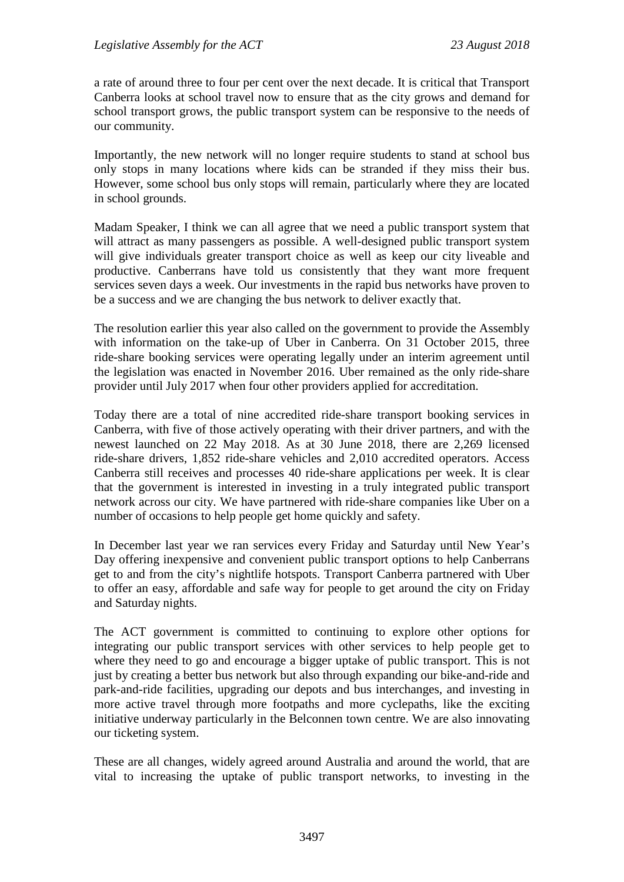a rate of around three to four per cent over the next decade. It is critical that Transport Canberra looks at school travel now to ensure that as the city grows and demand for school transport grows, the public transport system can be responsive to the needs of our community.

Importantly, the new network will no longer require students to stand at school bus only stops in many locations where kids can be stranded if they miss their bus. However, some school bus only stops will remain, particularly where they are located in school grounds.

Madam Speaker, I think we can all agree that we need a public transport system that will attract as many passengers as possible. A well-designed public transport system will give individuals greater transport choice as well as keep our city liveable and productive. Canberrans have told us consistently that they want more frequent services seven days a week. Our investments in the rapid bus networks have proven to be a success and we are changing the bus network to deliver exactly that.

The resolution earlier this year also called on the government to provide the Assembly with information on the take-up of Uber in Canberra. On 31 October 2015, three ride-share booking services were operating legally under an interim agreement until the legislation was enacted in November 2016. Uber remained as the only ride-share provider until July 2017 when four other providers applied for accreditation.

Today there are a total of nine accredited ride-share transport booking services in Canberra, with five of those actively operating with their driver partners, and with the newest launched on 22 May 2018. As at 30 June 2018, there are 2,269 licensed ride-share drivers, 1,852 ride-share vehicles and 2,010 accredited operators. Access Canberra still receives and processes 40 ride-share applications per week. It is clear that the government is interested in investing in a truly integrated public transport network across our city. We have partnered with ride-share companies like Uber on a number of occasions to help people get home quickly and safety.

In December last year we ran services every Friday and Saturday until New Year's Day offering inexpensive and convenient public transport options to help Canberrans get to and from the city's nightlife hotspots. Transport Canberra partnered with Uber to offer an easy, affordable and safe way for people to get around the city on Friday and Saturday nights.

The ACT government is committed to continuing to explore other options for integrating our public transport services with other services to help people get to where they need to go and encourage a bigger uptake of public transport. This is not just by creating a better bus network but also through expanding our bike-and-ride and park-and-ride facilities, upgrading our depots and bus interchanges, and investing in more active travel through more footpaths and more cyclepaths, like the exciting initiative underway particularly in the Belconnen town centre. We are also innovating our ticketing system.

These are all changes, widely agreed around Australia and around the world, that are vital to increasing the uptake of public transport networks, to investing in the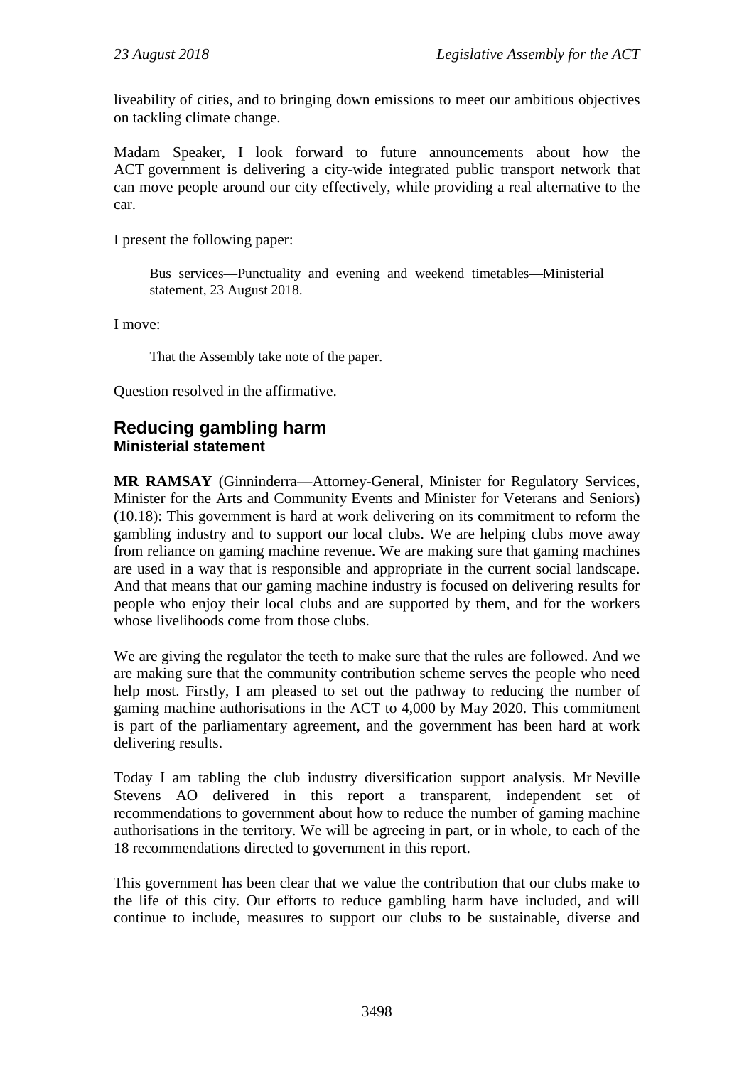liveability of cities, and to bringing down emissions to meet our ambitious objectives on tackling climate change.

Madam Speaker, I look forward to future announcements about how the ACT government is delivering a city-wide integrated public transport network that can move people around our city effectively, while providing a real alternative to the car.

I present the following paper:

> Bus services—Punctuality and evening and weekend timetables—Ministerial statement, 23 August 2018.

I move:

> That the Assembly take note of the paper.

Question resolved in the affirmative.

## Reducing gambling harm
### Ministerial statement

**MR RAMSAY** (Ginninderra—Attorney-General, Minister for Regulatory Services, Minister for the Arts and Community Events and Minister for Veterans and Seniors) (10.18): This government is hard at work delivering on its commitment to reform the gambling industry and to support our local clubs. We are helping clubs move away from reliance on gaming machine revenue. We are making sure that gaming machines are used in a way that is responsible and appropriate in the current social landscape. And that means that our gaming machine industry is focused on delivering results for people who enjoy their local clubs and are supported by them, and for the workers whose livelihoods come from those clubs.

We are giving the regulator the teeth to make sure that the rules are followed. And we are making sure that the community contribution scheme serves the people who need help most. Firstly, I am pleased to set out the pathway to reducing the number of gaming machine authorisations in the ACT to 4,000 by May 2020. This commitment is part of the parliamentary agreement, and the government has been hard at work delivering results.

Today I am tabling the club industry diversification support analysis. Mr Neville Stevens AO delivered in this report a transparent, independent set of recommendations to government about how to reduce the number of gaming machine authorisations in the territory. We will be agreeing in part, or in whole, to each of the 18 recommendations directed to government in this report.

This government has been clear that we value the contribution that our clubs make to the life of this city. Our efforts to reduce gambling harm have included, and will continue to include, measures to support our clubs to be sustainable, diverse and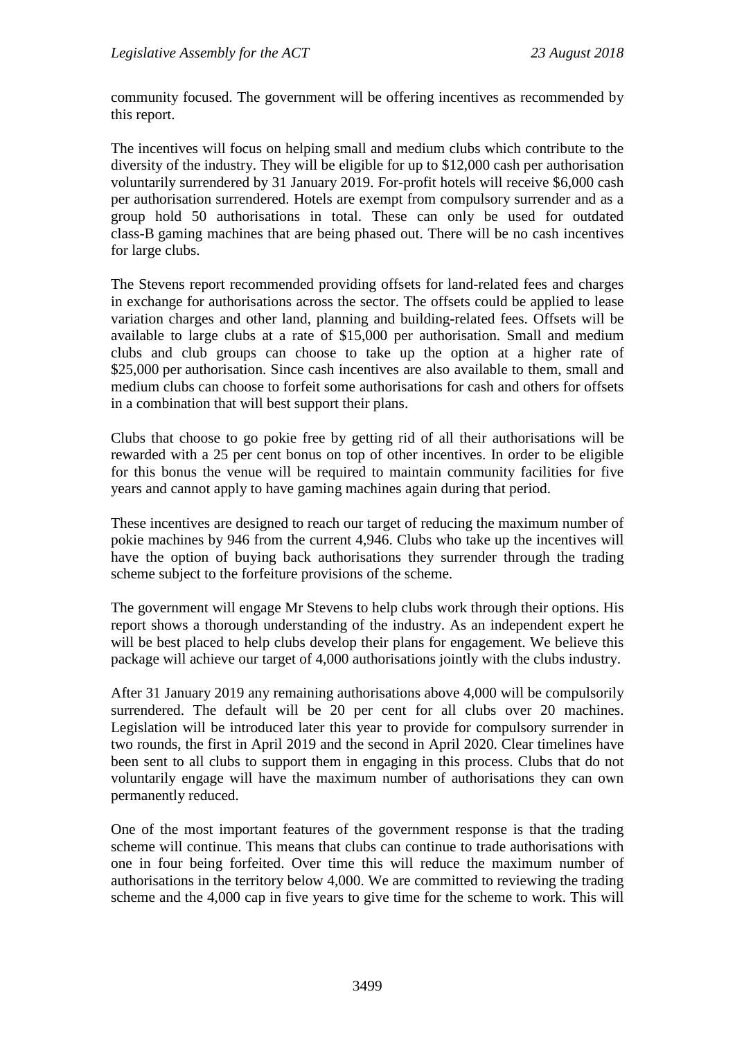community focused. The government will be offering incentives as recommended by this report.

The incentives will focus on helping small and medium clubs which contribute to the diversity of the industry. They will be eligible for up to $12,000 cash per authorisation voluntarily surrendered by 31 January 2019. For-profit hotels will receive $6,000 cash per authorisation surrendered. Hotels are exempt from compulsory surrender and as a group hold 50 authorisations in total. These can only be used for outdated class-B gaming machines that are being phased out. There will be no cash incentives for large clubs.

The Stevens report recommended providing offsets for land-related fees and charges in exchange for authorisations across the sector. The offsets could be applied to lease variation charges and other land, planning and building-related fees. Offsets will be available to large clubs at a rate of $15,000 per authorisation. Small and medium clubs and club groups can choose to take up the option at a higher rate of $25,000 per authorisation. Since cash incentives are also available to them, small and medium clubs can choose to forfeit some authorisations for cash and others for offsets in a combination that will best support their plans.

Clubs that choose to go pokie free by getting rid of all their authorisations will be rewarded with a 25 per cent bonus on top of other incentives. In order to be eligible for this bonus the venue will be required to maintain community facilities for five years and cannot apply to have gaming machines again during that period.

These incentives are designed to reach our target of reducing the maximum number of pokie machines by 946 from the current 4,946. Clubs who take up the incentives will have the option of buying back authorisations they surrender through the trading scheme subject to the forfeiture provisions of the scheme.

The government will engage Mr Stevens to help clubs work through their options. His report shows a thorough understanding of the industry. As an independent expert he will be best placed to help clubs develop their plans for engagement. We believe this package will achieve our target of 4,000 authorisations jointly with the clubs industry.

After 31 January 2019 any remaining authorisations above 4,000 will be compulsorily surrendered. The default will be 20 per cent for all clubs over 20 machines. Legislation will be introduced later this year to provide for compulsory surrender in two rounds, the first in April 2019 and the second in April 2020. Clear timelines have been sent to all clubs to support them in engaging in this process. Clubs that do not voluntarily engage will have the maximum number of authorisations they can own permanently reduced.

One of the most important features of the government response is that the trading scheme will continue. This means that clubs can continue to trade authorisations with one in four being forfeited. Over time this will reduce the maximum number of authorisations in the territory below 4,000. We are committed to reviewing the trading scheme and the 4,000 cap in five years to give time for the scheme to work. This will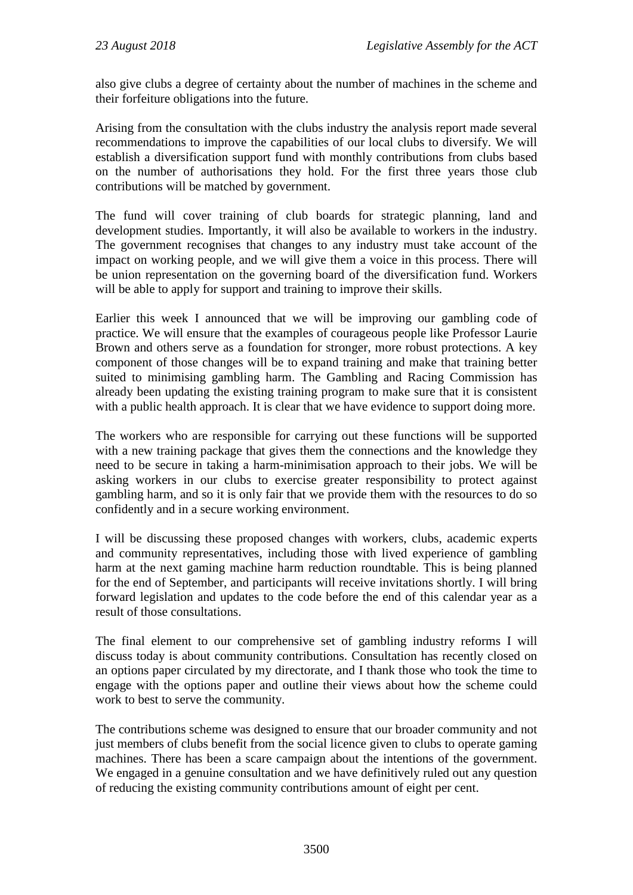also give clubs a degree of certainty about the number of machines in the scheme and their forfeiture obligations into the future.

Arising from the consultation with the clubs industry the analysis report made several recommendations to improve the capabilities of our local clubs to diversify. We will establish a diversification support fund with monthly contributions from clubs based on the number of authorisations they hold. For the first three years those club contributions will be matched by government.

The fund will cover training of club boards for strategic planning, land and development studies. Importantly, it will also be available to workers in the industry. The government recognises that changes to any industry must take account of the impact on working people, and we will give them a voice in this process. There will be union representation on the governing board of the diversification fund. Workers will be able to apply for support and training to improve their skills.

Earlier this week I announced that we will be improving our gambling code of practice. We will ensure that the examples of courageous people like Professor Laurie Brown and others serve as a foundation for stronger, more robust protections. A key component of those changes will be to expand training and make that training better suited to minimising gambling harm. The Gambling and Racing Commission has already been updating the existing training program to make sure that it is consistent with a public health approach. It is clear that we have evidence to support doing more.

The workers who are responsible for carrying out these functions will be supported with a new training package that gives them the connections and the knowledge they need to be secure in taking a harm-minimisation approach to their jobs. We will be asking workers in our clubs to exercise greater responsibility to protect against gambling harm, and so it is only fair that we provide them with the resources to do so confidently and in a secure working environment.

I will be discussing these proposed changes with workers, clubs, academic experts and community representatives, including those with lived experience of gambling harm at the next gaming machine harm reduction roundtable. This is being planned for the end of September, and participants will receive invitations shortly. I will bring forward legislation and updates to the code before the end of this calendar year as a result of those consultations.

The final element to our comprehensive set of gambling industry reforms I will discuss today is about community contributions. Consultation has recently closed on an options paper circulated by my directorate, and I thank those who took the time to engage with the options paper and outline their views about how the scheme could work to best to serve the community.

The contributions scheme was designed to ensure that our broader community and not just members of clubs benefit from the social licence given to clubs to operate gaming machines. There has been a scare campaign about the intentions of the government. We engaged in a genuine consultation and we have definitively ruled out any question of reducing the existing community contributions amount of eight per cent.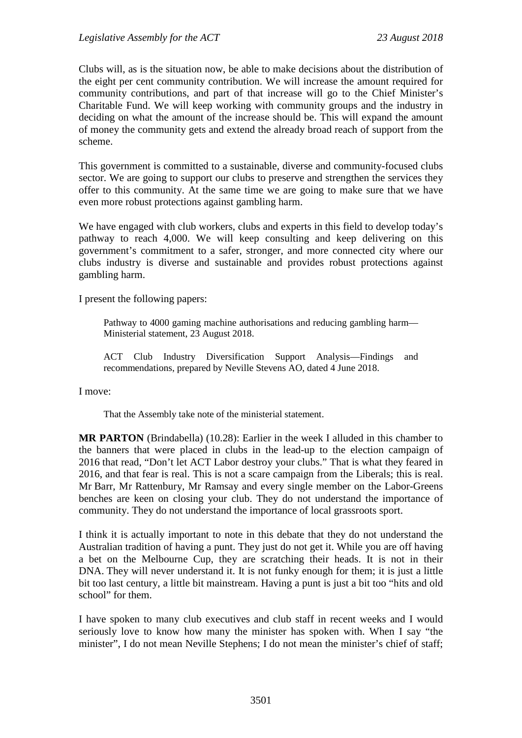Clubs will, as is the situation now, be able to make decisions about the distribution of the eight per cent community contribution. We will increase the amount required for community contributions, and part of that increase will go to the Chief Minister's Charitable Fund. We will keep working with community groups and the industry in deciding on what the amount of the increase should be. This will expand the amount of money the community gets and extend the already broad reach of support from the scheme.

This government is committed to a sustainable, diverse and community-focused clubs sector. We are going to support our clubs to preserve and strengthen the services they offer to this community. At the same time we are going to make sure that we have even more robust protections against gambling harm.

We have engaged with club workers, clubs and experts in this field to develop today's pathway to reach 4,000. We will keep consulting and keep delivering on this government's commitment to a safer, stronger, and more connected city where our clubs industry is diverse and sustainable and provides robust protections against gambling harm.

I present the following papers:

> Pathway to 4000 gaming machine authorisations and reducing gambling harm—Ministerial statement, 23 August 2018.
>
> ACT Club Industry Diversification Support Analysis—Findings and recommendations, prepared by Neville Stevens AO, dated 4 June 2018.

I move:

> That the Assembly take note of the ministerial statement.

**MR PARTON** (Brindabella) (10.28): Earlier in the week I alluded in this chamber to the banners that were placed in clubs in the lead-up to the election campaign of 2016 that read, "Don't let ACT Labor destroy your clubs." That is what they feared in 2016, and that fear is real. This is not a scare campaign from the Liberals; this is real. Mr Barr, Mr Rattenbury, Mr Ramsay and every single member on the Labor-Greens benches are keen on closing your club. They do not understand the importance of community. They do not understand the importance of local grassroots sport.

I think it is actually important to note in this debate that they do not understand the Australian tradition of having a punt. They just do not get it. While you are off having a bet on the Melbourne Cup, they are scratching their heads. It is not in their DNA. They will never understand it. It is not funky enough for them; it is just a little bit too last century, a little bit mainstream. Having a punt is just a bit too "hits and old school" for them.

I have spoken to many club executives and club staff in recent weeks and I would seriously love to know how many the minister has spoken with. When I say "the minister", I do not mean Neville Stephens; I do not mean the minister's chief of staff;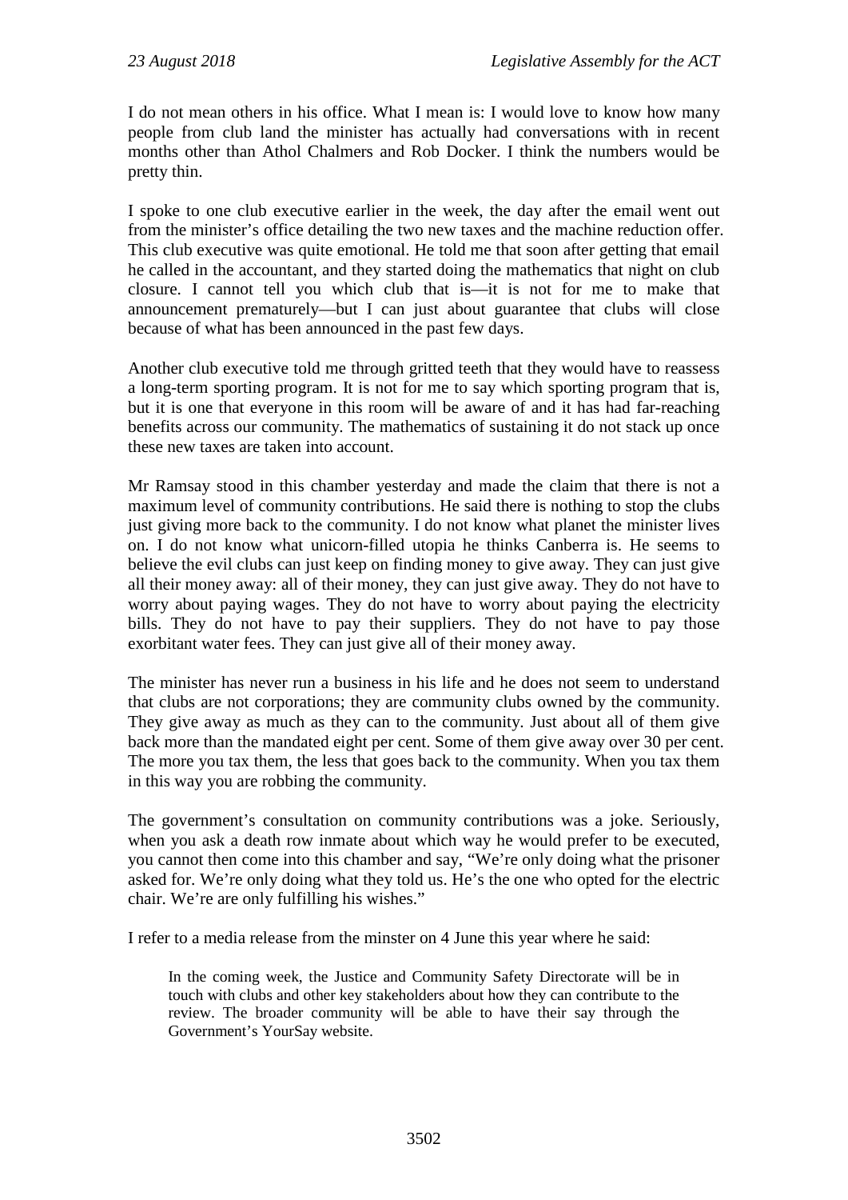I do not mean others in his office. What I mean is: I would love to know how many people from club land the minister has actually had conversations with in recent months other than Athol Chalmers and Rob Docker. I think the numbers would be pretty thin.

I spoke to one club executive earlier in the week, the day after the email went out from the minister's office detailing the two new taxes and the machine reduction offer. This club executive was quite emotional. He told me that soon after getting that email he called in the accountant, and they started doing the mathematics that night on club closure. I cannot tell you which club that is—it is not for me to make that announcement prematurely—but I can just about guarantee that clubs will close because of what has been announced in the past few days.

Another club executive told me through gritted teeth that they would have to reassess a long-term sporting program. It is not for me to say which sporting program that is, but it is one that everyone in this room will be aware of and it has had far-reaching benefits across our community. The mathematics of sustaining it do not stack up once these new taxes are taken into account.

Mr Ramsay stood in this chamber yesterday and made the claim that there is not a maximum level of community contributions. He said there is nothing to stop the clubs just giving more back to the community. I do not know what planet the minister lives on. I do not know what unicorn-filled utopia he thinks Canberra is. He seems to believe the evil clubs can just keep on finding money to give away. They can just give all their money away: all of their money, they can just give away. They do not have to worry about paying wages. They do not have to worry about paying the electricity bills. They do not have to pay their suppliers. They do not have to pay those exorbitant water fees. They can just give all of their money away.

The minister has never run a business in his life and he does not seem to understand that clubs are not corporations; they are community clubs owned by the community. They give away as much as they can to the community. Just about all of them give back more than the mandated eight per cent. Some of them give away over 30 per cent. The more you tax them, the less that goes back to the community. When you tax them in this way you are robbing the community.

The government's consultation on community contributions was a joke. Seriously, when you ask a death row inmate about which way he would prefer to be executed, you cannot then come into this chamber and say, "We're only doing what the prisoner asked for. We're only doing what they told us. He's the one who opted for the electric chair. We're are only fulfilling his wishes."

I refer to a media release from the minster on 4 June this year where he said:

> In the coming week, the Justice and Community Safety Directorate will be in touch with clubs and other key stakeholders about how they can contribute to the review. The broader community will be able to have their say through the Government's YourSay website.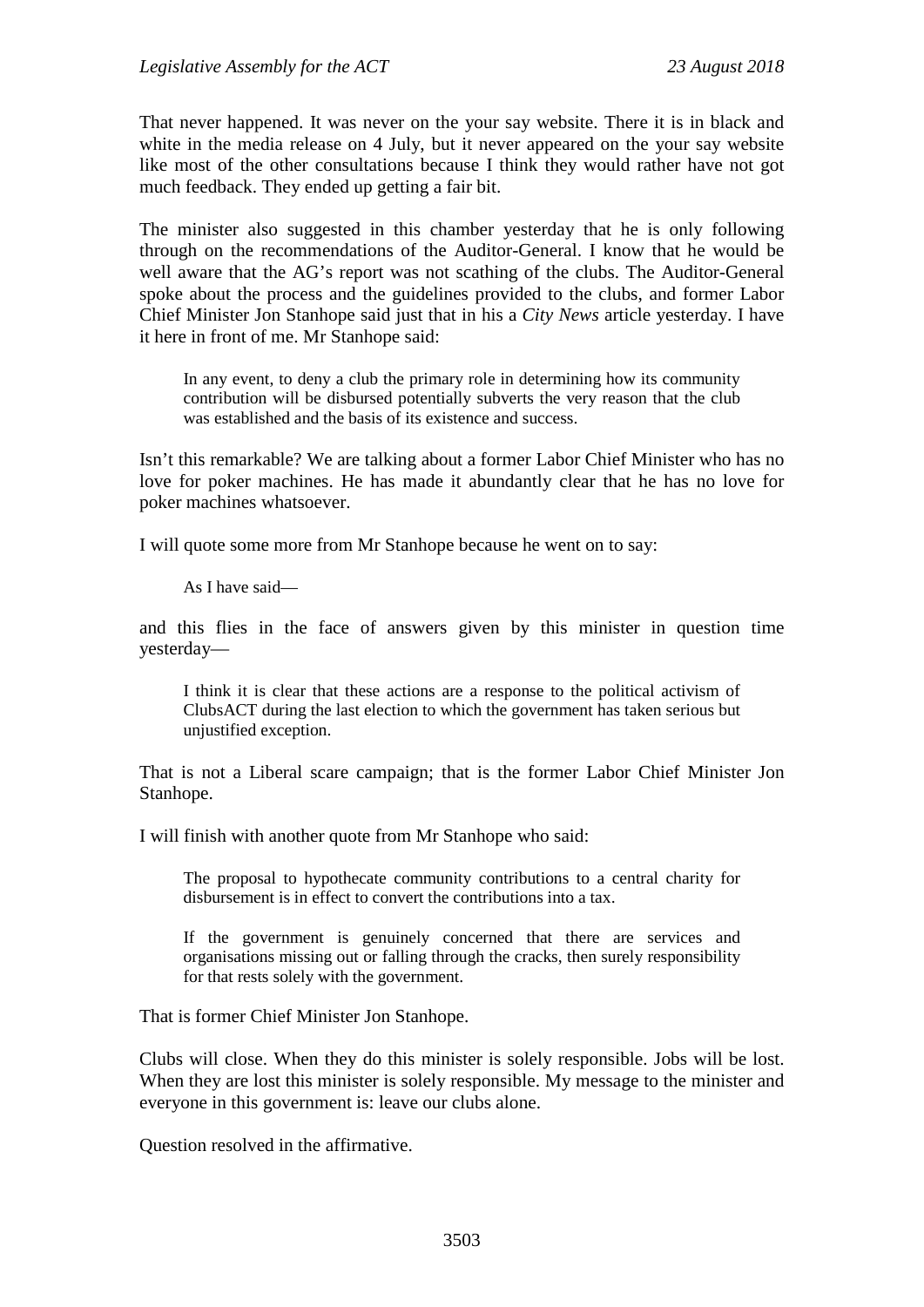That never happened. It was never on the your say website. There it is in black and white in the media release on 4 July, but it never appeared on the your say website like most of the other consultations because I think they would rather have not got much feedback. They ended up getting a fair bit.

The minister also suggested in this chamber yesterday that he is only following through on the recommendations of the Auditor-General. I know that he would be well aware that the AG's report was not scathing of the clubs. The Auditor-General spoke about the process and the guidelines provided to the clubs, and former Labor Chief Minister Jon Stanhope said just that in his a *City News* article yesterday. I have it here in front of me. Mr Stanhope said:

> In any event, to deny a club the primary role in determining how its community contribution will be disbursed potentially subverts the very reason that the club was established and the basis of its existence and success.

Isn't this remarkable? We are talking about a former Labor Chief Minister who has no love for poker machines. He has made it abundantly clear that he has no love for poker machines whatsoever.

I will quote some more from Mr Stanhope because he went on to say:

> As I have said—

and this flies in the face of answers given by this minister in question time yesterday—

> I think it is clear that these actions are a response to the political activism of ClubsACT during the last election to which the government has taken serious but unjustified exception.

That is not a Liberal scare campaign; that is the former Labor Chief Minister Jon Stanhope.

I will finish with another quote from Mr Stanhope who said:

> The proposal to hypothecate community contributions to a central charity for disbursement is in effect to convert the contributions into a tax.
>
> If the government is genuinely concerned that there are services and organisations missing out or falling through the cracks, then surely responsibility for that rests solely with the government.

That is former Chief Minister Jon Stanhope.

Clubs will close. When they do this minister is solely responsible. Jobs will be lost. When they are lost this minister is solely responsible. My message to the minister and everyone in this government is: leave our clubs alone.

Question resolved in the affirmative.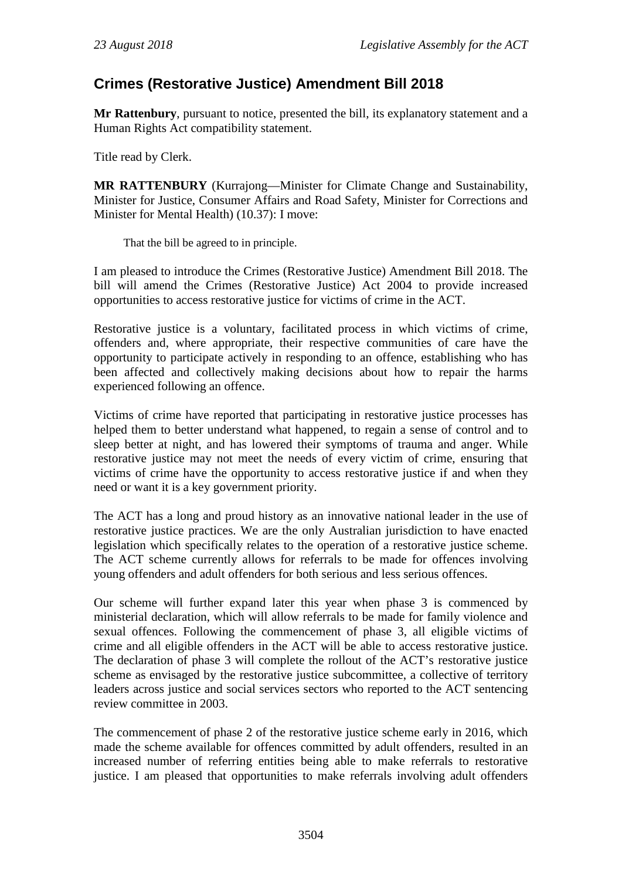## Crimes (Restorative Justice) Amendment Bill 2018

**Mr Rattenbury**, pursuant to notice, presented the bill, its explanatory statement and a Human Rights Act compatibility statement.

Title read by Clerk.

**MR RATTENBURY** (Kurrajong—Minister for Climate Change and Sustainability, Minister for Justice, Consumer Affairs and Road Safety, Minister for Corrections and Minister for Mental Health) (10.37): I move:

> That the bill be agreed to in principle.

I am pleased to introduce the Crimes (Restorative Justice) Amendment Bill 2018. The bill will amend the Crimes (Restorative Justice) Act 2004 to provide increased opportunities to access restorative justice for victims of crime in the ACT.

Restorative justice is a voluntary, facilitated process in which victims of crime, offenders and, where appropriate, their respective communities of care have the opportunity to participate actively in responding to an offence, establishing who has been affected and collectively making decisions about how to repair the harms experienced following an offence.

Victims of crime have reported that participating in restorative justice processes has helped them to better understand what happened, to regain a sense of control and to sleep better at night, and has lowered their symptoms of trauma and anger. While restorative justice may not meet the needs of every victim of crime, ensuring that victims of crime have the opportunity to access restorative justice if and when they need or want it is a key government priority.

The ACT has a long and proud history as an innovative national leader in the use of restorative justice practices. We are the only Australian jurisdiction to have enacted legislation which specifically relates to the operation of a restorative justice scheme. The ACT scheme currently allows for referrals to be made for offences involving young offenders and adult offenders for both serious and less serious offences.

Our scheme will further expand later this year when phase 3 is commenced by ministerial declaration, which will allow referrals to be made for family violence and sexual offences. Following the commencement of phase 3, all eligible victims of crime and all eligible offenders in the ACT will be able to access restorative justice. The declaration of phase 3 will complete the rollout of the ACT's restorative justice scheme as envisaged by the restorative justice subcommittee, a collective of territory leaders across justice and social services sectors who reported to the ACT sentencing review committee in 2003.

The commencement of phase 2 of the restorative justice scheme early in 2016, which made the scheme available for offences committed by adult offenders, resulted in an increased number of referring entities being able to make referrals to restorative justice. I am pleased that opportunities to make referrals involving adult offenders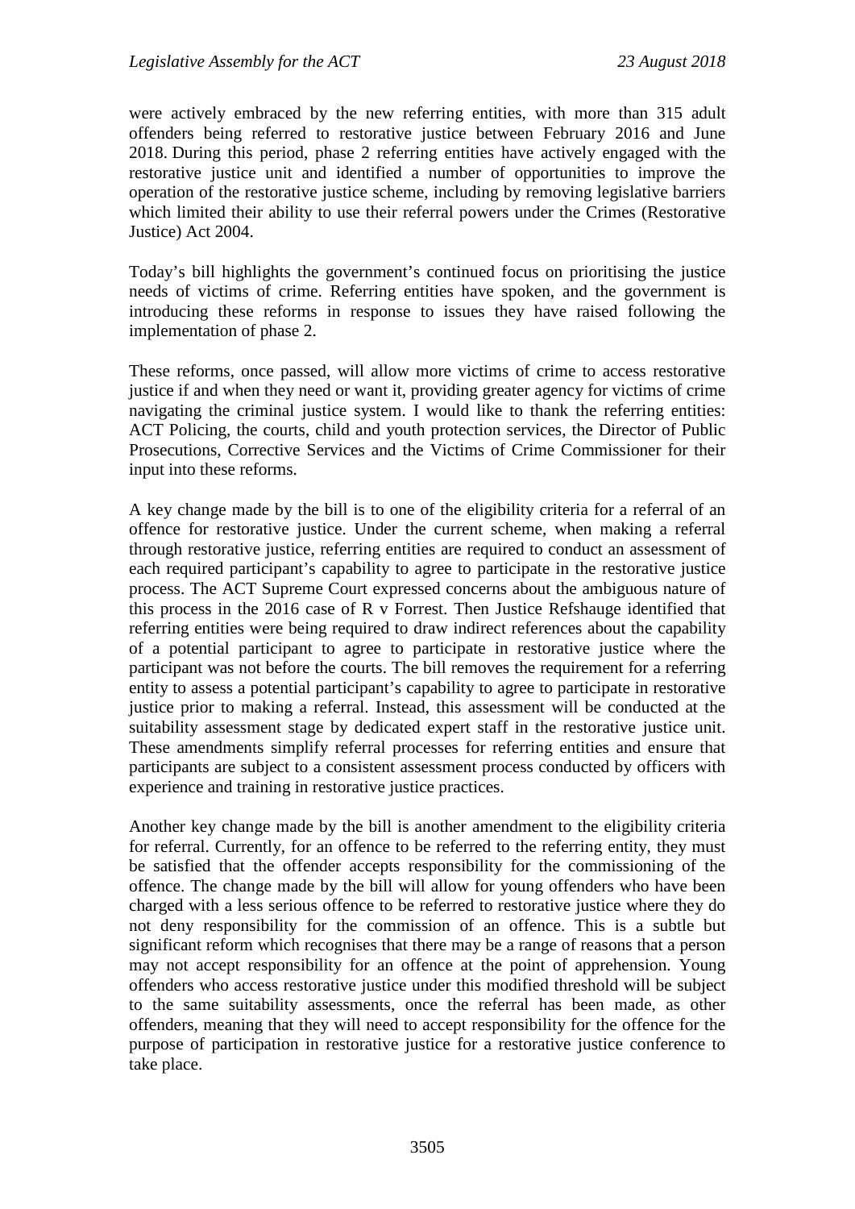were actively embraced by the new referring entities, with more than 315 adult offenders being referred to restorative justice between February 2016 and June 2018. During this period, phase 2 referring entities have actively engaged with the restorative justice unit and identified a number of opportunities to improve the operation of the restorative justice scheme, including by removing legislative barriers which limited their ability to use their referral powers under the Crimes (Restorative Justice) Act 2004.

Today's bill highlights the government's continued focus on prioritising the justice needs of victims of crime. Referring entities have spoken, and the government is introducing these reforms in response to issues they have raised following the implementation of phase 2.

These reforms, once passed, will allow more victims of crime to access restorative justice if and when they need or want it, providing greater agency for victims of crime navigating the criminal justice system. I would like to thank the referring entities: ACT Policing, the courts, child and youth protection services, the Director of Public Prosecutions, Corrective Services and the Victims of Crime Commissioner for their input into these reforms.

A key change made by the bill is to one of the eligibility criteria for a referral of an offence for restorative justice. Under the current scheme, when making a referral through restorative justice, referring entities are required to conduct an assessment of each required participant's capability to agree to participate in the restorative justice process. The ACT Supreme Court expressed concerns about the ambiguous nature of this process in the 2016 case of R v Forrest. Then Justice Refshauge identified that referring entities were being required to draw indirect references about the capability of a potential participant to agree to participate in restorative justice where the participant was not before the courts. The bill removes the requirement for a referring entity to assess a potential participant's capability to agree to participate in restorative justice prior to making a referral. Instead, this assessment will be conducted at the suitability assessment stage by dedicated expert staff in the restorative justice unit. These amendments simplify referral processes for referring entities and ensure that participants are subject to a consistent assessment process conducted by officers with experience and training in restorative justice practices.

Another key change made by the bill is another amendment to the eligibility criteria for referral. Currently, for an offence to be referred to the referring entity, they must be satisfied that the offender accepts responsibility for the commissioning of the offence. The change made by the bill will allow for young offenders who have been charged with a less serious offence to be referred to restorative justice where they do not deny responsibility for the commission of an offence. This is a subtle but significant reform which recognises that there may be a range of reasons that a person may not accept responsibility for an offence at the point of apprehension. Young offenders who access restorative justice under this modified threshold will be subject to the same suitability assessments, once the referral has been made, as other offenders, meaning that they will need to accept responsibility for the offence for the purpose of participation in restorative justice for a restorative justice conference to take place.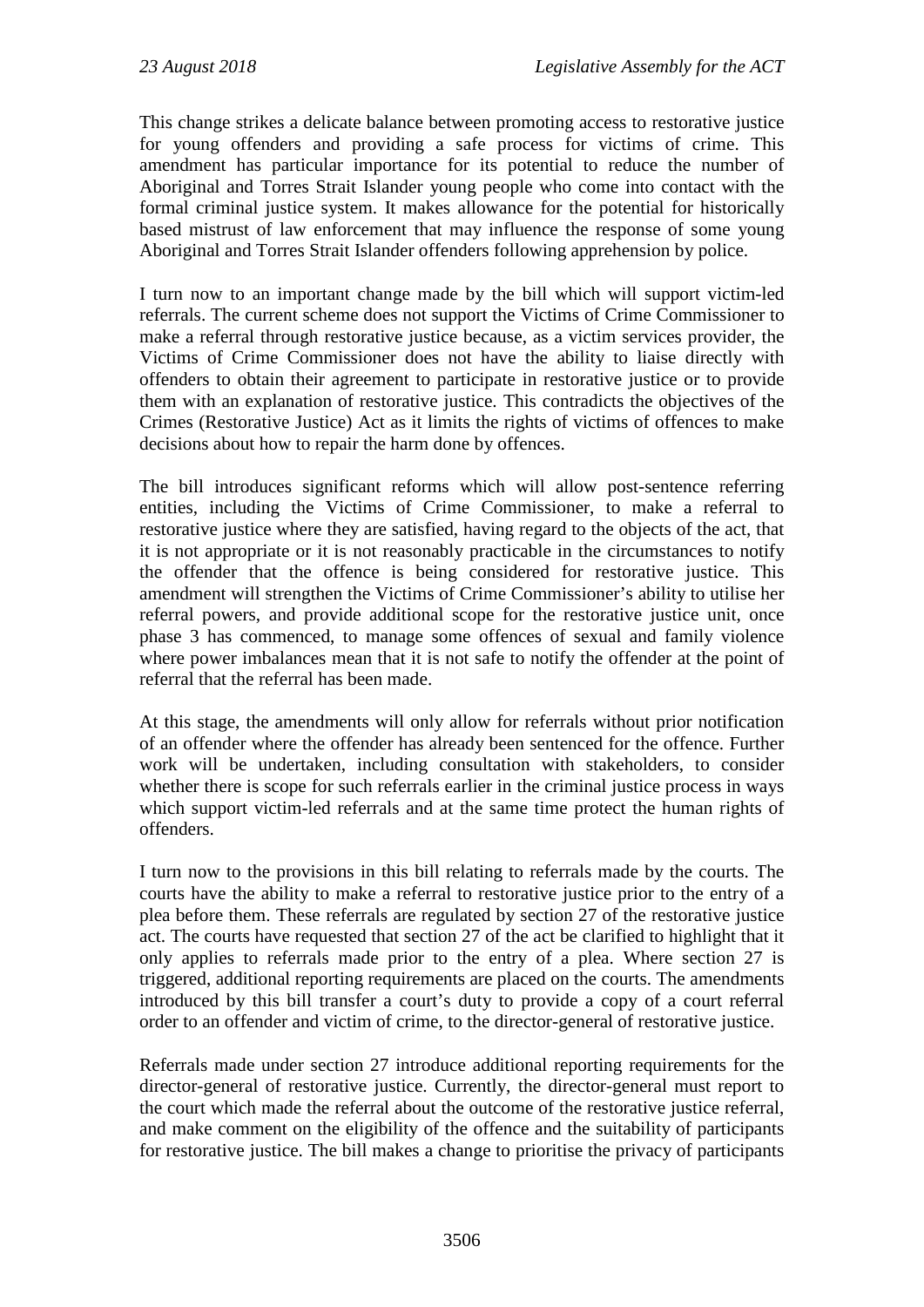This change strikes a delicate balance between promoting access to restorative justice for young offenders and providing a safe process for victims of crime. This amendment has particular importance for its potential to reduce the number of Aboriginal and Torres Strait Islander young people who come into contact with the formal criminal justice system. It makes allowance for the potential for historically based mistrust of law enforcement that may influence the response of some young Aboriginal and Torres Strait Islander offenders following apprehension by police.

I turn now to an important change made by the bill which will support victim-led referrals. The current scheme does not support the Victims of Crime Commissioner to make a referral through restorative justice because, as a victim services provider, the Victims of Crime Commissioner does not have the ability to liaise directly with offenders to obtain their agreement to participate in restorative justice or to provide them with an explanation of restorative justice. This contradicts the objectives of the Crimes (Restorative Justice) Act as it limits the rights of victims of offences to make decisions about how to repair the harm done by offences.

The bill introduces significant reforms which will allow post-sentence referring entities, including the Victims of Crime Commissioner, to make a referral to restorative justice where they are satisfied, having regard to the objects of the act, that it is not appropriate or it is not reasonably practicable in the circumstances to notify the offender that the offence is being considered for restorative justice. This amendment will strengthen the Victims of Crime Commissioner's ability to utilise her referral powers, and provide additional scope for the restorative justice unit, once phase 3 has commenced, to manage some offences of sexual and family violence where power imbalances mean that it is not safe to notify the offender at the point of referral that the referral has been made.

At this stage, the amendments will only allow for referrals without prior notification of an offender where the offender has already been sentenced for the offence. Further work will be undertaken, including consultation with stakeholders, to consider whether there is scope for such referrals earlier in the criminal justice process in ways which support victim-led referrals and at the same time protect the human rights of offenders.

I turn now to the provisions in this bill relating to referrals made by the courts. The courts have the ability to make a referral to restorative justice prior to the entry of a plea before them. These referrals are regulated by section 27 of the restorative justice act. The courts have requested that section 27 of the act be clarified to highlight that it only applies to referrals made prior to the entry of a plea. Where section 27 is triggered, additional reporting requirements are placed on the courts. The amendments introduced by this bill transfer a court's duty to provide a copy of a court referral order to an offender and victim of crime, to the director-general of restorative justice.

Referrals made under section 27 introduce additional reporting requirements for the director-general of restorative justice. Currently, the director-general must report to the court which made the referral about the outcome of the restorative justice referral, and make comment on the eligibility of the offence and the suitability of participants for restorative justice. The bill makes a change to prioritise the privacy of participants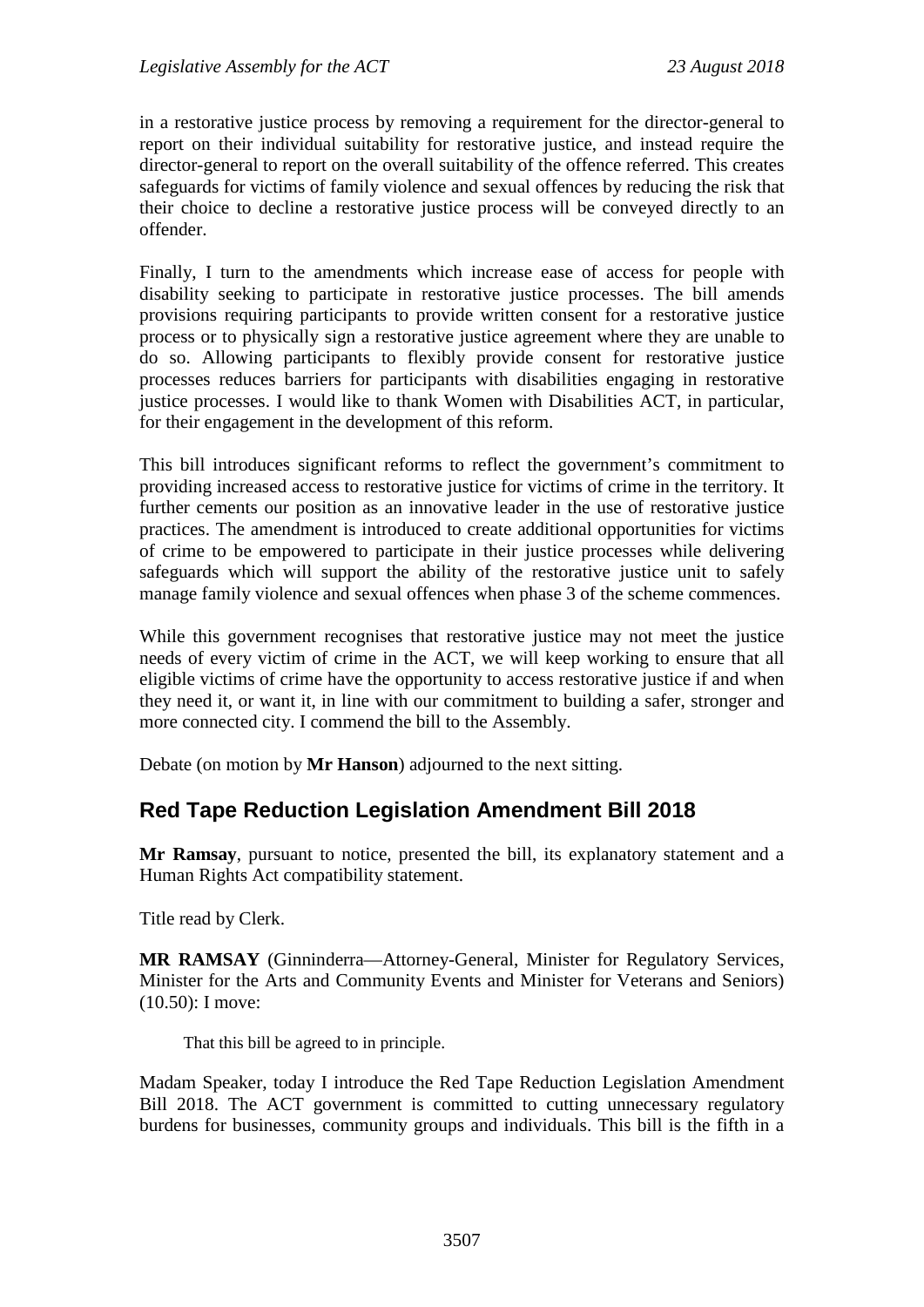in a restorative justice process by removing a requirement for the director-general to report on their individual suitability for restorative justice, and instead require the director-general to report on the overall suitability of the offence referred. This creates safeguards for victims of family violence and sexual offences by reducing the risk that their choice to decline a restorative justice process will be conveyed directly to an offender.

Finally, I turn to the amendments which increase ease of access for people with disability seeking to participate in restorative justice processes. The bill amends provisions requiring participants to provide written consent for a restorative justice process or to physically sign a restorative justice agreement where they are unable to do so. Allowing participants to flexibly provide consent for restorative justice processes reduces barriers for participants with disabilities engaging in restorative justice processes. I would like to thank Women with Disabilities ACT, in particular, for their engagement in the development of this reform.

This bill introduces significant reforms to reflect the government's commitment to providing increased access to restorative justice for victims of crime in the territory. It further cements our position as an innovative leader in the use of restorative justice practices. The amendment is introduced to create additional opportunities for victims of crime to be empowered to participate in their justice processes while delivering safeguards which will support the ability of the restorative justice unit to safely manage family violence and sexual offences when phase 3 of the scheme commences.

While this government recognises that restorative justice may not meet the justice needs of every victim of crime in the ACT, we will keep working to ensure that all eligible victims of crime have the opportunity to access restorative justice if and when they need it, or want it, in line with our commitment to building a safer, stronger and more connected city. I commend the bill to the Assembly.

Debate (on motion by **Mr Hanson**) adjourned to the next sitting.

## Red Tape Reduction Legislation Amendment Bill 2018

**Mr Ramsay**, pursuant to notice, presented the bill, its explanatory statement and a Human Rights Act compatibility statement.

Title read by Clerk.

**MR RAMSAY** (Ginninderra—Attorney-General, Minister for Regulatory Services, Minister for the Arts and Community Events and Minister for Veterans and Seniors) (10.50): I move:

> That this bill be agreed to in principle.

Madam Speaker, today I introduce the Red Tape Reduction Legislation Amendment Bill 2018. The ACT government is committed to cutting unnecessary regulatory burdens for businesses, community groups and individuals. This bill is the fifth in a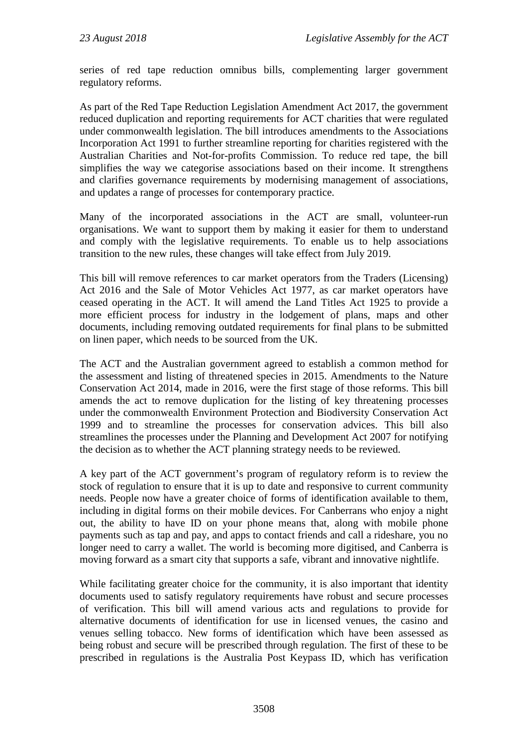series of red tape reduction omnibus bills, complementing larger government regulatory reforms.

As part of the Red Tape Reduction Legislation Amendment Act 2017, the government reduced duplication and reporting requirements for ACT charities that were regulated under commonwealth legislation. The bill introduces amendments to the Associations Incorporation Act 1991 to further streamline reporting for charities registered with the Australian Charities and Not-for-profits Commission. To reduce red tape, the bill simplifies the way we categorise associations based on their income. It strengthens and clarifies governance requirements by modernising management of associations, and updates a range of processes for contemporary practice.

Many of the incorporated associations in the ACT are small, volunteer-run organisations. We want to support them by making it easier for them to understand and comply with the legislative requirements. To enable us to help associations transition to the new rules, these changes will take effect from July 2019.

This bill will remove references to car market operators from the Traders (Licensing) Act 2016 and the Sale of Motor Vehicles Act 1977, as car market operators have ceased operating in the ACT. It will amend the Land Titles Act 1925 to provide a more efficient process for industry in the lodgement of plans, maps and other documents, including removing outdated requirements for final plans to be submitted on linen paper, which needs to be sourced from the UK.

The ACT and the Australian government agreed to establish a common method for the assessment and listing of threatened species in 2015. Amendments to the Nature Conservation Act 2014, made in 2016, were the first stage of those reforms. This bill amends the act to remove duplication for the listing of key threatening processes under the commonwealth Environment Protection and Biodiversity Conservation Act 1999 and to streamline the processes for conservation advices. This bill also streamlines the processes under the Planning and Development Act 2007 for notifying the decision as to whether the ACT planning strategy needs to be reviewed.

A key part of the ACT government's program of regulatory reform is to review the stock of regulation to ensure that it is up to date and responsive to current community needs. People now have a greater choice of forms of identification available to them, including in digital forms on their mobile devices. For Canberrans who enjoy a night out, the ability to have ID on your phone means that, along with mobile phone payments such as tap and pay, and apps to contact friends and call a rideshare, you no longer need to carry a wallet. The world is becoming more digitised, and Canberra is moving forward as a smart city that supports a safe, vibrant and innovative nightlife.

While facilitating greater choice for the community, it is also important that identity documents used to satisfy regulatory requirements have robust and secure processes of verification. This bill will amend various acts and regulations to provide for alternative documents of identification for use in licensed venues, the casino and venues selling tobacco. New forms of identification which have been assessed as being robust and secure will be prescribed through regulation. The first of these to be prescribed in regulations is the Australia Post Keypass ID, which has verification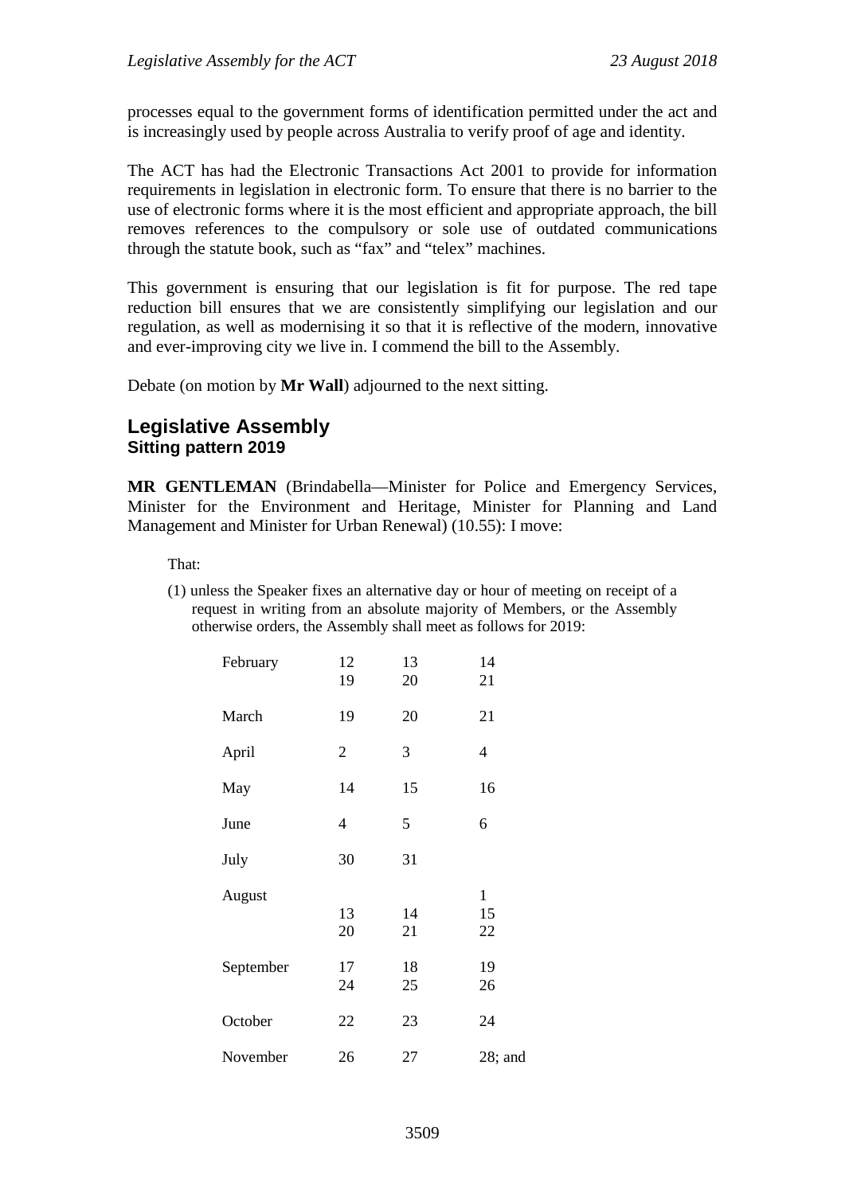processes equal to the government forms of identification permitted under the act and is increasingly used by people across Australia to verify proof of age and identity.

The ACT has had the Electronic Transactions Act 2001 to provide for information requirements in legislation in electronic form. To ensure that there is no barrier to the use of electronic forms where it is the most efficient and appropriate approach, the bill removes references to the compulsory or sole use of outdated communications through the statute book, such as "fax" and "telex" machines.

This government is ensuring that our legislation is fit for purpose. The red tape reduction bill ensures that we are consistently simplifying our legislation and our regulation, as well as modernising it so that it is reflective of the modern, innovative and ever-improving city we live in. I commend the bill to the Assembly.

Debate (on motion by **Mr Wall**) adjourned to the next sitting.

## Legislative Assembly
### Sitting pattern 2019

**MR GENTLEMAN** (Brindabella—Minister for Police and Emergency Services, Minister for the Environment and Heritage, Minister for Planning and Land Management and Minister for Urban Renewal) (10.55): I move:

That:

(1) unless the Speaker fixes an alternative day or hour of meeting on receipt of a request in writing from an absolute majority of Members, or the Assembly otherwise orders, the Assembly shall meet as follows for 2019:

| | | | |
|---|---|---|---|
| February | 12 | 13 | 14 |
| | 19 | 20 | 21 |
| March | 19 | 20 | 21 |
| April | 2 | 3 | 4 |
| May | 14 | 15 | 16 |
| June | 4 | 5 | 6 |
| July | 30 | 31 | |
| August | | | 1 |
| | 13 | 14 | 15 |
| | 20 | 21 | 22 |
| September | 17 | 18 | 19 |
| | 24 | 25 | 26 |
| October | 22 | 23 | 24 |
| November | 26 | 27 | 28; and |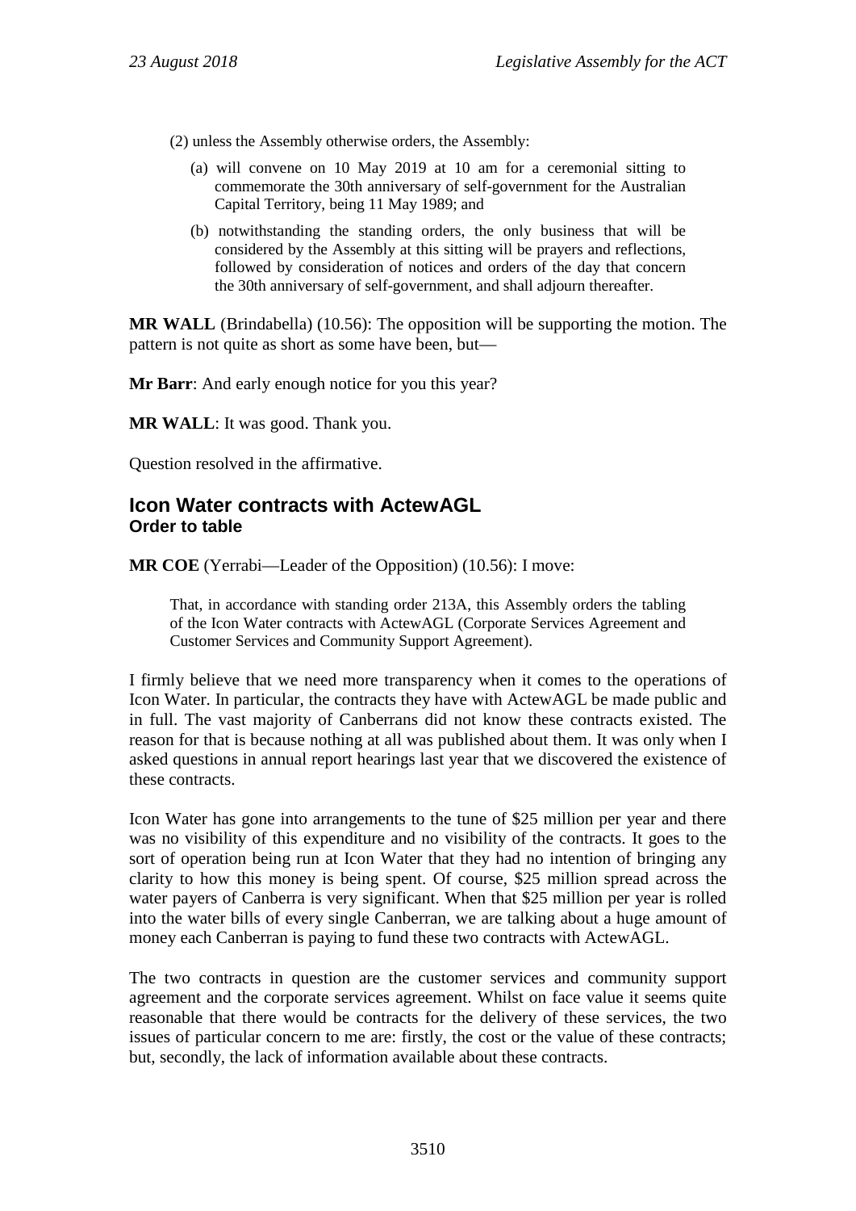(2) unless the Assembly otherwise orders, the Assembly:

> (a) will convene on 10 May 2019 at 10 am for a ceremonial sitting to commemorate the 30th anniversary of self-government for the Australian Capital Territory, being 11 May 1989; and
>
> (b) notwithstanding the standing orders, the only business that will be considered by the Assembly at this sitting will be prayers and reflections, followed by consideration of notices and orders of the day that concern the 30th anniversary of self-government, and shall adjourn thereafter.

**MR WALL** (Brindabella) (10.56): The opposition will be supporting the motion. The pattern is not quite as short as some have been, but—

**Mr Barr**: And early enough notice for you this year?

**MR WALL**: It was good. Thank you.

Question resolved in the affirmative.

## Icon Water contracts with ActewAGL
### Order to table

**MR COE** (Yerrabi—Leader of the Opposition) (10.56): I move:

> That, in accordance with standing order 213A, this Assembly orders the tabling of the Icon Water contracts with ActewAGL (Corporate Services Agreement and Customer Services and Community Support Agreement).

I firmly believe that we need more transparency when it comes to the operations of Icon Water. In particular, the contracts they have with ActewAGL be made public and in full. The vast majority of Canberrans did not know these contracts existed. The reason for that is because nothing at all was published about them. It was only when I asked questions in annual report hearings last year that we discovered the existence of these contracts.

Icon Water has gone into arrangements to the tune of $25 million per year and there was no visibility of this expenditure and no visibility of the contracts. It goes to the sort of operation being run at Icon Water that they had no intention of bringing any clarity to how this money is being spent. Of course, $25 million spread across the water payers of Canberra is very significant. When that $25 million per year is rolled into the water bills of every single Canberran, we are talking about a huge amount of money each Canberran is paying to fund these two contracts with ActewAGL.

The two contracts in question are the customer services and community support agreement and the corporate services agreement. Whilst on face value it seems quite reasonable that there would be contracts for the delivery of these services, the two issues of particular concern to me are: firstly, the cost or the value of these contracts; but, secondly, the lack of information available about these contracts.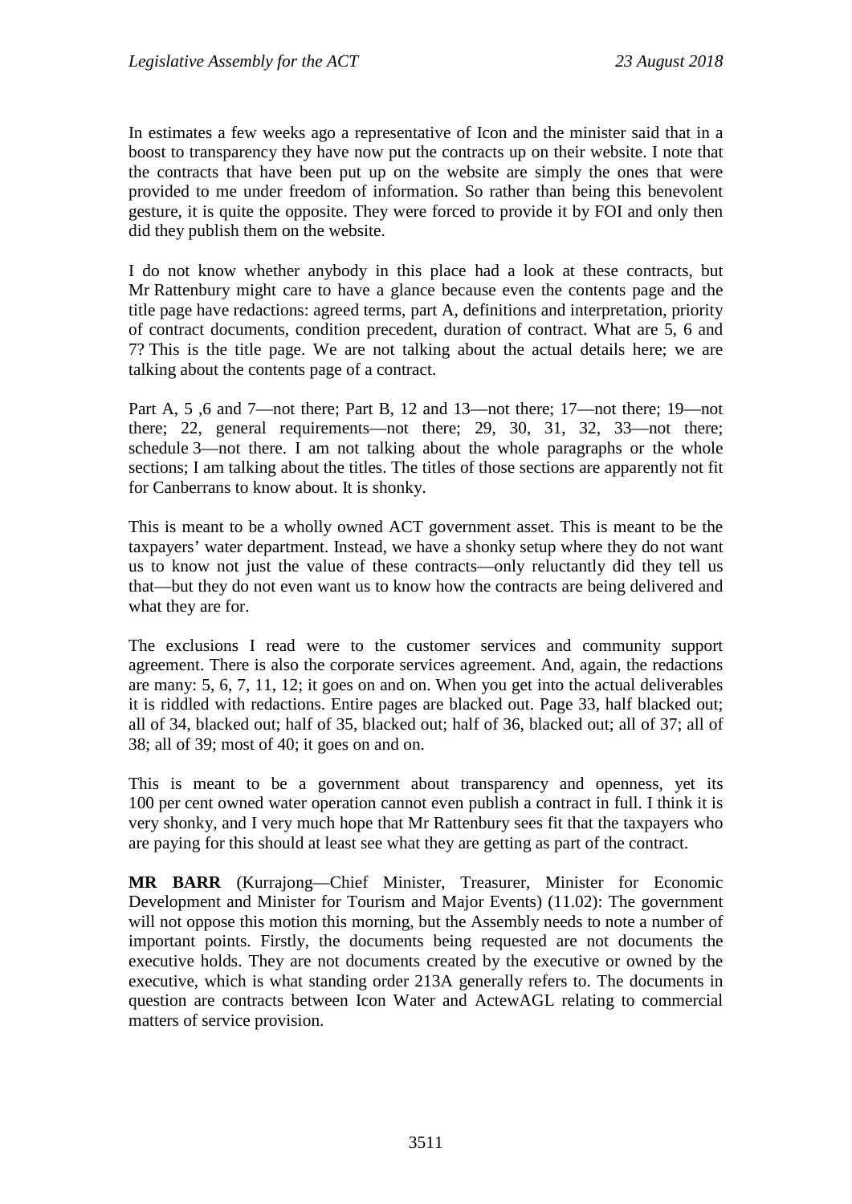In estimates a few weeks ago a representative of Icon and the minister said that in a boost to transparency they have now put the contracts up on their website. I note that the contracts that have been put up on the website are simply the ones that were provided to me under freedom of information. So rather than being this benevolent gesture, it is quite the opposite. They were forced to provide it by FOI and only then did they publish them on the website.

I do not know whether anybody in this place had a look at these contracts, but Mr Rattenbury might care to have a glance because even the contents page and the title page have redactions: agreed terms, part A, definitions and interpretation, priority of contract documents, condition precedent, duration of contract. What are 5, 6 and 7? This is the title page. We are not talking about the actual details here; we are talking about the contents page of a contract.

Part A, 5 ,6 and 7—not there; Part B, 12 and 13—not there; 17—not there; 19—not there; 22, general requirements—not there; 29, 30, 31, 32, 33—not there; schedule 3—not there. I am not talking about the whole paragraphs or the whole sections; I am talking about the titles. The titles of those sections are apparently not fit for Canberrans to know about. It is shonky.

This is meant to be a wholly owned ACT government asset. This is meant to be the taxpayers' water department. Instead, we have a shonky setup where they do not want us to know not just the value of these contracts—only reluctantly did they tell us that—but they do not even want us to know how the contracts are being delivered and what they are for.

The exclusions I read were to the customer services and community support agreement. There is also the corporate services agreement. And, again, the redactions are many: 5, 6, 7, 11, 12; it goes on and on. When you get into the actual deliverables it is riddled with redactions. Entire pages are blacked out. Page 33, half blacked out; all of 34, blacked out; half of 35, blacked out; half of 36, blacked out; all of 37; all of 38; all of 39; most of 40; it goes on and on.

This is meant to be a government about transparency and openness, yet its 100 per cent owned water operation cannot even publish a contract in full. I think it is very shonky, and I very much hope that Mr Rattenbury sees fit that the taxpayers who are paying for this should at least see what they are getting as part of the contract.

**MR BARR** (Kurrajong—Chief Minister, Treasurer, Minister for Economic Development and Minister for Tourism and Major Events) (11.02): The government will not oppose this motion this morning, but the Assembly needs to note a number of important points. Firstly, the documents being requested are not documents the executive holds. They are not documents created by the executive or owned by the executive, which is what standing order 213A generally refers to. The documents in question are contracts between Icon Water and ActewAGL relating to commercial matters of service provision.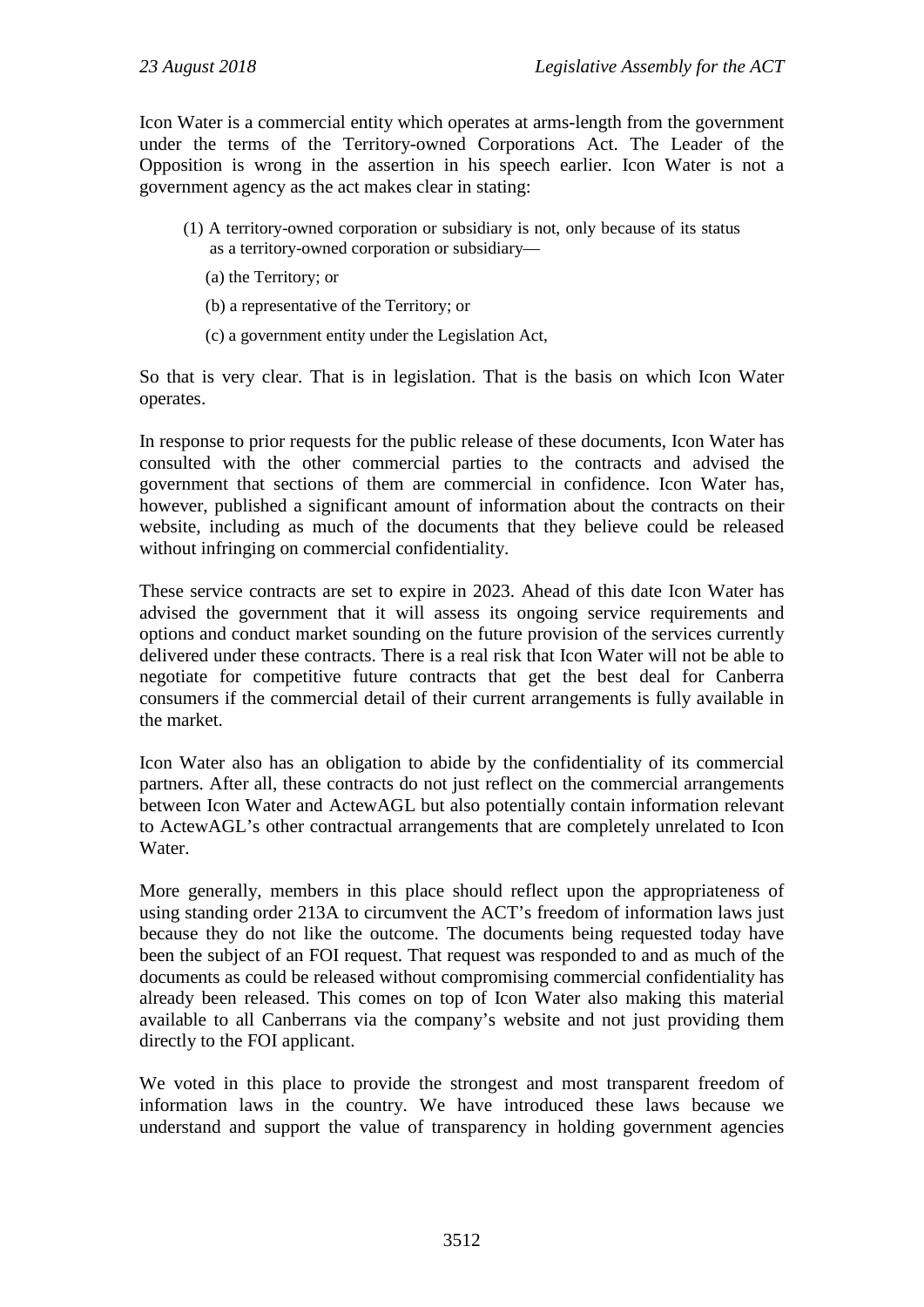Icon Water is a commercial entity which operates at arms-length from the government under the terms of the Territory-owned Corporations Act. The Leader of the Opposition is wrong in the assertion in his speech earlier. Icon Water is not a government agency as the act makes clear in stating:

> (1) A territory-owned corporation or subsidiary is not, only because of its status as a territory-owned corporation or subsidiary—
>
> (a) the Territory; or
>
> (b) a representative of the Territory; or
>
> (c) a government entity under the Legislation Act,

So that is very clear. That is in legislation. That is the basis on which Icon Water operates.

In response to prior requests for the public release of these documents, Icon Water has consulted with the other commercial parties to the contracts and advised the government that sections of them are commercial in confidence. Icon Water has, however, published a significant amount of information about the contracts on their website, including as much of the documents that they believe could be released without infringing on commercial confidentiality.

These service contracts are set to expire in 2023. Ahead of this date Icon Water has advised the government that it will assess its ongoing service requirements and options and conduct market sounding on the future provision of the services currently delivered under these contracts. There is a real risk that Icon Water will not be able to negotiate for competitive future contracts that get the best deal for Canberra consumers if the commercial detail of their current arrangements is fully available in the market.

Icon Water also has an obligation to abide by the confidentiality of its commercial partners. After all, these contracts do not just reflect on the commercial arrangements between Icon Water and ActewAGL but also potentially contain information relevant to ActewAGL's other contractual arrangements that are completely unrelated to Icon Water.

More generally, members in this place should reflect upon the appropriateness of using standing order 213A to circumvent the ACT's freedom of information laws just because they do not like the outcome. The documents being requested today have been the subject of an FOI request. That request was responded to and as much of the documents as could be released without compromising commercial confidentiality has already been released. This comes on top of Icon Water also making this material available to all Canberrans via the company's website and not just providing them directly to the FOI applicant.

We voted in this place to provide the strongest and most transparent freedom of information laws in the country. We have introduced these laws because we understand and support the value of transparency in holding government agencies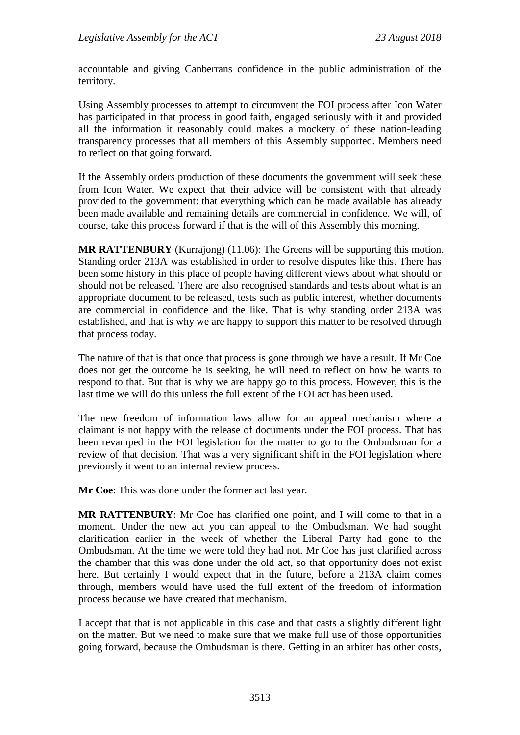accountable and giving Canberrans confidence in the public administration of the territory.

Using Assembly processes to attempt to circumvent the FOI process after Icon Water has participated in that process in good faith, engaged seriously with it and provided all the information it reasonably could makes a mockery of these nation-leading transparency processes that all members of this Assembly supported. Members need to reflect on that going forward.

If the Assembly orders production of these documents the government will seek these from Icon Water. We expect that their advice will be consistent with that already provided to the government: that everything which can be made available has already been made available and remaining details are commercial in confidence. We will, of course, take this process forward if that is the will of this Assembly this morning.

**MR RATTENBURY** (Kurrajong) (11.06): The Greens will be supporting this motion. Standing order 213A was established in order to resolve disputes like this. There has been some history in this place of people having different views about what should or should not be released. There are also recognised standards and tests about what is an appropriate document to be released, tests such as public interest, whether documents are commercial in confidence and the like. That is why standing order 213A was established, and that is why we are happy to support this matter to be resolved through that process today.

The nature of that is that once that process is gone through we have a result. If Mr Coe does not get the outcome he is seeking, he will need to reflect on how he wants to respond to that. But that is why we are happy go to this process. However, this is the last time we will do this unless the full extent of the FOI act has been used.

The new freedom of information laws allow for an appeal mechanism where a claimant is not happy with the release of documents under the FOI process. That has been revamped in the FOI legislation for the matter to go to the Ombudsman for a review of that decision. That was a very significant shift in the FOI legislation where previously it went to an internal review process.

**Mr Coe**: This was done under the former act last year.

**MR RATTENBURY**: Mr Coe has clarified one point, and I will come to that in a moment. Under the new act you can appeal to the Ombudsman. We had sought clarification earlier in the week of whether the Liberal Party had gone to the Ombudsman. At the time we were told they had not. Mr Coe has just clarified across the chamber that this was done under the old act, so that opportunity does not exist here. But certainly I would expect that in the future, before a 213A claim comes through, members would have used the full extent of the freedom of information process because we have created that mechanism.

I accept that that is not applicable in this case and that casts a slightly different light on the matter. But we need to make sure that we make full use of those opportunities going forward, because the Ombudsman is there. Getting in an arbiter has other costs,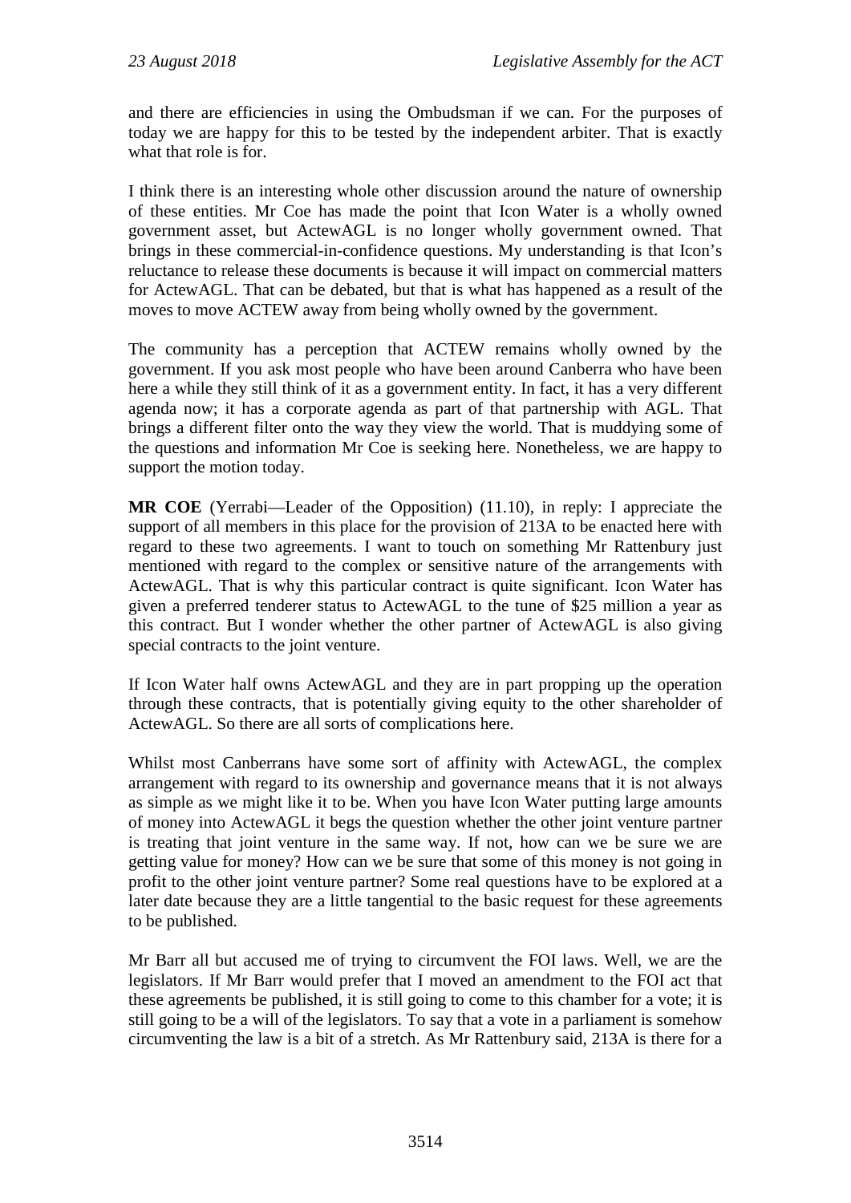and there are efficiencies in using the Ombudsman if we can. For the purposes of today we are happy for this to be tested by the independent arbiter. That is exactly what that role is for.

I think there is an interesting whole other discussion around the nature of ownership of these entities. Mr Coe has made the point that Icon Water is a wholly owned government asset, but ActewAGL is no longer wholly government owned. That brings in these commercial-in-confidence questions. My understanding is that Icon's reluctance to release these documents is because it will impact on commercial matters for ActewAGL. That can be debated, but that is what has happened as a result of the moves to move ACTEW away from being wholly owned by the government.

The community has a perception that ACTEW remains wholly owned by the government. If you ask most people who have been around Canberra who have been here a while they still think of it as a government entity. In fact, it has a very different agenda now; it has a corporate agenda as part of that partnership with AGL. That brings a different filter onto the way they view the world. That is muddying some of the questions and information Mr Coe is seeking here. Nonetheless, we are happy to support the motion today.

**MR COE** (Yerrabi—Leader of the Opposition) (11.10), in reply: I appreciate the support of all members in this place for the provision of 213A to be enacted here with regard to these two agreements. I want to touch on something Mr Rattenbury just mentioned with regard to the complex or sensitive nature of the arrangements with ActewAGL. That is why this particular contract is quite significant. Icon Water has given a preferred tenderer status to ActewAGL to the tune of $25 million a year as this contract. But I wonder whether the other partner of ActewAGL is also giving special contracts to the joint venture.

If Icon Water half owns ActewAGL and they are in part propping up the operation through these contracts, that is potentially giving equity to the other shareholder of ActewAGL. So there are all sorts of complications here.

Whilst most Canberrans have some sort of affinity with ActewAGL, the complex arrangement with regard to its ownership and governance means that it is not always as simple as we might like it to be. When you have Icon Water putting large amounts of money into ActewAGL it begs the question whether the other joint venture partner is treating that joint venture in the same way. If not, how can we be sure we are getting value for money? How can we be sure that some of this money is not going in profit to the other joint venture partner? Some real questions have to be explored at a later date because they are a little tangential to the basic request for these agreements to be published.

Mr Barr all but accused me of trying to circumvent the FOI laws. Well, we are the legislators. If Mr Barr would prefer that I moved an amendment to the FOI act that these agreements be published, it is still going to come to this chamber for a vote; it is still going to be a will of the legislators. To say that a vote in a parliament is somehow circumventing the law is a bit of a stretch. As Mr Rattenbury said, 213A is there for a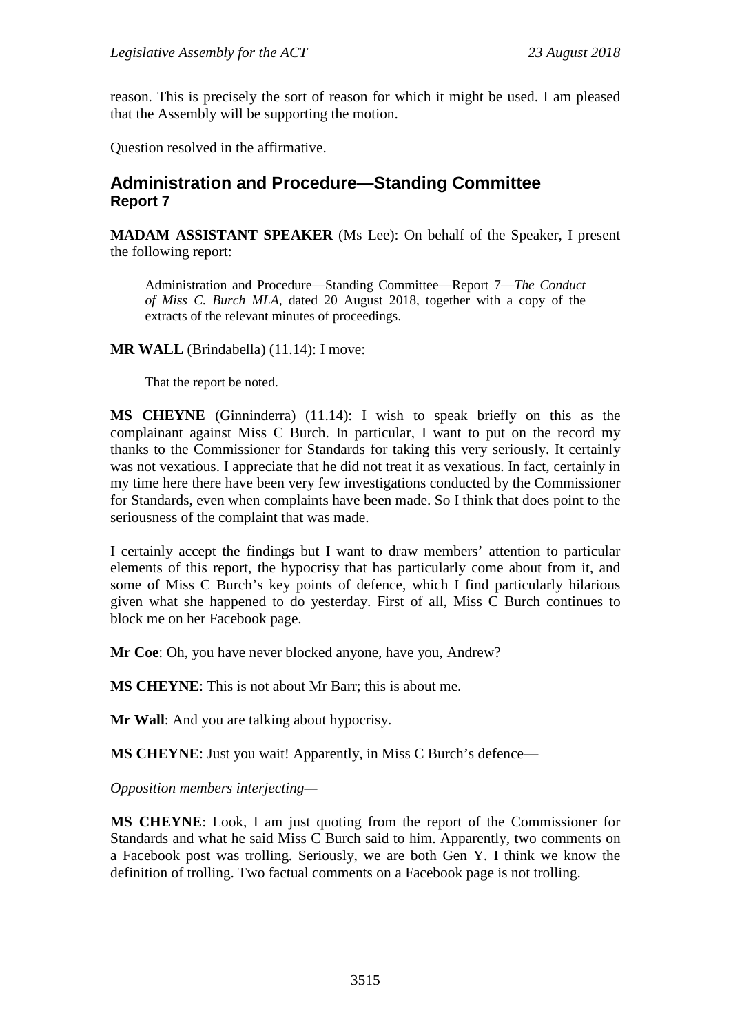reason. This is precisely the sort of reason for which it might be used. I am pleased that the Assembly will be supporting the motion.

Question resolved in the affirmative.

## Administration and Procedure—Standing Committee
### Report 7

**MADAM ASSISTANT SPEAKER** (Ms Lee): On behalf of the Speaker, I present the following report:

> Administration and Procedure—Standing Committee—Report 7—*The Conduct of Miss C. Burch MLA*, dated 20 August 2018, together with a copy of the extracts of the relevant minutes of proceedings.

**MR WALL** (Brindabella) (11.14): I move:

> That the report be noted.

**MS CHEYNE** (Ginninderra) (11.14): I wish to speak briefly on this as the complainant against Miss C Burch. In particular, I want to put on the record my thanks to the Commissioner for Standards for taking this very seriously. It certainly was not vexatious. I appreciate that he did not treat it as vexatious. In fact, certainly in my time here there have been very few investigations conducted by the Commissioner for Standards, even when complaints have been made. So I think that does point to the seriousness of the complaint that was made.

I certainly accept the findings but I want to draw members' attention to particular elements of this report, the hypocrisy that has particularly come about from it, and some of Miss C Burch's key points of defence, which I find particularly hilarious given what she happened to do yesterday. First of all, Miss C Burch continues to block me on her Facebook page.

**Mr Coe**: Oh, you have never blocked anyone, have you, Andrew?

**MS CHEYNE**: This is not about Mr Barr; this is about me.

**Mr Wall**: And you are talking about hypocrisy.

**MS CHEYNE**: Just you wait! Apparently, in Miss C Burch's defence—

*Opposition members interjecting—*

**MS CHEYNE**: Look, I am just quoting from the report of the Commissioner for Standards and what he said Miss C Burch said to him. Apparently, two comments on a Facebook post was trolling. Seriously, we are both Gen Y. I think we know the definition of trolling. Two factual comments on a Facebook page is not trolling.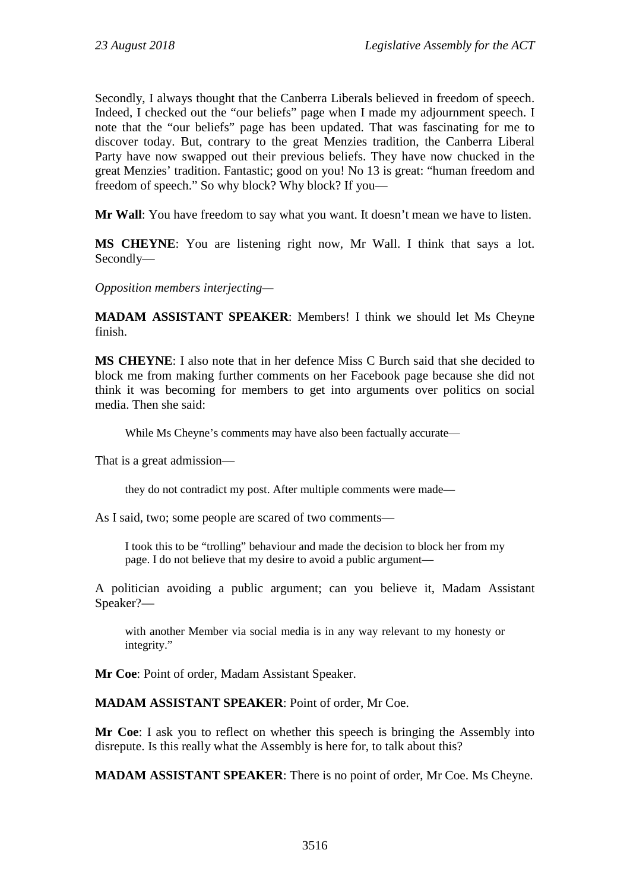Secondly, I always thought that the Canberra Liberals believed in freedom of speech. Indeed, I checked out the "our beliefs" page when I made my adjournment speech. I note that the "our beliefs" page has been updated. That was fascinating for me to discover today. But, contrary to the great Menzies tradition, the Canberra Liberal Party have now swapped out their previous beliefs. They have now chucked in the great Menzies' tradition. Fantastic; good on you! No 13 is great: "human freedom and freedom of speech." So why block? Why block? If you—

**Mr Wall**: You have freedom to say what you want. It doesn't mean we have to listen.

**MS CHEYNE**: You are listening right now, Mr Wall. I think that says a lot. Secondly—

*Opposition members interjecting—*

**MADAM ASSISTANT SPEAKER**: Members! I think we should let Ms Cheyne finish.

**MS CHEYNE**: I also note that in her defence Miss C Burch said that she decided to block me from making further comments on her Facebook page because she did not think it was becoming for members to get into arguments over politics on social media. Then she said:

> While Ms Cheyne's comments may have also been factually accurate—

That is a great admission—

> they do not contradict my post. After multiple comments were made—

As I said, two; some people are scared of two comments—

> I took this to be "trolling" behaviour and made the decision to block her from my page. I do not believe that my desire to avoid a public argument—

A politician avoiding a public argument; can you believe it, Madam Assistant Speaker?—

> with another Member via social media is in any way relevant to my honesty or integrity."

**Mr Coe**: Point of order, Madam Assistant Speaker.

**MADAM ASSISTANT SPEAKER**: Point of order, Mr Coe.

**Mr Coe**: I ask you to reflect on whether this speech is bringing the Assembly into disrepute. Is this really what the Assembly is here for, to talk about this?

**MADAM ASSISTANT SPEAKER**: There is no point of order, Mr Coe. Ms Cheyne.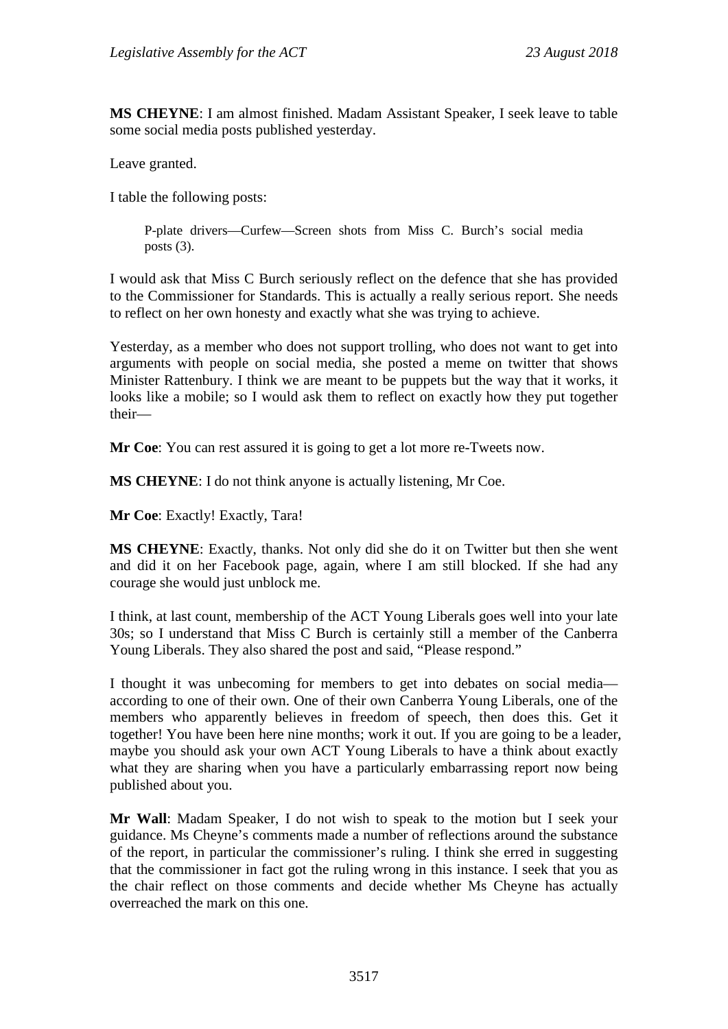**MS CHEYNE**: I am almost finished. Madam Assistant Speaker, I seek leave to table some social media posts published yesterday.

Leave granted.

I table the following posts:

> P-plate drivers—Curfew—Screen shots from Miss C. Burch's social media posts (3).

I would ask that Miss C Burch seriously reflect on the defence that she has provided to the Commissioner for Standards. This is actually a really serious report. She needs to reflect on her own honesty and exactly what she was trying to achieve.

Yesterday, as a member who does not support trolling, who does not want to get into arguments with people on social media, she posted a meme on twitter that shows Minister Rattenbury. I think we are meant to be puppets but the way that it works, it looks like a mobile; so I would ask them to reflect on exactly how they put together their—

**Mr Coe**: You can rest assured it is going to get a lot more re-Tweets now.

**MS CHEYNE**: I do not think anyone is actually listening, Mr Coe.

**Mr Coe**: Exactly! Exactly, Tara!

**MS CHEYNE**: Exactly, thanks. Not only did she do it on Twitter but then she went and did it on her Facebook page, again, where I am still blocked. If she had any courage she would just unblock me.

I think, at last count, membership of the ACT Young Liberals goes well into your late 30s; so I understand that Miss C Burch is certainly still a member of the Canberra Young Liberals. They also shared the post and said, "Please respond."

I thought it was unbecoming for members to get into debates on social media—according to one of their own. One of their own Canberra Young Liberals, one of the members who apparently believes in freedom of speech, then does this. Get it together! You have been here nine months; work it out. If you are going to be a leader, maybe you should ask your own ACT Young Liberals to have a think about exactly what they are sharing when you have a particularly embarrassing report now being published about you.

**Mr Wall**: Madam Speaker, I do not wish to speak to the motion but I seek your guidance. Ms Cheyne's comments made a number of reflections around the substance of the report, in particular the commissioner's ruling. I think she erred in suggesting that the commissioner in fact got the ruling wrong in this instance. I seek that you as the chair reflect on those comments and decide whether Ms Cheyne has actually overreached the mark on this one.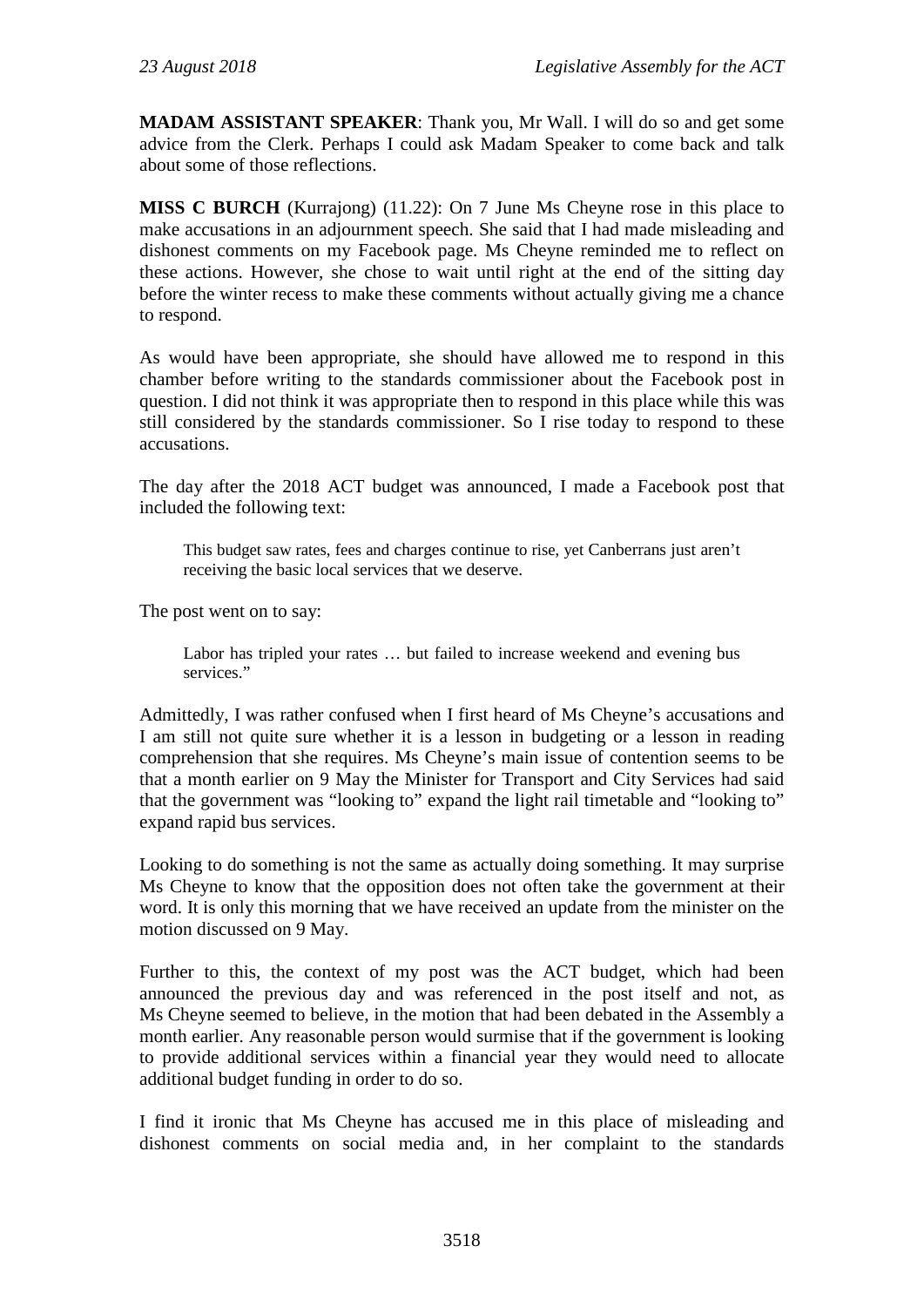**MADAM ASSISTANT SPEAKER**: Thank you, Mr Wall. I will do so and get some advice from the Clerk. Perhaps I could ask Madam Speaker to come back and talk about some of those reflections.

**MISS C BURCH** (Kurrajong) (11.22): On 7 June Ms Cheyne rose in this place to make accusations in an adjournment speech. She said that I had made misleading and dishonest comments on my Facebook page. Ms Cheyne reminded me to reflect on these actions. However, she chose to wait until right at the end of the sitting day before the winter recess to make these comments without actually giving me a chance to respond.

As would have been appropriate, she should have allowed me to respond in this chamber before writing to the standards commissioner about the Facebook post in question. I did not think it was appropriate then to respond in this place while this was still considered by the standards commissioner. So I rise today to respond to these accusations.

The day after the 2018 ACT budget was announced, I made a Facebook post that included the following text:

> This budget saw rates, fees and charges continue to rise, yet Canberrans just aren't receiving the basic local services that we deserve.

The post went on to say:

> Labor has tripled your rates … but failed to increase weekend and evening bus services."

Admittedly, I was rather confused when I first heard of Ms Cheyne's accusations and I am still not quite sure whether it is a lesson in budgeting or a lesson in reading comprehension that she requires. Ms Cheyne's main issue of contention seems to be that a month earlier on 9 May the Minister for Transport and City Services had said that the government was "looking to" expand the light rail timetable and "looking to" expand rapid bus services.

Looking to do something is not the same as actually doing something. It may surprise Ms Cheyne to know that the opposition does not often take the government at their word. It is only this morning that we have received an update from the minister on the motion discussed on 9 May.

Further to this, the context of my post was the ACT budget, which had been announced the previous day and was referenced in the post itself and not, as Ms Cheyne seemed to believe, in the motion that had been debated in the Assembly a month earlier. Any reasonable person would surmise that if the government is looking to provide additional services within a financial year they would need to allocate additional budget funding in order to do so.

I find it ironic that Ms Cheyne has accused me in this place of misleading and dishonest comments on social media and, in her complaint to the standards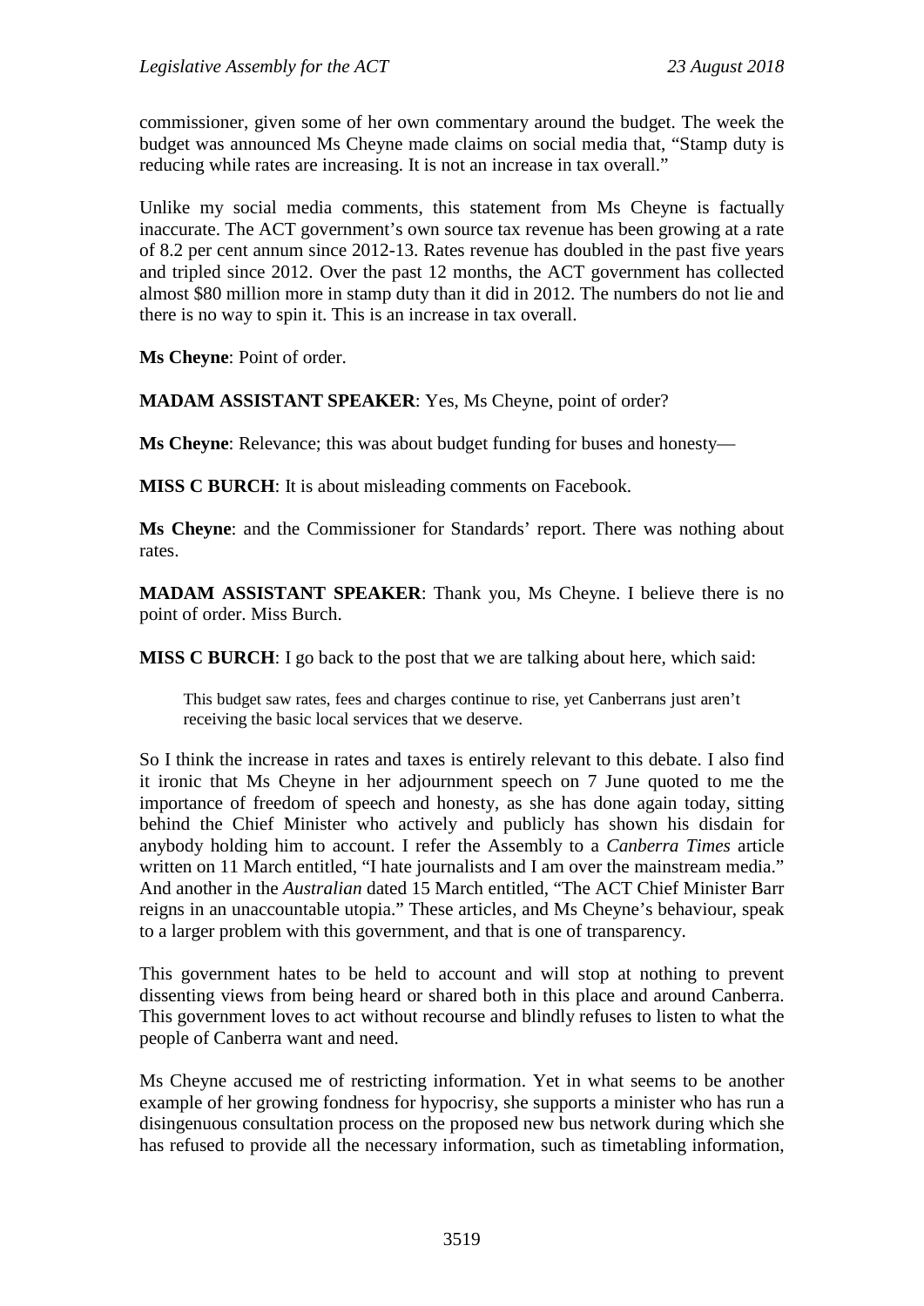commissioner, given some of her own commentary around the budget. The week the budget was announced Ms Cheyne made claims on social media that, "Stamp duty is reducing while rates are increasing. It is not an increase in tax overall."

Unlike my social media comments, this statement from Ms Cheyne is factually inaccurate. The ACT government's own source tax revenue has been growing at a rate of 8.2 per cent annum since 2012-13. Rates revenue has doubled in the past five years and tripled since 2012. Over the past 12 months, the ACT government has collected almost $80 million more in stamp duty than it did in 2012. The numbers do not lie and there is no way to spin it. This is an increase in tax overall.

**Ms Cheyne**: Point of order.

**MADAM ASSISTANT SPEAKER**: Yes, Ms Cheyne, point of order?

**Ms Cheyne**: Relevance; this was about budget funding for buses and honesty—

**MISS C BURCH**: It is about misleading comments on Facebook.

**Ms Cheyne**: and the Commissioner for Standards' report. There was nothing about rates.

**MADAM ASSISTANT SPEAKER**: Thank you, Ms Cheyne. I believe there is no point of order. Miss Burch.

**MISS C BURCH**: I go back to the post that we are talking about here, which said:

> This budget saw rates, fees and charges continue to rise, yet Canberrans just aren't receiving the basic local services that we deserve.

So I think the increase in rates and taxes is entirely relevant to this debate. I also find it ironic that Ms Cheyne in her adjournment speech on 7 June quoted to me the importance of freedom of speech and honesty, as she has done again today, sitting behind the Chief Minister who actively and publicly has shown his disdain for anybody holding him to account. I refer the Assembly to a *Canberra Times* article written on 11 March entitled, "I hate journalists and I am over the mainstream media." And another in the *Australian* dated 15 March entitled, "The ACT Chief Minister Barr reigns in an unaccountable utopia." These articles, and Ms Cheyne's behaviour, speak to a larger problem with this government, and that is one of transparency.

This government hates to be held to account and will stop at nothing to prevent dissenting views from being heard or shared both in this place and around Canberra. This government loves to act without recourse and blindly refuses to listen to what the people of Canberra want and need.

Ms Cheyne accused me of restricting information. Yet in what seems to be another example of her growing fondness for hypocrisy, she supports a minister who has run a disingenuous consultation process on the proposed new bus network during which she has refused to provide all the necessary information, such as timetabling information,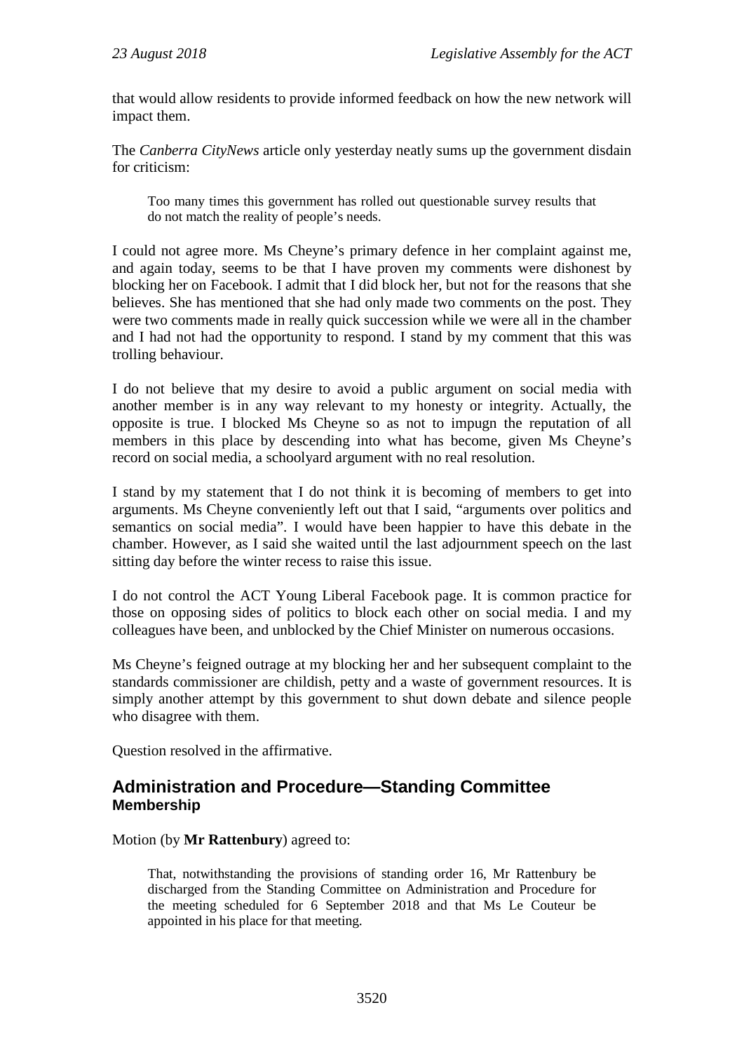that would allow residents to provide informed feedback on how the new network will impact them.

The *Canberra CityNews* article only yesterday neatly sums up the government disdain for criticism:

> Too many times this government has rolled out questionable survey results that do not match the reality of people's needs.

I could not agree more. Ms Cheyne's primary defence in her complaint against me, and again today, seems to be that I have proven my comments were dishonest by blocking her on Facebook. I admit that I did block her, but not for the reasons that she believes. She has mentioned that she had only made two comments on the post. They were two comments made in really quick succession while we were all in the chamber and I had not had the opportunity to respond. I stand by my comment that this was trolling behaviour.

I do not believe that my desire to avoid a public argument on social media with another member is in any way relevant to my honesty or integrity. Actually, the opposite is true. I blocked Ms Cheyne so as not to impugn the reputation of all members in this place by descending into what has become, given Ms Cheyne's record on social media, a schoolyard argument with no real resolution.

I stand by my statement that I do not think it is becoming of members to get into arguments. Ms Cheyne conveniently left out that I said, "arguments over politics and semantics on social media". I would have been happier to have this debate in the chamber. However, as I said she waited until the last adjournment speech on the last sitting day before the winter recess to raise this issue.

I do not control the ACT Young Liberal Facebook page. It is common practice for those on opposing sides of politics to block each other on social media. I and my colleagues have been, and unblocked by the Chief Minister on numerous occasions.

Ms Cheyne's feigned outrage at my blocking her and her subsequent complaint to the standards commissioner are childish, petty and a waste of government resources. It is simply another attempt by this government to shut down debate and silence people who disagree with them.

Question resolved in the affirmative.

## Administration and Procedure—Standing Committee
### Membership

Motion (by **Mr Rattenbury**) agreed to:

> That, notwithstanding the provisions of standing order 16, Mr Rattenbury be discharged from the Standing Committee on Administration and Procedure for the meeting scheduled for 6 September 2018 and that Ms Le Couteur be appointed in his place for that meeting.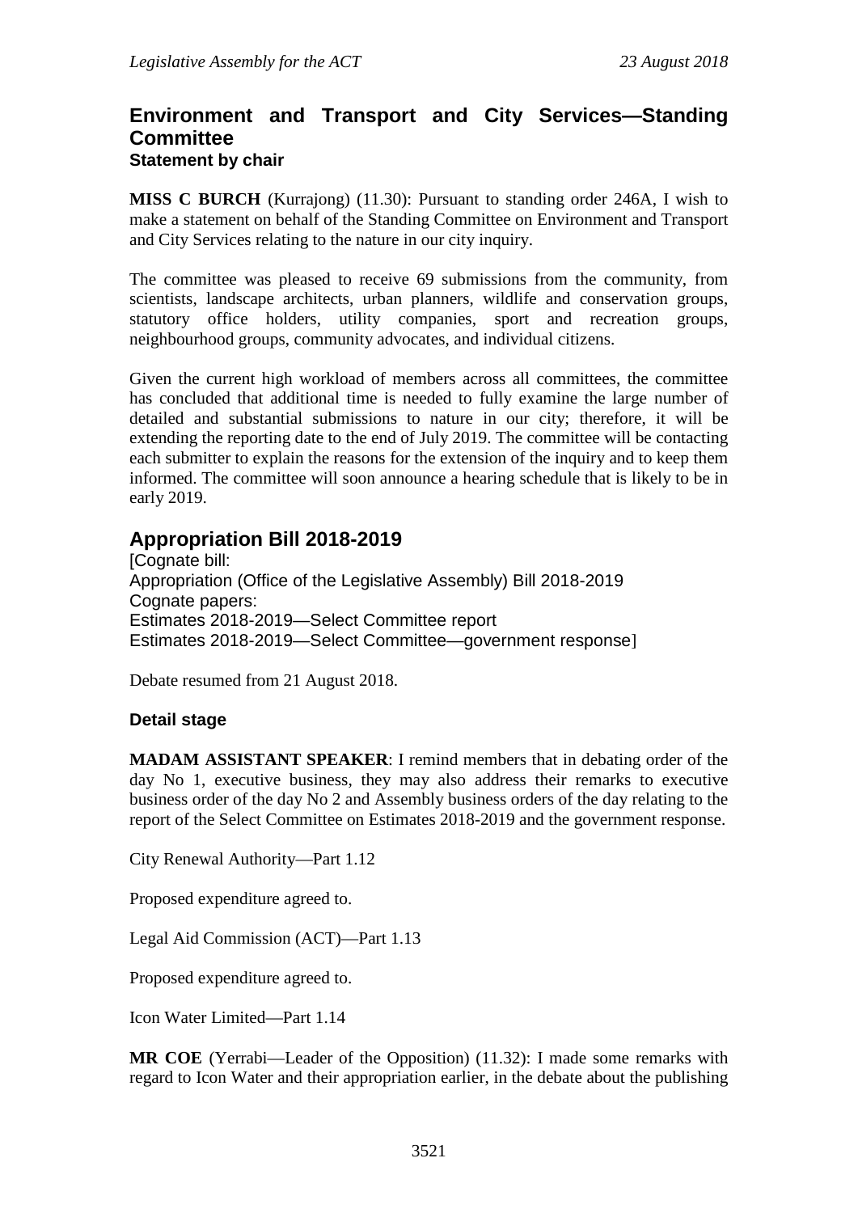## Environment and Transport and City Services—Standing Committee
### Statement by chair

**MISS C BURCH** (Kurrajong) (11.30): Pursuant to standing order 246A, I wish to make a statement on behalf of the Standing Committee on Environment and Transport and City Services relating to the nature in our city inquiry.

The committee was pleased to receive 69 submissions from the community, from scientists, landscape architects, urban planners, wildlife and conservation groups, statutory office holders, utility companies, sport and recreation groups, neighbourhood groups, community advocates, and individual citizens.

Given the current high workload of members across all committees, the committee has concluded that additional time is needed to fully examine the large number of detailed and substantial submissions to nature in our city; therefore, it will be extending the reporting date to the end of July 2019. The committee will be contacting each submitter to explain the reasons for the extension of the inquiry and to keep them informed. The committee will soon announce a hearing schedule that is likely to be in early 2019.

## Appropriation Bill 2018-2019

[Cognate bill:
Appropriation (Office of the Legislative Assembly) Bill 2018-2019
Cognate papers:
Estimates 2018-2019—Select Committee report
Estimates 2018-2019—Select Committee—government response]

Debate resumed from 21 August 2018.

### Detail stage

**MADAM ASSISTANT SPEAKER**: I remind members that in debating order of the day No 1, executive business, they may also address their remarks to executive business order of the day No 2 and Assembly business orders of the day relating to the report of the Select Committee on Estimates 2018-2019 and the government response.

City Renewal Authority—Part 1.12

Proposed expenditure agreed to.

Legal Aid Commission (ACT)—Part 1.13

Proposed expenditure agreed to.

Icon Water Limited—Part 1.14

**MR COE** (Yerrabi—Leader of the Opposition) (11.32): I made some remarks with regard to Icon Water and their appropriation earlier, in the debate about the publishing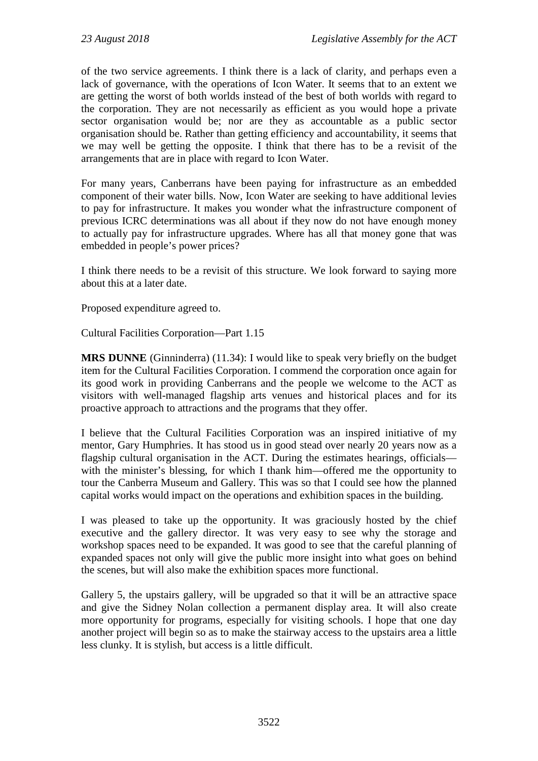of the two service agreements. I think there is a lack of clarity, and perhaps even a lack of governance, with the operations of Icon Water. It seems that to an extent we are getting the worst of both worlds instead of the best of both worlds with regard to the corporation. They are not necessarily as efficient as you would hope a private sector organisation would be; nor are they as accountable as a public sector organisation should be. Rather than getting efficiency and accountability, it seems that we may well be getting the opposite. I think that there has to be a revisit of the arrangements that are in place with regard to Icon Water.

For many years, Canberrans have been paying for infrastructure as an embedded component of their water bills. Now, Icon Water are seeking to have additional levies to pay for infrastructure. It makes you wonder what the infrastructure component of previous ICRC determinations was all about if they now do not have enough money to actually pay for infrastructure upgrades. Where has all that money gone that was embedded in people's power prices?

I think there needs to be a revisit of this structure. We look forward to saying more about this at a later date.

Proposed expenditure agreed to.

Cultural Facilities Corporation—Part 1.15

**MRS DUNNE** (Ginninderra) (11.34): I would like to speak very briefly on the budget item for the Cultural Facilities Corporation. I commend the corporation once again for its good work in providing Canberrans and the people we welcome to the ACT as visitors with well-managed flagship arts venues and historical places and for its proactive approach to attractions and the programs that they offer.

I believe that the Cultural Facilities Corporation was an inspired initiative of my mentor, Gary Humphries. It has stood us in good stead over nearly 20 years now as a flagship cultural organisation in the ACT. During the estimates hearings, officials—with the minister's blessing, for which I thank him—offered me the opportunity to tour the Canberra Museum and Gallery. This was so that I could see how the planned capital works would impact on the operations and exhibition spaces in the building.

I was pleased to take up the opportunity. It was graciously hosted by the chief executive and the gallery director. It was very easy to see why the storage and workshop spaces need to be expanded. It was good to see that the careful planning of expanded spaces not only will give the public more insight into what goes on behind the scenes, but will also make the exhibition spaces more functional.

Gallery 5, the upstairs gallery, will be upgraded so that it will be an attractive space and give the Sidney Nolan collection a permanent display area. It will also create more opportunity for programs, especially for visiting schools. I hope that one day another project will begin so as to make the stairway access to the upstairs area a little less clunky. It is stylish, but access is a little difficult.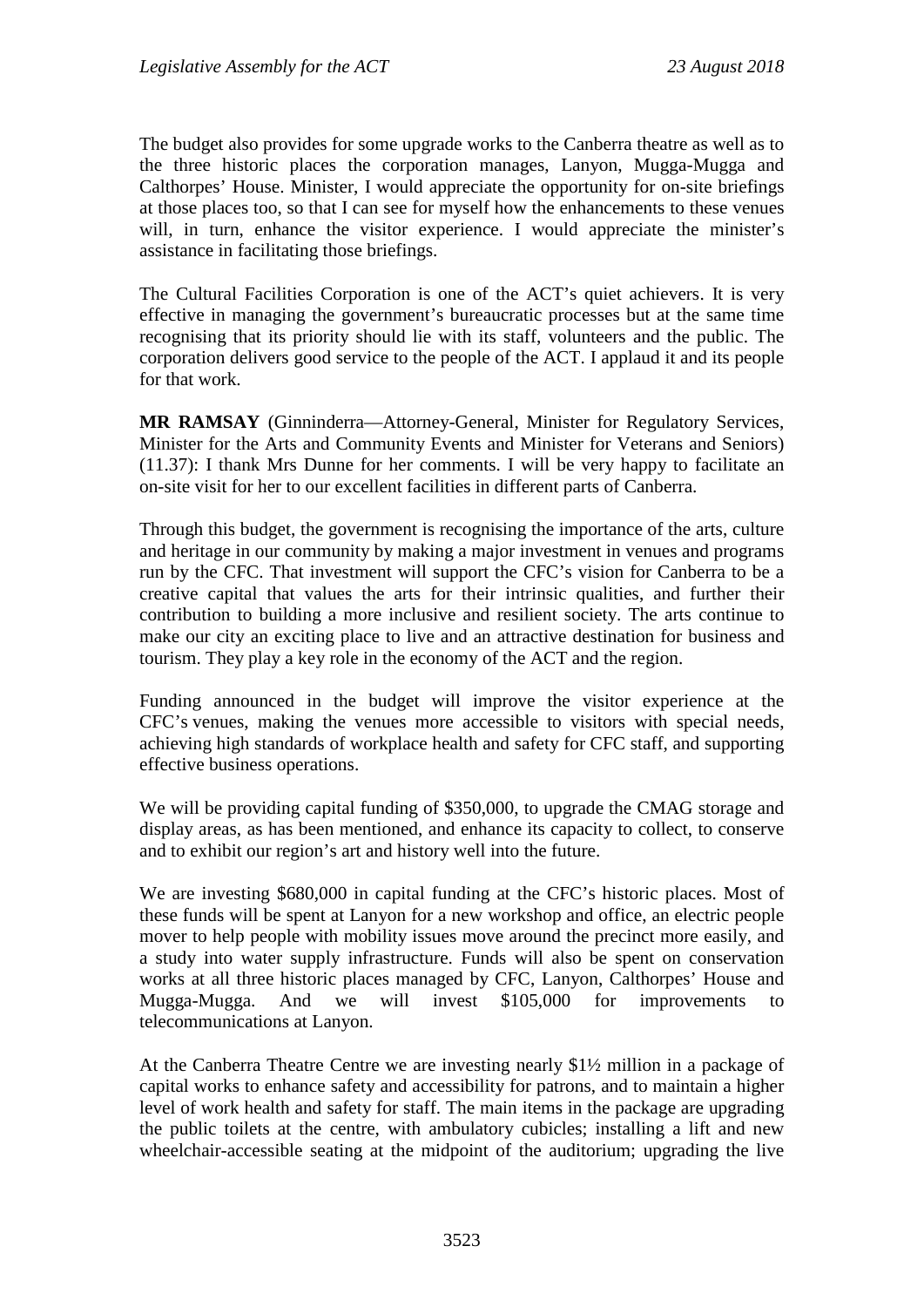The budget also provides for some upgrade works to the Canberra theatre as well as to the three historic places the corporation manages, Lanyon, Mugga-Mugga and Calthorpes' House. Minister, I would appreciate the opportunity for on-site briefings at those places too, so that I can see for myself how the enhancements to these venues will, in turn, enhance the visitor experience. I would appreciate the minister's assistance in facilitating those briefings.

The Cultural Facilities Corporation is one of the ACT's quiet achievers. It is very effective in managing the government's bureaucratic processes but at the same time recognising that its priority should lie with its staff, volunteers and the public. The corporation delivers good service to the people of the ACT. I applaud it and its people for that work.

**MR RAMSAY** (Ginninderra—Attorney-General, Minister for Regulatory Services, Minister for the Arts and Community Events and Minister for Veterans and Seniors) (11.37): I thank Mrs Dunne for her comments. I will be very happy to facilitate an on-site visit for her to our excellent facilities in different parts of Canberra.

Through this budget, the government is recognising the importance of the arts, culture and heritage in our community by making a major investment in venues and programs run by the CFC. That investment will support the CFC's vision for Canberra to be a creative capital that values the arts for their intrinsic qualities, and further their contribution to building a more inclusive and resilient society. The arts continue to make our city an exciting place to live and an attractive destination for business and tourism. They play a key role in the economy of the ACT and the region.

Funding announced in the budget will improve the visitor experience at the CFC's venues, making the venues more accessible to visitors with special needs, achieving high standards of workplace health and safety for CFC staff, and supporting effective business operations.

We will be providing capital funding of $350,000, to upgrade the CMAG storage and display areas, as has been mentioned, and enhance its capacity to collect, to conserve and to exhibit our region's art and history well into the future.

We are investing $680,000 in capital funding at the CFC's historic places. Most of these funds will be spent at Lanyon for a new workshop and office, an electric people mover to help people with mobility issues move around the precinct more easily, and a study into water supply infrastructure. Funds will also be spent on conservation works at all three historic places managed by CFC, Lanyon, Calthorpes' House and Mugga-Mugga. And we will invest $105,000 for improvements to telecommunications at Lanyon.

At the Canberra Theatre Centre we are investing nearly $1½ million in a package of capital works to enhance safety and accessibility for patrons, and to maintain a higher level of work health and safety for staff. The main items in the package are upgrading the public toilets at the centre, with ambulatory cubicles; installing a lift and new wheelchair-accessible seating at the midpoint of the auditorium; upgrading the live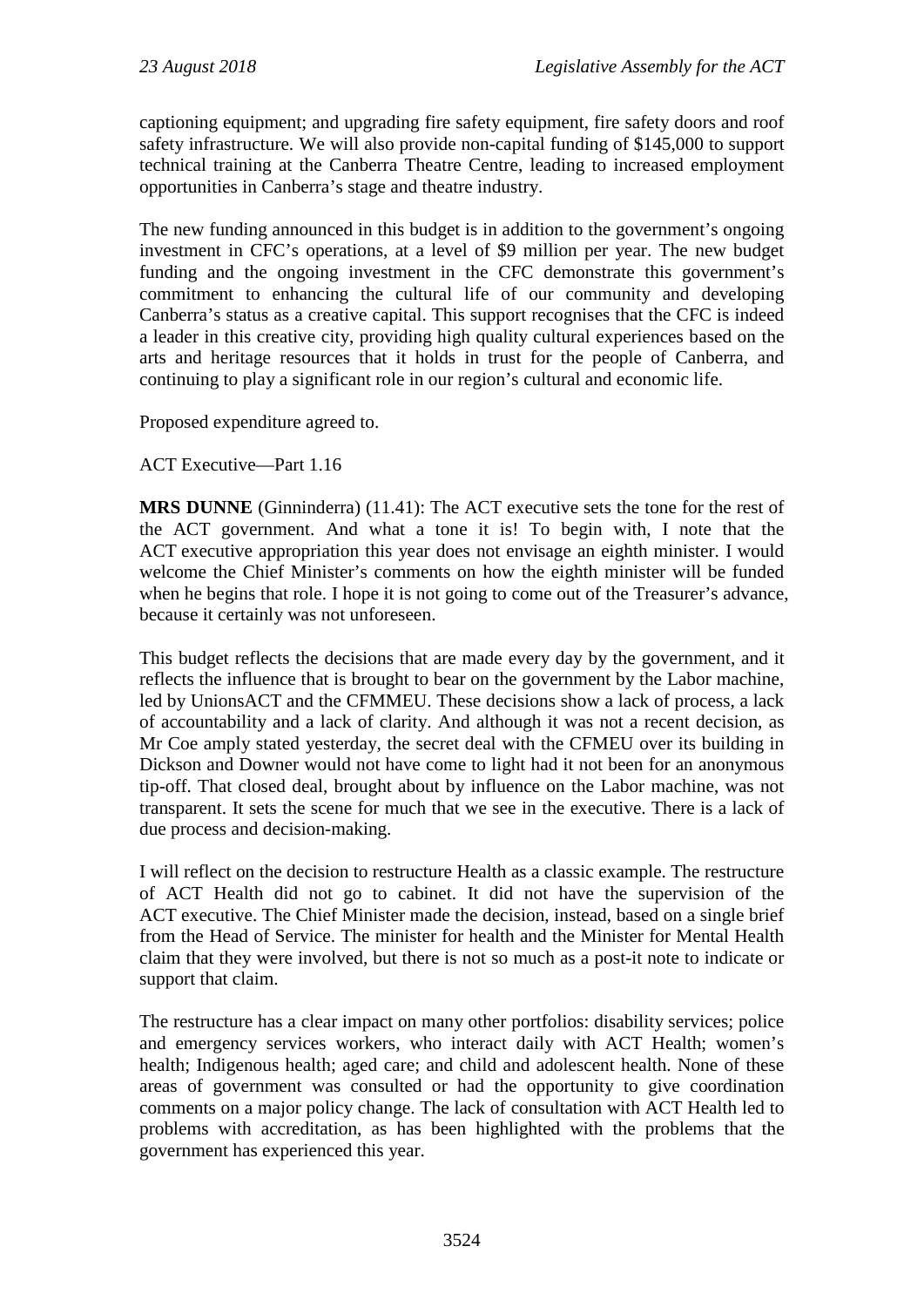captioning equipment; and upgrading fire safety equipment, fire safety doors and roof safety infrastructure. We will also provide non-capital funding of $145,000 to support technical training at the Canberra Theatre Centre, leading to increased employment opportunities in Canberra's stage and theatre industry.

The new funding announced in this budget is in addition to the government's ongoing investment in CFC's operations, at a level of $9 million per year. The new budget funding and the ongoing investment in the CFC demonstrate this government's commitment to enhancing the cultural life of our community and developing Canberra's status as a creative capital. This support recognises that the CFC is indeed a leader in this creative city, providing high quality cultural experiences based on the arts and heritage resources that it holds in trust for the people of Canberra, and continuing to play a significant role in our region's cultural and economic life.

Proposed expenditure agreed to.

ACT Executive—Part 1.16

**MRS DUNNE** (Ginninderra) (11.41): The ACT executive sets the tone for the rest of the ACT government. And what a tone it is! To begin with, I note that the ACT executive appropriation this year does not envisage an eighth minister. I would welcome the Chief Minister's comments on how the eighth minister will be funded when he begins that role. I hope it is not going to come out of the Treasurer's advance, because it certainly was not unforeseen.

This budget reflects the decisions that are made every day by the government, and it reflects the influence that is brought to bear on the government by the Labor machine, led by UnionsACT and the CFMMEU. These decisions show a lack of process, a lack of accountability and a lack of clarity. And although it was not a recent decision, as Mr Coe amply stated yesterday, the secret deal with the CFMEU over its building in Dickson and Downer would not have come to light had it not been for an anonymous tip-off. That closed deal, brought about by influence on the Labor machine, was not transparent. It sets the scene for much that we see in the executive. There is a lack of due process and decision-making.

I will reflect on the decision to restructure Health as a classic example. The restructure of ACT Health did not go to cabinet. It did not have the supervision of the ACT executive. The Chief Minister made the decision, instead, based on a single brief from the Head of Service. The minister for health and the Minister for Mental Health claim that they were involved, but there is not so much as a post-it note to indicate or support that claim.

The restructure has a clear impact on many other portfolios: disability services; police and emergency services workers, who interact daily with ACT Health; women's health; Indigenous health; aged care; and child and adolescent health. None of these areas of government was consulted or had the opportunity to give coordination comments on a major policy change. The lack of consultation with ACT Health led to problems with accreditation, as has been highlighted with the problems that the government has experienced this year.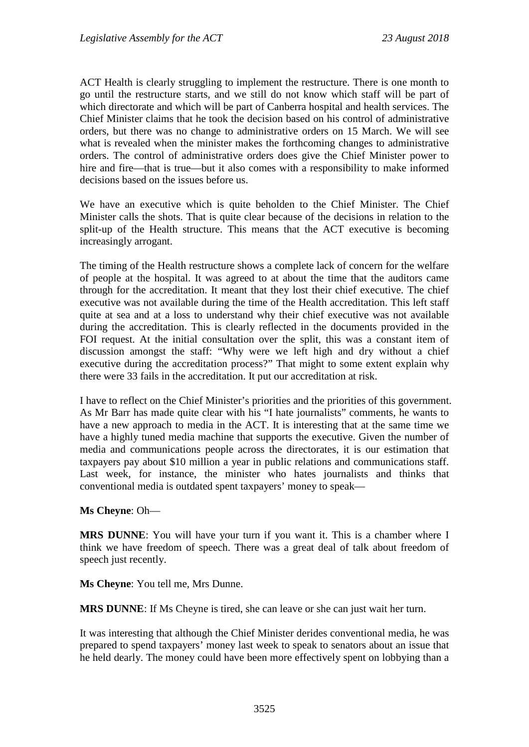ACT Health is clearly struggling to implement the restructure. There is one month to go until the restructure starts, and we still do not know which staff will be part of which directorate and which will be part of Canberra hospital and health services. The Chief Minister claims that he took the decision based on his control of administrative orders, but there was no change to administrative orders on 15 March. We will see what is revealed when the minister makes the forthcoming changes to administrative orders. The control of administrative orders does give the Chief Minister power to hire and fire—that is true—but it also comes with a responsibility to make informed decisions based on the issues before us.

We have an executive which is quite beholden to the Chief Minister. The Chief Minister calls the shots. That is quite clear because of the decisions in relation to the split-up of the Health structure. This means that the ACT executive is becoming increasingly arrogant.

The timing of the Health restructure shows a complete lack of concern for the welfare of people at the hospital. It was agreed to at about the time that the auditors came through for the accreditation. It meant that they lost their chief executive. The chief executive was not available during the time of the Health accreditation. This left staff quite at sea and at a loss to understand why their chief executive was not available during the accreditation. This is clearly reflected in the documents provided in the FOI request. At the initial consultation over the split, this was a constant item of discussion amongst the staff: "Why were we left high and dry without a chief executive during the accreditation process?" That might to some extent explain why there were 33 fails in the accreditation. It put our accreditation at risk.

I have to reflect on the Chief Minister's priorities and the priorities of this government. As Mr Barr has made quite clear with his "I hate journalists" comments, he wants to have a new approach to media in the ACT. It is interesting that at the same time we have a highly tuned media machine that supports the executive. Given the number of media and communications people across the directorates, it is our estimation that taxpayers pay about $10 million a year in public relations and communications staff. Last week, for instance, the minister who hates journalists and thinks that conventional media is outdated spent taxpayers' money to speak—

**Ms Cheyne**: Oh—

**MRS DUNNE**: You will have your turn if you want it. This is a chamber where I think we have freedom of speech. There was a great deal of talk about freedom of speech just recently.

**Ms Cheyne**: You tell me, Mrs Dunne.

**MRS DUNNE**: If Ms Cheyne is tired, she can leave or she can just wait her turn.

It was interesting that although the Chief Minister derides conventional media, he was prepared to spend taxpayers' money last week to speak to senators about an issue that he held dearly. The money could have been more effectively spent on lobbying than a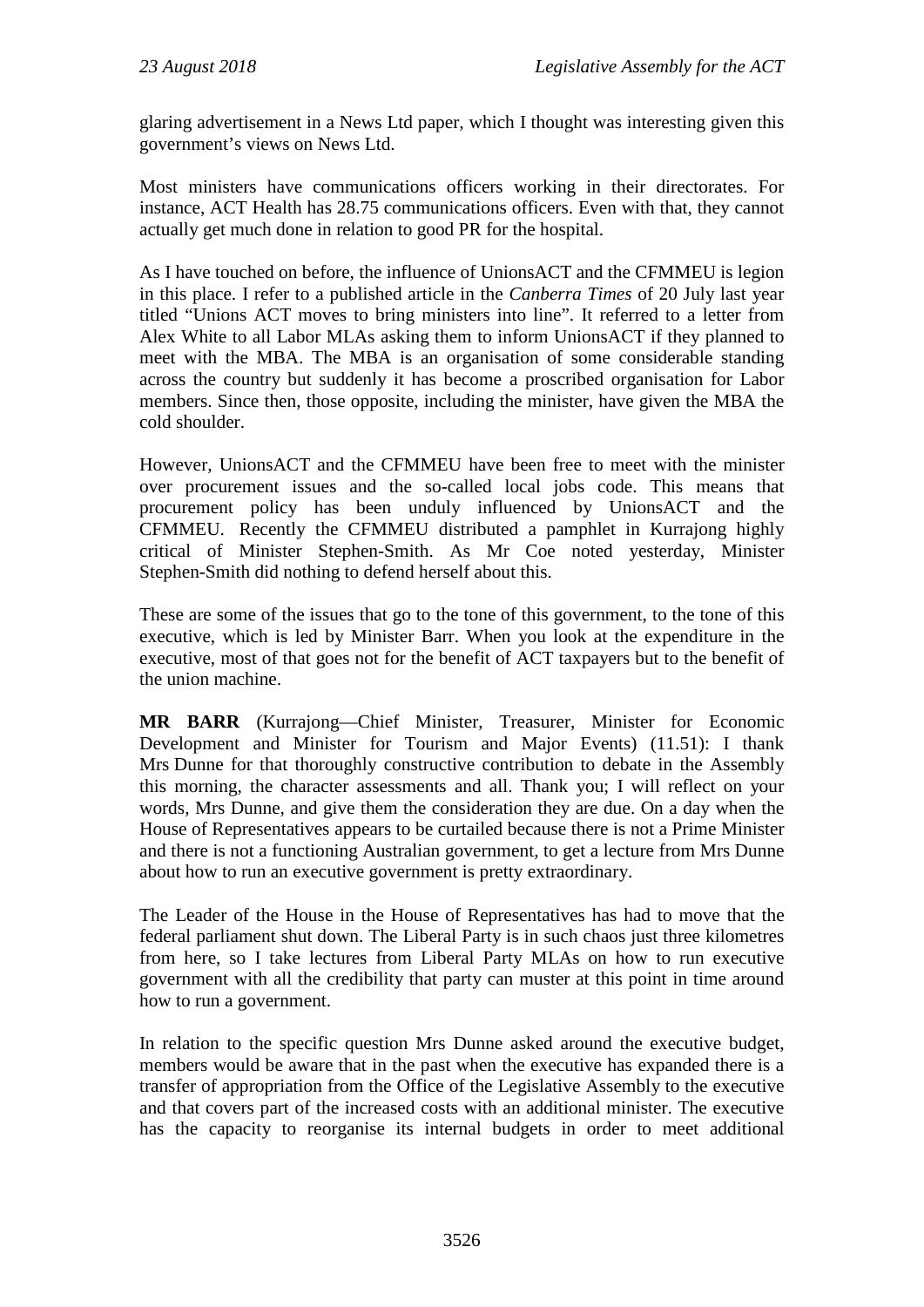glaring advertisement in a News Ltd paper, which I thought was interesting given this government's views on News Ltd.

Most ministers have communications officers working in their directorates. For instance, ACT Health has 28.75 communications officers. Even with that, they cannot actually get much done in relation to good PR for the hospital.

As I have touched on before, the influence of UnionsACT and the CFMMEU is legion in this place. I refer to a published article in the *Canberra Times* of 20 July last year titled "Unions ACT moves to bring ministers into line". It referred to a letter from Alex White to all Labor MLAs asking them to inform UnionsACT if they planned to meet with the MBA. The MBA is an organisation of some considerable standing across the country but suddenly it has become a proscribed organisation for Labor members. Since then, those opposite, including the minister, have given the MBA the cold shoulder.

However, UnionsACT and the CFMMEU have been free to meet with the minister over procurement issues and the so-called local jobs code. This means that procurement policy has been unduly influenced by UnionsACT and the CFMMEU. Recently the CFMMEU distributed a pamphlet in Kurrajong highly critical of Minister Stephen-Smith. As Mr Coe noted yesterday, Minister Stephen-Smith did nothing to defend herself about this.

These are some of the issues that go to the tone of this government, to the tone of this executive, which is led by Minister Barr. When you look at the expenditure in the executive, most of that goes not for the benefit of ACT taxpayers but to the benefit of the union machine.

**MR BARR** (Kurrajong—Chief Minister, Treasurer, Minister for Economic Development and Minister for Tourism and Major Events) (11.51): I thank Mrs Dunne for that thoroughly constructive contribution to debate in the Assembly this morning, the character assessments and all. Thank you; I will reflect on your words, Mrs Dunne, and give them the consideration they are due. On a day when the House of Representatives appears to be curtailed because there is not a Prime Minister and there is not a functioning Australian government, to get a lecture from Mrs Dunne about how to run an executive government is pretty extraordinary.

The Leader of the House in the House of Representatives has had to move that the federal parliament shut down. The Liberal Party is in such chaos just three kilometres from here, so I take lectures from Liberal Party MLAs on how to run executive government with all the credibility that party can muster at this point in time around how to run a government.

In relation to the specific question Mrs Dunne asked around the executive budget, members would be aware that in the past when the executive has expanded there is a transfer of appropriation from the Office of the Legislative Assembly to the executive and that covers part of the increased costs with an additional minister. The executive has the capacity to reorganise its internal budgets in order to meet additional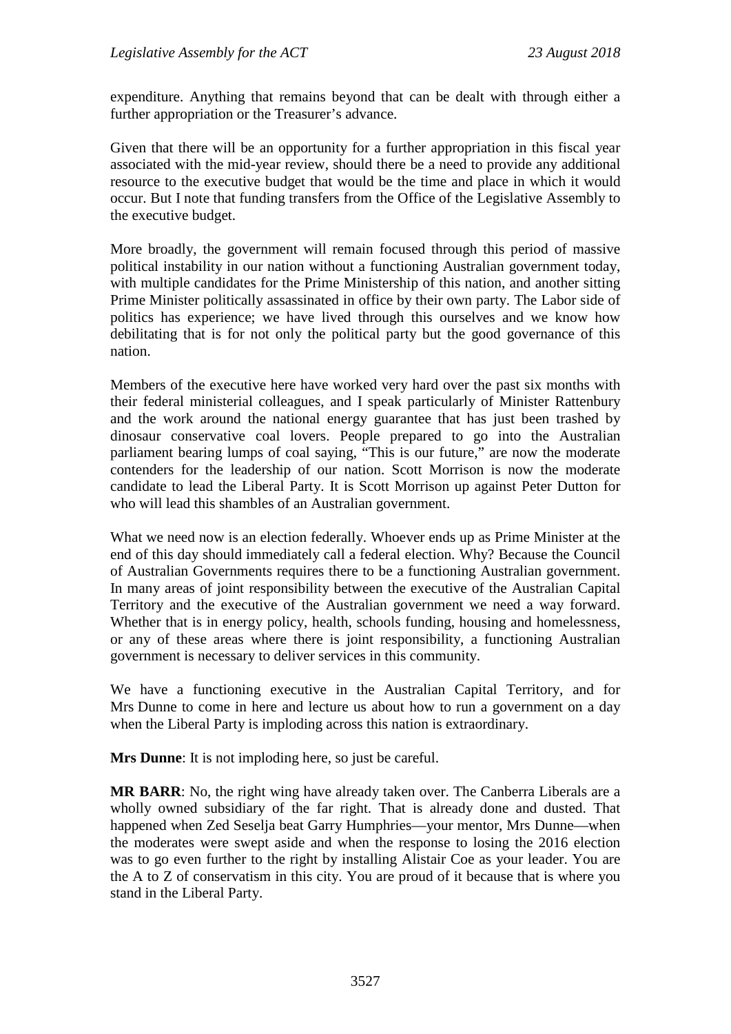expenditure. Anything that remains beyond that can be dealt with through either a further appropriation or the Treasurer's advance.

Given that there will be an opportunity for a further appropriation in this fiscal year associated with the mid-year review, should there be a need to provide any additional resource to the executive budget that would be the time and place in which it would occur. But I note that funding transfers from the Office of the Legislative Assembly to the executive budget.

More broadly, the government will remain focused through this period of massive political instability in our nation without a functioning Australian government today, with multiple candidates for the Prime Ministership of this nation, and another sitting Prime Minister politically assassinated in office by their own party. The Labor side of politics has experience; we have lived through this ourselves and we know how debilitating that is for not only the political party but the good governance of this nation.

Members of the executive here have worked very hard over the past six months with their federal ministerial colleagues, and I speak particularly of Minister Rattenbury and the work around the national energy guarantee that has just been trashed by dinosaur conservative coal lovers. People prepared to go into the Australian parliament bearing lumps of coal saying, "This is our future," are now the moderate contenders for the leadership of our nation. Scott Morrison is now the moderate candidate to lead the Liberal Party. It is Scott Morrison up against Peter Dutton for who will lead this shambles of an Australian government.

What we need now is an election federally. Whoever ends up as Prime Minister at the end of this day should immediately call a federal election. Why? Because the Council of Australian Governments requires there to be a functioning Australian government. In many areas of joint responsibility between the executive of the Australian Capital Territory and the executive of the Australian government we need a way forward. Whether that is in energy policy, health, schools funding, housing and homelessness, or any of these areas where there is joint responsibility, a functioning Australian government is necessary to deliver services in this community.

We have a functioning executive in the Australian Capital Territory, and for Mrs Dunne to come in here and lecture us about how to run a government on a day when the Liberal Party is imploding across this nation is extraordinary.

**Mrs Dunne**: It is not imploding here, so just be careful.

**MR BARR**: No, the right wing have already taken over. The Canberra Liberals are a wholly owned subsidiary of the far right. That is already done and dusted. That happened when Zed Seselja beat Garry Humphries—your mentor, Mrs Dunne—when the moderates were swept aside and when the response to losing the 2016 election was to go even further to the right by installing Alistair Coe as your leader. You are the A to Z of conservatism in this city. You are proud of it because that is where you stand in the Liberal Party.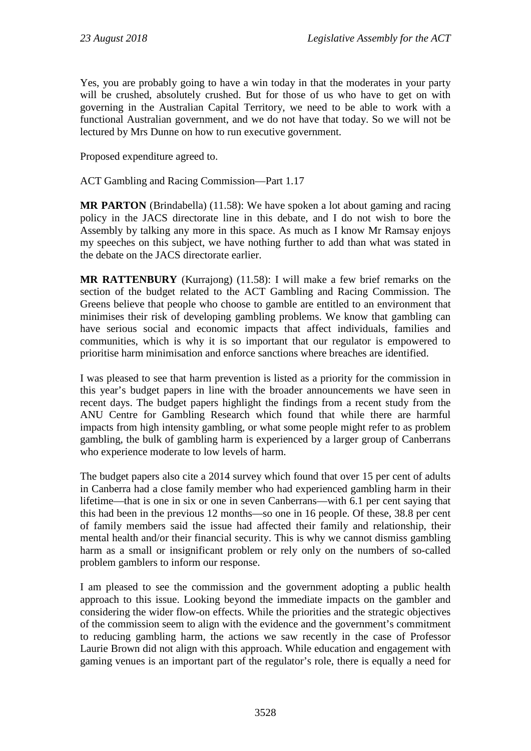Yes, you are probably going to have a win today in that the moderates in your party will be crushed, absolutely crushed. But for those of us who have to get on with governing in the Australian Capital Territory, we need to be able to work with a functional Australian government, and we do not have that today. So we will not be lectured by Mrs Dunne on how to run executive government.

Proposed expenditure agreed to.

ACT Gambling and Racing Commission—Part 1.17

**MR PARTON** (Brindabella) (11.58): We have spoken a lot about gaming and racing policy in the JACS directorate line in this debate, and I do not wish to bore the Assembly by talking any more in this space. As much as I know Mr Ramsay enjoys my speeches on this subject, we have nothing further to add than what was stated in the debate on the JACS directorate earlier.

**MR RATTENBURY** (Kurrajong) (11.58): I will make a few brief remarks on the section of the budget related to the ACT Gambling and Racing Commission. The Greens believe that people who choose to gamble are entitled to an environment that minimises their risk of developing gambling problems. We know that gambling can have serious social and economic impacts that affect individuals, families and communities, which is why it is so important that our regulator is empowered to prioritise harm minimisation and enforce sanctions where breaches are identified.

I was pleased to see that harm prevention is listed as a priority for the commission in this year's budget papers in line with the broader announcements we have seen in recent days. The budget papers highlight the findings from a recent study from the ANU Centre for Gambling Research which found that while there are harmful impacts from high intensity gambling, or what some people might refer to as problem gambling, the bulk of gambling harm is experienced by a larger group of Canberrans who experience moderate to low levels of harm.

The budget papers also cite a 2014 survey which found that over 15 per cent of adults in Canberra had a close family member who had experienced gambling harm in their lifetime—that is one in six or one in seven Canberrans—with 6.1 per cent saying that this had been in the previous 12 months—so one in 16 people. Of these, 38.8 per cent of family members said the issue had affected their family and relationship, their mental health and/or their financial security. This is why we cannot dismiss gambling harm as a small or insignificant problem or rely only on the numbers of so-called problem gamblers to inform our response.

I am pleased to see the commission and the government adopting a public health approach to this issue. Looking beyond the immediate impacts on the gambler and considering the wider flow-on effects. While the priorities and the strategic objectives of the commission seem to align with the evidence and the government's commitment to reducing gambling harm, the actions we saw recently in the case of Professor Laurie Brown did not align with this approach. While education and engagement with gaming venues is an important part of the regulator's role, there is equally a need for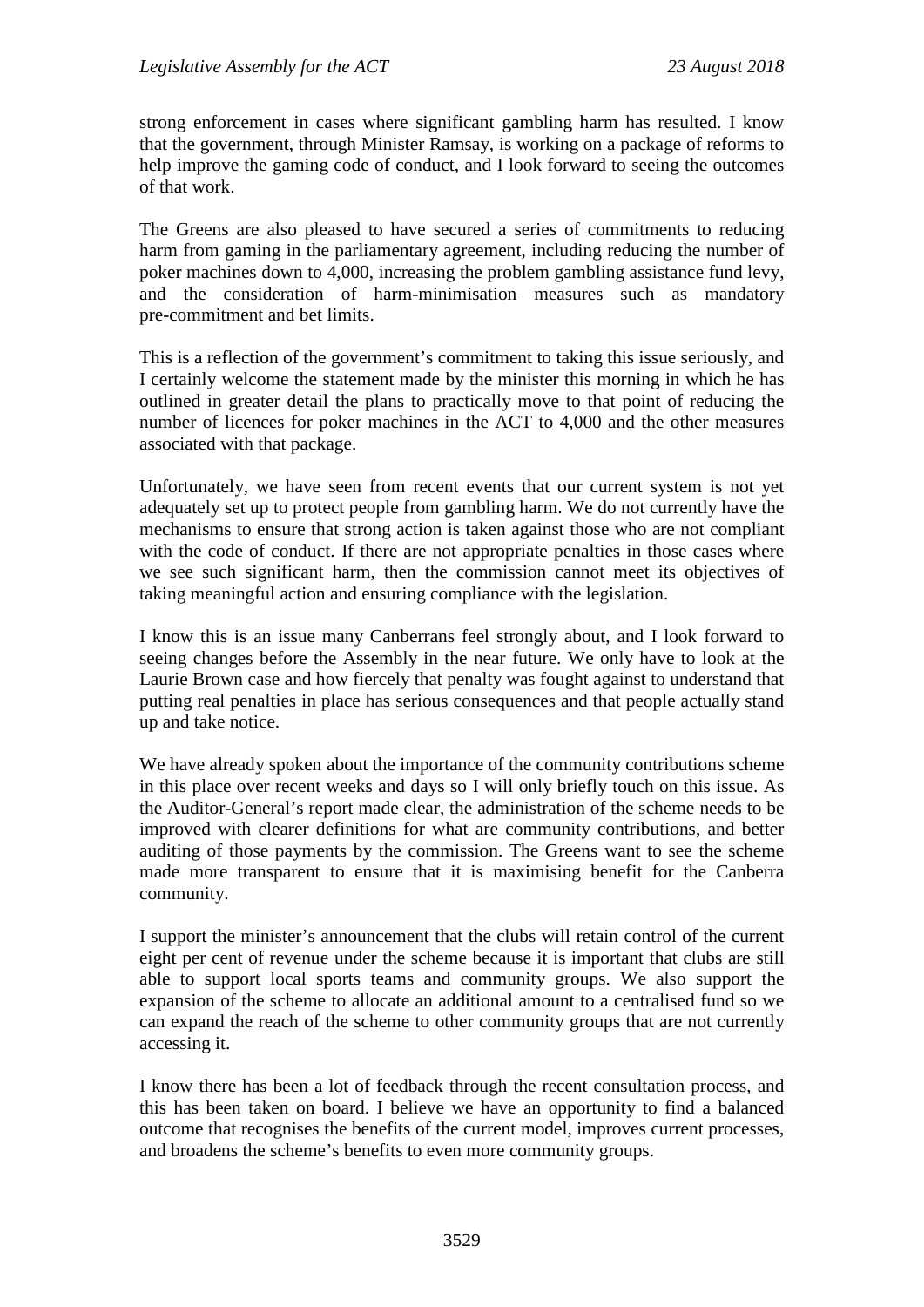strong enforcement in cases where significant gambling harm has resulted. I know that the government, through Minister Ramsay, is working on a package of reforms to help improve the gaming code of conduct, and I look forward to seeing the outcomes of that work.

The Greens are also pleased to have secured a series of commitments to reducing harm from gaming in the parliamentary agreement, including reducing the number of poker machines down to 4,000, increasing the problem gambling assistance fund levy, and the consideration of harm-minimisation measures such as mandatory pre-commitment and bet limits.

This is a reflection of the government's commitment to taking this issue seriously, and I certainly welcome the statement made by the minister this morning in which he has outlined in greater detail the plans to practically move to that point of reducing the number of licences for poker machines in the ACT to 4,000 and the other measures associated with that package.

Unfortunately, we have seen from recent events that our current system is not yet adequately set up to protect people from gambling harm. We do not currently have the mechanisms to ensure that strong action is taken against those who are not compliant with the code of conduct. If there are not appropriate penalties in those cases where we see such significant harm, then the commission cannot meet its objectives of taking meaningful action and ensuring compliance with the legislation.

I know this is an issue many Canberrans feel strongly about, and I look forward to seeing changes before the Assembly in the near future. We only have to look at the Laurie Brown case and how fiercely that penalty was fought against to understand that putting real penalties in place has serious consequences and that people actually stand up and take notice.

We have already spoken about the importance of the community contributions scheme in this place over recent weeks and days so I will only briefly touch on this issue. As the Auditor-General's report made clear, the administration of the scheme needs to be improved with clearer definitions for what are community contributions, and better auditing of those payments by the commission. The Greens want to see the scheme made more transparent to ensure that it is maximising benefit for the Canberra community.

I support the minister's announcement that the clubs will retain control of the current eight per cent of revenue under the scheme because it is important that clubs are still able to support local sports teams and community groups. We also support the expansion of the scheme to allocate an additional amount to a centralised fund so we can expand the reach of the scheme to other community groups that are not currently accessing it.

I know there has been a lot of feedback through the recent consultation process, and this has been taken on board. I believe we have an opportunity to find a balanced outcome that recognises the benefits of the current model, improves current processes, and broadens the scheme's benefits to even more community groups.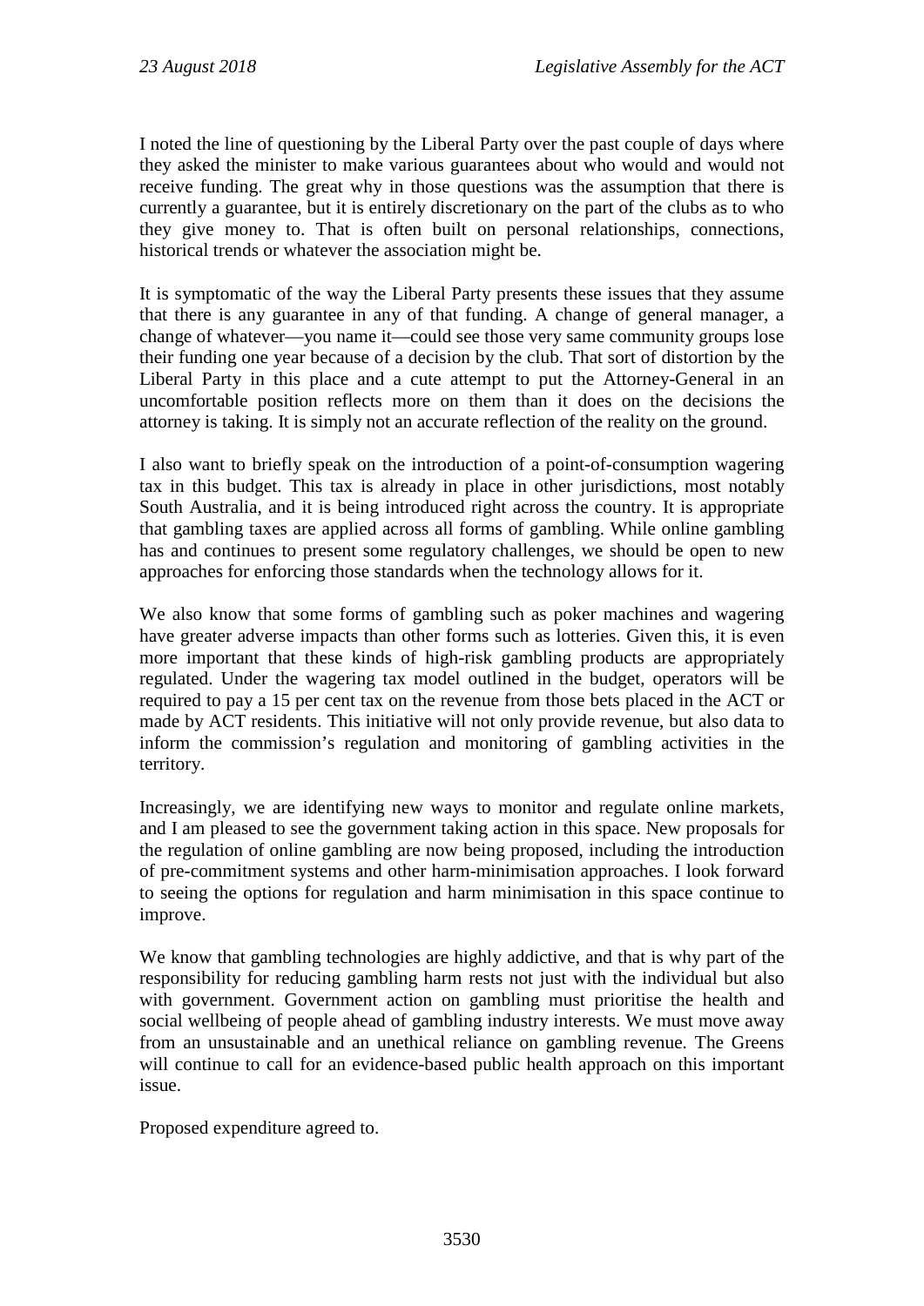I noted the line of questioning by the Liberal Party over the past couple of days where they asked the minister to make various guarantees about who would and would not receive funding. The great why in those questions was the assumption that there is currently a guarantee, but it is entirely discretionary on the part of the clubs as to who they give money to. That is often built on personal relationships, connections, historical trends or whatever the association might be.

It is symptomatic of the way the Liberal Party presents these issues that they assume that there is any guarantee in any of that funding. A change of general manager, a change of whatever—you name it—could see those very same community groups lose their funding one year because of a decision by the club. That sort of distortion by the Liberal Party in this place and a cute attempt to put the Attorney-General in an uncomfortable position reflects more on them than it does on the decisions the attorney is taking. It is simply not an accurate reflection of the reality on the ground.

I also want to briefly speak on the introduction of a point-of-consumption wagering tax in this budget. This tax is already in place in other jurisdictions, most notably South Australia, and it is being introduced right across the country. It is appropriate that gambling taxes are applied across all forms of gambling. While online gambling has and continues to present some regulatory challenges, we should be open to new approaches for enforcing those standards when the technology allows for it.

We also know that some forms of gambling such as poker machines and wagering have greater adverse impacts than other forms such as lotteries. Given this, it is even more important that these kinds of high-risk gambling products are appropriately regulated. Under the wagering tax model outlined in the budget, operators will be required to pay a 15 per cent tax on the revenue from those bets placed in the ACT or made by ACT residents. This initiative will not only provide revenue, but also data to inform the commission's regulation and monitoring of gambling activities in the territory.

Increasingly, we are identifying new ways to monitor and regulate online markets, and I am pleased to see the government taking action in this space. New proposals for the regulation of online gambling are now being proposed, including the introduction of pre-commitment systems and other harm-minimisation approaches. I look forward to seeing the options for regulation and harm minimisation in this space continue to improve.

We know that gambling technologies are highly addictive, and that is why part of the responsibility for reducing gambling harm rests not just with the individual but also with government. Government action on gambling must prioritise the health and social wellbeing of people ahead of gambling industry interests. We must move away from an unsustainable and an unethical reliance on gambling revenue. The Greens will continue to call for an evidence-based public health approach on this important issue.

Proposed expenditure agreed to.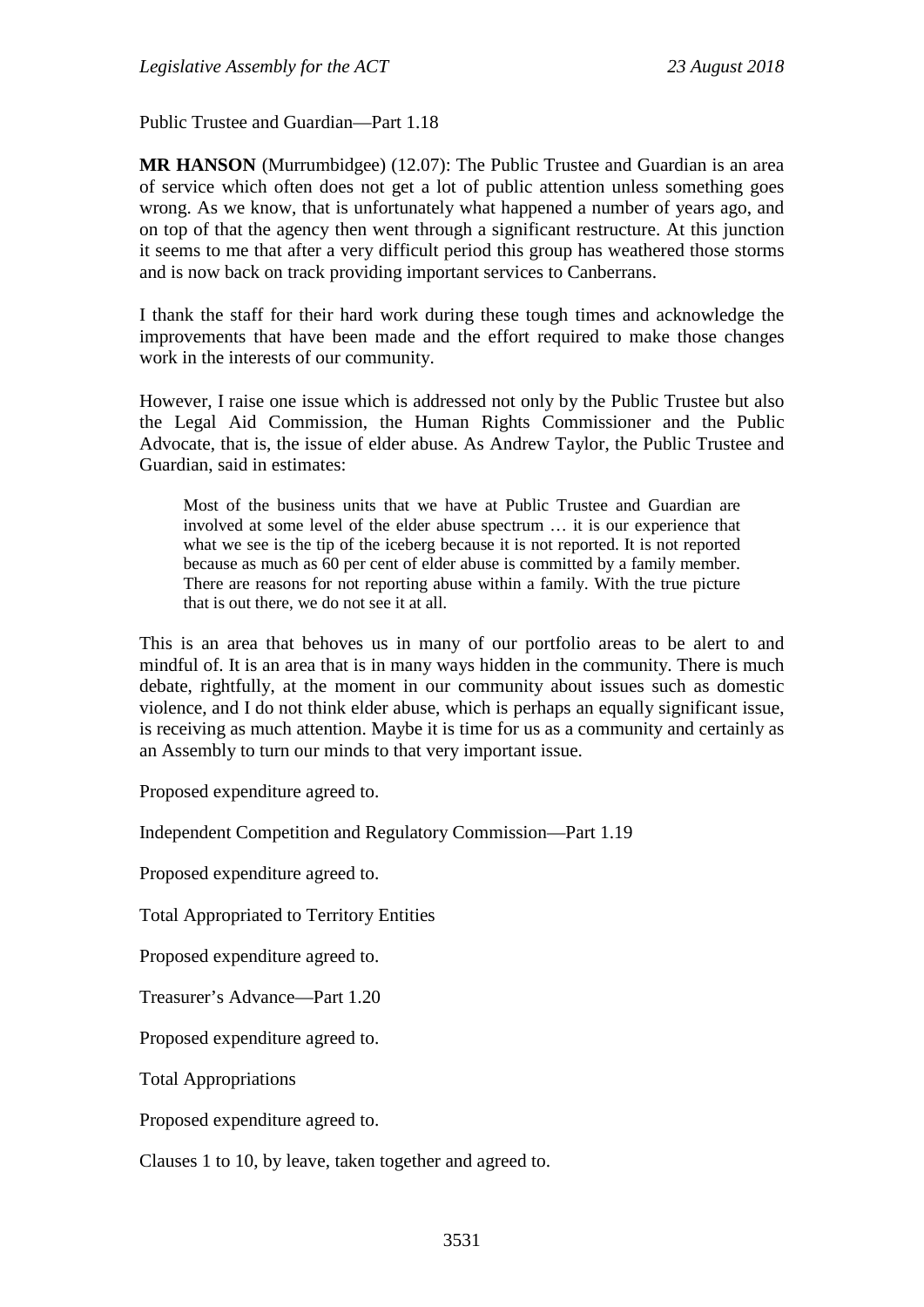Public Trustee and Guardian—Part 1.18

**MR HANSON** (Murrumbidgee) (12.07): The Public Trustee and Guardian is an area of service which often does not get a lot of public attention unless something goes wrong. As we know, that is unfortunately what happened a number of years ago, and on top of that the agency then went through a significant restructure. At this junction it seems to me that after a very difficult period this group has weathered those storms and is now back on track providing important services to Canberrans.

I thank the staff for their hard work during these tough times and acknowledge the improvements that have been made and the effort required to make those changes work in the interests of our community.

However, I raise one issue which is addressed not only by the Public Trustee but also the Legal Aid Commission, the Human Rights Commissioner and the Public Advocate, that is, the issue of elder abuse. As Andrew Taylor, the Public Trustee and Guardian, said in estimates:

> Most of the business units that we have at Public Trustee and Guardian are involved at some level of the elder abuse spectrum … it is our experience that what we see is the tip of the iceberg because it is not reported. It is not reported because as much as 60 per cent of elder abuse is committed by a family member. There are reasons for not reporting abuse within a family. With the true picture that is out there, we do not see it at all.

This is an area that behoves us in many of our portfolio areas to be alert to and mindful of. It is an area that is in many ways hidden in the community. There is much debate, rightfully, at the moment in our community about issues such as domestic violence, and I do not think elder abuse, which is perhaps an equally significant issue, is receiving as much attention. Maybe it is time for us as a community and certainly as an Assembly to turn our minds to that very important issue.

Proposed expenditure agreed to.

Independent Competition and Regulatory Commission—Part 1.19

Proposed expenditure agreed to.

Total Appropriated to Territory Entities

Proposed expenditure agreed to.

Treasurer's Advance—Part 1.20

Proposed expenditure agreed to.

Total Appropriations

Proposed expenditure agreed to.

Clauses 1 to 10, by leave, taken together and agreed to.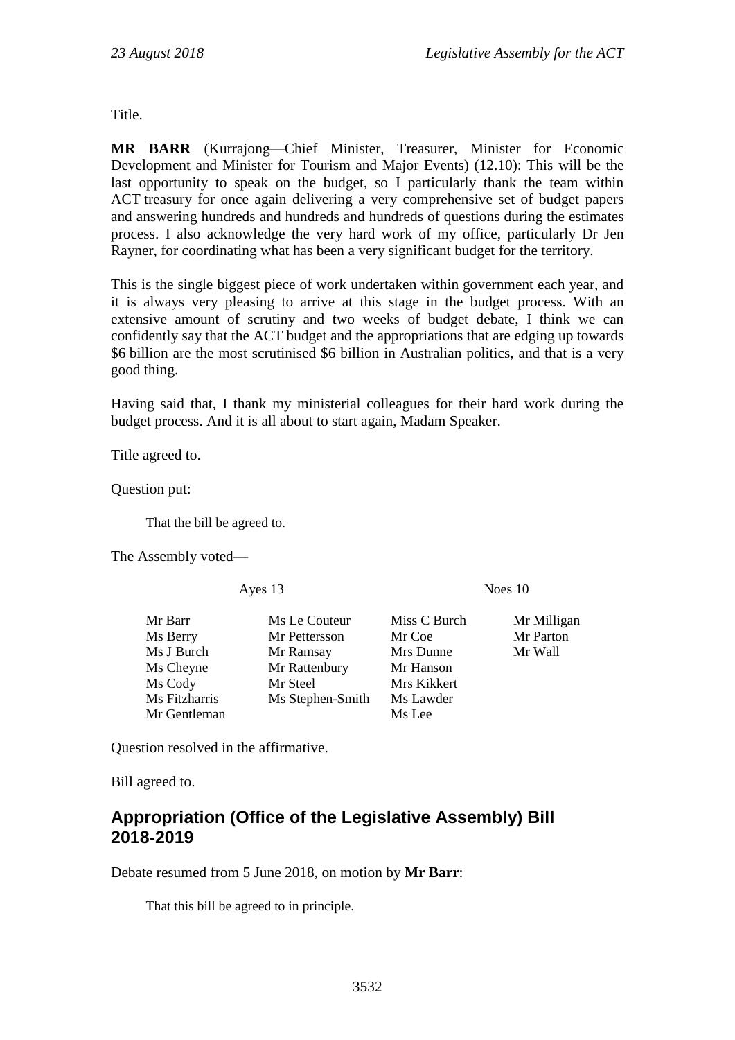Title.

**MR BARR** (Kurrajong—Chief Minister, Treasurer, Minister for Economic Development and Minister for Tourism and Major Events) (12.10): This will be the last opportunity to speak on the budget, so I particularly thank the team within ACT treasury for once again delivering a very comprehensive set of budget papers and answering hundreds and hundreds and hundreds of questions during the estimates process. I also acknowledge the very hard work of my office, particularly Dr Jen Rayner, for coordinating what has been a very significant budget for the territory.

This is the single biggest piece of work undertaken within government each year, and it is always very pleasing to arrive at this stage in the budget process. With an extensive amount of scrutiny and two weeks of budget debate, I think we can confidently say that the ACT budget and the appropriations that are edging up towards $6 billion are the most scrutinised $6 billion in Australian politics, and that is a very good thing.

Having said that, I thank my ministerial colleagues for their hard work during the budget process. And it is all about to start again, Madam Speaker.

Title agreed to.

Question put:

> That the bill be agreed to.

The Assembly voted—

| Ayes 13 | | Noes 10 | |
|---|---|---|---|
| Mr Barr | Ms Le Couteur | Miss C Burch | Mr Milligan |
| Ms Berry | Mr Pettersson | Mr Coe | Mr Parton |
| Ms J Burch | Mr Ramsay | Mrs Dunne | Mr Wall |
| Ms Cheyne | Mr Rattenbury | Mr Hanson | |
| Ms Cody | Mr Steel | Mrs Kikkert | |
| Ms Fitzharris | Ms Stephen-Smith | Ms Lawder | |
| Mr Gentleman | | Ms Lee | |

Question resolved in the affirmative.

Bill agreed to.

## Appropriation (Office of the Legislative Assembly) Bill 2018-2019

Debate resumed from 5 June 2018, on motion by **Mr Barr**:

> That this bill be agreed to in principle.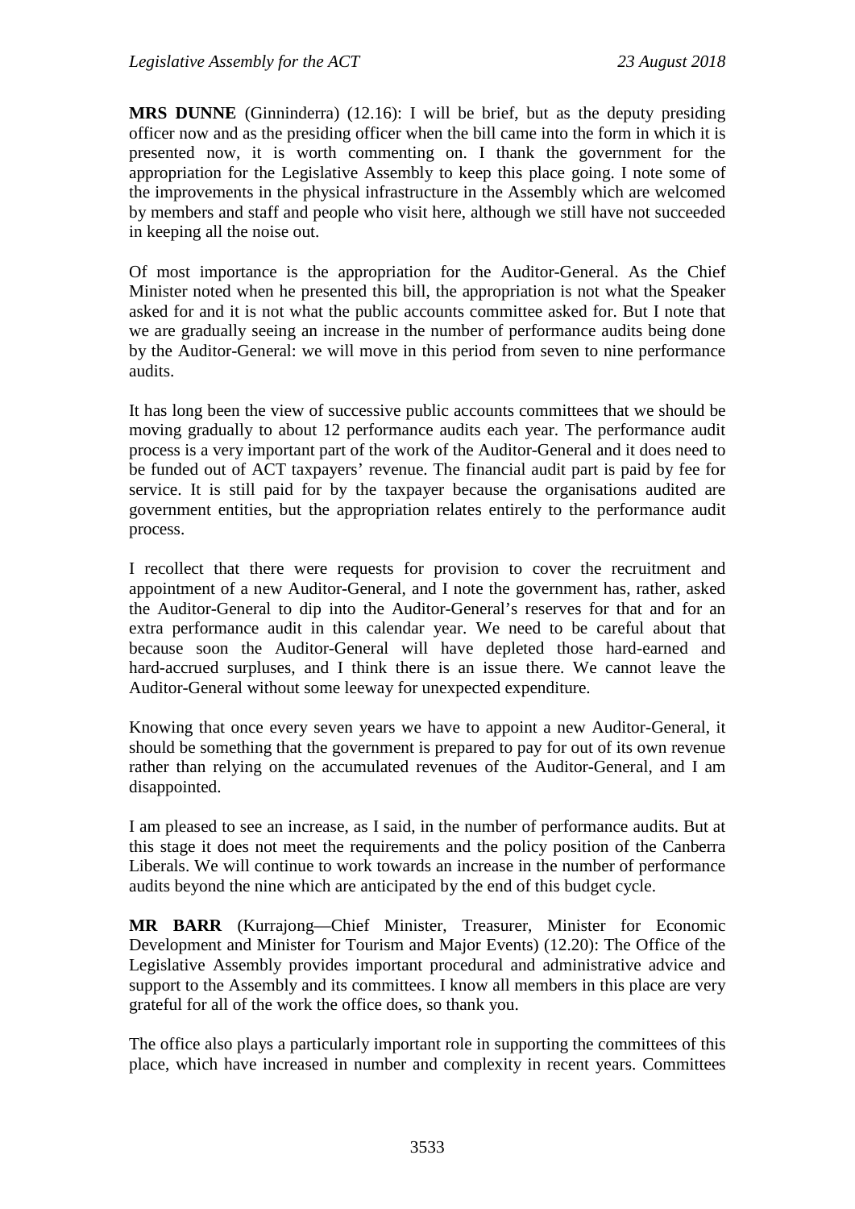**MRS DUNNE** (Ginninderra) (12.16): I will be brief, but as the deputy presiding officer now and as the presiding officer when the bill came into the form in which it is presented now, it is worth commenting on. I thank the government for the appropriation for the Legislative Assembly to keep this place going. I note some of the improvements in the physical infrastructure in the Assembly which are welcomed by members and staff and people who visit here, although we still have not succeeded in keeping all the noise out.

Of most importance is the appropriation for the Auditor-General. As the Chief Minister noted when he presented this bill, the appropriation is not what the Speaker asked for and it is not what the public accounts committee asked for. But I note that we are gradually seeing an increase in the number of performance audits being done by the Auditor-General: we will move in this period from seven to nine performance audits.

It has long been the view of successive public accounts committees that we should be moving gradually to about 12 performance audits each year. The performance audit process is a very important part of the work of the Auditor-General and it does need to be funded out of ACT taxpayers' revenue. The financial audit part is paid by fee for service. It is still paid for by the taxpayer because the organisations audited are government entities, but the appropriation relates entirely to the performance audit process.

I recollect that there were requests for provision to cover the recruitment and appointment of a new Auditor-General, and I note the government has, rather, asked the Auditor-General to dip into the Auditor-General's reserves for that and for an extra performance audit in this calendar year. We need to be careful about that because soon the Auditor-General will have depleted those hard-earned and hard-accrued surpluses, and I think there is an issue there. We cannot leave the Auditor-General without some leeway for unexpected expenditure.

Knowing that once every seven years we have to appoint a new Auditor-General, it should be something that the government is prepared to pay for out of its own revenue rather than relying on the accumulated revenues of the Auditor-General, and I am disappointed.

I am pleased to see an increase, as I said, in the number of performance audits. But at this stage it does not meet the requirements and the policy position of the Canberra Liberals. We will continue to work towards an increase in the number of performance audits beyond the nine which are anticipated by the end of this budget cycle.

**MR BARR** (Kurrajong—Chief Minister, Treasurer, Minister for Economic Development and Minister for Tourism and Major Events) (12.20): The Office of the Legislative Assembly provides important procedural and administrative advice and support to the Assembly and its committees. I know all members in this place are very grateful for all of the work the office does, so thank you.

The office also plays a particularly important role in supporting the committees of this place, which have increased in number and complexity in recent years. Committees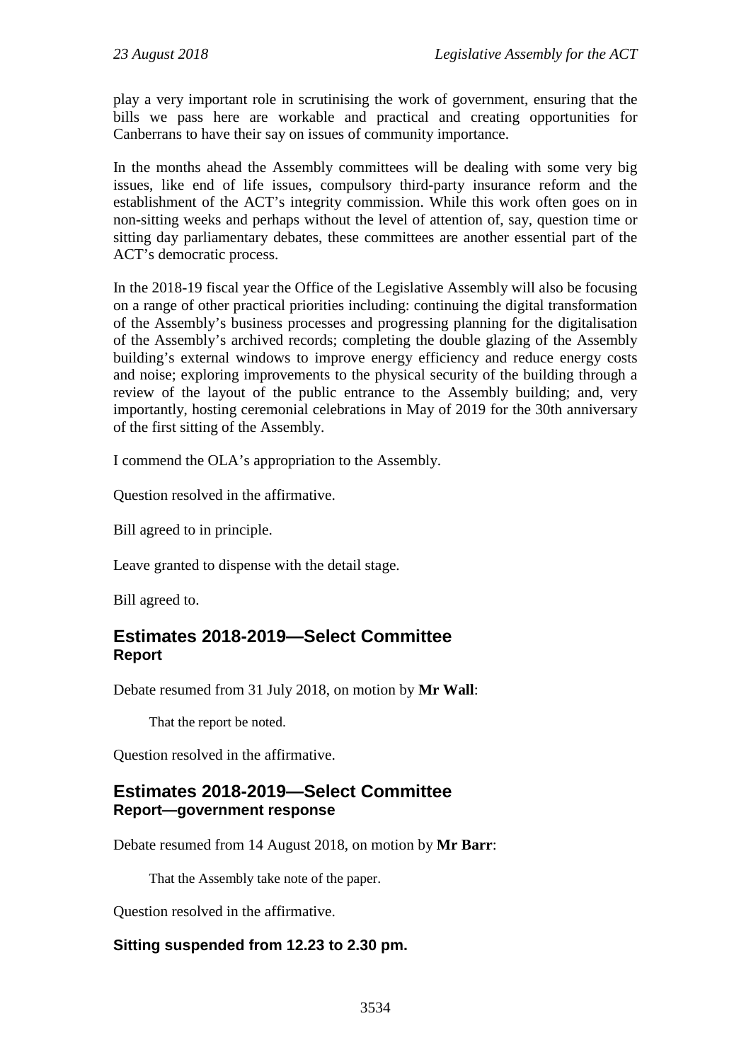play a very important role in scrutinising the work of government, ensuring that the bills we pass here are workable and practical and creating opportunities for Canberrans to have their say on issues of community importance.

In the months ahead the Assembly committees will be dealing with some very big issues, like end of life issues, compulsory third-party insurance reform and the establishment of the ACT's integrity commission. While this work often goes on in non-sitting weeks and perhaps without the level of attention of, say, question time or sitting day parliamentary debates, these committees are another essential part of the ACT's democratic process.

In the 2018-19 fiscal year the Office of the Legislative Assembly will also be focusing on a range of other practical priorities including: continuing the digital transformation of the Assembly's business processes and progressing planning for the digitalisation of the Assembly's archived records; completing the double glazing of the Assembly building's external windows to improve energy efficiency and reduce energy costs and noise; exploring improvements to the physical security of the building through a review of the layout of the public entrance to the Assembly building; and, very importantly, hosting ceremonial celebrations in May of 2019 for the 30th anniversary of the first sitting of the Assembly.

I commend the OLA's appropriation to the Assembly.

Question resolved in the affirmative.

Bill agreed to in principle.

Leave granted to dispense with the detail stage.

Bill agreed to.

## Estimates 2018-2019—Select Committee
### Report

Debate resumed from 31 July 2018, on motion by **Mr Wall**:

> That the report be noted.

Question resolved in the affirmative.

## Estimates 2018-2019—Select Committee
### Report—government response

Debate resumed from 14 August 2018, on motion by **Mr Barr**:

> That the Assembly take note of the paper.

Question resolved in the affirmative.

**Sitting suspended from 12.23 to 2.30 pm.**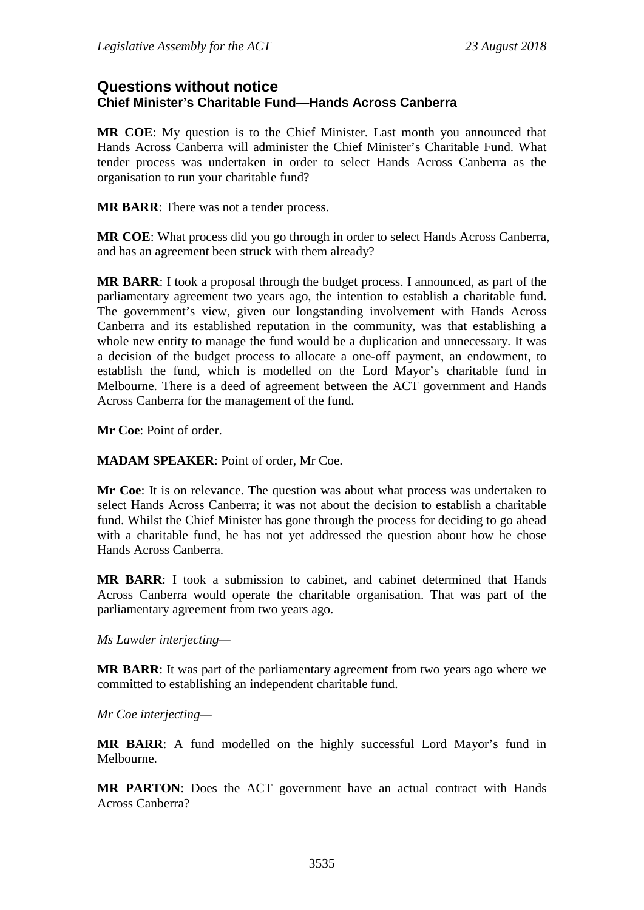## Questions without notice

### Chief Minister's Charitable Fund—Hands Across Canberra

**MR COE**: My question is to the Chief Minister. Last month you announced that Hands Across Canberra will administer the Chief Minister's Charitable Fund. What tender process was undertaken in order to select Hands Across Canberra as the organisation to run your charitable fund?

**MR BARR**: There was not a tender process.

**MR COE**: What process did you go through in order to select Hands Across Canberra, and has an agreement been struck with them already?

**MR BARR**: I took a proposal through the budget process. I announced, as part of the parliamentary agreement two years ago, the intention to establish a charitable fund. The government's view, given our longstanding involvement with Hands Across Canberra and its established reputation in the community, was that establishing a whole new entity to manage the fund would be a duplication and unnecessary. It was a decision of the budget process to allocate a one-off payment, an endowment, to establish the fund, which is modelled on the Lord Mayor's charitable fund in Melbourne. There is a deed of agreement between the ACT government and Hands Across Canberra for the management of the fund.

**Mr Coe**: Point of order.

**MADAM SPEAKER**: Point of order, Mr Coe.

**Mr Coe**: It is on relevance. The question was about what process was undertaken to select Hands Across Canberra; it was not about the decision to establish a charitable fund. Whilst the Chief Minister has gone through the process for deciding to go ahead with a charitable fund, he has not yet addressed the question about how he chose Hands Across Canberra.

**MR BARR**: I took a submission to cabinet, and cabinet determined that Hands Across Canberra would operate the charitable organisation. That was part of the parliamentary agreement from two years ago.

*Ms Lawder interjecting*—

**MR BARR**: It was part of the parliamentary agreement from two years ago where we committed to establishing an independent charitable fund.

*Mr Coe interjecting*—

**MR BARR**: A fund modelled on the highly successful Lord Mayor's fund in Melbourne.

**MR PARTON**: Does the ACT government have an actual contract with Hands Across Canberra?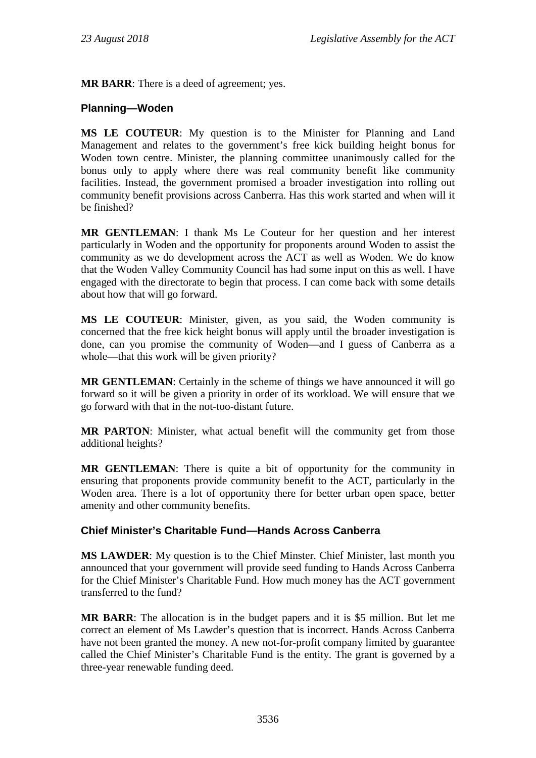**MR BARR**: There is a deed of agreement; yes.

## Planning—Woden

**MS LE COUTEUR**: My question is to the Minister for Planning and Land Management and relates to the government's free kick building height bonus for Woden town centre. Minister, the planning committee unanimously called for the bonus only to apply where there was real community benefit like community facilities. Instead, the government promised a broader investigation into rolling out community benefit provisions across Canberra. Has this work started and when will it be finished?

**MR GENTLEMAN**: I thank Ms Le Couteur for her question and her interest particularly in Woden and the opportunity for proponents around Woden to assist the community as we do development across the ACT as well as Woden. We do know that the Woden Valley Community Council has had some input on this as well. I have engaged with the directorate to begin that process. I can come back with some details about how that will go forward.

**MS LE COUTEUR**: Minister, given, as you said, the Woden community is concerned that the free kick height bonus will apply until the broader investigation is done, can you promise the community of Woden—and I guess of Canberra as a whole—that this work will be given priority?

**MR GENTLEMAN**: Certainly in the scheme of things we have announced it will go forward so it will be given a priority in order of its workload. We will ensure that we go forward with that in the not-too-distant future.

**MR PARTON**: Minister, what actual benefit will the community get from those additional heights?

**MR GENTLEMAN**: There is quite a bit of opportunity for the community in ensuring that proponents provide community benefit to the ACT, particularly in the Woden area. There is a lot of opportunity there for better urban open space, better amenity and other community benefits.

## Chief Minister's Charitable Fund—Hands Across Canberra

**MS LAWDER**: My question is to the Chief Minster. Chief Minister, last month you announced that your government will provide seed funding to Hands Across Canberra for the Chief Minister's Charitable Fund. How much money has the ACT government transferred to the fund?

**MR BARR**: The allocation is in the budget papers and it is $5 million. But let me correct an element of Ms Lawder's question that is incorrect. Hands Across Canberra have not been granted the money. A new not-for-profit company limited by guarantee called the Chief Minister's Charitable Fund is the entity. The grant is governed by a three-year renewable funding deed.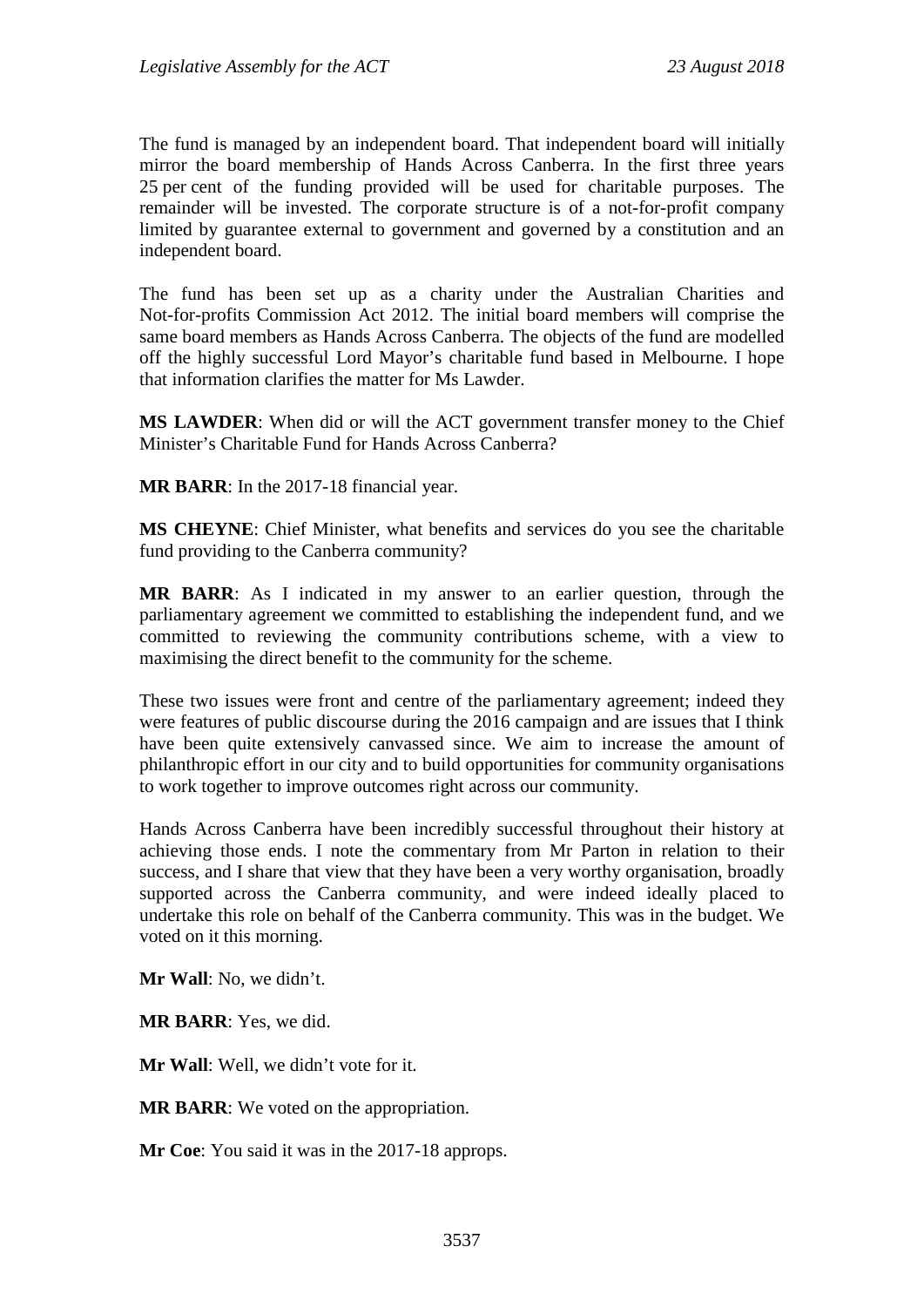The fund is managed by an independent board. That independent board will initially mirror the board membership of Hands Across Canberra. In the first three years 25 per cent of the funding provided will be used for charitable purposes. The remainder will be invested. The corporate structure is of a not-for-profit company limited by guarantee external to government and governed by a constitution and an independent board.

The fund has been set up as a charity under the Australian Charities and Not-for-profits Commission Act 2012. The initial board members will comprise the same board members as Hands Across Canberra. The objects of the fund are modelled off the highly successful Lord Mayor's charitable fund based in Melbourne. I hope that information clarifies the matter for Ms Lawder.

**MS LAWDER**: When did or will the ACT government transfer money to the Chief Minister's Charitable Fund for Hands Across Canberra?

**MR BARR**: In the 2017-18 financial year.

**MS CHEYNE**: Chief Minister, what benefits and services do you see the charitable fund providing to the Canberra community?

**MR BARR**: As I indicated in my answer to an earlier question, through the parliamentary agreement we committed to establishing the independent fund, and we committed to reviewing the community contributions scheme, with a view to maximising the direct benefit to the community for the scheme.

These two issues were front and centre of the parliamentary agreement; indeed they were features of public discourse during the 2016 campaign and are issues that I think have been quite extensively canvassed since. We aim to increase the amount of philanthropic effort in our city and to build opportunities for community organisations to work together to improve outcomes right across our community.

Hands Across Canberra have been incredibly successful throughout their history at achieving those ends. I note the commentary from Mr Parton in relation to their success, and I share that view that they have been a very worthy organisation, broadly supported across the Canberra community, and were indeed ideally placed to undertake this role on behalf of the Canberra community. This was in the budget. We voted on it this morning.

**Mr Wall**: No, we didn't.

**MR BARR**: Yes, we did.

**Mr Wall**: Well, we didn't vote for it.

**MR BARR**: We voted on the appropriation.

**Mr Coe**: You said it was in the 2017-18 approps.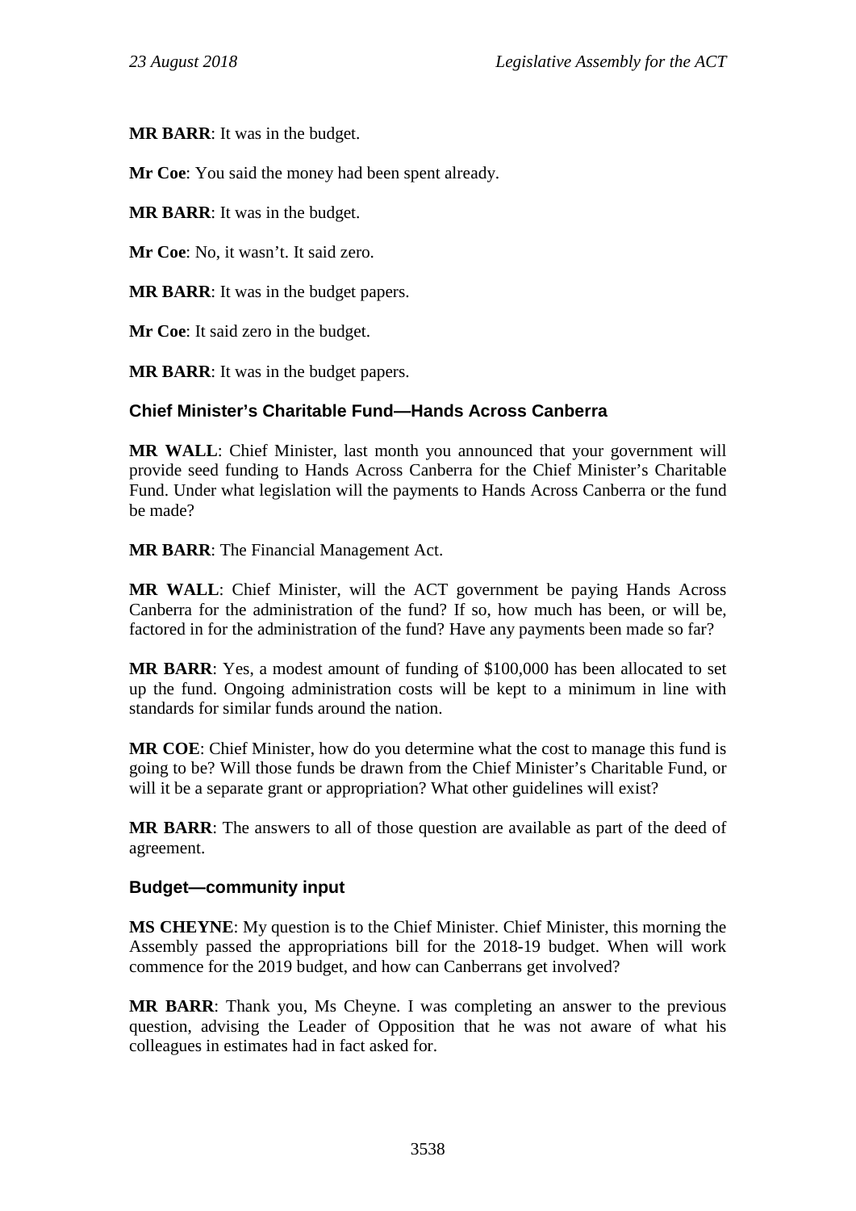**MR BARR**: It was in the budget.

**Mr Coe**: You said the money had been spent already.

**MR BARR**: It was in the budget.

**Mr Coe**: No, it wasn't. It said zero.

**MR BARR**: It was in the budget papers.

**Mr Coe**: It said zero in the budget.

**MR BARR**: It was in the budget papers.

### Chief Minister's Charitable Fund—Hands Across Canberra

**MR WALL**: Chief Minister, last month you announced that your government will provide seed funding to Hands Across Canberra for the Chief Minister's Charitable Fund. Under what legislation will the payments to Hands Across Canberra or the fund be made?

**MR BARR**: The Financial Management Act.

**MR WALL**: Chief Minister, will the ACT government be paying Hands Across Canberra for the administration of the fund? If so, how much has been, or will be, factored in for the administration of the fund? Have any payments been made so far?

**MR BARR**: Yes, a modest amount of funding of $100,000 has been allocated to set up the fund. Ongoing administration costs will be kept to a minimum in line with standards for similar funds around the nation.

**MR COE**: Chief Minister, how do you determine what the cost to manage this fund is going to be? Will those funds be drawn from the Chief Minister's Charitable Fund, or will it be a separate grant or appropriation? What other guidelines will exist?

**MR BARR**: The answers to all of those question are available as part of the deed of agreement.

### Budget—community input

**MS CHEYNE**: My question is to the Chief Minister. Chief Minister, this morning the Assembly passed the appropriations bill for the 2018-19 budget. When will work commence for the 2019 budget, and how can Canberrans get involved?

**MR BARR**: Thank you, Ms Cheyne. I was completing an answer to the previous question, advising the Leader of Opposition that he was not aware of what his colleagues in estimates had in fact asked for.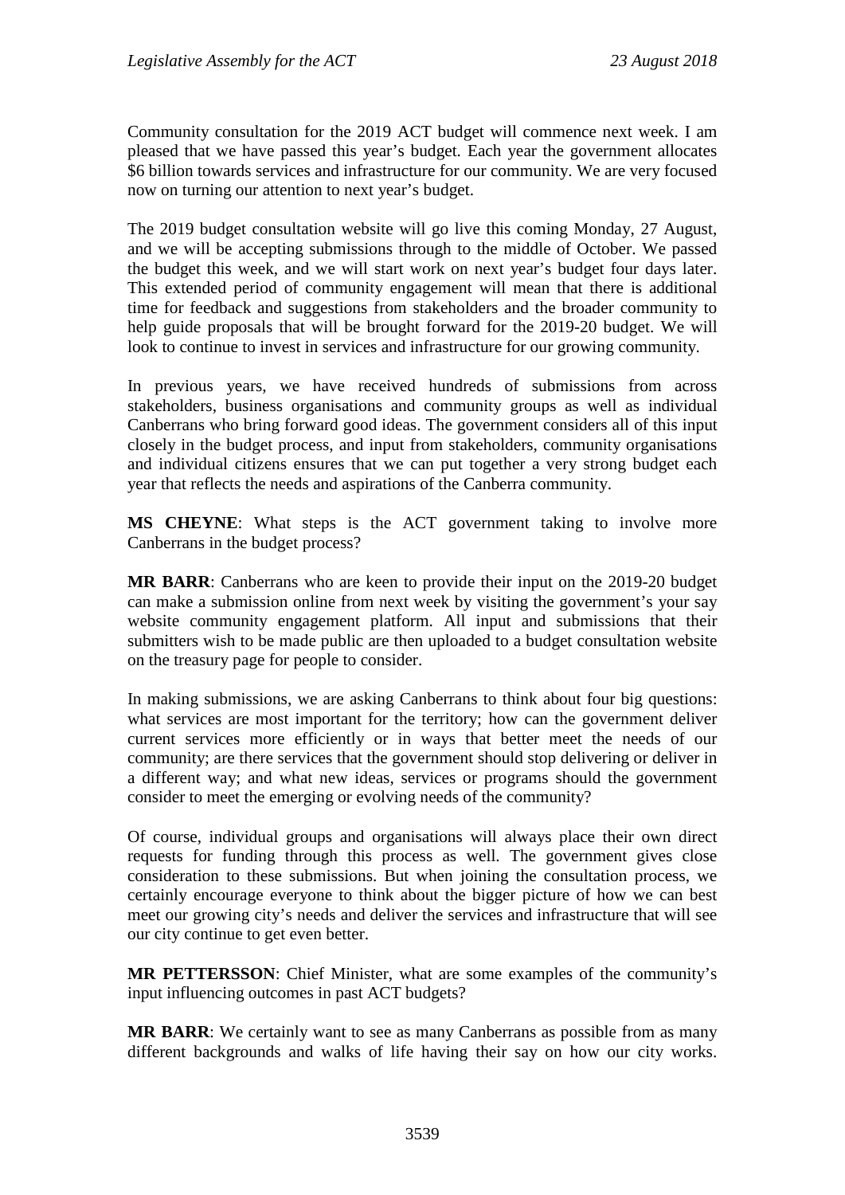Community consultation for the 2019 ACT budget will commence next week. I am pleased that we have passed this year's budget. Each year the government allocates $6 billion towards services and infrastructure for our community. We are very focused now on turning our attention to next year's budget.

The 2019 budget consultation website will go live this coming Monday, 27 August, and we will be accepting submissions through to the middle of October. We passed the budget this week, and we will start work on next year's budget four days later. This extended period of community engagement will mean that there is additional time for feedback and suggestions from stakeholders and the broader community to help guide proposals that will be brought forward for the 2019-20 budget. We will look to continue to invest in services and infrastructure for our growing community.

In previous years, we have received hundreds of submissions from across stakeholders, business organisations and community groups as well as individual Canberrans who bring forward good ideas. The government considers all of this input closely in the budget process, and input from stakeholders, community organisations and individual citizens ensures that we can put together a very strong budget each year that reflects the needs and aspirations of the Canberra community.

**MS CHEYNE**: What steps is the ACT government taking to involve more Canberrans in the budget process?

**MR BARR**: Canberrans who are keen to provide their input on the 2019-20 budget can make a submission online from next week by visiting the government's your say website community engagement platform. All input and submissions that their submitters wish to be made public are then uploaded to a budget consultation website on the treasury page for people to consider.

In making submissions, we are asking Canberrans to think about four big questions: what services are most important for the territory; how can the government deliver current services more efficiently or in ways that better meet the needs of our community; are there services that the government should stop delivering or deliver in a different way; and what new ideas, services or programs should the government consider to meet the emerging or evolving needs of the community?

Of course, individual groups and organisations will always place their own direct requests for funding through this process as well. The government gives close consideration to these submissions. But when joining the consultation process, we certainly encourage everyone to think about the bigger picture of how we can best meet our growing city's needs and deliver the services and infrastructure that will see our city continue to get even better.

**MR PETTERSSON**: Chief Minister, what are some examples of the community's input influencing outcomes in past ACT budgets?

**MR BARR**: We certainly want to see as many Canberrans as possible from as many different backgrounds and walks of life having their say on how our city works.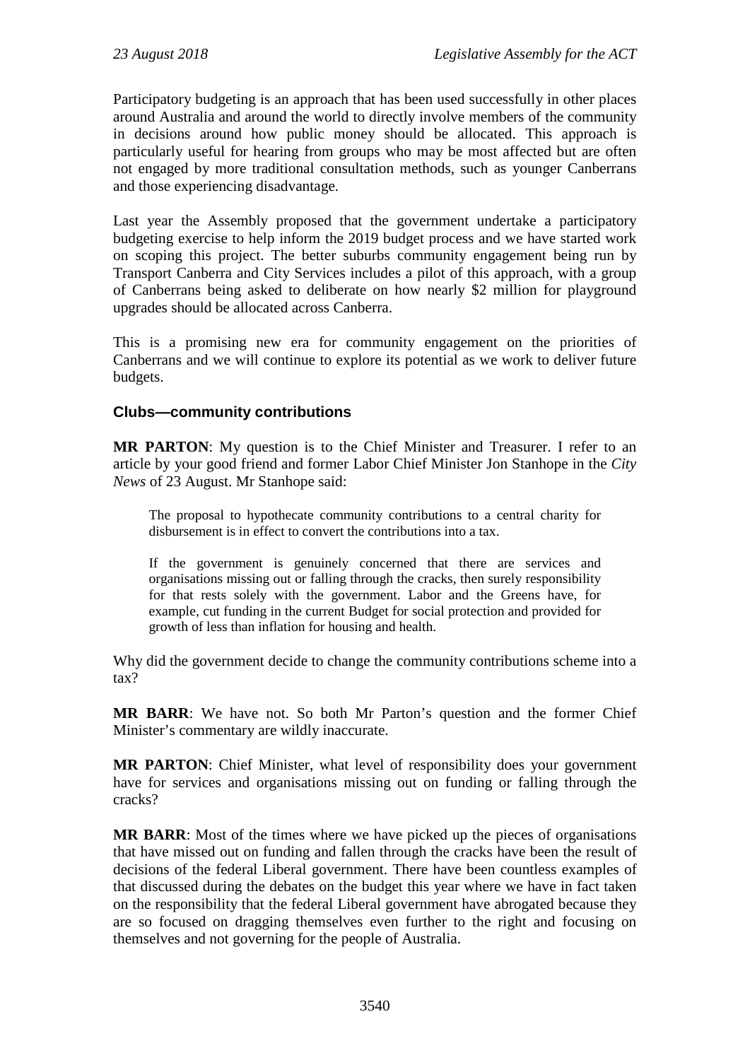Participatory budgeting is an approach that has been used successfully in other places around Australia and around the world to directly involve members of the community in decisions around how public money should be allocated. This approach is particularly useful for hearing from groups who may be most affected but are often not engaged by more traditional consultation methods, such as younger Canberrans and those experiencing disadvantage.

Last year the Assembly proposed that the government undertake a participatory budgeting exercise to help inform the 2019 budget process and we have started work on scoping this project. The better suburbs community engagement being run by Transport Canberra and City Services includes a pilot of this approach, with a group of Canberrans being asked to deliberate on how nearly $2 million for playground upgrades should be allocated across Canberra.

This is a promising new era for community engagement on the priorities of Canberrans and we will continue to explore its potential as we work to deliver future budgets.

### Clubs—community contributions

**MR PARTON**: My question is to the Chief Minister and Treasurer. I refer to an article by your good friend and former Labor Chief Minister Jon Stanhope in the *City News* of 23 August. Mr Stanhope said:

> The proposal to hypothecate community contributions to a central charity for disbursement is in effect to convert the contributions into a tax.
>
> If the government is genuinely concerned that there are services and organisations missing out or falling through the cracks, then surely responsibility for that rests solely with the government. Labor and the Greens have, for example, cut funding in the current Budget for social protection and provided for growth of less than inflation for housing and health.

Why did the government decide to change the community contributions scheme into a tax?

**MR BARR**: We have not. So both Mr Parton's question and the former Chief Minister's commentary are wildly inaccurate.

**MR PARTON**: Chief Minister, what level of responsibility does your government have for services and organisations missing out on funding or falling through the cracks?

**MR BARR**: Most of the times where we have picked up the pieces of organisations that have missed out on funding and fallen through the cracks have been the result of decisions of the federal Liberal government. There have been countless examples of that discussed during the debates on the budget this year where we have in fact taken on the responsibility that the federal Liberal government have abrogated because they are so focused on dragging themselves even further to the right and focusing on themselves and not governing for the people of Australia.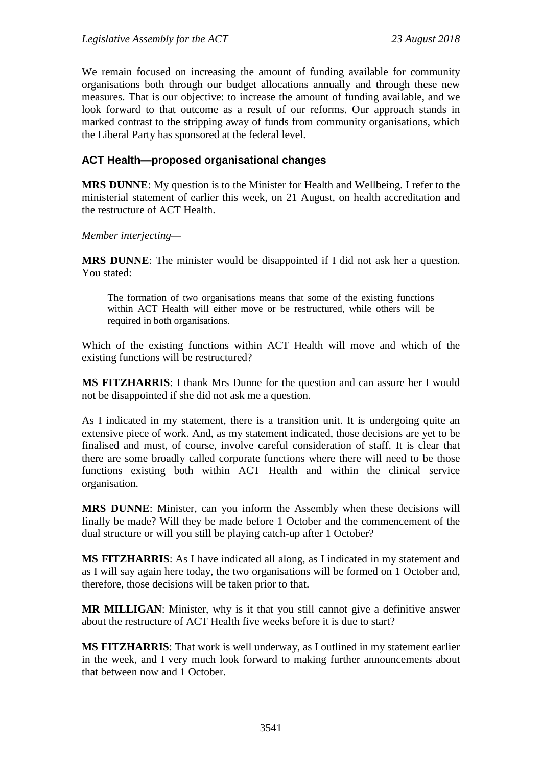We remain focused on increasing the amount of funding available for community organisations both through our budget allocations annually and through these new measures. That is our objective: to increase the amount of funding available, and we look forward to that outcome as a result of our reforms. Our approach stands in marked contrast to the stripping away of funds from community organisations, which the Liberal Party has sponsored at the federal level.

## ACT Health—proposed organisational changes

**MRS DUNNE**: My question is to the Minister for Health and Wellbeing. I refer to the ministerial statement of earlier this week, on 21 August, on health accreditation and the restructure of ACT Health.

*Member interjecting*—

**MRS DUNNE**: The minister would be disappointed if I did not ask her a question. You stated:

> The formation of two organisations means that some of the existing functions within ACT Health will either move or be restructured, while others will be required in both organisations.

Which of the existing functions within ACT Health will move and which of the existing functions will be restructured?

**MS FITZHARRIS**: I thank Mrs Dunne for the question and can assure her I would not be disappointed if she did not ask me a question.

As I indicated in my statement, there is a transition unit. It is undergoing quite an extensive piece of work. And, as my statement indicated, those decisions are yet to be finalised and must, of course, involve careful consideration of staff. It is clear that there are some broadly called corporate functions where there will need to be those functions existing both within ACT Health and within the clinical service organisation.

**MRS DUNNE**: Minister, can you inform the Assembly when these decisions will finally be made? Will they be made before 1 October and the commencement of the dual structure or will you still be playing catch-up after 1 October?

**MS FITZHARRIS**: As I have indicated all along, as I indicated in my statement and as I will say again here today, the two organisations will be formed on 1 October and, therefore, those decisions will be taken prior to that.

**MR MILLIGAN**: Minister, why is it that you still cannot give a definitive answer about the restructure of ACT Health five weeks before it is due to start?

**MS FITZHARRIS**: That work is well underway, as I outlined in my statement earlier in the week, and I very much look forward to making further announcements about that between now and 1 October.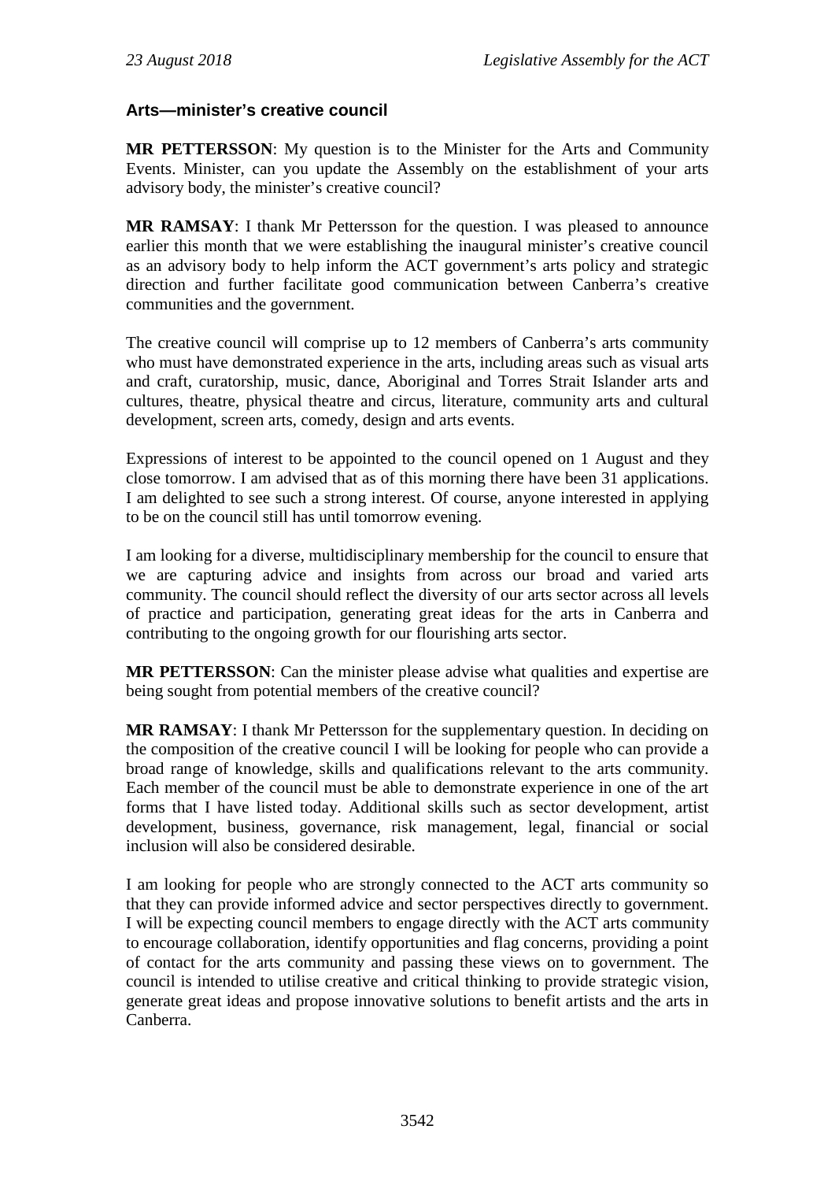### Arts—minister's creative council

**MR PETTERSSON**: My question is to the Minister for the Arts and Community Events. Minister, can you update the Assembly on the establishment of your arts advisory body, the minister's creative council?

**MR RAMSAY**: I thank Mr Pettersson for the question. I was pleased to announce earlier this month that we were establishing the inaugural minister's creative council as an advisory body to help inform the ACT government's arts policy and strategic direction and further facilitate good communication between Canberra's creative communities and the government.

The creative council will comprise up to 12 members of Canberra's arts community who must have demonstrated experience in the arts, including areas such as visual arts and craft, curatorship, music, dance, Aboriginal and Torres Strait Islander arts and cultures, theatre, physical theatre and circus, literature, community arts and cultural development, screen arts, comedy, design and arts events.

Expressions of interest to be appointed to the council opened on 1 August and they close tomorrow. I am advised that as of this morning there have been 31 applications. I am delighted to see such a strong interest. Of course, anyone interested in applying to be on the council still has until tomorrow evening.

I am looking for a diverse, multidisciplinary membership for the council to ensure that we are capturing advice and insights from across our broad and varied arts community. The council should reflect the diversity of our arts sector across all levels of practice and participation, generating great ideas for the arts in Canberra and contributing to the ongoing growth for our flourishing arts sector.

**MR PETTERSSON**: Can the minister please advise what qualities and expertise are being sought from potential members of the creative council?

**MR RAMSAY**: I thank Mr Pettersson for the supplementary question. In deciding on the composition of the creative council I will be looking for people who can provide a broad range of knowledge, skills and qualifications relevant to the arts community. Each member of the council must be able to demonstrate experience in one of the art forms that I have listed today. Additional skills such as sector development, artist development, business, governance, risk management, legal, financial or social inclusion will also be considered desirable.

I am looking for people who are strongly connected to the ACT arts community so that they can provide informed advice and sector perspectives directly to government. I will be expecting council members to engage directly with the ACT arts community to encourage collaboration, identify opportunities and flag concerns, providing a point of contact for the arts community and passing these views on to government. The council is intended to utilise creative and critical thinking to provide strategic vision, generate great ideas and propose innovative solutions to benefit artists and the arts in Canberra.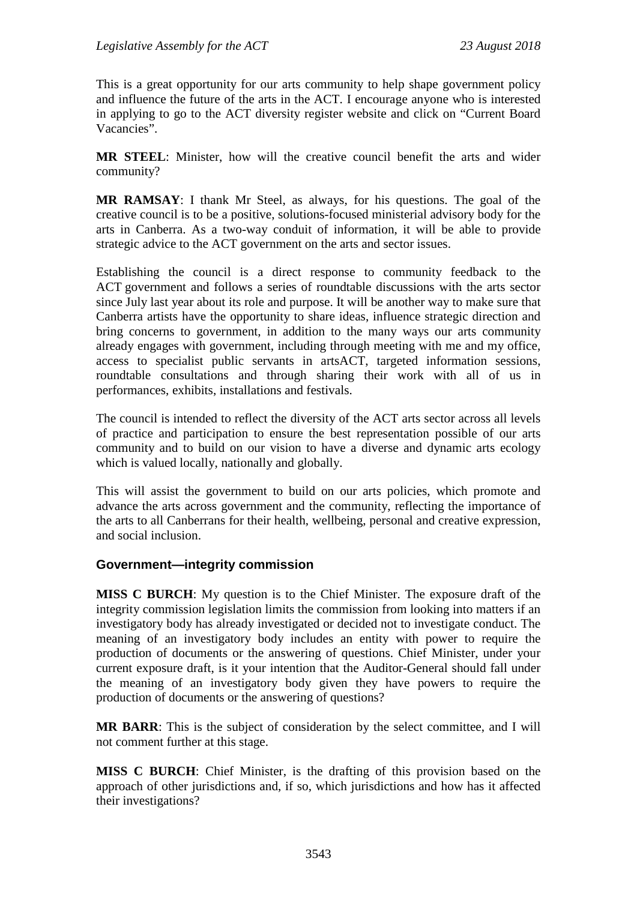This is a great opportunity for our arts community to help shape government policy and influence the future of the arts in the ACT. I encourage anyone who is interested in applying to go to the ACT diversity register website and click on "Current Board Vacancies".

**MR STEEL**: Minister, how will the creative council benefit the arts and wider community?

**MR RAMSAY**: I thank Mr Steel, as always, for his questions. The goal of the creative council is to be a positive, solutions-focused ministerial advisory body for the arts in Canberra. As a two-way conduit of information, it will be able to provide strategic advice to the ACT government on the arts and sector issues.

Establishing the council is a direct response to community feedback to the ACT government and follows a series of roundtable discussions with the arts sector since July last year about its role and purpose. It will be another way to make sure that Canberra artists have the opportunity to share ideas, influence strategic direction and bring concerns to government, in addition to the many ways our arts community already engages with government, including through meeting with me and my office, access to specialist public servants in artsACT, targeted information sessions, roundtable consultations and through sharing their work with all of us in performances, exhibits, installations and festivals.

The council is intended to reflect the diversity of the ACT arts sector across all levels of practice and participation to ensure the best representation possible of our arts community and to build on our vision to have a diverse and dynamic arts ecology which is valued locally, nationally and globally.

This will assist the government to build on our arts policies, which promote and advance the arts across government and the community, reflecting the importance of the arts to all Canberrans for their health, wellbeing, personal and creative expression, and social inclusion.

### Government—integrity commission

**MISS C BURCH**: My question is to the Chief Minister. The exposure draft of the integrity commission legislation limits the commission from looking into matters if an investigatory body has already investigated or decided not to investigate conduct. The meaning of an investigatory body includes an entity with power to require the production of documents or the answering of questions. Chief Minister, under your current exposure draft, is it your intention that the Auditor-General should fall under the meaning of an investigatory body given they have powers to require the production of documents or the answering of questions?

**MR BARR**: This is the subject of consideration by the select committee, and I will not comment further at this stage.

**MISS C BURCH**: Chief Minister, is the drafting of this provision based on the approach of other jurisdictions and, if so, which jurisdictions and how has it affected their investigations?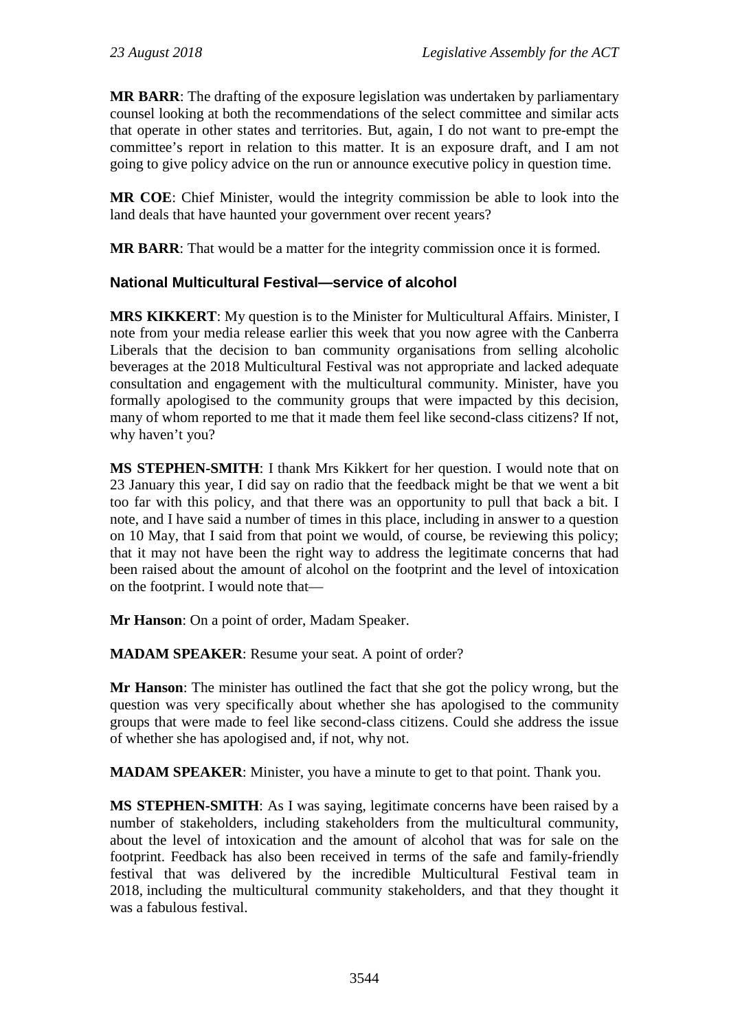**MR BARR**: The drafting of the exposure legislation was undertaken by parliamentary counsel looking at both the recommendations of the select committee and similar acts that operate in other states and territories. But, again, I do not want to pre-empt the committee's report in relation to this matter. It is an exposure draft, and I am not going to give policy advice on the run or announce executive policy in question time.

**MR COE**: Chief Minister, would the integrity commission be able to look into the land deals that have haunted your government over recent years?

**MR BARR**: That would be a matter for the integrity commission once it is formed.

### National Multicultural Festival—service of alcohol

**MRS KIKKERT**: My question is to the Minister for Multicultural Affairs. Minister, I note from your media release earlier this week that you now agree with the Canberra Liberals that the decision to ban community organisations from selling alcoholic beverages at the 2018 Multicultural Festival was not appropriate and lacked adequate consultation and engagement with the multicultural community. Minister, have you formally apologised to the community groups that were impacted by this decision, many of whom reported to me that it made them feel like second-class citizens? If not, why haven't you?

**MS STEPHEN-SMITH**: I thank Mrs Kikkert for her question. I would note that on 23 January this year, I did say on radio that the feedback might be that we went a bit too far with this policy, and that there was an opportunity to pull that back a bit. I note, and I have said a number of times in this place, including in answer to a question on 10 May, that I said from that point we would, of course, be reviewing this policy; that it may not have been the right way to address the legitimate concerns that had been raised about the amount of alcohol on the footprint and the level of intoxication on the footprint. I would note that—

**Mr Hanson**: On a point of order, Madam Speaker.

**MADAM SPEAKER**: Resume your seat. A point of order?

**Mr Hanson**: The minister has outlined the fact that she got the policy wrong, but the question was very specifically about whether she has apologised to the community groups that were made to feel like second-class citizens. Could she address the issue of whether she has apologised and, if not, why not.

**MADAM SPEAKER**: Minister, you have a minute to get to that point. Thank you.

**MS STEPHEN-SMITH**: As I was saying, legitimate concerns have been raised by a number of stakeholders, including stakeholders from the multicultural community, about the level of intoxication and the amount of alcohol that was for sale on the footprint. Feedback has also been received in terms of the safe and family-friendly festival that was delivered by the incredible Multicultural Festival team in 2018, including the multicultural community stakeholders, and that they thought it was a fabulous festival.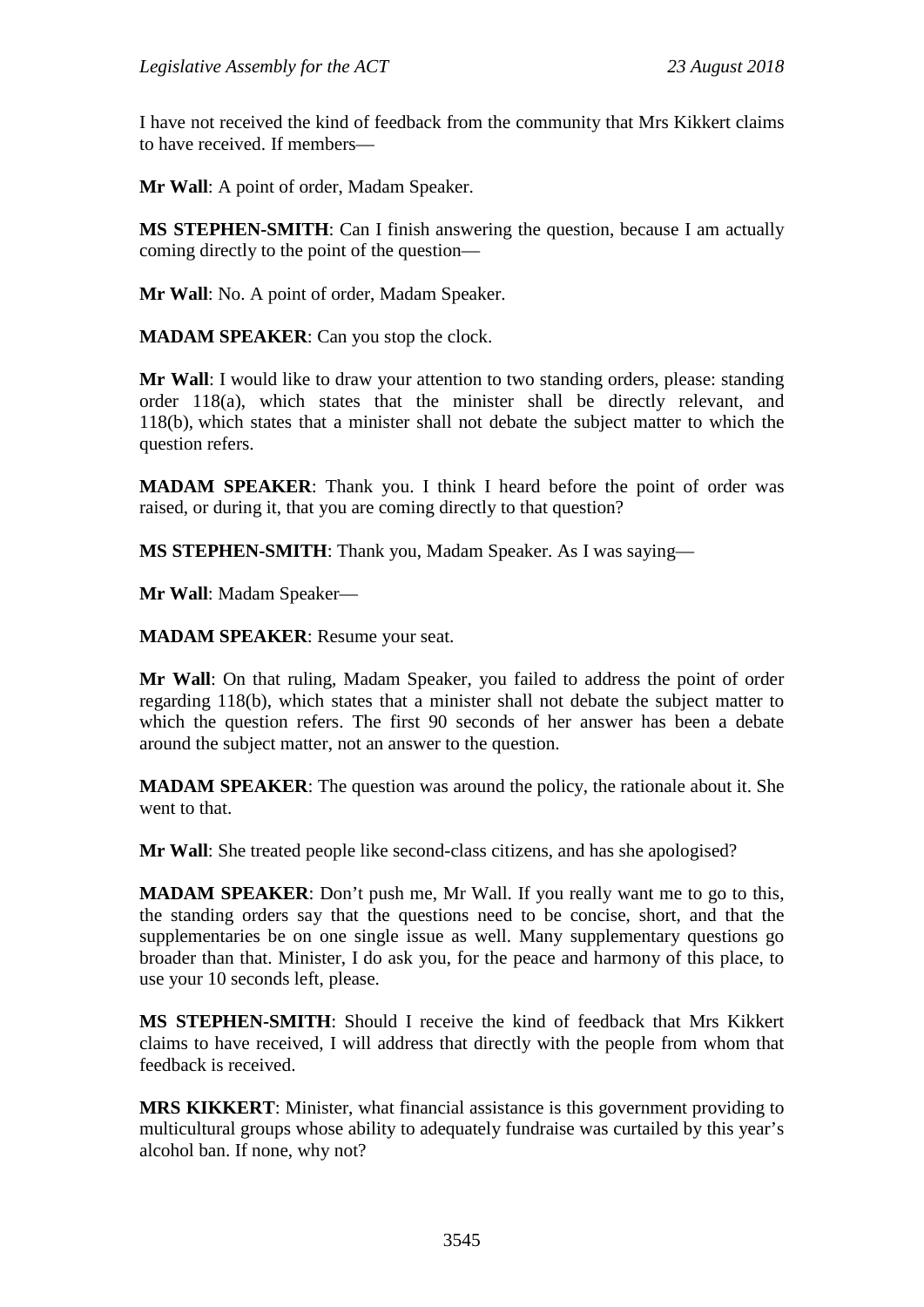I have not received the kind of feedback from the community that Mrs Kikkert claims to have received. If members—

**Mr Wall**: A point of order, Madam Speaker.

**MS STEPHEN-SMITH**: Can I finish answering the question, because I am actually coming directly to the point of the question—

**Mr Wall**: No. A point of order, Madam Speaker.

**MADAM SPEAKER**: Can you stop the clock.

**Mr Wall**: I would like to draw your attention to two standing orders, please: standing order 118(a), which states that the minister shall be directly relevant, and 118(b), which states that a minister shall not debate the subject matter to which the question refers.

**MADAM SPEAKER**: Thank you. I think I heard before the point of order was raised, or during it, that you are coming directly to that question?

**MS STEPHEN-SMITH**: Thank you, Madam Speaker. As I was saying—

**Mr Wall**: Madam Speaker—

**MADAM SPEAKER**: Resume your seat.

**Mr Wall**: On that ruling, Madam Speaker, you failed to address the point of order regarding 118(b), which states that a minister shall not debate the subject matter to which the question refers. The first 90 seconds of her answer has been a debate around the subject matter, not an answer to the question.

**MADAM SPEAKER**: The question was around the policy, the rationale about it. She went to that.

**Mr Wall**: She treated people like second-class citizens, and has she apologised?

**MADAM SPEAKER**: Don't push me, Mr Wall. If you really want me to go to this, the standing orders say that the questions need to be concise, short, and that the supplementaries be on one single issue as well. Many supplementary questions go broader than that. Minister, I do ask you, for the peace and harmony of this place, to use your 10 seconds left, please.

**MS STEPHEN-SMITH**: Should I receive the kind of feedback that Mrs Kikkert claims to have received, I will address that directly with the people from whom that feedback is received.

**MRS KIKKERT**: Minister, what financial assistance is this government providing to multicultural groups whose ability to adequately fundraise was curtailed by this year's alcohol ban. If none, why not?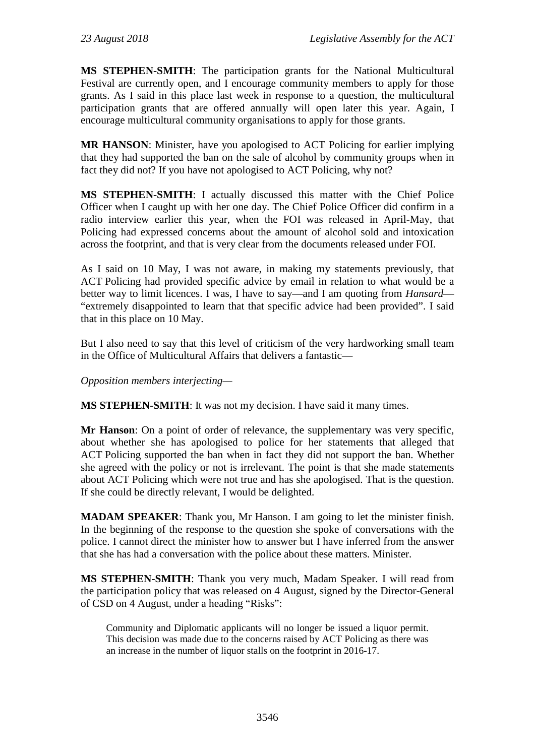**MS STEPHEN-SMITH**: The participation grants for the National Multicultural Festival are currently open, and I encourage community members to apply for those grants. As I said in this place last week in response to a question, the multicultural participation grants that are offered annually will open later this year. Again, I encourage multicultural community organisations to apply for those grants.

**MR HANSON**: Minister, have you apologised to ACT Policing for earlier implying that they had supported the ban on the sale of alcohol by community groups when in fact they did not? If you have not apologised to ACT Policing, why not?

**MS STEPHEN-SMITH**: I actually discussed this matter with the Chief Police Officer when I caught up with her one day. The Chief Police Officer did confirm in a radio interview earlier this year, when the FOI was released in April-May, that Policing had expressed concerns about the amount of alcohol sold and intoxication across the footprint, and that is very clear from the documents released under FOI.

As I said on 10 May, I was not aware, in making my statements previously, that ACT Policing had provided specific advice by email in relation to what would be a better way to limit licences. I was, I have to say—and I am quoting from *Hansard*—"extremely disappointed to learn that that specific advice had been provided". I said that in this place on 10 May.

But I also need to say that this level of criticism of the very hardworking small team in the Office of Multicultural Affairs that delivers a fantastic—

*Opposition members interjecting*—

**MS STEPHEN-SMITH**: It was not my decision. I have said it many times.

**Mr Hanson**: On a point of order of relevance, the supplementary was very specific, about whether she has apologised to police for her statements that alleged that ACT Policing supported the ban when in fact they did not support the ban. Whether she agreed with the policy or not is irrelevant. The point is that she made statements about ACT Policing which were not true and has she apologised. That is the question. If she could be directly relevant, I would be delighted.

**MADAM SPEAKER**: Thank you, Mr Hanson. I am going to let the minister finish. In the beginning of the response to the question she spoke of conversations with the police. I cannot direct the minister how to answer but I have inferred from the answer that she has had a conversation with the police about these matters. Minister.

**MS STEPHEN-SMITH**: Thank you very much, Madam Speaker. I will read from the participation policy that was released on 4 August, signed by the Director-General of CSD on 4 August, under a heading "Risks":

> Community and Diplomatic applicants will no longer be issued a liquor permit. This decision was made due to the concerns raised by ACT Policing as there was an increase in the number of liquor stalls on the footprint in 2016-17.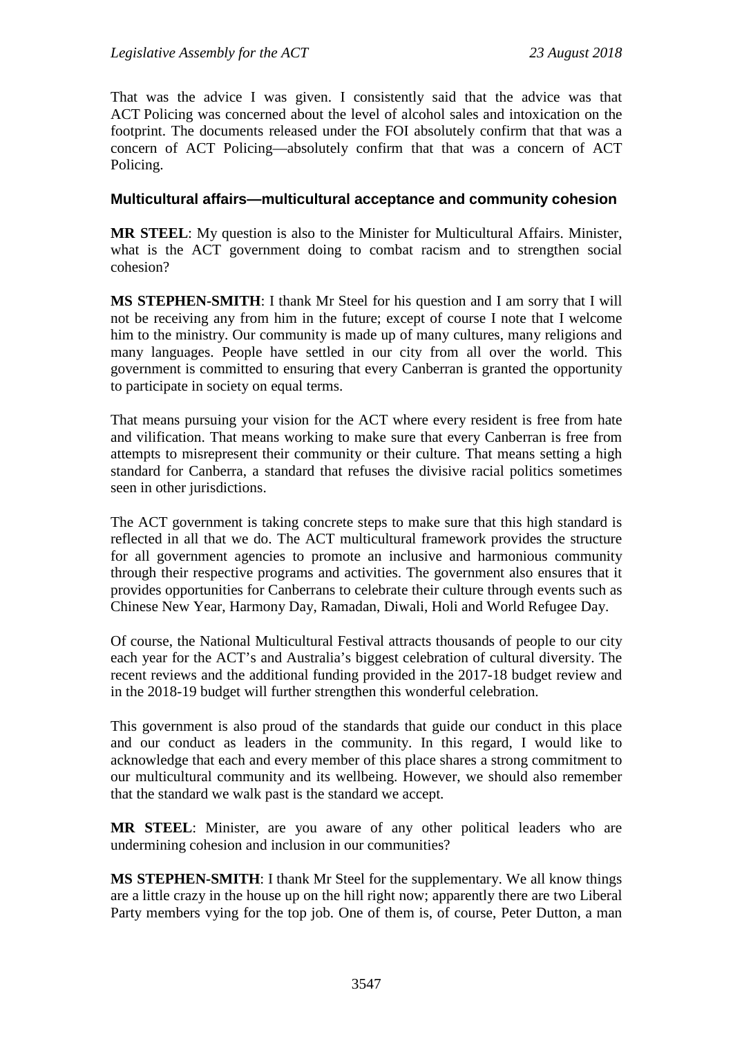That was the advice I was given. I consistently said that the advice was that ACT Policing was concerned about the level of alcohol sales and intoxication on the footprint. The documents released under the FOI absolutely confirm that that was a concern of ACT Policing—absolutely confirm that that was a concern of ACT Policing.

### Multicultural affairs—multicultural acceptance and community cohesion

**MR STEEL**: My question is also to the Minister for Multicultural Affairs. Minister, what is the ACT government doing to combat racism and to strengthen social cohesion?

**MS STEPHEN-SMITH**: I thank Mr Steel for his question and I am sorry that I will not be receiving any from him in the future; except of course I note that I welcome him to the ministry. Our community is made up of many cultures, many religions and many languages. People have settled in our city from all over the world. This government is committed to ensuring that every Canberran is granted the opportunity to participate in society on equal terms.

That means pursuing your vision for the ACT where every resident is free from hate and vilification. That means working to make sure that every Canberran is free from attempts to misrepresent their community or their culture. That means setting a high standard for Canberra, a standard that refuses the divisive racial politics sometimes seen in other jurisdictions.

The ACT government is taking concrete steps to make sure that this high standard is reflected in all that we do. The ACT multicultural framework provides the structure for all government agencies to promote an inclusive and harmonious community through their respective programs and activities. The government also ensures that it provides opportunities for Canberrans to celebrate their culture through events such as Chinese New Year, Harmony Day, Ramadan, Diwali, Holi and World Refugee Day.

Of course, the National Multicultural Festival attracts thousands of people to our city each year for the ACT's and Australia's biggest celebration of cultural diversity. The recent reviews and the additional funding provided in the 2017-18 budget review and in the 2018-19 budget will further strengthen this wonderful celebration.

This government is also proud of the standards that guide our conduct in this place and our conduct as leaders in the community. In this regard, I would like to acknowledge that each and every member of this place shares a strong commitment to our multicultural community and its wellbeing. However, we should also remember that the standard we walk past is the standard we accept.

**MR STEEL**: Minister, are you aware of any other political leaders who are undermining cohesion and inclusion in our communities?

**MS STEPHEN-SMITH**: I thank Mr Steel for the supplementary. We all know things are a little crazy in the house up on the hill right now; apparently there are two Liberal Party members vying for the top job. One of them is, of course, Peter Dutton, a man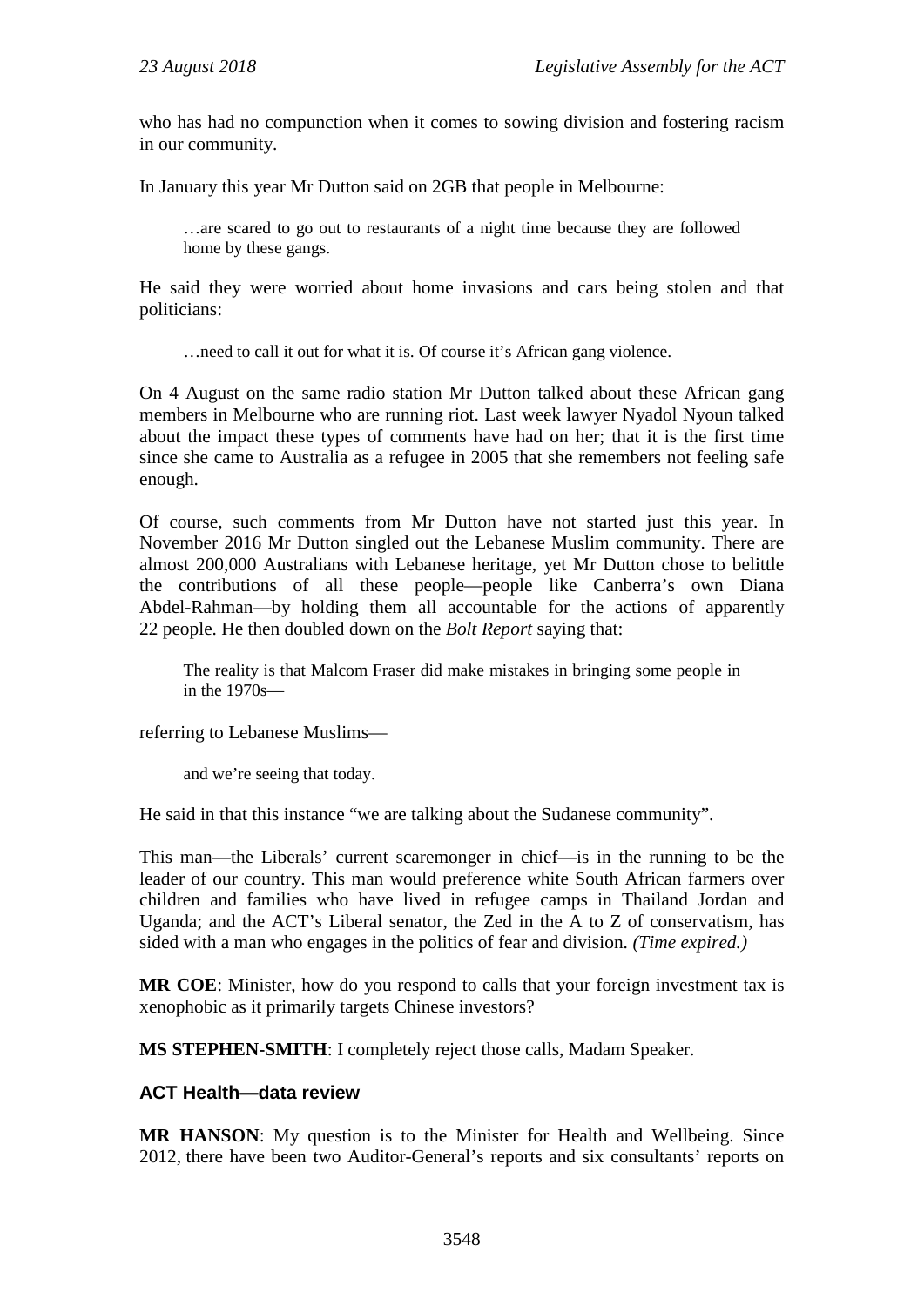who has had no compunction when it comes to sowing division and fostering racism in our community.

In January this year Mr Dutton said on 2GB that people in Melbourne:

> …are scared to go out to restaurants of a night time because they are followed home by these gangs.

He said they were worried about home invasions and cars being stolen and that politicians:

> …need to call it out for what it is. Of course it's African gang violence.

On 4 August on the same radio station Mr Dutton talked about these African gang members in Melbourne who are running riot. Last week lawyer Nyadol Nyoun talked about the impact these types of comments have had on her; that it is the first time since she came to Australia as a refugee in 2005 that she remembers not feeling safe enough.

Of course, such comments from Mr Dutton have not started just this year. In November 2016 Mr Dutton singled out the Lebanese Muslim community. There are almost 200,000 Australians with Lebanese heritage, yet Mr Dutton chose to belittle the contributions of all these people—people like Canberra's own Diana Abdel-Rahman—by holding them all accountable for the actions of apparently 22 people. He then doubled down on the *Bolt Report* saying that:

> The reality is that Malcom Fraser did make mistakes in bringing some people in in the 1970s—

referring to Lebanese Muslims—

> and we're seeing that today.

He said in that this instance "we are talking about the Sudanese community".

This man—the Liberals' current scaremonger in chief—is in the running to be the leader of our country. This man would preference white South African farmers over children and families who have lived in refugee camps in Thailand Jordan and Uganda; and the ACT's Liberal senator, the Zed in the A to Z of conservatism, has sided with a man who engages in the politics of fear and division. *(Time expired.)*

**MR COE**: Minister, how do you respond to calls that your foreign investment tax is xenophobic as it primarily targets Chinese investors?

**MS STEPHEN-SMITH**: I completely reject those calls, Madam Speaker.

### ACT Health—data review

**MR HANSON**: My question is to the Minister for Health and Wellbeing. Since 2012, there have been two Auditor-General's reports and six consultants' reports on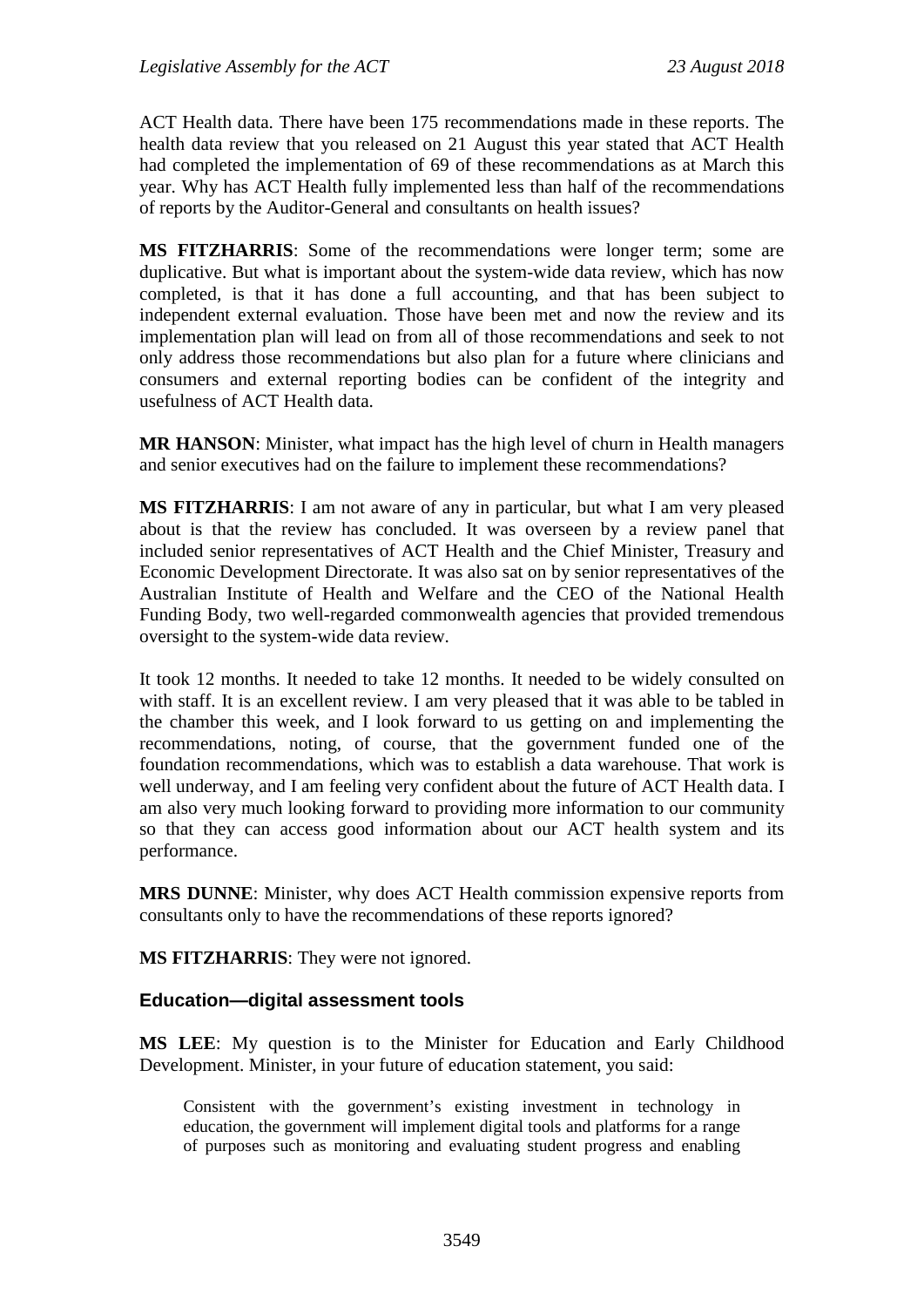ACT Health data. There have been 175 recommendations made in these reports. The health data review that you released on 21 August this year stated that ACT Health had completed the implementation of 69 of these recommendations as at March this year. Why has ACT Health fully implemented less than half of the recommendations of reports by the Auditor-General and consultants on health issues?

**MS FITZHARRIS**: Some of the recommendations were longer term; some are duplicative. But what is important about the system-wide data review, which has now completed, is that it has done a full accounting, and that has been subject to independent external evaluation. Those have been met and now the review and its implementation plan will lead on from all of those recommendations and seek to not only address those recommendations but also plan for a future where clinicians and consumers and external reporting bodies can be confident of the integrity and usefulness of ACT Health data.

**MR HANSON**: Minister, what impact has the high level of churn in Health managers and senior executives had on the failure to implement these recommendations?

**MS FITZHARRIS**: I am not aware of any in particular, but what I am very pleased about is that the review has concluded. It was overseen by a review panel that included senior representatives of ACT Health and the Chief Minister, Treasury and Economic Development Directorate. It was also sat on by senior representatives of the Australian Institute of Health and Welfare and the CEO of the National Health Funding Body, two well-regarded commonwealth agencies that provided tremendous oversight to the system-wide data review.

It took 12 months. It needed to take 12 months. It needed to be widely consulted on with staff. It is an excellent review. I am very pleased that it was able to be tabled in the chamber this week, and I look forward to us getting on and implementing the recommendations, noting, of course, that the government funded one of the foundation recommendations, which was to establish a data warehouse. That work is well underway, and I am feeling very confident about the future of ACT Health data. I am also very much looking forward to providing more information to our community so that they can access good information about our ACT health system and its performance.

**MRS DUNNE**: Minister, why does ACT Health commission expensive reports from consultants only to have the recommendations of these reports ignored?

**MS FITZHARRIS**: They were not ignored.

### Education—digital assessment tools

**MS LEE**: My question is to the Minister for Education and Early Childhood Development. Minister, in your future of education statement, you said:

> Consistent with the government's existing investment in technology in education, the government will implement digital tools and platforms for a range of purposes such as monitoring and evaluating student progress and enabling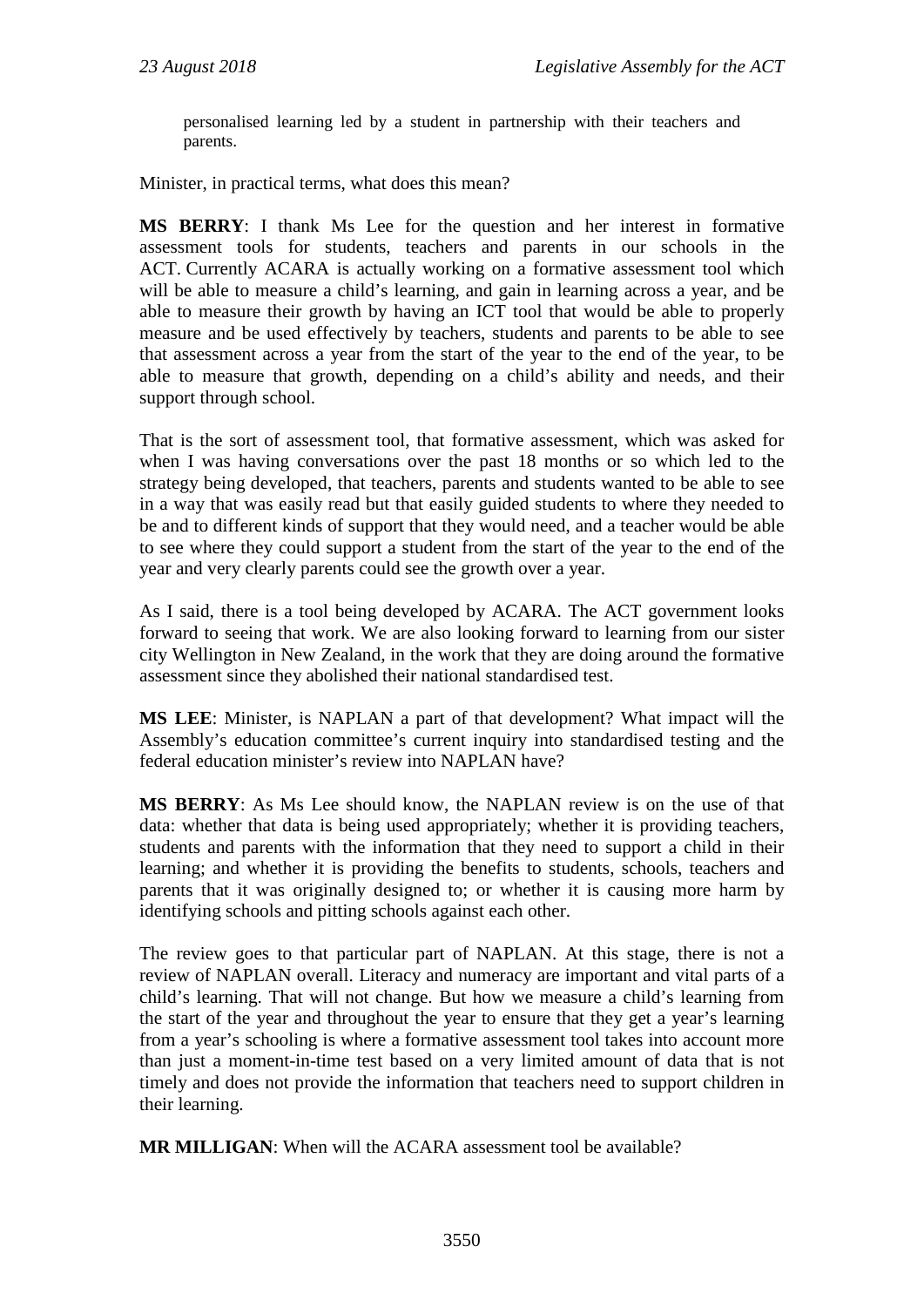> personalised learning led by a student in partnership with their teachers and parents.

Minister, in practical terms, what does this mean?

**MS BERRY**: I thank Ms Lee for the question and her interest in formative assessment tools for students, teachers and parents in our schools in the ACT. Currently ACARA is actually working on a formative assessment tool which will be able to measure a child's learning, and gain in learning across a year, and be able to measure their growth by having an ICT tool that would be able to properly measure and be used effectively by teachers, students and parents to be able to see that assessment across a year from the start of the year to the end of the year, to be able to measure that growth, depending on a child's ability and needs, and their support through school.

That is the sort of assessment tool, that formative assessment, which was asked for when I was having conversations over the past 18 months or so which led to the strategy being developed, that teachers, parents and students wanted to be able to see in a way that was easily read but that easily guided students to where they needed to be and to different kinds of support that they would need, and a teacher would be able to see where they could support a student from the start of the year to the end of the year and very clearly parents could see the growth over a year.

As I said, there is a tool being developed by ACARA. The ACT government looks forward to seeing that work. We are also looking forward to learning from our sister city Wellington in New Zealand, in the work that they are doing around the formative assessment since they abolished their national standardised test.

**MS LEE**: Minister, is NAPLAN a part of that development? What impact will the Assembly's education committee's current inquiry into standardised testing and the federal education minister's review into NAPLAN have?

**MS BERRY**: As Ms Lee should know, the NAPLAN review is on the use of that data: whether that data is being used appropriately; whether it is providing teachers, students and parents with the information that they need to support a child in their learning; and whether it is providing the benefits to students, schools, teachers and parents that it was originally designed to; or whether it is causing more harm by identifying schools and pitting schools against each other.

The review goes to that particular part of NAPLAN. At this stage, there is not a review of NAPLAN overall. Literacy and numeracy are important and vital parts of a child's learning. That will not change. But how we measure a child's learning from the start of the year and throughout the year to ensure that they get a year's learning from a year's schooling is where a formative assessment tool takes into account more than just a moment-in-time test based on a very limited amount of data that is not timely and does not provide the information that teachers need to support children in their learning.

**MR MILLIGAN**: When will the ACARA assessment tool be available?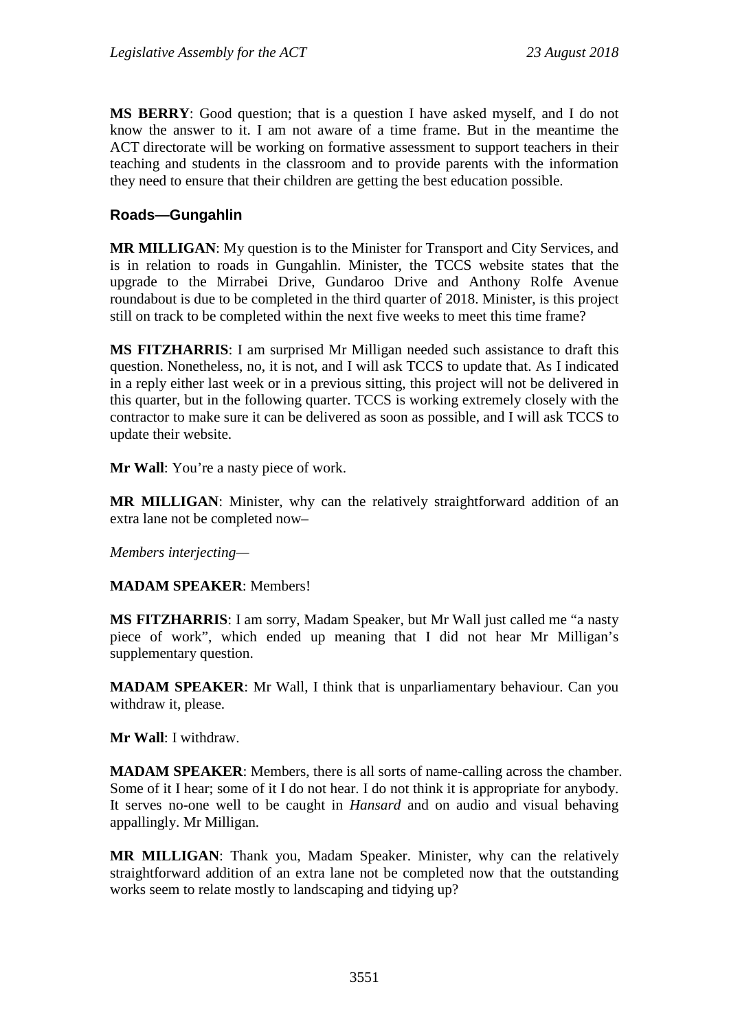**MS BERRY**: Good question; that is a question I have asked myself, and I do not know the answer to it. I am not aware of a time frame. But in the meantime the ACT directorate will be working on formative assessment to support teachers in their teaching and students in the classroom and to provide parents with the information they need to ensure that their children are getting the best education possible.

### Roads—Gungahlin

**MR MILLIGAN**: My question is to the Minister for Transport and City Services, and is in relation to roads in Gungahlin. Minister, the TCCS website states that the upgrade to the Mirrabei Drive, Gundaroo Drive and Anthony Rolfe Avenue roundabout is due to be completed in the third quarter of 2018. Minister, is this project still on track to be completed within the next five weeks to meet this time frame?

**MS FITZHARRIS**: I am surprised Mr Milligan needed such assistance to draft this question. Nonetheless, no, it is not, and I will ask TCCS to update that. As I indicated in a reply either last week or in a previous sitting, this project will not be delivered in this quarter, but in the following quarter. TCCS is working extremely closely with the contractor to make sure it can be delivered as soon as possible, and I will ask TCCS to update their website.

**Mr Wall**: You're a nasty piece of work.

**MR MILLIGAN**: Minister, why can the relatively straightforward addition of an extra lane not be completed now–

*Members interjecting*—

**MADAM SPEAKER**: Members!

**MS FITZHARRIS**: I am sorry, Madam Speaker, but Mr Wall just called me "a nasty piece of work", which ended up meaning that I did not hear Mr Milligan's supplementary question.

**MADAM SPEAKER**: Mr Wall, I think that is unparliamentary behaviour. Can you withdraw it, please.

**Mr Wall**: I withdraw.

**MADAM SPEAKER**: Members, there is all sorts of name-calling across the chamber. Some of it I hear; some of it I do not hear. I do not think it is appropriate for anybody. It serves no-one well to be caught in *Hansard* and on audio and visual behaving appallingly. Mr Milligan.

**MR MILLIGAN**: Thank you, Madam Speaker. Minister, why can the relatively straightforward addition of an extra lane not be completed now that the outstanding works seem to relate mostly to landscaping and tidying up?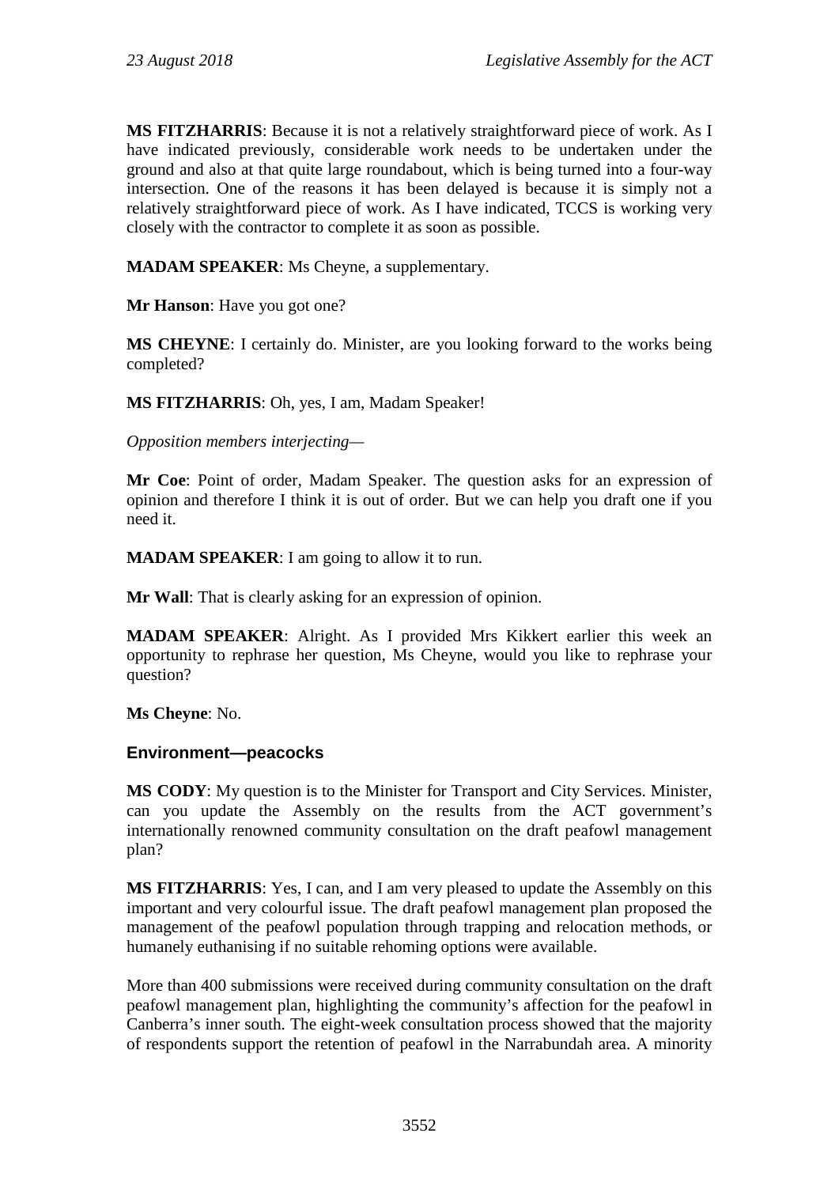**MS FITZHARRIS**: Because it is not a relatively straightforward piece of work. As I have indicated previously, considerable work needs to be undertaken under the ground and also at that quite large roundabout, which is being turned into a four-way intersection. One of the reasons it has been delayed is because it is simply not a relatively straightforward piece of work. As I have indicated, TCCS is working very closely with the contractor to complete it as soon as possible.

**MADAM SPEAKER**: Ms Cheyne, a supplementary.

**Mr Hanson**: Have you got one?

**MS CHEYNE**: I certainly do. Minister, are you looking forward to the works being completed?

**MS FITZHARRIS**: Oh, yes, I am, Madam Speaker!

*Opposition members interjecting—*

**Mr Coe**: Point of order, Madam Speaker. The question asks for an expression of opinion and therefore I think it is out of order. But we can help you draft one if you need it.

**MADAM SPEAKER**: I am going to allow it to run.

**Mr Wall**: That is clearly asking for an expression of opinion.

**MADAM SPEAKER**: Alright. As I provided Mrs Kikkert earlier this week an opportunity to rephrase her question, Ms Cheyne, would you like to rephrase your question?

**Ms Cheyne**: No.

### Environment—peacocks

**MS CODY**: My question is to the Minister for Transport and City Services. Minister, can you update the Assembly on the results from the ACT government's internationally renowned community consultation on the draft peafowl management plan?

**MS FITZHARRIS**: Yes, I can, and I am very pleased to update the Assembly on this important and very colourful issue. The draft peafowl management plan proposed the management of the peafowl population through trapping and relocation methods, or humanely euthanising if no suitable rehoming options were available.

More than 400 submissions were received during community consultation on the draft peafowl management plan, highlighting the community's affection for the peafowl in Canberra's inner south. The eight-week consultation process showed that the majority of respondents support the retention of peafowl in the Narrabundah area. A minority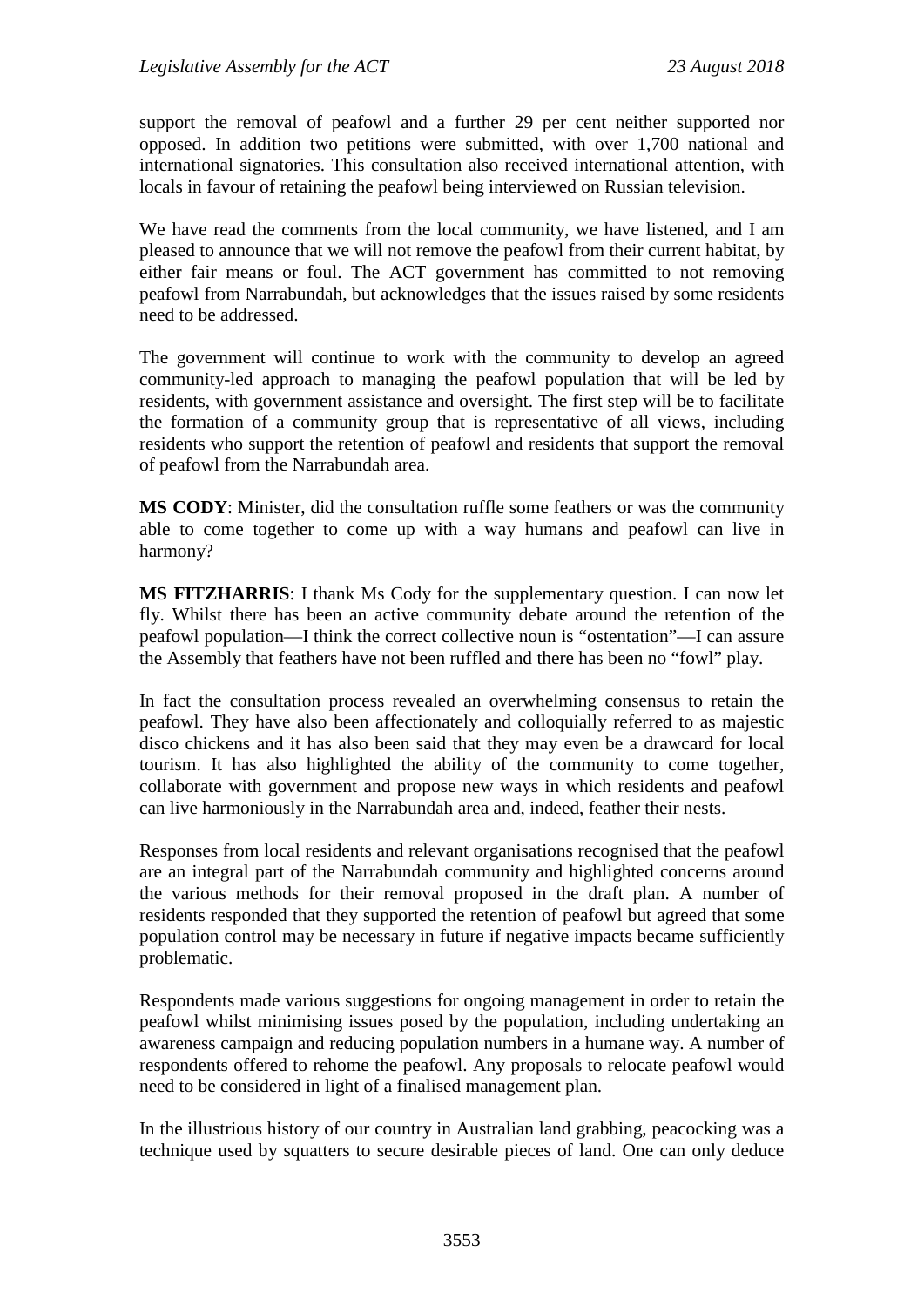support the removal of peafowl and a further 29 per cent neither supported nor opposed. In addition two petitions were submitted, with over 1,700 national and international signatories. This consultation also received international attention, with locals in favour of retaining the peafowl being interviewed on Russian television.

We have read the comments from the local community, we have listened, and I am pleased to announce that we will not remove the peafowl from their current habitat, by either fair means or foul. The ACT government has committed to not removing peafowl from Narrabundah, but acknowledges that the issues raised by some residents need to be addressed.

The government will continue to work with the community to develop an agreed community-led approach to managing the peafowl population that will be led by residents, with government assistance and oversight. The first step will be to facilitate the formation of a community group that is representative of all views, including residents who support the retention of peafowl and residents that support the removal of peafowl from the Narrabundah area.

**MS CODY**: Minister, did the consultation ruffle some feathers or was the community able to come together to come up with a way humans and peafowl can live in harmony?

**MS FITZHARRIS**: I thank Ms Cody for the supplementary question. I can now let fly. Whilst there has been an active community debate around the retention of the peafowl population—I think the correct collective noun is "ostentation"—I can assure the Assembly that feathers have not been ruffled and there has been no "fowl" play.

In fact the consultation process revealed an overwhelming consensus to retain the peafowl. They have also been affectionately and colloquially referred to as majestic disco chickens and it has also been said that they may even be a drawcard for local tourism. It has also highlighted the ability of the community to come together, collaborate with government and propose new ways in which residents and peafowl can live harmoniously in the Narrabundah area and, indeed, feather their nests.

Responses from local residents and relevant organisations recognised that the peafowl are an integral part of the Narrabundah community and highlighted concerns around the various methods for their removal proposed in the draft plan. A number of residents responded that they supported the retention of peafowl but agreed that some population control may be necessary in future if negative impacts became sufficiently problematic.

Respondents made various suggestions for ongoing management in order to retain the peafowl whilst minimising issues posed by the population, including undertaking an awareness campaign and reducing population numbers in a humane way. A number of respondents offered to rehome the peafowl. Any proposals to relocate peafowl would need to be considered in light of a finalised management plan.

In the illustrious history of our country in Australian land grabbing, peacocking was a technique used by squatters to secure desirable pieces of land. One can only deduce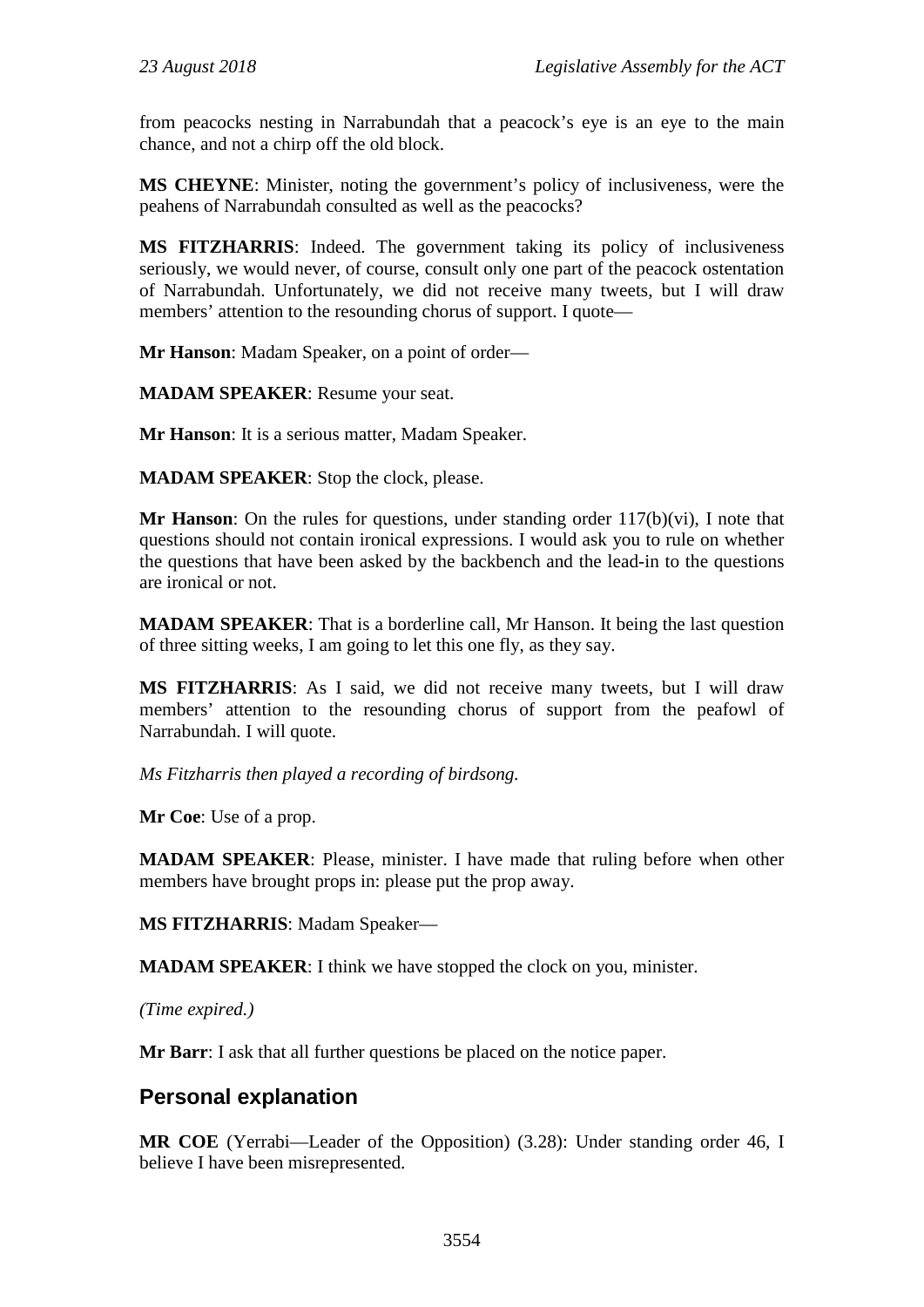from peacocks nesting in Narrabundah that a peacock's eye is an eye to the main chance, and not a chirp off the old block.

**MS CHEYNE**: Minister, noting the government's policy of inclusiveness, were the peahens of Narrabundah consulted as well as the peacocks?

**MS FITZHARRIS**: Indeed. The government taking its policy of inclusiveness seriously, we would never, of course, consult only one part of the peacock ostentation of Narrabundah. Unfortunately, we did not receive many tweets, but I will draw members' attention to the resounding chorus of support. I quote—

**Mr Hanson**: Madam Speaker, on a point of order—

**MADAM SPEAKER**: Resume your seat.

**Mr Hanson**: It is a serious matter, Madam Speaker.

**MADAM SPEAKER**: Stop the clock, please.

**Mr Hanson**: On the rules for questions, under standing order 117(b)(vi), I note that questions should not contain ironical expressions. I would ask you to rule on whether the questions that have been asked by the backbench and the lead-in to the questions are ironical or not.

**MADAM SPEAKER**: That is a borderline call, Mr Hanson. It being the last question of three sitting weeks, I am going to let this one fly, as they say.

**MS FITZHARRIS**: As I said, we did not receive many tweets, but I will draw members' attention to the resounding chorus of support from the peafowl of Narrabundah. I will quote.

*Ms Fitzharris then played a recording of birdsong.*

**Mr Coe**: Use of a prop.

**MADAM SPEAKER**: Please, minister. I have made that ruling before when other members have brought props in: please put the prop away.

**MS FITZHARRIS**: Madam Speaker—

**MADAM SPEAKER**: I think we have stopped the clock on you, minister.

*(Time expired.)*

**Mr Barr**: I ask that all further questions be placed on the notice paper.

## Personal explanation

**MR COE** (Yerrabi—Leader of the Opposition) (3.28): Under standing order 46, I believe I have been misrepresented.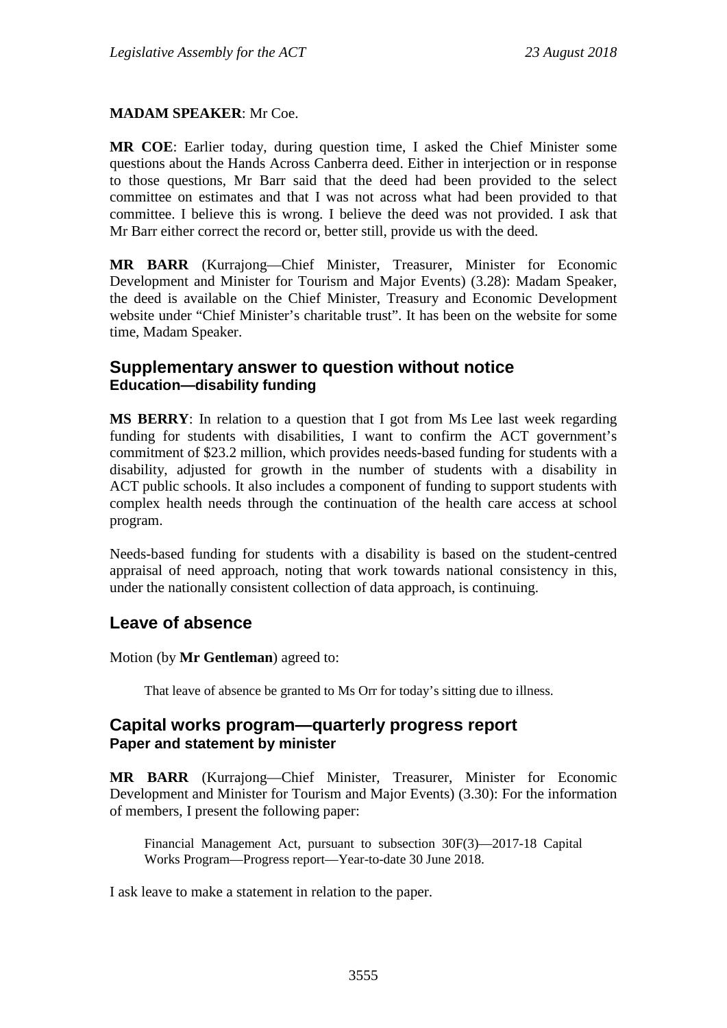**MADAM SPEAKER**: Mr Coe.

**MR COE**: Earlier today, during question time, I asked the Chief Minister some questions about the Hands Across Canberra deed. Either in interjection or in response to those questions, Mr Barr said that the deed had been provided to the select committee on estimates and that I was not across what had been provided to that committee. I believe this is wrong. I believe the deed was not provided. I ask that Mr Barr either correct the record or, better still, provide us with the deed.

**MR BARR** (Kurrajong—Chief Minister, Treasurer, Minister for Economic Development and Minister for Tourism and Major Events) (3.28): Madam Speaker, the deed is available on the Chief Minister, Treasury and Economic Development website under "Chief Minister's charitable trust". It has been on the website for some time, Madam Speaker.

## Supplementary answer to question without notice
### Education—disability funding

**MS BERRY**: In relation to a question that I got from Ms Lee last week regarding funding for students with disabilities, I want to confirm the ACT government's commitment of $23.2 million, which provides needs-based funding for students with a disability, adjusted for growth in the number of students with a disability in ACT public schools. It also includes a component of funding to support students with complex health needs through the continuation of the health care access at school program.

Needs-based funding for students with a disability is based on the student-centred appraisal of need approach, noting that work towards national consistency in this, under the nationally consistent collection of data approach, is continuing.

## Leave of absence

Motion (by **Mr Gentleman**) agreed to:

> That leave of absence be granted to Ms Orr for today's sitting due to illness.

## Capital works program—quarterly progress report
### Paper and statement by minister

**MR BARR** (Kurrajong—Chief Minister, Treasurer, Minister for Economic Development and Minister for Tourism and Major Events) (3.30): For the information of members, I present the following paper:

> Financial Management Act, pursuant to subsection 30F(3)—2017-18 Capital Works Program—Progress report—Year-to-date 30 June 2018.

I ask leave to make a statement in relation to the paper.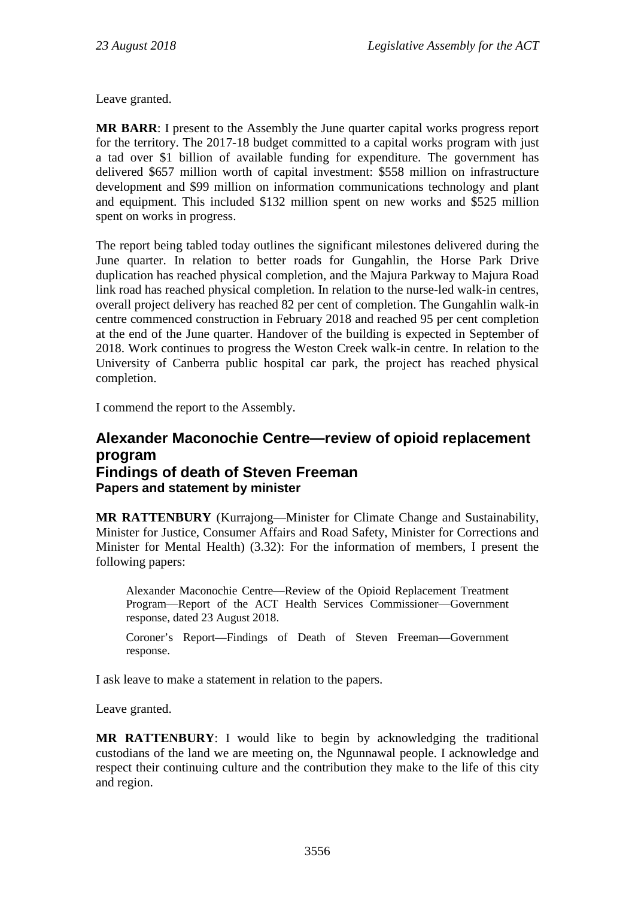Leave granted.

**MR BARR**: I present to the Assembly the June quarter capital works progress report for the territory. The 2017-18 budget committed to a capital works program with just a tad over $1 billion of available funding for expenditure. The government has delivered $657 million worth of capital investment: $558 million on infrastructure development and $99 million on information communications technology and plant and equipment. This included $132 million spent on new works and $525 million spent on works in progress.

The report being tabled today outlines the significant milestones delivered during the June quarter. In relation to better roads for Gungahlin, the Horse Park Drive duplication has reached physical completion, and the Majura Parkway to Majura Road link road has reached physical completion. In relation to the nurse-led walk-in centres, overall project delivery has reached 82 per cent of completion. The Gungahlin walk-in centre commenced construction in February 2018 and reached 95 per cent completion at the end of the June quarter. Handover of the building is expected in September of 2018. Work continues to progress the Weston Creek walk-in centre. In relation to the University of Canberra public hospital car park, the project has reached physical completion.

I commend the report to the Assembly.

## Alexander Maconochie Centre—review of opioid replacement program
## Findings of death of Steven Freeman
### Papers and statement by minister

**MR RATTENBURY** (Kurrajong—Minister for Climate Change and Sustainability, Minister for Justice, Consumer Affairs and Road Safety, Minister for Corrections and Minister for Mental Health) (3.32): For the information of members, I present the following papers:

> Alexander Maconochie Centre—Review of the Opioid Replacement Treatment Program—Report of the ACT Health Services Commissioner—Government response, dated 23 August 2018.
>
> Coroner's Report—Findings of Death of Steven Freeman—Government response.

I ask leave to make a statement in relation to the papers.

Leave granted.

**MR RATTENBURY**: I would like to begin by acknowledging the traditional custodians of the land we are meeting on, the Ngunnawal people. I acknowledge and respect their continuing culture and the contribution they make to the life of this city and region.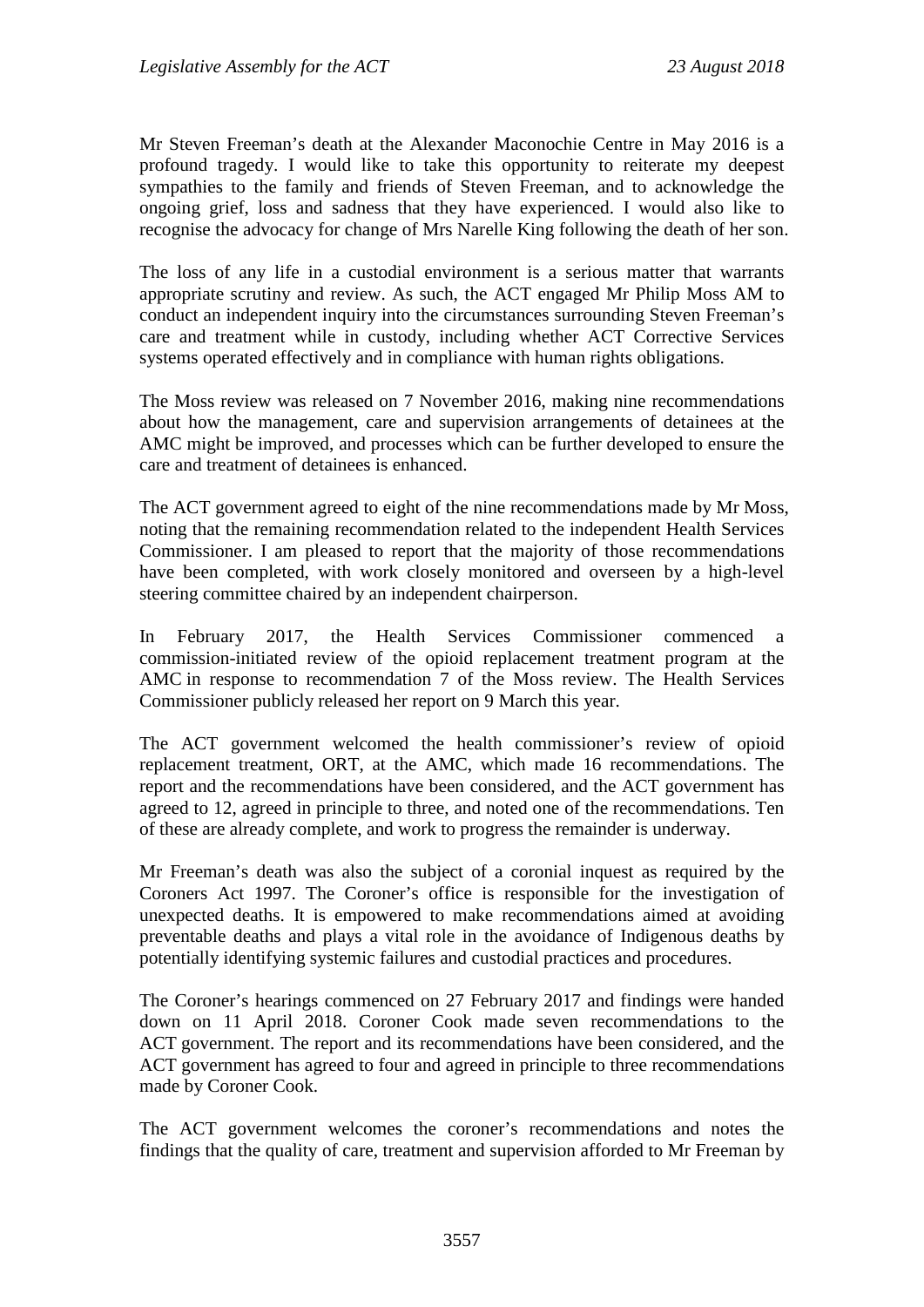Mr Steven Freeman's death at the Alexander Maconochie Centre in May 2016 is a profound tragedy. I would like to take this opportunity to reiterate my deepest sympathies to the family and friends of Steven Freeman, and to acknowledge the ongoing grief, loss and sadness that they have experienced. I would also like to recognise the advocacy for change of Mrs Narelle King following the death of her son.

The loss of any life in a custodial environment is a serious matter that warrants appropriate scrutiny and review. As such, the ACT engaged Mr Philip Moss AM to conduct an independent inquiry into the circumstances surrounding Steven Freeman's care and treatment while in custody, including whether ACT Corrective Services systems operated effectively and in compliance with human rights obligations.

The Moss review was released on 7 November 2016, making nine recommendations about how the management, care and supervision arrangements of detainees at the AMC might be improved, and processes which can be further developed to ensure the care and treatment of detainees is enhanced.

The ACT government agreed to eight of the nine recommendations made by Mr Moss, noting that the remaining recommendation related to the independent Health Services Commissioner. I am pleased to report that the majority of those recommendations have been completed, with work closely monitored and overseen by a high-level steering committee chaired by an independent chairperson.

In February 2017, the Health Services Commissioner commenced a commission-initiated review of the opioid replacement treatment program at the AMC in response to recommendation 7 of the Moss review. The Health Services Commissioner publicly released her report on 9 March this year.

The ACT government welcomed the health commissioner's review of opioid replacement treatment, ORT, at the AMC, which made 16 recommendations. The report and the recommendations have been considered, and the ACT government has agreed to 12, agreed in principle to three, and noted one of the recommendations. Ten of these are already complete, and work to progress the remainder is underway.

Mr Freeman's death was also the subject of a coronial inquest as required by the Coroners Act 1997. The Coroner's office is responsible for the investigation of unexpected deaths. It is empowered to make recommendations aimed at avoiding preventable deaths and plays a vital role in the avoidance of Indigenous deaths by potentially identifying systemic failures and custodial practices and procedures.

The Coroner's hearings commenced on 27 February 2017 and findings were handed down on 11 April 2018. Coroner Cook made seven recommendations to the ACT government. The report and its recommendations have been considered, and the ACT government has agreed to four and agreed in principle to three recommendations made by Coroner Cook.

The ACT government welcomes the coroner's recommendations and notes the findings that the quality of care, treatment and supervision afforded to Mr Freeman by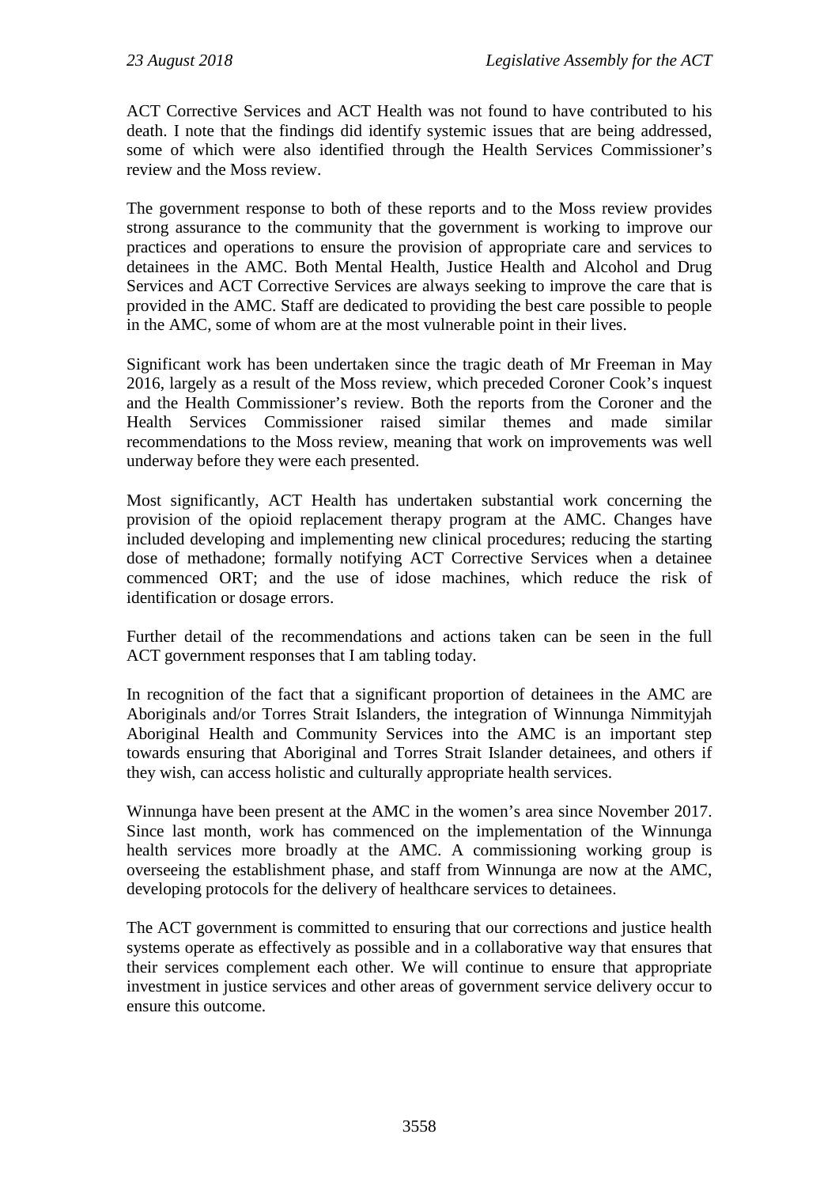ACT Corrective Services and ACT Health was not found to have contributed to his death. I note that the findings did identify systemic issues that are being addressed, some of which were also identified through the Health Services Commissioner's review and the Moss review.

The government response to both of these reports and to the Moss review provides strong assurance to the community that the government is working to improve our practices and operations to ensure the provision of appropriate care and services to detainees in the AMC. Both Mental Health, Justice Health and Alcohol and Drug Services and ACT Corrective Services are always seeking to improve the care that is provided in the AMC. Staff are dedicated to providing the best care possible to people in the AMC, some of whom are at the most vulnerable point in their lives.

Significant work has been undertaken since the tragic death of Mr Freeman in May 2016, largely as a result of the Moss review, which preceded Coroner Cook's inquest and the Health Commissioner's review. Both the reports from the Coroner and the Health Services Commissioner raised similar themes and made similar recommendations to the Moss review, meaning that work on improvements was well underway before they were each presented.

Most significantly, ACT Health has undertaken substantial work concerning the provision of the opioid replacement therapy program at the AMC. Changes have included developing and implementing new clinical procedures; reducing the starting dose of methadone; formally notifying ACT Corrective Services when a detainee commenced ORT; and the use of idose machines, which reduce the risk of identification or dosage errors.

Further detail of the recommendations and actions taken can be seen in the full ACT government responses that I am tabling today.

In recognition of the fact that a significant proportion of detainees in the AMC are Aboriginals and/or Torres Strait Islanders, the integration of Winnunga Nimmityjah Aboriginal Health and Community Services into the AMC is an important step towards ensuring that Aboriginal and Torres Strait Islander detainees, and others if they wish, can access holistic and culturally appropriate health services.

Winnunga have been present at the AMC in the women's area since November 2017. Since last month, work has commenced on the implementation of the Winnunga health services more broadly at the AMC. A commissioning working group is overseeing the establishment phase, and staff from Winnunga are now at the AMC, developing protocols for the delivery of healthcare services to detainees.

The ACT government is committed to ensuring that our corrections and justice health systems operate as effectively as possible and in a collaborative way that ensures that their services complement each other. We will continue to ensure that appropriate investment in justice services and other areas of government service delivery occur to ensure this outcome.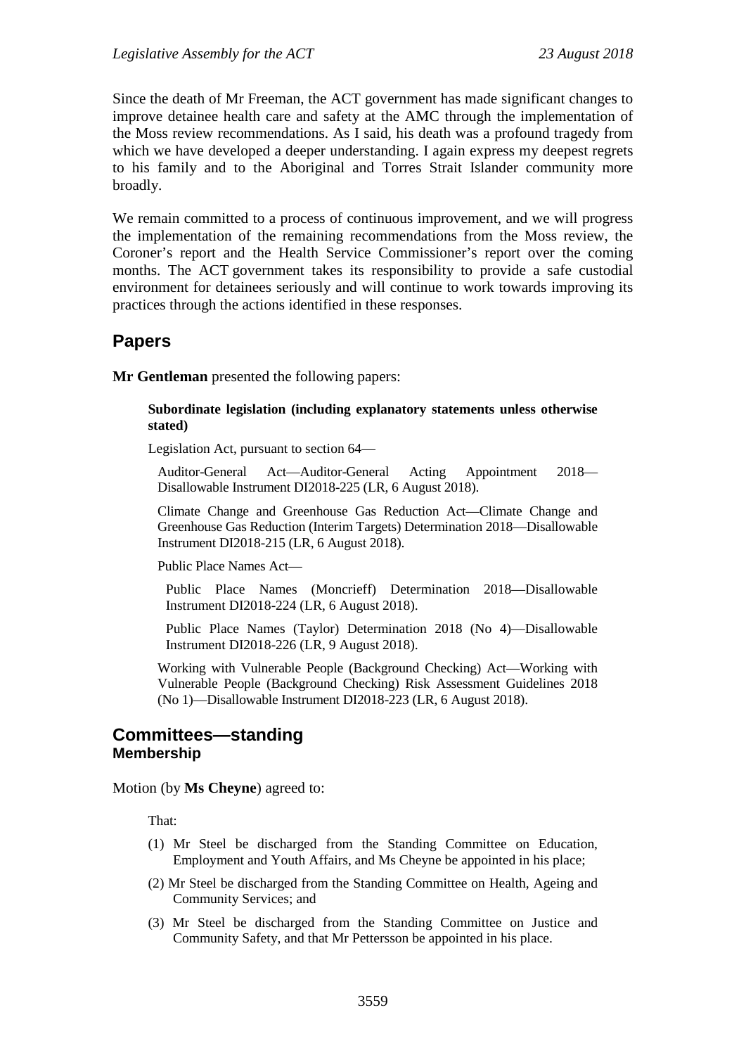Since the death of Mr Freeman, the ACT government has made significant changes to improve detainee health care and safety at the AMC through the implementation of the Moss review recommendations. As I said, his death was a profound tragedy from which we have developed a deeper understanding. I again express my deepest regrets to his family and to the Aboriginal and Torres Strait Islander community more broadly.

We remain committed to a process of continuous improvement, and we will progress the implementation of the remaining recommendations from the Moss review, the Coroner's report and the Health Service Commissioner's report over the coming months. The ACT government takes its responsibility to provide a safe custodial environment for detainees seriously and will continue to work towards improving its practices through the actions identified in these responses.

## Papers

**Mr Gentleman** presented the following papers:

> **Subordinate legislation (including explanatory statements unless otherwise stated)**
>
> Legislation Act, pursuant to section 64—
>
> Auditor-General Act—Auditor-General Acting Appointment 2018—Disallowable Instrument DI2018-225 (LR, 6 August 2018).
>
> Climate Change and Greenhouse Gas Reduction Act—Climate Change and Greenhouse Gas Reduction (Interim Targets) Determination 2018—Disallowable Instrument DI2018-215 (LR, 6 August 2018).
>
> Public Place Names Act—
>
> Public Place Names (Moncrieff) Determination 2018—Disallowable Instrument DI2018-224 (LR, 6 August 2018).
>
> Public Place Names (Taylor) Determination 2018 (No 4)—Disallowable Instrument DI2018-226 (LR, 9 August 2018).
>
> Working with Vulnerable People (Background Checking) Act—Working with Vulnerable People (Background Checking) Risk Assessment Guidelines 2018 (No 1)—Disallowable Instrument DI2018-223 (LR, 6 August 2018).

## Committees—standing

### Membership

Motion (by **Ms Cheyne**) agreed to:

> That:
>
> (1) Mr Steel be discharged from the Standing Committee on Education, Employment and Youth Affairs, and Ms Cheyne be appointed in his place;
>
> (2) Mr Steel be discharged from the Standing Committee on Health, Ageing and Community Services; and
>
> (3) Mr Steel be discharged from the Standing Committee on Justice and Community Safety, and that Mr Pettersson be appointed in his place.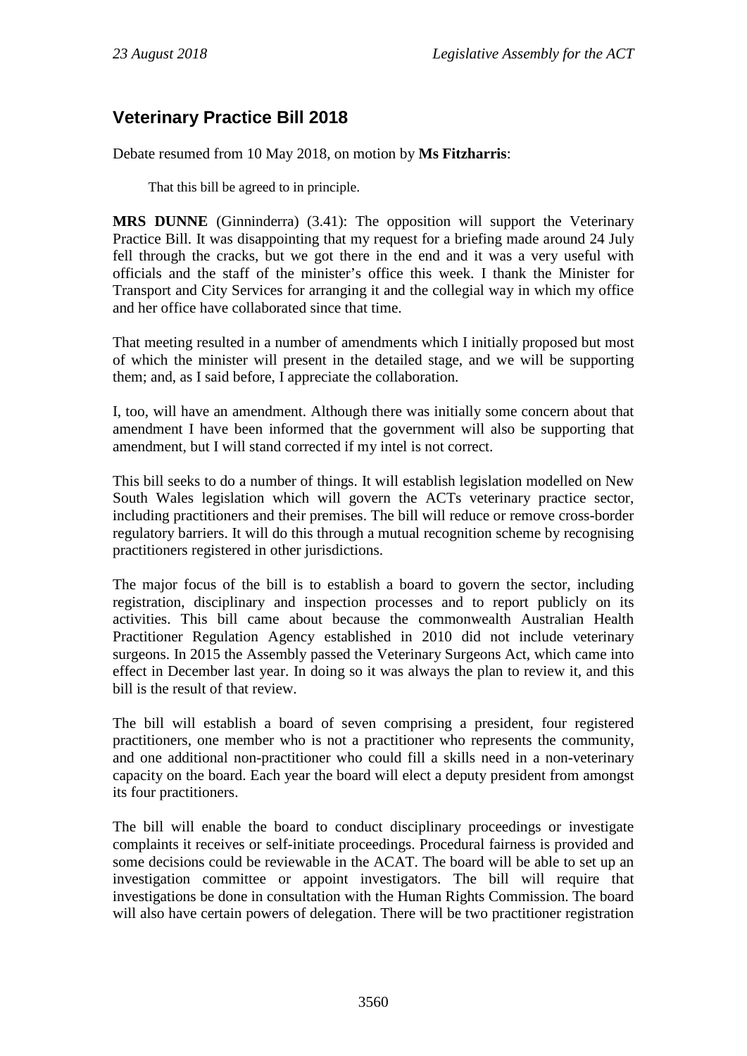## Veterinary Practice Bill 2018

Debate resumed from 10 May 2018, on motion by **Ms Fitzharris**:

> That this bill be agreed to in principle.

**MRS DUNNE** (Ginninderra) (3.41): The opposition will support the Veterinary Practice Bill. It was disappointing that my request for a briefing made around 24 July fell through the cracks, but we got there in the end and it was a very useful with officials and the staff of the minister's office this week. I thank the Minister for Transport and City Services for arranging it and the collegial way in which my office and her office have collaborated since that time.

That meeting resulted in a number of amendments which I initially proposed but most of which the minister will present in the detailed stage, and we will be supporting them; and, as I said before, I appreciate the collaboration.

I, too, will have an amendment. Although there was initially some concern about that amendment I have been informed that the government will also be supporting that amendment, but I will stand corrected if my intel is not correct.

This bill seeks to do a number of things. It will establish legislation modelled on New South Wales legislation which will govern the ACTs veterinary practice sector, including practitioners and their premises. The bill will reduce or remove cross-border regulatory barriers. It will do this through a mutual recognition scheme by recognising practitioners registered in other jurisdictions.

The major focus of the bill is to establish a board to govern the sector, including registration, disciplinary and inspection processes and to report publicly on its activities. This bill came about because the commonwealth Australian Health Practitioner Regulation Agency established in 2010 did not include veterinary surgeons. In 2015 the Assembly passed the Veterinary Surgeons Act, which came into effect in December last year. In doing so it was always the plan to review it, and this bill is the result of that review.

The bill will establish a board of seven comprising a president, four registered practitioners, one member who is not a practitioner who represents the community, and one additional non-practitioner who could fill a skills need in a non-veterinary capacity on the board. Each year the board will elect a deputy president from amongst its four practitioners.

The bill will enable the board to conduct disciplinary proceedings or investigate complaints it receives or self-initiate proceedings. Procedural fairness is provided and some decisions could be reviewable in the ACAT. The board will be able to set up an investigation committee or appoint investigators. The bill will require that investigations be done in consultation with the Human Rights Commission. The board will also have certain powers of delegation. There will be two practitioner registration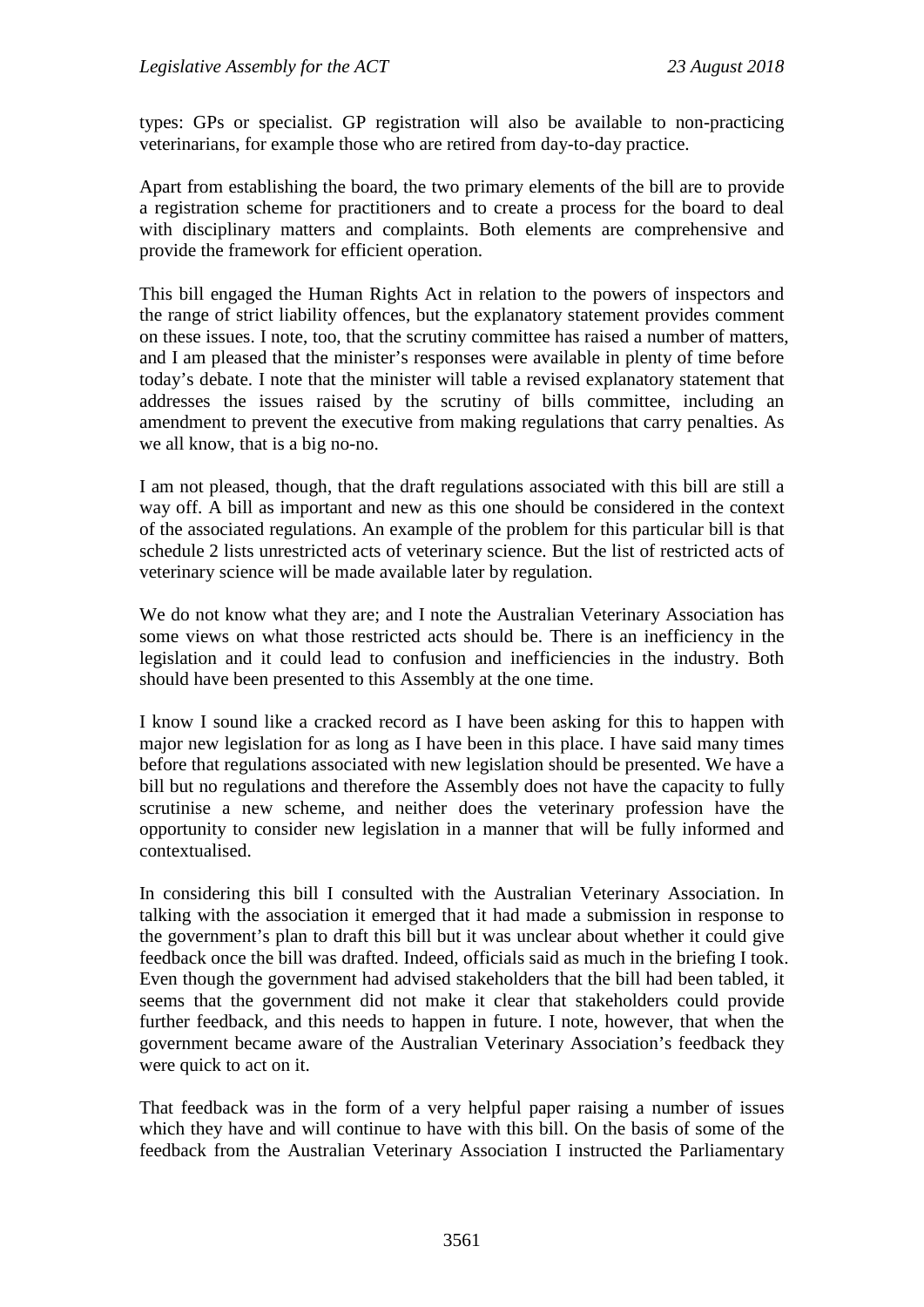types: GPs or specialist. GP registration will also be available to non-practicing veterinarians, for example those who are retired from day-to-day practice.

Apart from establishing the board, the two primary elements of the bill are to provide a registration scheme for practitioners and to create a process for the board to deal with disciplinary matters and complaints. Both elements are comprehensive and provide the framework for efficient operation.

This bill engaged the Human Rights Act in relation to the powers of inspectors and the range of strict liability offences, but the explanatory statement provides comment on these issues. I note, too, that the scrutiny committee has raised a number of matters, and I am pleased that the minister's responses were available in plenty of time before today's debate. I note that the minister will table a revised explanatory statement that addresses the issues raised by the scrutiny of bills committee, including an amendment to prevent the executive from making regulations that carry penalties. As we all know, that is a big no-no.

I am not pleased, though, that the draft regulations associated with this bill are still a way off. A bill as important and new as this one should be considered in the context of the associated regulations. An example of the problem for this particular bill is that schedule 2 lists unrestricted acts of veterinary science. But the list of restricted acts of veterinary science will be made available later by regulation.

We do not know what they are; and I note the Australian Veterinary Association has some views on what those restricted acts should be. There is an inefficiency in the legislation and it could lead to confusion and inefficiencies in the industry. Both should have been presented to this Assembly at the one time.

I know I sound like a cracked record as I have been asking for this to happen with major new legislation for as long as I have been in this place. I have said many times before that regulations associated with new legislation should be presented. We have a bill but no regulations and therefore the Assembly does not have the capacity to fully scrutinise a new scheme, and neither does the veterinary profession have the opportunity to consider new legislation in a manner that will be fully informed and contextualised.

In considering this bill I consulted with the Australian Veterinary Association. In talking with the association it emerged that it had made a submission in response to the government's plan to draft this bill but it was unclear about whether it could give feedback once the bill was drafted. Indeed, officials said as much in the briefing I took. Even though the government had advised stakeholders that the bill had been tabled, it seems that the government did not make it clear that stakeholders could provide further feedback, and this needs to happen in future. I note, however, that when the government became aware of the Australian Veterinary Association's feedback they were quick to act on it.

That feedback was in the form of a very helpful paper raising a number of issues which they have and will continue to have with this bill. On the basis of some of the feedback from the Australian Veterinary Association I instructed the Parliamentary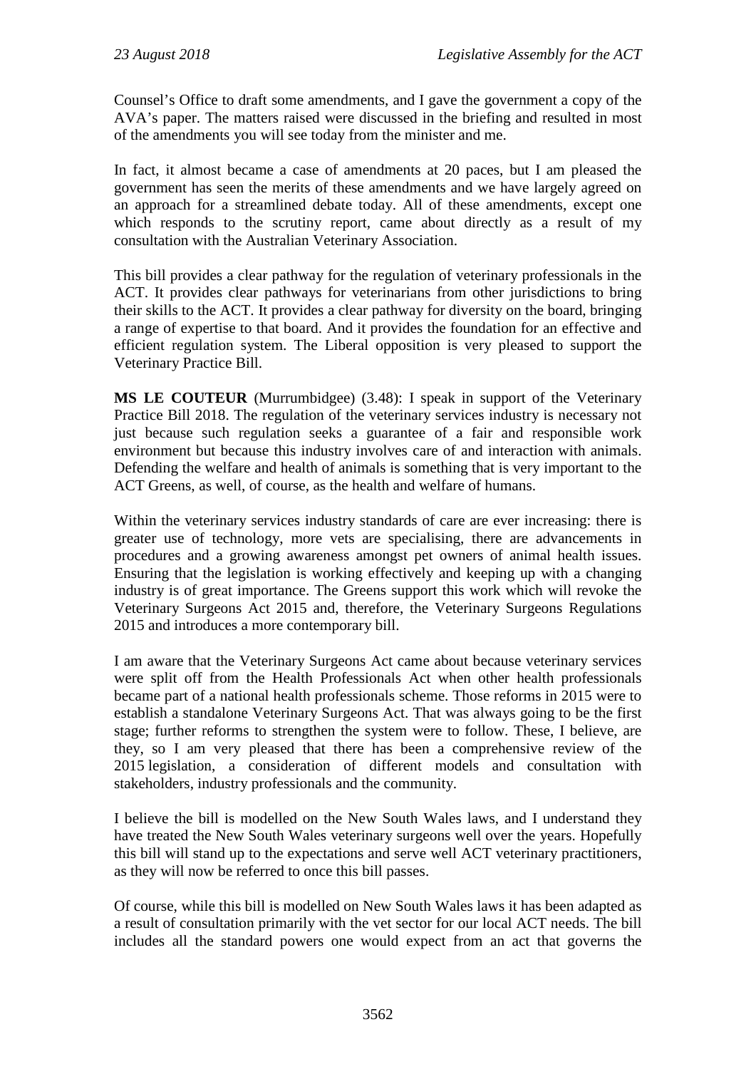Counsel's Office to draft some amendments, and I gave the government a copy of the AVA's paper. The matters raised were discussed in the briefing and resulted in most of the amendments you will see today from the minister and me.

In fact, it almost became a case of amendments at 20 paces, but I am pleased the government has seen the merits of these amendments and we have largely agreed on an approach for a streamlined debate today. All of these amendments, except one which responds to the scrutiny report, came about directly as a result of my consultation with the Australian Veterinary Association.

This bill provides a clear pathway for the regulation of veterinary professionals in the ACT. It provides clear pathways for veterinarians from other jurisdictions to bring their skills to the ACT. It provides a clear pathway for diversity on the board, bringing a range of expertise to that board. And it provides the foundation for an effective and efficient regulation system. The Liberal opposition is very pleased to support the Veterinary Practice Bill.

**MS LE COUTEUR** (Murrumbidgee) (3.48): I speak in support of the Veterinary Practice Bill 2018. The regulation of the veterinary services industry is necessary not just because such regulation seeks a guarantee of a fair and responsible work environment but because this industry involves care of and interaction with animals. Defending the welfare and health of animals is something that is very important to the ACT Greens, as well, of course, as the health and welfare of humans.

Within the veterinary services industry standards of care are ever increasing: there is greater use of technology, more vets are specialising, there are advancements in procedures and a growing awareness amongst pet owners of animal health issues. Ensuring that the legislation is working effectively and keeping up with a changing industry is of great importance. The Greens support this work which will revoke the Veterinary Surgeons Act 2015 and, therefore, the Veterinary Surgeons Regulations 2015 and introduces a more contemporary bill.

I am aware that the Veterinary Surgeons Act came about because veterinary services were split off from the Health Professionals Act when other health professionals became part of a national health professionals scheme. Those reforms in 2015 were to establish a standalone Veterinary Surgeons Act. That was always going to be the first stage; further reforms to strengthen the system were to follow. These, I believe, are they, so I am very pleased that there has been a comprehensive review of the 2015 legislation, a consideration of different models and consultation with stakeholders, industry professionals and the community.

I believe the bill is modelled on the New South Wales laws, and I understand they have treated the New South Wales veterinary surgeons well over the years. Hopefully this bill will stand up to the expectations and serve well ACT veterinary practitioners, as they will now be referred to once this bill passes.

Of course, while this bill is modelled on New South Wales laws it has been adapted as a result of consultation primarily with the vet sector for our local ACT needs. The bill includes all the standard powers one would expect from an act that governs the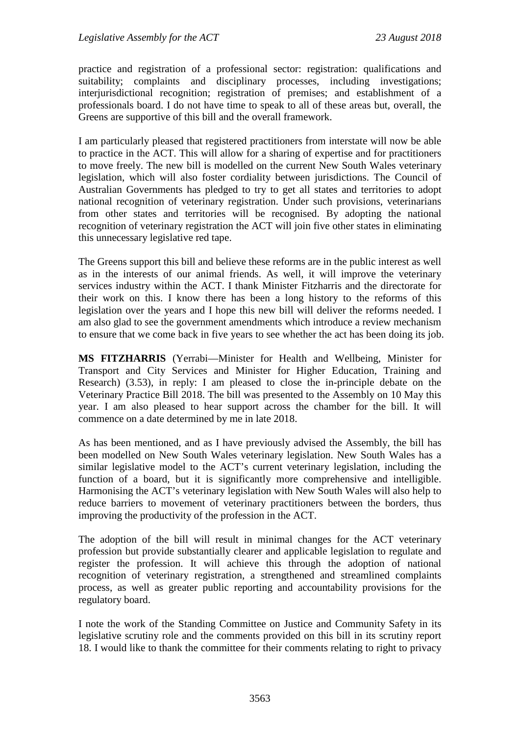practice and registration of a professional sector: registration: qualifications and suitability; complaints and disciplinary processes, including investigations; interjurisdictional recognition; registration of premises; and establishment of a professionals board. I do not have time to speak to all of these areas but, overall, the Greens are supportive of this bill and the overall framework.

I am particularly pleased that registered practitioners from interstate will now be able to practice in the ACT. This will allow for a sharing of expertise and for practitioners to move freely. The new bill is modelled on the current New South Wales veterinary legislation, which will also foster cordiality between jurisdictions. The Council of Australian Governments has pledged to try to get all states and territories to adopt national recognition of veterinary registration. Under such provisions, veterinarians from other states and territories will be recognised. By adopting the national recognition of veterinary registration the ACT will join five other states in eliminating this unnecessary legislative red tape.

The Greens support this bill and believe these reforms are in the public interest as well as in the interests of our animal friends. As well, it will improve the veterinary services industry within the ACT. I thank Minister Fitzharris and the directorate for their work on this. I know there has been a long history to the reforms of this legislation over the years and I hope this new bill will deliver the reforms needed. I am also glad to see the government amendments which introduce a review mechanism to ensure that we come back in five years to see whether the act has been doing its job.

**MS FITZHARRIS** (Yerrabi—Minister for Health and Wellbeing, Minister for Transport and City Services and Minister for Higher Education, Training and Research) (3.53), in reply: I am pleased to close the in-principle debate on the Veterinary Practice Bill 2018. The bill was presented to the Assembly on 10 May this year. I am also pleased to hear support across the chamber for the bill. It will commence on a date determined by me in late 2018.

As has been mentioned, and as I have previously advised the Assembly, the bill has been modelled on New South Wales veterinary legislation. New South Wales has a similar legislative model to the ACT's current veterinary legislation, including the function of a board, but it is significantly more comprehensive and intelligible. Harmonising the ACT's veterinary legislation with New South Wales will also help to reduce barriers to movement of veterinary practitioners between the borders, thus improving the productivity of the profession in the ACT.

The adoption of the bill will result in minimal changes for the ACT veterinary profession but provide substantially clearer and applicable legislation to regulate and register the profession. It will achieve this through the adoption of national recognition of veterinary registration, a strengthened and streamlined complaints process, as well as greater public reporting and accountability provisions for the regulatory board.

I note the work of the Standing Committee on Justice and Community Safety in its legislative scrutiny role and the comments provided on this bill in its scrutiny report 18. I would like to thank the committee for their comments relating to right to privacy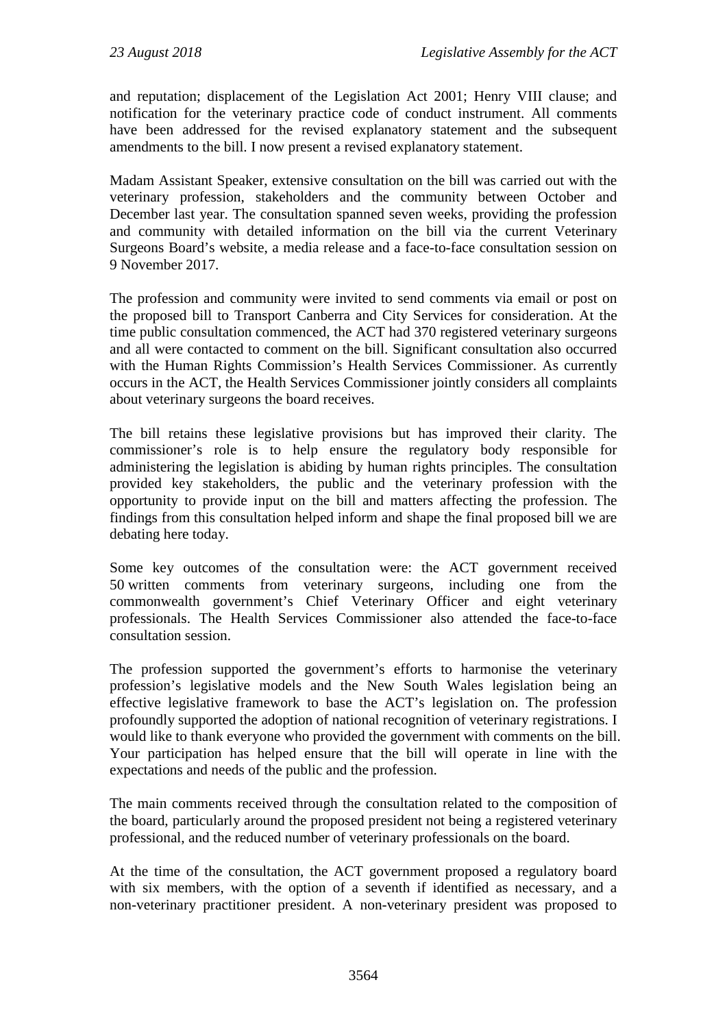and reputation; displacement of the Legislation Act 2001; Henry VIII clause; and notification for the veterinary practice code of conduct instrument. All comments have been addressed for the revised explanatory statement and the subsequent amendments to the bill. I now present a revised explanatory statement.

Madam Assistant Speaker, extensive consultation on the bill was carried out with the veterinary profession, stakeholders and the community between October and December last year. The consultation spanned seven weeks, providing the profession and community with detailed information on the bill via the current Veterinary Surgeons Board's website, a media release and a face-to-face consultation session on 9 November 2017.

The profession and community were invited to send comments via email or post on the proposed bill to Transport Canberra and City Services for consideration. At the time public consultation commenced, the ACT had 370 registered veterinary surgeons and all were contacted to comment on the bill. Significant consultation also occurred with the Human Rights Commission's Health Services Commissioner. As currently occurs in the ACT, the Health Services Commissioner jointly considers all complaints about veterinary surgeons the board receives.

The bill retains these legislative provisions but has improved their clarity. The commissioner's role is to help ensure the regulatory body responsible for administering the legislation is abiding by human rights principles. The consultation provided key stakeholders, the public and the veterinary profession with the opportunity to provide input on the bill and matters affecting the profession. The findings from this consultation helped inform and shape the final proposed bill we are debating here today.

Some key outcomes of the consultation were: the ACT government received 50 written comments from veterinary surgeons, including one from the commonwealth government's Chief Veterinary Officer and eight veterinary professionals. The Health Services Commissioner also attended the face-to-face consultation session.

The profession supported the government's efforts to harmonise the veterinary profession's legislative models and the New South Wales legislation being an effective legislative framework to base the ACT's legislation on. The profession profoundly supported the adoption of national recognition of veterinary registrations. I would like to thank everyone who provided the government with comments on the bill. Your participation has helped ensure that the bill will operate in line with the expectations and needs of the public and the profession.

The main comments received through the consultation related to the composition of the board, particularly around the proposed president not being a registered veterinary professional, and the reduced number of veterinary professionals on the board.

At the time of the consultation, the ACT government proposed a regulatory board with six members, with the option of a seventh if identified as necessary, and a non-veterinary practitioner president. A non-veterinary president was proposed to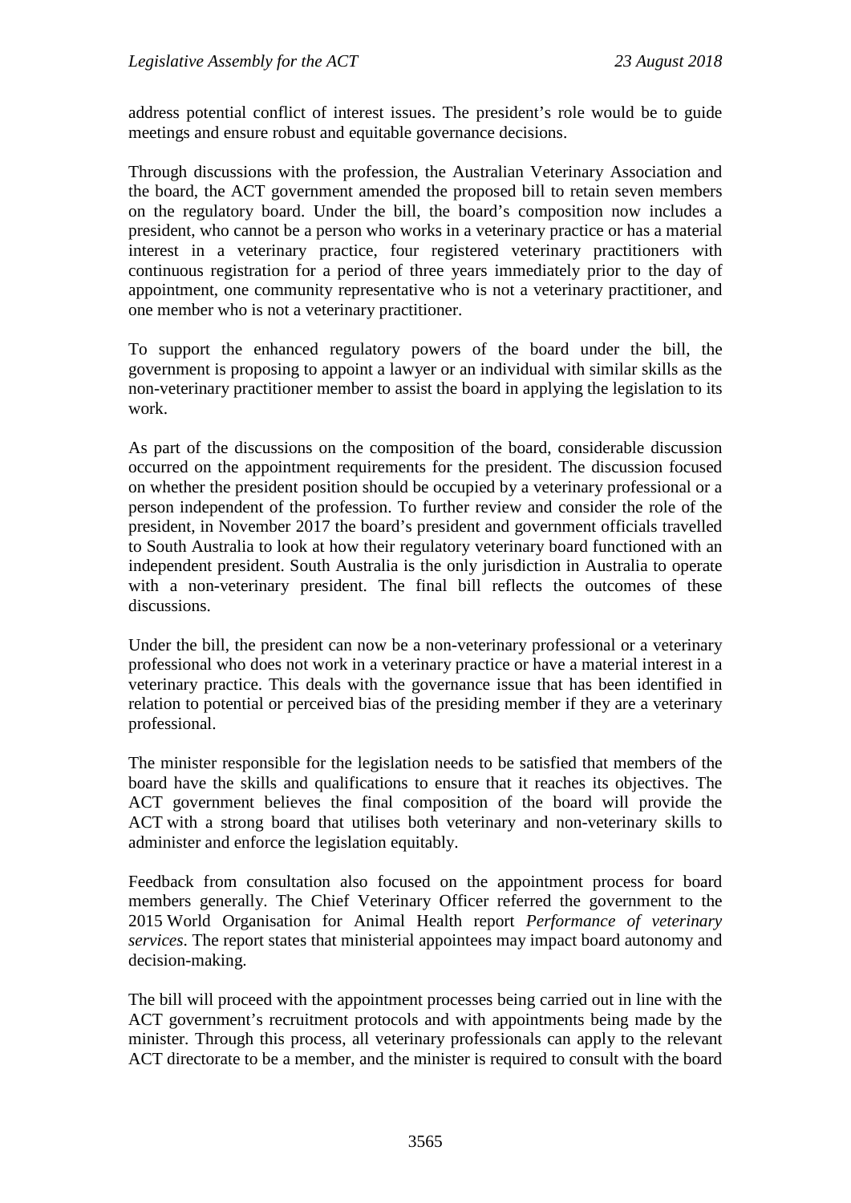address potential conflict of interest issues. The president's role would be to guide meetings and ensure robust and equitable governance decisions.

Through discussions with the profession, the Australian Veterinary Association and the board, the ACT government amended the proposed bill to retain seven members on the regulatory board. Under the bill, the board's composition now includes a president, who cannot be a person who works in a veterinary practice or has a material interest in a veterinary practice, four registered veterinary practitioners with continuous registration for a period of three years immediately prior to the day of appointment, one community representative who is not a veterinary practitioner, and one member who is not a veterinary practitioner.

To support the enhanced regulatory powers of the board under the bill, the government is proposing to appoint a lawyer or an individual with similar skills as the non-veterinary practitioner member to assist the board in applying the legislation to its work.

As part of the discussions on the composition of the board, considerable discussion occurred on the appointment requirements for the president. The discussion focused on whether the president position should be occupied by a veterinary professional or a person independent of the profession. To further review and consider the role of the president, in November 2017 the board's president and government officials travelled to South Australia to look at how their regulatory veterinary board functioned with an independent president. South Australia is the only jurisdiction in Australia to operate with a non-veterinary president. The final bill reflects the outcomes of these discussions.

Under the bill, the president can now be a non-veterinary professional or a veterinary professional who does not work in a veterinary practice or have a material interest in a veterinary practice. This deals with the governance issue that has been identified in relation to potential or perceived bias of the presiding member if they are a veterinary professional.

The minister responsible for the legislation needs to be satisfied that members of the board have the skills and qualifications to ensure that it reaches its objectives. The ACT government believes the final composition of the board will provide the ACT with a strong board that utilises both veterinary and non-veterinary skills to administer and enforce the legislation equitably.

Feedback from consultation also focused on the appointment process for board members generally. The Chief Veterinary Officer referred the government to the 2015 World Organisation for Animal Health report *Performance of veterinary services*. The report states that ministerial appointees may impact board autonomy and decision-making.

The bill will proceed with the appointment processes being carried out in line with the ACT government's recruitment protocols and with appointments being made by the minister. Through this process, all veterinary professionals can apply to the relevant ACT directorate to be a member, and the minister is required to consult with the board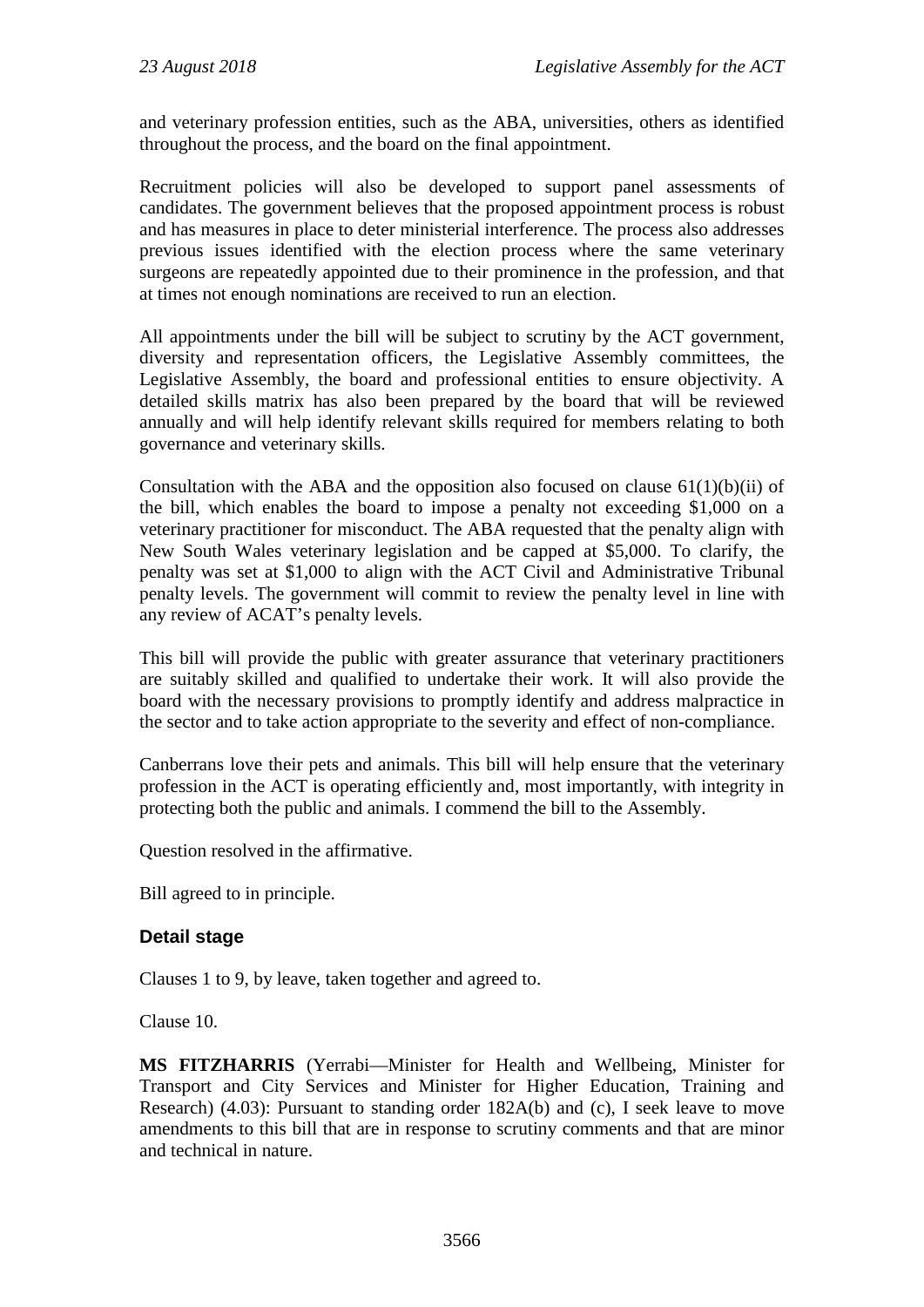and veterinary profession entities, such as the ABA, universities, others as identified throughout the process, and the board on the final appointment.

Recruitment policies will also be developed to support panel assessments of candidates. The government believes that the proposed appointment process is robust and has measures in place to deter ministerial interference. The process also addresses previous issues identified with the election process where the same veterinary surgeons are repeatedly appointed due to their prominence in the profession, and that at times not enough nominations are received to run an election.

All appointments under the bill will be subject to scrutiny by the ACT government, diversity and representation officers, the Legislative Assembly committees, the Legislative Assembly, the board and professional entities to ensure objectivity. A detailed skills matrix has also been prepared by the board that will be reviewed annually and will help identify relevant skills required for members relating to both governance and veterinary skills.

Consultation with the ABA and the opposition also focused on clause 61(1)(b)(ii) of the bill, which enables the board to impose a penalty not exceeding $1,000 on a veterinary practitioner for misconduct. The ABA requested that the penalty align with New South Wales veterinary legislation and be capped at $5,000. To clarify, the penalty was set at $1,000 to align with the ACT Civil and Administrative Tribunal penalty levels. The government will commit to review the penalty level in line with any review of ACAT's penalty levels.

This bill will provide the public with greater assurance that veterinary practitioners are suitably skilled and qualified to undertake their work. It will also provide the board with the necessary provisions to promptly identify and address malpractice in the sector and to take action appropriate to the severity and effect of non-compliance.

Canberrans love their pets and animals. This bill will help ensure that the veterinary profession in the ACT is operating efficiently and, most importantly, with integrity in protecting both the public and animals. I commend the bill to the Assembly.

Question resolved in the affirmative.

Bill agreed to in principle.

### Detail stage

Clauses 1 to 9, by leave, taken together and agreed to.

Clause 10.

**MS FITZHARRIS** (Yerrabi—Minister for Health and Wellbeing, Minister for Transport and City Services and Minister for Higher Education, Training and Research) (4.03): Pursuant to standing order 182A(b) and (c), I seek leave to move amendments to this bill that are in response to scrutiny comments and that are minor and technical in nature.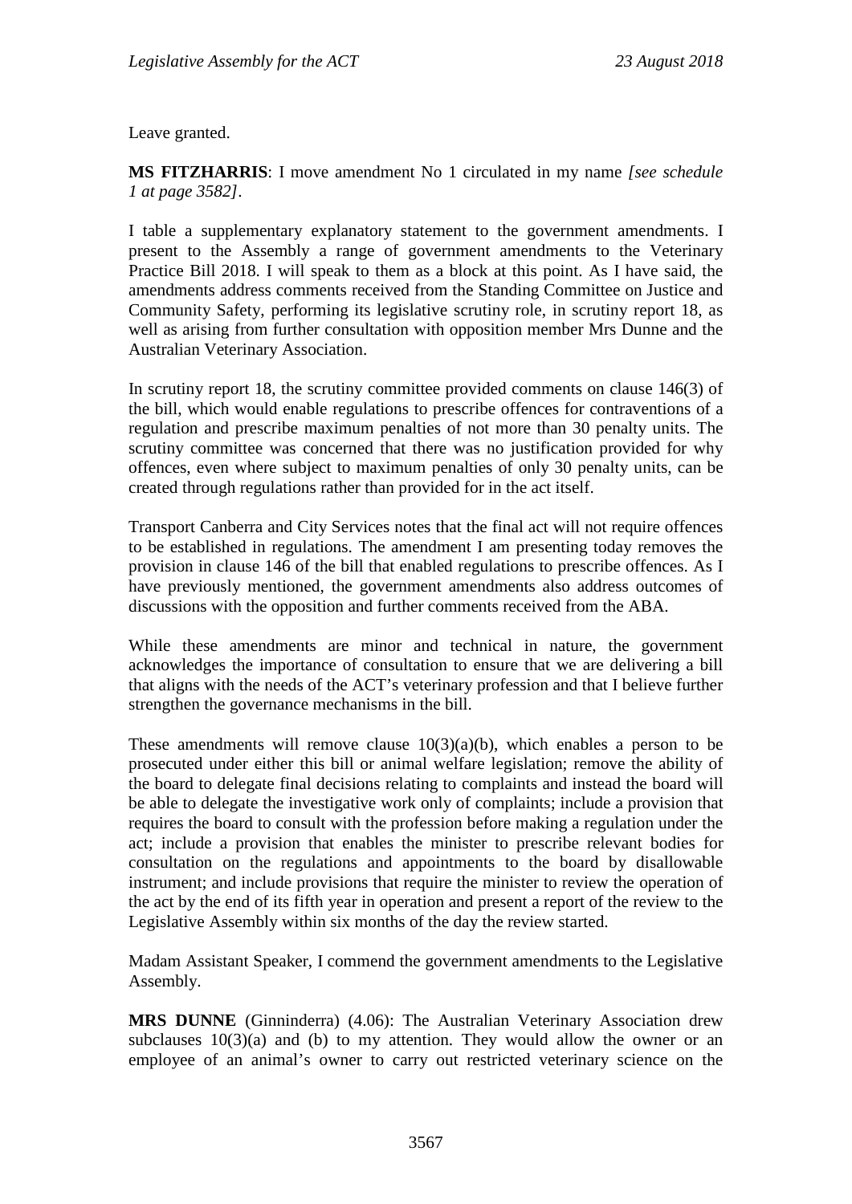Leave granted.

**MS FITZHARRIS**: I move amendment No 1 circulated in my name *[see schedule 1 at page 3582]*.

I table a supplementary explanatory statement to the government amendments. I present to the Assembly a range of government amendments to the Veterinary Practice Bill 2018. I will speak to them as a block at this point. As I have said, the amendments address comments received from the Standing Committee on Justice and Community Safety, performing its legislative scrutiny role, in scrutiny report 18, as well as arising from further consultation with opposition member Mrs Dunne and the Australian Veterinary Association.

In scrutiny report 18, the scrutiny committee provided comments on clause 146(3) of the bill, which would enable regulations to prescribe offences for contraventions of a regulation and prescribe maximum penalties of not more than 30 penalty units. The scrutiny committee was concerned that there was no justification provided for why offences, even where subject to maximum penalties of only 30 penalty units, can be created through regulations rather than provided for in the act itself.

Transport Canberra and City Services notes that the final act will not require offences to be established in regulations. The amendment I am presenting today removes the provision in clause 146 of the bill that enabled regulations to prescribe offences. As I have previously mentioned, the government amendments also address outcomes of discussions with the opposition and further comments received from the ABA.

While these amendments are minor and technical in nature, the government acknowledges the importance of consultation to ensure that we are delivering a bill that aligns with the needs of the ACT's veterinary profession and that I believe further strengthen the governance mechanisms in the bill.

These amendments will remove clause 10(3)(a)(b), which enables a person to be prosecuted under either this bill or animal welfare legislation; remove the ability of the board to delegate final decisions relating to complaints and instead the board will be able to delegate the investigative work only of complaints; include a provision that requires the board to consult with the profession before making a regulation under the act; include a provision that enables the minister to prescribe relevant bodies for consultation on the regulations and appointments to the board by disallowable instrument; and include provisions that require the minister to review the operation of the act by the end of its fifth year in operation and present a report of the review to the Legislative Assembly within six months of the day the review started.

Madam Assistant Speaker, I commend the government amendments to the Legislative Assembly.

**MRS DUNNE** (Ginninderra) (4.06): The Australian Veterinary Association drew subclauses 10(3)(a) and (b) to my attention. They would allow the owner or an employee of an animal's owner to carry out restricted veterinary science on the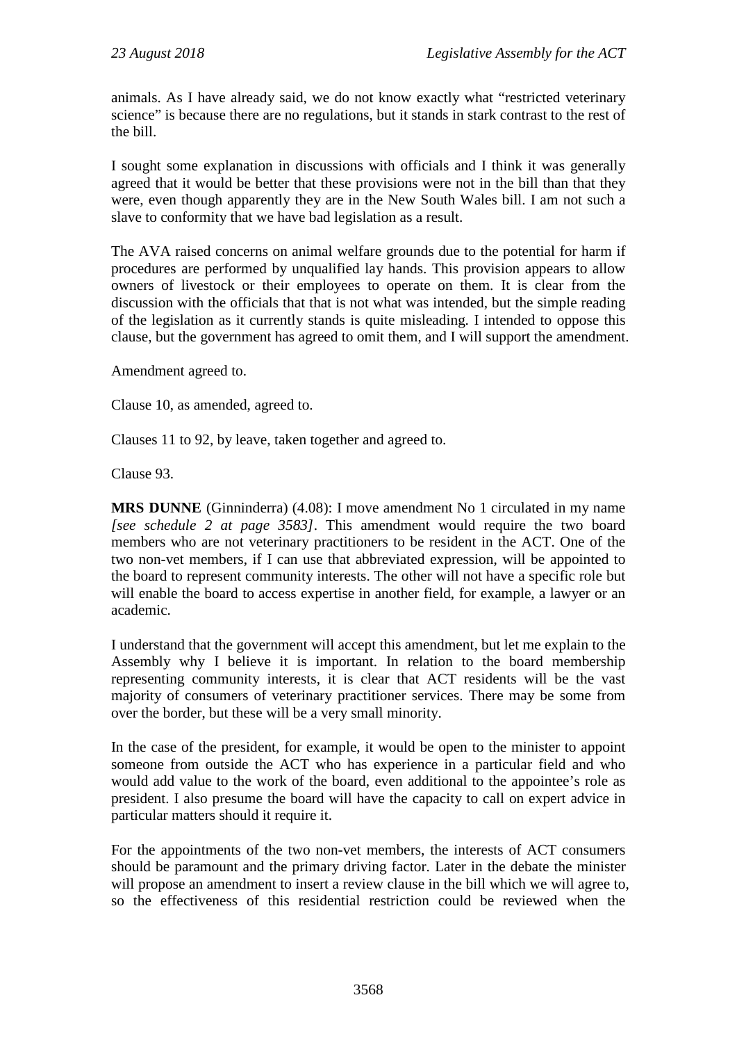animals. As I have already said, we do not know exactly what "restricted veterinary science" is because there are no regulations, but it stands in stark contrast to the rest of the bill.

I sought some explanation in discussions with officials and I think it was generally agreed that it would be better that these provisions were not in the bill than that they were, even though apparently they are in the New South Wales bill. I am not such a slave to conformity that we have bad legislation as a result.

The AVA raised concerns on animal welfare grounds due to the potential for harm if procedures are performed by unqualified lay hands. This provision appears to allow owners of livestock or their employees to operate on them. It is clear from the discussion with the officials that that is not what was intended, but the simple reading of the legislation as it currently stands is quite misleading. I intended to oppose this clause, but the government has agreed to omit them, and I will support the amendment.

Amendment agreed to.

Clause 10, as amended, agreed to.

Clauses 11 to 92, by leave, taken together and agreed to.

Clause 93.

**MRS DUNNE** (Ginninderra) (4.08): I move amendment No 1 circulated in my name *[see schedule 2 at page 3583]*. This amendment would require the two board members who are not veterinary practitioners to be resident in the ACT. One of the two non-vet members, if I can use that abbreviated expression, will be appointed to the board to represent community interests. The other will not have a specific role but will enable the board to access expertise in another field, for example, a lawyer or an academic.

I understand that the government will accept this amendment, but let me explain to the Assembly why I believe it is important. In relation to the board membership representing community interests, it is clear that ACT residents will be the vast majority of consumers of veterinary practitioner services. There may be some from over the border, but these will be a very small minority.

In the case of the president, for example, it would be open to the minister to appoint someone from outside the ACT who has experience in a particular field and who would add value to the work of the board, even additional to the appointee's role as president. I also presume the board will have the capacity to call on expert advice in particular matters should it require it.

For the appointments of the two non-vet members, the interests of ACT consumers should be paramount and the primary driving factor. Later in the debate the minister will propose an amendment to insert a review clause in the bill which we will agree to, so the effectiveness of this residential restriction could be reviewed when the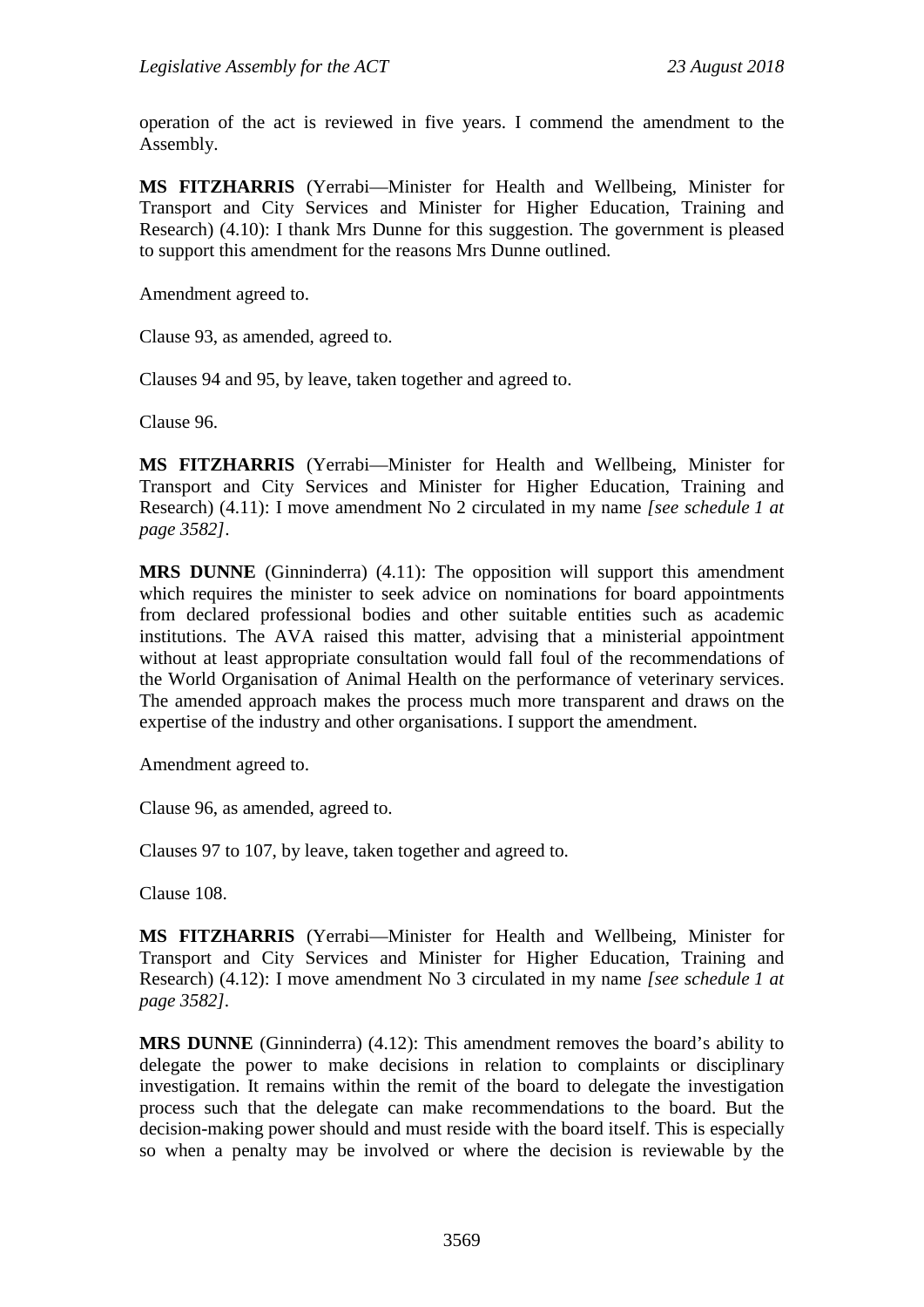operation of the act is reviewed in five years. I commend the amendment to the Assembly.

**MS FITZHARRIS** (Yerrabi—Minister for Health and Wellbeing, Minister for Transport and City Services and Minister for Higher Education, Training and Research) (4.10): I thank Mrs Dunne for this suggestion. The government is pleased to support this amendment for the reasons Mrs Dunne outlined.

Amendment agreed to.

Clause 93, as amended, agreed to.

Clauses 94 and 95, by leave, taken together and agreed to.

Clause 96.

**MS FITZHARRIS** (Yerrabi—Minister for Health and Wellbeing, Minister for Transport and City Services and Minister for Higher Education, Training and Research) (4.11): I move amendment No 2 circulated in my name *[see schedule 1 at page 3582]*.

**MRS DUNNE** (Ginninderra) (4.11): The opposition will support this amendment which requires the minister to seek advice on nominations for board appointments from declared professional bodies and other suitable entities such as academic institutions. The AVA raised this matter, advising that a ministerial appointment without at least appropriate consultation would fall foul of the recommendations of the World Organisation of Animal Health on the performance of veterinary services. The amended approach makes the process much more transparent and draws on the expertise of the industry and other organisations. I support the amendment.

Amendment agreed to.

Clause 96, as amended, agreed to.

Clauses 97 to 107, by leave, taken together and agreed to.

Clause 108.

**MS FITZHARRIS** (Yerrabi—Minister for Health and Wellbeing, Minister for Transport and City Services and Minister for Higher Education, Training and Research) (4.12): I move amendment No 3 circulated in my name *[see schedule 1 at page 3582]*.

**MRS DUNNE** (Ginninderra) (4.12): This amendment removes the board's ability to delegate the power to make decisions in relation to complaints or disciplinary investigation. It remains within the remit of the board to delegate the investigation process such that the delegate can make recommendations to the board. But the decision-making power should and must reside with the board itself. This is especially so when a penalty may be involved or where the decision is reviewable by the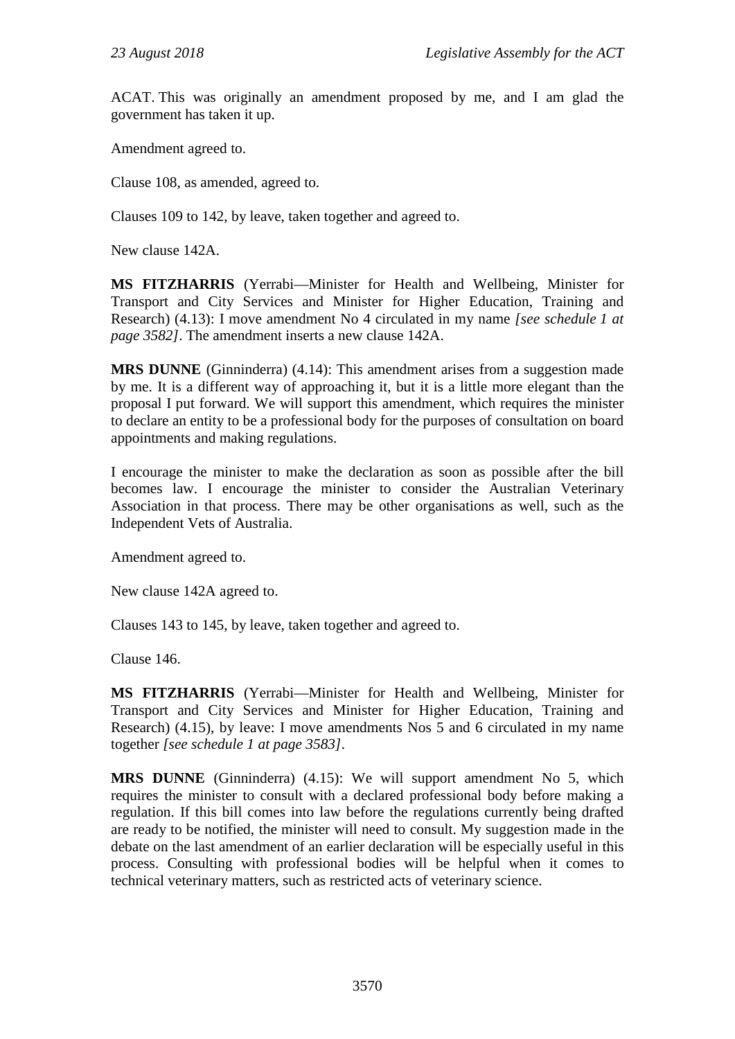ACAT. This was originally an amendment proposed by me, and I am glad the government has taken it up.

Amendment agreed to.

Clause 108, as amended, agreed to.

Clauses 109 to 142, by leave, taken together and agreed to.

New clause 142A.

**MS FITZHARRIS** (Yerrabi—Minister for Health and Wellbeing, Minister for Transport and City Services and Minister for Higher Education, Training and Research) (4.13): I move amendment No 4 circulated in my name *[see schedule 1 at page 3582]*. The amendment inserts a new clause 142A.

**MRS DUNNE** (Ginninderra) (4.14): This amendment arises from a suggestion made by me. It is a different way of approaching it, but it is a little more elegant than the proposal I put forward. We will support this amendment, which requires the minister to declare an entity to be a professional body for the purposes of consultation on board appointments and making regulations.

I encourage the minister to make the declaration as soon as possible after the bill becomes law. I encourage the minister to consider the Australian Veterinary Association in that process. There may be other organisations as well, such as the Independent Vets of Australia.

Amendment agreed to.

New clause 142A agreed to.

Clauses 143 to 145, by leave, taken together and agreed to.

Clause 146.

**MS FITZHARRIS** (Yerrabi—Minister for Health and Wellbeing, Minister for Transport and City Services and Minister for Higher Education, Training and Research) (4.15), by leave: I move amendments Nos 5 and 6 circulated in my name together *[see schedule 1 at page 3583]*.

**MRS DUNNE** (Ginninderra) (4.15): We will support amendment No 5, which requires the minister to consult with a declared professional body before making a regulation. If this bill comes into law before the regulations currently being drafted are ready to be notified, the minister will need to consult. My suggestion made in the debate on the last amendment of an earlier declaration will be especially useful in this process. Consulting with professional bodies will be helpful when it comes to technical veterinary matters, such as restricted acts of veterinary science.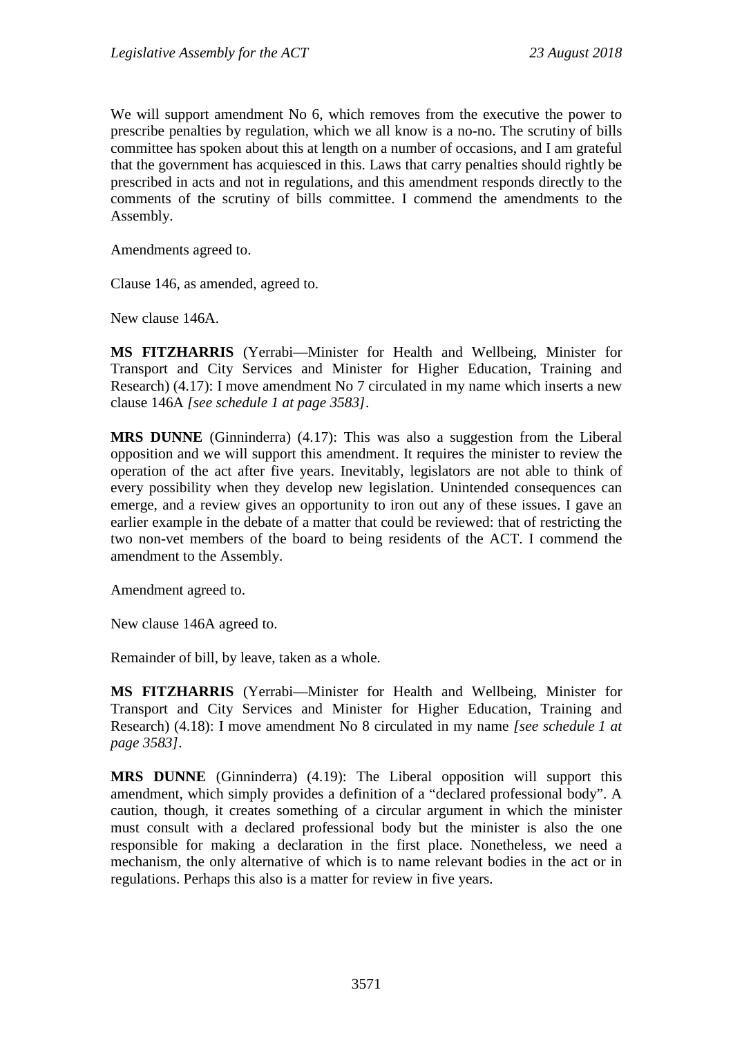We will support amendment No 6, which removes from the executive the power to prescribe penalties by regulation, which we all know is a no-no. The scrutiny of bills committee has spoken about this at length on a number of occasions, and I am grateful that the government has acquiesced in this. Laws that carry penalties should rightly be prescribed in acts and not in regulations, and this amendment responds directly to the comments of the scrutiny of bills committee. I commend the amendments to the Assembly.

Amendments agreed to.

Clause 146, as amended, agreed to.

New clause 146A.

**MS FITZHARRIS** (Yerrabi—Minister for Health and Wellbeing, Minister for Transport and City Services and Minister for Higher Education, Training and Research) (4.17): I move amendment No 7 circulated in my name which inserts a new clause 146A *[see schedule 1 at page 3583]*.

**MRS DUNNE** (Ginninderra) (4.17): This was also a suggestion from the Liberal opposition and we will support this amendment. It requires the minister to review the operation of the act after five years. Inevitably, legislators are not able to think of every possibility when they develop new legislation. Unintended consequences can emerge, and a review gives an opportunity to iron out any of these issues. I gave an earlier example in the debate of a matter that could be reviewed: that of restricting the two non-vet members of the board to being residents of the ACT. I commend the amendment to the Assembly.

Amendment agreed to.

New clause 146A agreed to.

Remainder of bill, by leave, taken as a whole.

**MS FITZHARRIS** (Yerrabi—Minister for Health and Wellbeing, Minister for Transport and City Services and Minister for Higher Education, Training and Research) (4.18): I move amendment No 8 circulated in my name *[see schedule 1 at page 3583]*.

**MRS DUNNE** (Ginninderra) (4.19): The Liberal opposition will support this amendment, which simply provides a definition of a "declared professional body". A caution, though, it creates something of a circular argument in which the minister must consult with a declared professional body but the minister is also the one responsible for making a declaration in the first place. Nonetheless, we need a mechanism, the only alternative of which is to name relevant bodies in the act or in regulations. Perhaps this also is a matter for review in five years.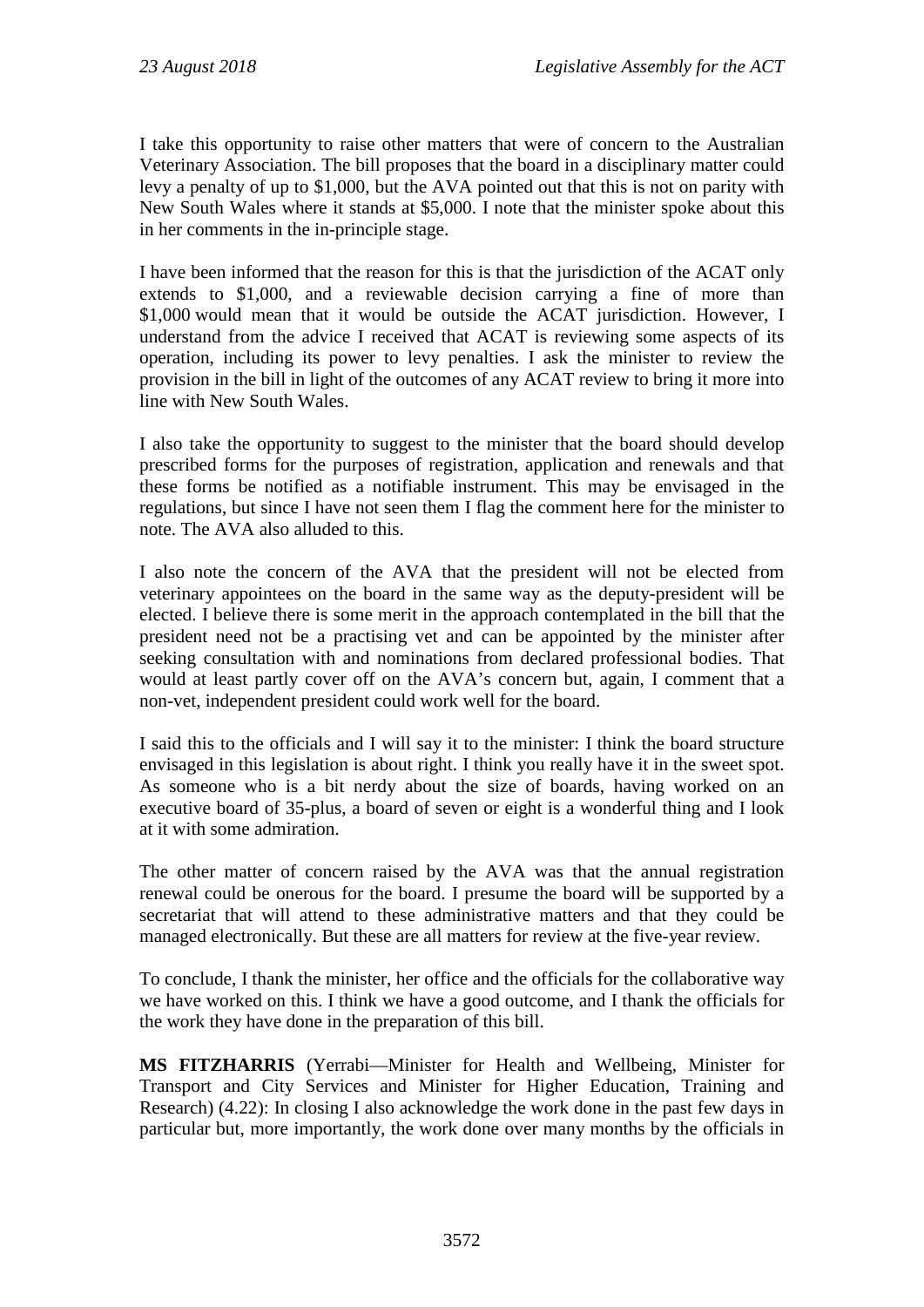I take this opportunity to raise other matters that were of concern to the Australian Veterinary Association. The bill proposes that the board in a disciplinary matter could levy a penalty of up to $1,000, but the AVA pointed out that this is not on parity with New South Wales where it stands at $5,000. I note that the minister spoke about this in her comments in the in-principle stage.

I have been informed that the reason for this is that the jurisdiction of the ACAT only extends to $1,000, and a reviewable decision carrying a fine of more than $1,000 would mean that it would be outside the ACAT jurisdiction. However, I understand from the advice I received that ACAT is reviewing some aspects of its operation, including its power to levy penalties. I ask the minister to review the provision in the bill in light of the outcomes of any ACAT review to bring it more into line with New South Wales.

I also take the opportunity to suggest to the minister that the board should develop prescribed forms for the purposes of registration, application and renewals and that these forms be notified as a notifiable instrument. This may be envisaged in the regulations, but since I have not seen them I flag the comment here for the minister to note. The AVA also alluded to this.

I also note the concern of the AVA that the president will not be elected from veterinary appointees on the board in the same way as the deputy-president will be elected. I believe there is some merit in the approach contemplated in the bill that the president need not be a practising vet and can be appointed by the minister after seeking consultation with and nominations from declared professional bodies. That would at least partly cover off on the AVA's concern but, again, I comment that a non-vet, independent president could work well for the board.

I said this to the officials and I will say it to the minister: I think the board structure envisaged in this legislation is about right. I think you really have it in the sweet spot. As someone who is a bit nerdy about the size of boards, having worked on an executive board of 35-plus, a board of seven or eight is a wonderful thing and I look at it with some admiration.

The other matter of concern raised by the AVA was that the annual registration renewal could be onerous for the board. I presume the board will be supported by a secretariat that will attend to these administrative matters and that they could be managed electronically. But these are all matters for review at the five-year review.

To conclude, I thank the minister, her office and the officials for the collaborative way we have worked on this. I think we have a good outcome, and I thank the officials for the work they have done in the preparation of this bill.

**MS FITZHARRIS** (Yerrabi—Minister for Health and Wellbeing, Minister for Transport and City Services and Minister for Higher Education, Training and Research) (4.22): In closing I also acknowledge the work done in the past few days in particular but, more importantly, the work done over many months by the officials in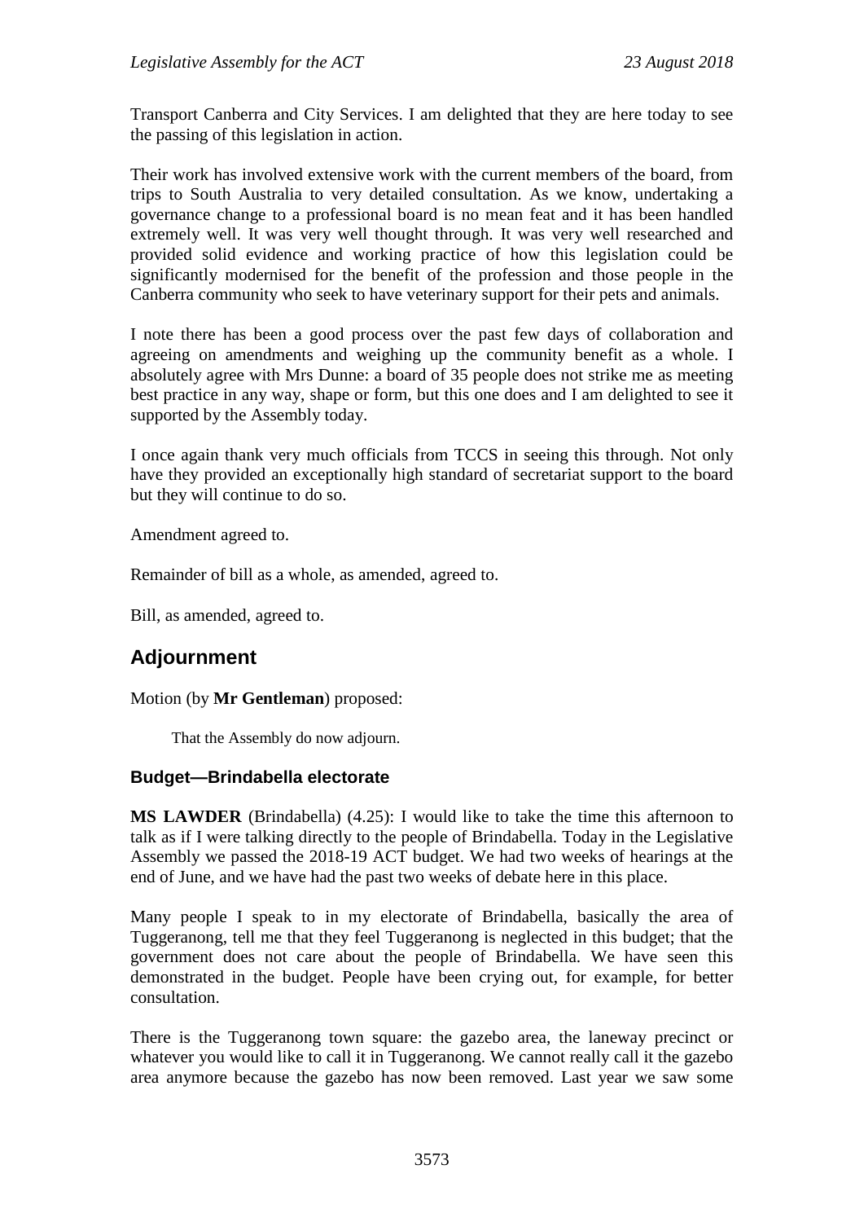Transport Canberra and City Services. I am delighted that they are here today to see the passing of this legislation in action.

Their work has involved extensive work with the current members of the board, from trips to South Australia to very detailed consultation. As we know, undertaking a governance change to a professional board is no mean feat and it has been handled extremely well. It was very well thought through. It was very well researched and provided solid evidence and working practice of how this legislation could be significantly modernised for the benefit of the profession and those people in the Canberra community who seek to have veterinary support for their pets and animals.

I note there has been a good process over the past few days of collaboration and agreeing on amendments and weighing up the community benefit as a whole. I absolutely agree with Mrs Dunne: a board of 35 people does not strike me as meeting best practice in any way, shape or form, but this one does and I am delighted to see it supported by the Assembly today.

I once again thank very much officials from TCCS in seeing this through. Not only have they provided an exceptionally high standard of secretariat support to the board but they will continue to do so.

Amendment agreed to.

Remainder of bill as a whole, as amended, agreed to.

Bill, as amended, agreed to.

## Adjournment

Motion (by **Mr Gentleman**) proposed:

> That the Assembly do now adjourn.

### Budget—Brindabella electorate

**MS LAWDER** (Brindabella) (4.25): I would like to take the time this afternoon to talk as if I were talking directly to the people of Brindabella. Today in the Legislative Assembly we passed the 2018-19 ACT budget. We had two weeks of hearings at the end of June, and we have had the past two weeks of debate here in this place.

Many people I speak to in my electorate of Brindabella, basically the area of Tuggeranong, tell me that they feel Tuggeranong is neglected in this budget; that the government does not care about the people of Brindabella. We have seen this demonstrated in the budget. People have been crying out, for example, for better consultation.

There is the Tuggeranong town square: the gazebo area, the laneway precinct or whatever you would like to call it in Tuggeranong. We cannot really call it the gazebo area anymore because the gazebo has now been removed. Last year we saw some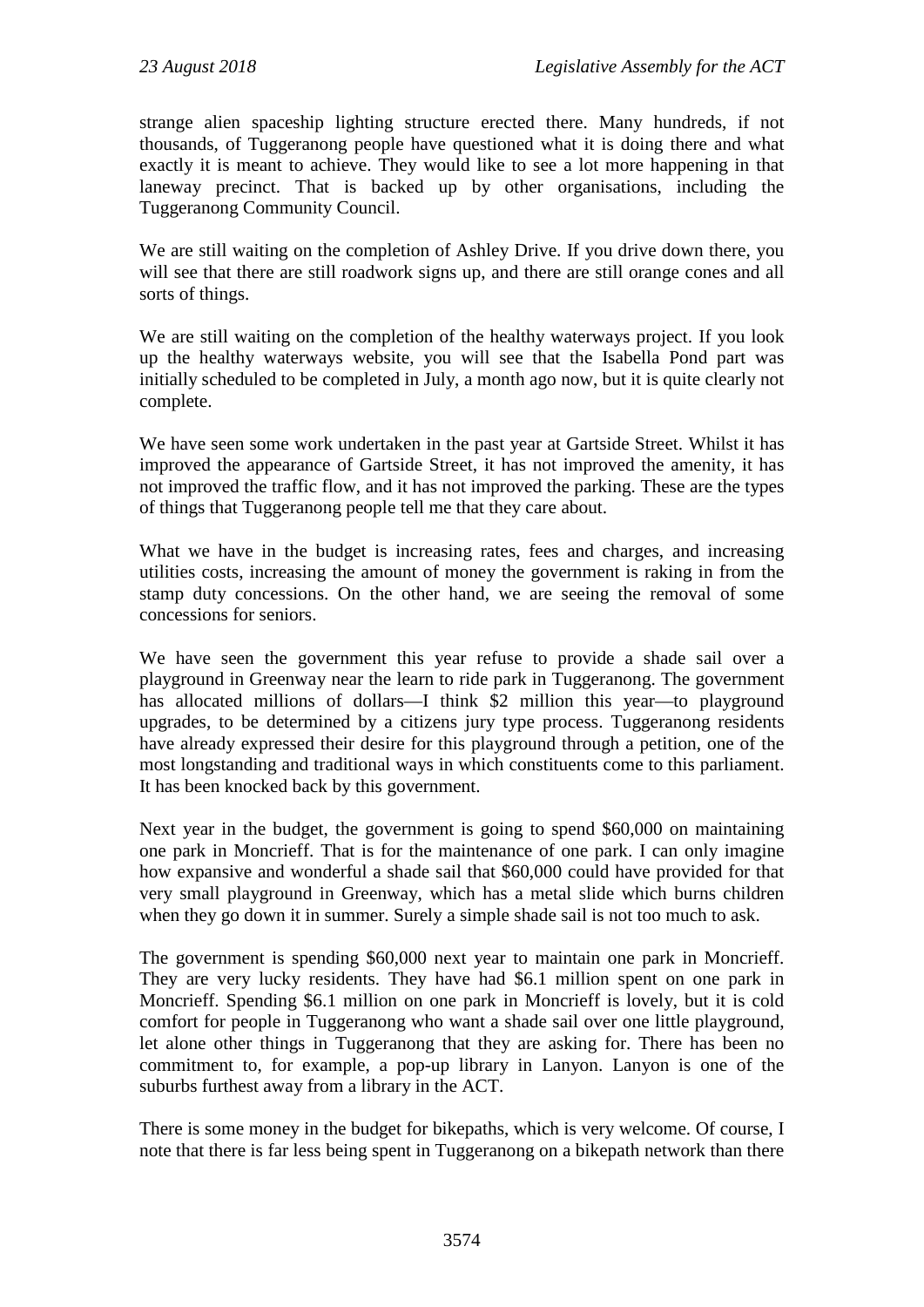strange alien spaceship lighting structure erected there. Many hundreds, if not thousands, of Tuggeranong people have questioned what it is doing there and what exactly it is meant to achieve. They would like to see a lot more happening in that laneway precinct. That is backed up by other organisations, including the Tuggeranong Community Council.

We are still waiting on the completion of Ashley Drive. If you drive down there, you will see that there are still roadwork signs up, and there are still orange cones and all sorts of things.

We are still waiting on the completion of the healthy waterways project. If you look up the healthy waterways website, you will see that the Isabella Pond part was initially scheduled to be completed in July, a month ago now, but it is quite clearly not complete.

We have seen some work undertaken in the past year at Gartside Street. Whilst it has improved the appearance of Gartside Street, it has not improved the amenity, it has not improved the traffic flow, and it has not improved the parking. These are the types of things that Tuggeranong people tell me that they care about.

What we have in the budget is increasing rates, fees and charges, and increasing utilities costs, increasing the amount of money the government is raking in from the stamp duty concessions. On the other hand, we are seeing the removal of some concessions for seniors.

We have seen the government this year refuse to provide a shade sail over a playground in Greenway near the learn to ride park in Tuggeranong. The government has allocated millions of dollars—I think $2 million this year—to playground upgrades, to be determined by a citizens jury type process. Tuggeranong residents have already expressed their desire for this playground through a petition, one of the most longstanding and traditional ways in which constituents come to this parliament. It has been knocked back by this government.

Next year in the budget, the government is going to spend $60,000 on maintaining one park in Moncrieff. That is for the maintenance of one park. I can only imagine how expansive and wonderful a shade sail that $60,000 could have provided for that very small playground in Greenway, which has a metal slide which burns children when they go down it in summer. Surely a simple shade sail is not too much to ask.

The government is spending $60,000 next year to maintain one park in Moncrieff. They are very lucky residents. They have had $6.1 million spent on one park in Moncrieff. Spending $6.1 million on one park in Moncrieff is lovely, but it is cold comfort for people in Tuggeranong who want a shade sail over one little playground, let alone other things in Tuggeranong that they are asking for. There has been no commitment to, for example, a pop-up library in Lanyon. Lanyon is one of the suburbs furthest away from a library in the ACT.

There is some money in the budget for bikepaths, which is very welcome. Of course, I note that there is far less being spent in Tuggeranong on a bikepath network than there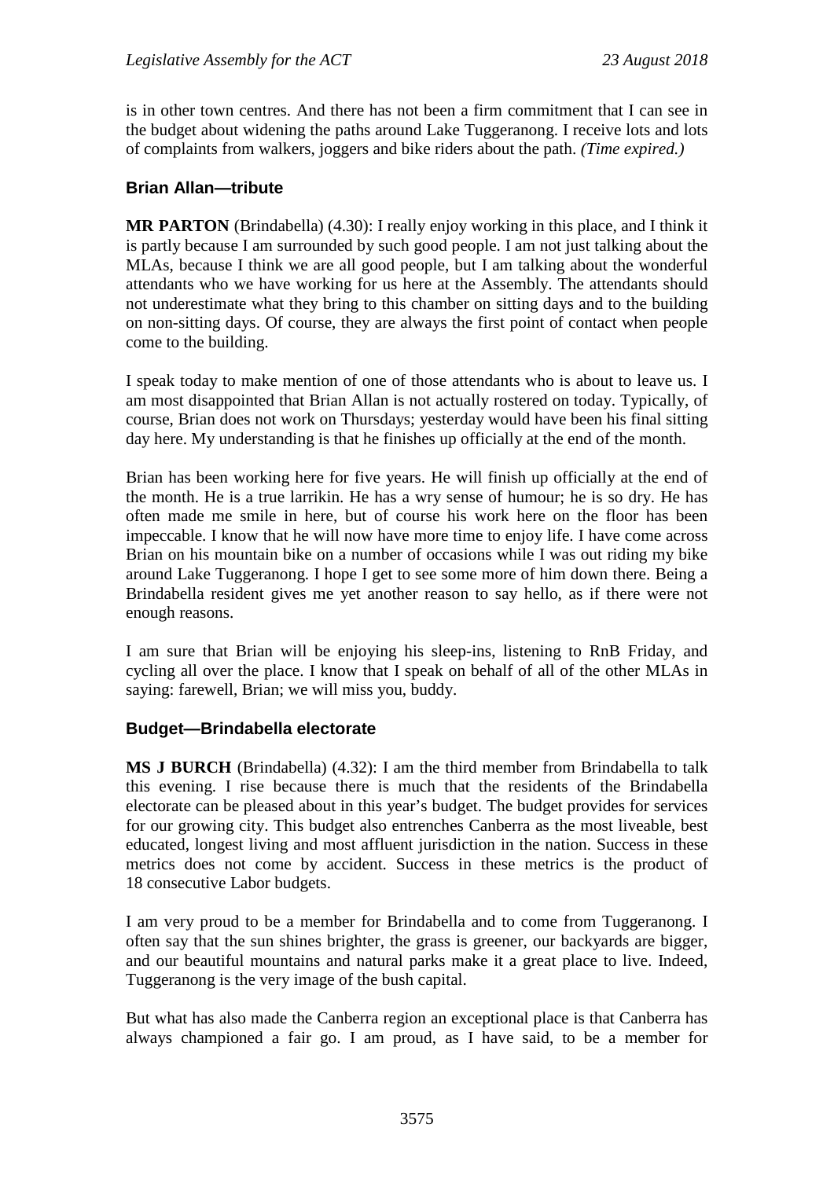is in other town centres. And there has not been a firm commitment that I can see in the budget about widening the paths around Lake Tuggeranong. I receive lots and lots of complaints from walkers, joggers and bike riders about the path. *(Time expired.)*

### Brian Allan—tribute

**MR PARTON** (Brindabella) (4.30): I really enjoy working in this place, and I think it is partly because I am surrounded by such good people. I am not just talking about the MLAs, because I think we are all good people, but I am talking about the wonderful attendants who we have working for us here at the Assembly. The attendants should not underestimate what they bring to this chamber on sitting days and to the building on non-sitting days. Of course, they are always the first point of contact when people come to the building.

I speak today to make mention of one of those attendants who is about to leave us. I am most disappointed that Brian Allan is not actually rostered on today. Typically, of course, Brian does not work on Thursdays; yesterday would have been his final sitting day here. My understanding is that he finishes up officially at the end of the month.

Brian has been working here for five years. He will finish up officially at the end of the month. He is a true larrikin. He has a wry sense of humour; he is so dry. He has often made me smile in here, but of course his work here on the floor has been impeccable. I know that he will now have more time to enjoy life. I have come across Brian on his mountain bike on a number of occasions while I was out riding my bike around Lake Tuggeranong. I hope I get to see some more of him down there. Being a Brindabella resident gives me yet another reason to say hello, as if there were not enough reasons.

I am sure that Brian will be enjoying his sleep-ins, listening to RnB Friday, and cycling all over the place. I know that I speak on behalf of all of the other MLAs in saying: farewell, Brian; we will miss you, buddy.

### Budget—Brindabella electorate

**MS J BURCH** (Brindabella) (4.32): I am the third member from Brindabella to talk this evening. I rise because there is much that the residents of the Brindabella electorate can be pleased about in this year's budget. The budget provides for services for our growing city. This budget also entrenches Canberra as the most liveable, best educated, longest living and most affluent jurisdiction in the nation. Success in these metrics does not come by accident. Success in these metrics is the product of 18 consecutive Labor budgets.

I am very proud to be a member for Brindabella and to come from Tuggeranong. I often say that the sun shines brighter, the grass is greener, our backyards are bigger, and our beautiful mountains and natural parks make it a great place to live. Indeed, Tuggeranong is the very image of the bush capital.

But what has also made the Canberra region an exceptional place is that Canberra has always championed a fair go. I am proud, as I have said, to be a member for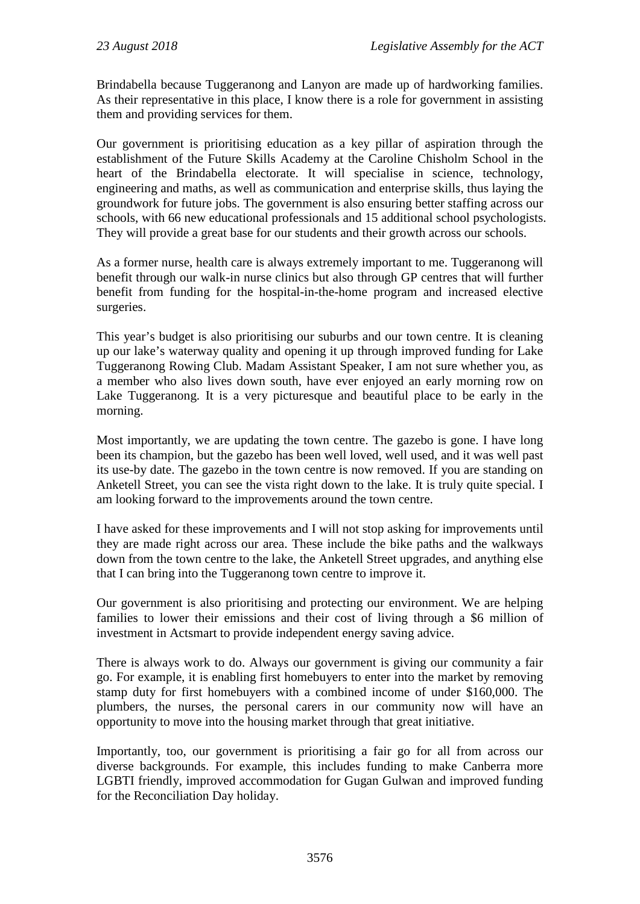Brindabella because Tuggeranong and Lanyon are made up of hardworking families. As their representative in this place, I know there is a role for government in assisting them and providing services for them.

Our government is prioritising education as a key pillar of aspiration through the establishment of the Future Skills Academy at the Caroline Chisholm School in the heart of the Brindabella electorate. It will specialise in science, technology, engineering and maths, as well as communication and enterprise skills, thus laying the groundwork for future jobs. The government is also ensuring better staffing across our schools, with 66 new educational professionals and 15 additional school psychologists. They will provide a great base for our students and their growth across our schools.

As a former nurse, health care is always extremely important to me. Tuggeranong will benefit through our walk-in nurse clinics but also through GP centres that will further benefit from funding for the hospital-in-the-home program and increased elective surgeries.

This year's budget is also prioritising our suburbs and our town centre. It is cleaning up our lake's waterway quality and opening it up through improved funding for Lake Tuggeranong Rowing Club. Madam Assistant Speaker, I am not sure whether you, as a member who also lives down south, have ever enjoyed an early morning row on Lake Tuggeranong. It is a very picturesque and beautiful place to be early in the morning.

Most importantly, we are updating the town centre. The gazebo is gone. I have long been its champion, but the gazebo has been well loved, well used, and it was well past its use-by date. The gazebo in the town centre is now removed. If you are standing on Anketell Street, you can see the vista right down to the lake. It is truly quite special. I am looking forward to the improvements around the town centre.

I have asked for these improvements and I will not stop asking for improvements until they are made right across our area. These include the bike paths and the walkways down from the town centre to the lake, the Anketell Street upgrades, and anything else that I can bring into the Tuggeranong town centre to improve it.

Our government is also prioritising and protecting our environment. We are helping families to lower their emissions and their cost of living through a $6 million of investment in Actsmart to provide independent energy saving advice.

There is always work to do. Always our government is giving our community a fair go. For example, it is enabling first homebuyers to enter into the market by removing stamp duty for first homebuyers with a combined income of under $160,000. The plumbers, the nurses, the personal carers in our community now will have an opportunity to move into the housing market through that great initiative.

Importantly, too, our government is prioritising a fair go for all from across our diverse backgrounds. For example, this includes funding to make Canberra more LGBTI friendly, improved accommodation for Gugan Gulwan and improved funding for the Reconciliation Day holiday.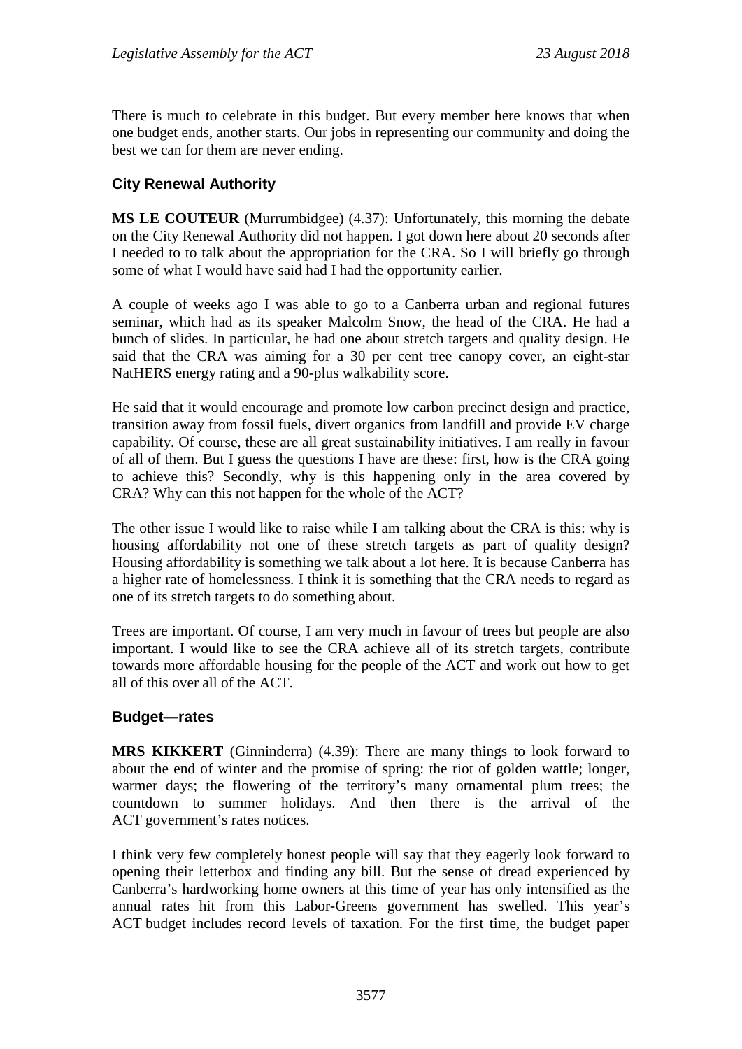There is much to celebrate in this budget. But every member here knows that when one budget ends, another starts. Our jobs in representing our community and doing the best we can for them are never ending.

### City Renewal Authority

**MS LE COUTEUR** (Murrumbidgee) (4.37): Unfortunately, this morning the debate on the City Renewal Authority did not happen. I got down here about 20 seconds after I needed to to talk about the appropriation for the CRA. So I will briefly go through some of what I would have said had I had the opportunity earlier.

A couple of weeks ago I was able to go to a Canberra urban and regional futures seminar, which had as its speaker Malcolm Snow, the head of the CRA. He had a bunch of slides. In particular, he had one about stretch targets and quality design. He said that the CRA was aiming for a 30 per cent tree canopy cover, an eight-star NatHERS energy rating and a 90-plus walkability score.

He said that it would encourage and promote low carbon precinct design and practice, transition away from fossil fuels, divert organics from landfill and provide EV charge capability. Of course, these are all great sustainability initiatives. I am really in favour of all of them. But I guess the questions I have are these: first, how is the CRA going to achieve this? Secondly, why is this happening only in the area covered by CRA? Why can this not happen for the whole of the ACT?

The other issue I would like to raise while I am talking about the CRA is this: why is housing affordability not one of these stretch targets as part of quality design? Housing affordability is something we talk about a lot here. It is because Canberra has a higher rate of homelessness. I think it is something that the CRA needs to regard as one of its stretch targets to do something about.

Trees are important. Of course, I am very much in favour of trees but people are also important. I would like to see the CRA achieve all of its stretch targets, contribute towards more affordable housing for the people of the ACT and work out how to get all of this over all of the ACT.

### Budget—rates

**MRS KIKKERT** (Ginninderra) (4.39): There are many things to look forward to about the end of winter and the promise of spring: the riot of golden wattle; longer, warmer days; the flowering of the territory's many ornamental plum trees; the countdown to summer holidays. And then there is the arrival of the ACT government's rates notices.

I think very few completely honest people will say that they eagerly look forward to opening their letterbox and finding any bill. But the sense of dread experienced by Canberra's hardworking home owners at this time of year has only intensified as the annual rates hit from this Labor-Greens government has swelled. This year's ACT budget includes record levels of taxation. For the first time, the budget paper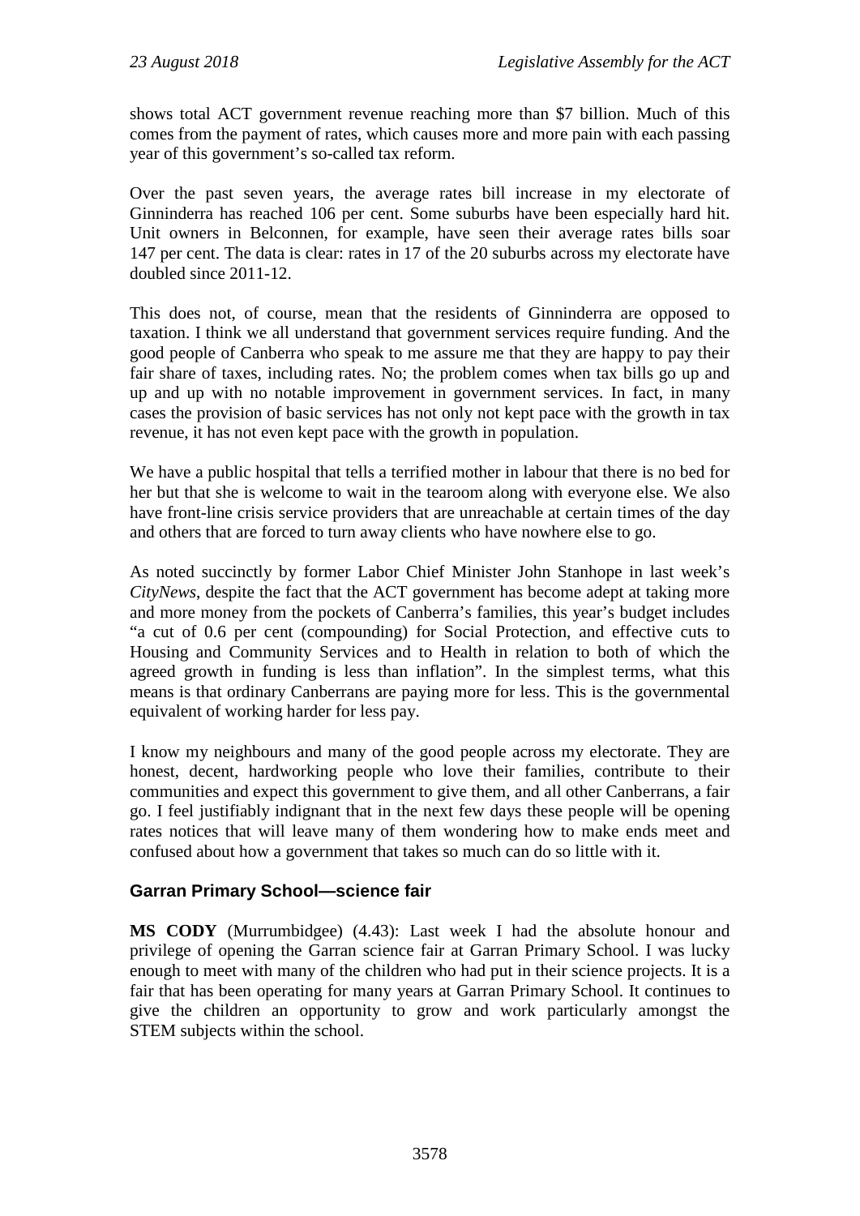shows total ACT government revenue reaching more than $7 billion. Much of this comes from the payment of rates, which causes more and more pain with each passing year of this government's so-called tax reform.

Over the past seven years, the average rates bill increase in my electorate of Ginninderra has reached 106 per cent. Some suburbs have been especially hard hit. Unit owners in Belconnen, for example, have seen their average rates bills soar 147 per cent. The data is clear: rates in 17 of the 20 suburbs across my electorate have doubled since 2011-12.

This does not, of course, mean that the residents of Ginninderra are opposed to taxation. I think we all understand that government services require funding. And the good people of Canberra who speak to me assure me that they are happy to pay their fair share of taxes, including rates. No; the problem comes when tax bills go up and up and up with no notable improvement in government services. In fact, in many cases the provision of basic services has not only not kept pace with the growth in tax revenue, it has not even kept pace with the growth in population.

We have a public hospital that tells a terrified mother in labour that there is no bed for her but that she is welcome to wait in the tearoom along with everyone else. We also have front-line crisis service providers that are unreachable at certain times of the day and others that are forced to turn away clients who have nowhere else to go.

As noted succinctly by former Labor Chief Minister John Stanhope in last week's *CityNews*, despite the fact that the ACT government has become adept at taking more and more money from the pockets of Canberra's families, this year's budget includes "a cut of 0.6 per cent (compounding) for Social Protection, and effective cuts to Housing and Community Services and to Health in relation to both of which the agreed growth in funding is less than inflation". In the simplest terms, what this means is that ordinary Canberrans are paying more for less. This is the governmental equivalent of working harder for less pay.

I know my neighbours and many of the good people across my electorate. They are honest, decent, hardworking people who love their families, contribute to their communities and expect this government to give them, and all other Canberrans, a fair go. I feel justifiably indignant that in the next few days these people will be opening rates notices that will leave many of them wondering how to make ends meet and confused about how a government that takes so much can do so little with it.

## Garran Primary School—science fair

**MS CODY** (Murrumbidgee) (4.43): Last week I had the absolute honour and privilege of opening the Garran science fair at Garran Primary School. I was lucky enough to meet with many of the children who had put in their science projects. It is a fair that has been operating for many years at Garran Primary School. It continues to give the children an opportunity to grow and work particularly amongst the STEM subjects within the school.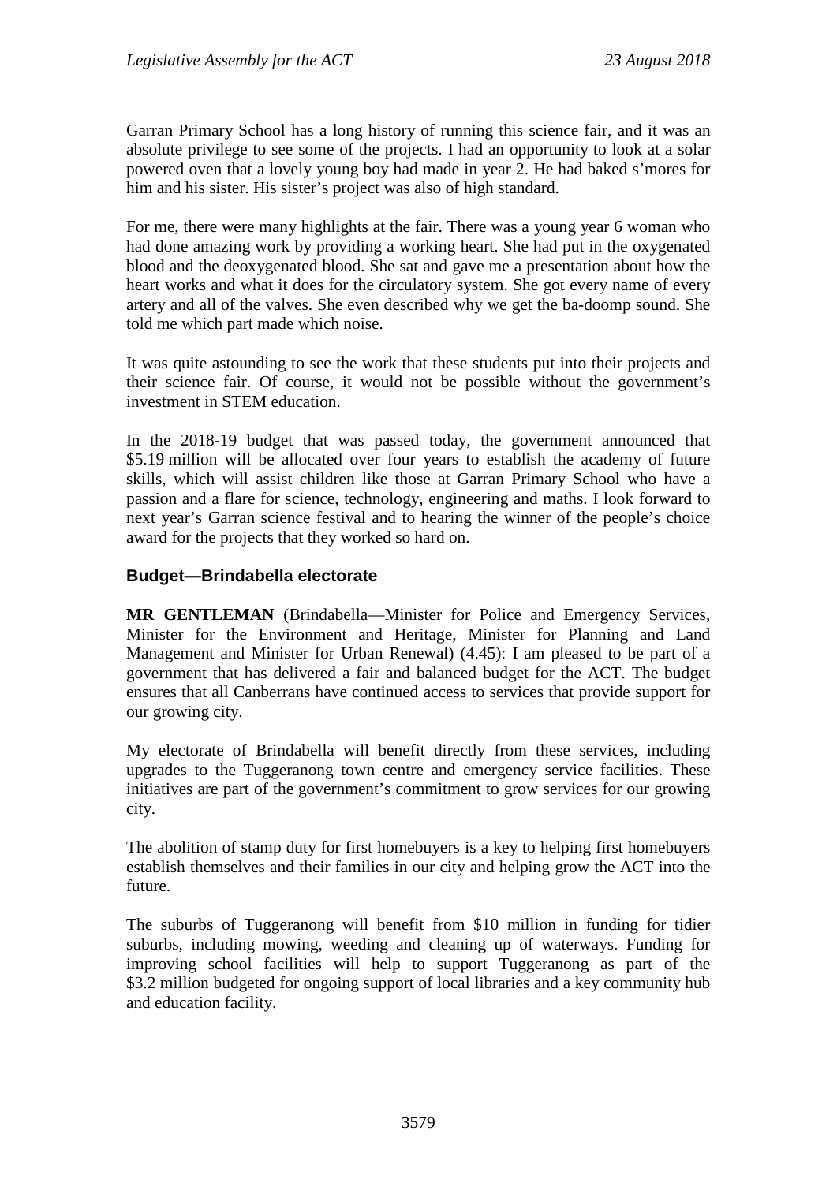Garran Primary School has a long history of running this science fair, and it was an absolute privilege to see some of the projects. I had an opportunity to look at a solar powered oven that a lovely young boy had made in year 2. He had baked s'mores for him and his sister. His sister's project was also of high standard.

For me, there were many highlights at the fair. There was a young year 6 woman who had done amazing work by providing a working heart. She had put in the oxygenated blood and the deoxygenated blood. She sat and gave me a presentation about how the heart works and what it does for the circulatory system. She got every name of every artery and all of the valves. She even described why we get the ba-doomp sound. She told me which part made which noise.

It was quite astounding to see the work that these students put into their projects and their science fair. Of course, it would not be possible without the government's investment in STEM education.

In the 2018-19 budget that was passed today, the government announced that \$5.19 million will be allocated over four years to establish the academy of future skills, which will assist children like those at Garran Primary School who have a passion and a flare for science, technology, engineering and maths. I look forward to next year's Garran science festival and to hearing the winner of the people's choice award for the projects that they worked so hard on.

### Budget—Brindabella electorate

**MR GENTLEMAN** (Brindabella—Minister for Police and Emergency Services, Minister for the Environment and Heritage, Minister for Planning and Land Management and Minister for Urban Renewal) (4.45): I am pleased to be part of a government that has delivered a fair and balanced budget for the ACT. The budget ensures that all Canberrans have continued access to services that provide support for our growing city.

My electorate of Brindabella will benefit directly from these services, including upgrades to the Tuggeranong town centre and emergency service facilities. These initiatives are part of the government's commitment to grow services for our growing city.

The abolition of stamp duty for first homebuyers is a key to helping first homebuyers establish themselves and their families in our city and helping grow the ACT into the future.

The suburbs of Tuggeranong will benefit from \$10 million in funding for tidier suburbs, including mowing, weeding and cleaning up of waterways. Funding for improving school facilities will help to support Tuggeranong as part of the \$3.2 million budgeted for ongoing support of local libraries and a key community hub and education facility.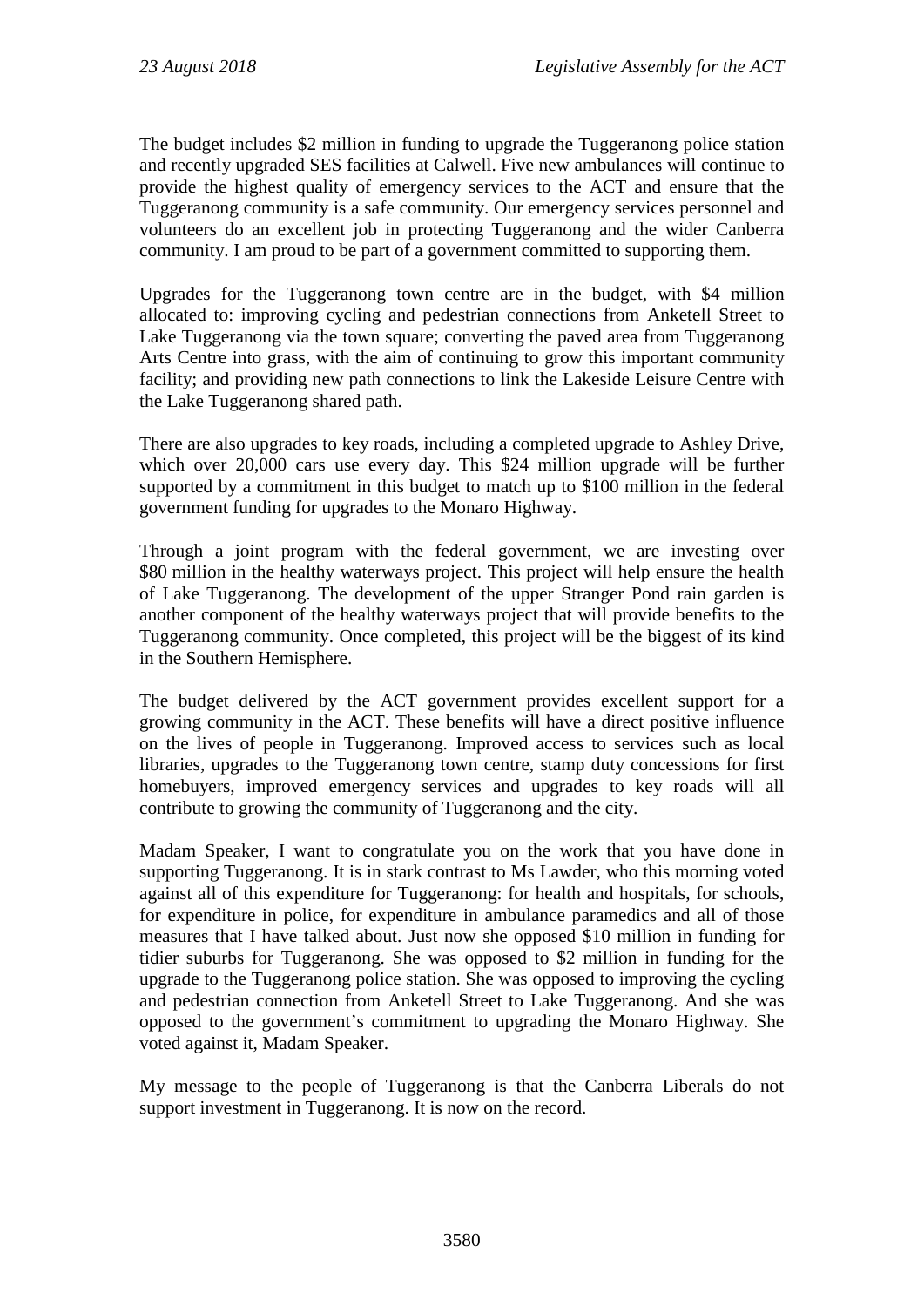The budget includes $2 million in funding to upgrade the Tuggeranong police station and recently upgraded SES facilities at Calwell. Five new ambulances will continue to provide the highest quality of emergency services to the ACT and ensure that the Tuggeranong community is a safe community. Our emergency services personnel and volunteers do an excellent job in protecting Tuggeranong and the wider Canberra community. I am proud to be part of a government committed to supporting them.

Upgrades for the Tuggeranong town centre are in the budget, with $4 million allocated to: improving cycling and pedestrian connections from Anketell Street to Lake Tuggeranong via the town square; converting the paved area from Tuggeranong Arts Centre into grass, with the aim of continuing to grow this important community facility; and providing new path connections to link the Lakeside Leisure Centre with the Lake Tuggeranong shared path.

There are also upgrades to key roads, including a completed upgrade to Ashley Drive, which over 20,000 cars use every day. This $24 million upgrade will be further supported by a commitment in this budget to match up to $100 million in the federal government funding for upgrades to the Monaro Highway.

Through a joint program with the federal government, we are investing over $80 million in the healthy waterways project. This project will help ensure the health of Lake Tuggeranong. The development of the upper Stranger Pond rain garden is another component of the healthy waterways project that will provide benefits to the Tuggeranong community. Once completed, this project will be the biggest of its kind in the Southern Hemisphere.

The budget delivered by the ACT government provides excellent support for a growing community in the ACT. These benefits will have a direct positive influence on the lives of people in Tuggeranong. Improved access to services such as local libraries, upgrades to the Tuggeranong town centre, stamp duty concessions for first homebuyers, improved emergency services and upgrades to key roads will all contribute to growing the community of Tuggeranong and the city.

Madam Speaker, I want to congratulate you on the work that you have done in supporting Tuggeranong. It is in stark contrast to Ms Lawder, who this morning voted against all of this expenditure for Tuggeranong: for health and hospitals, for schools, for expenditure in police, for expenditure in ambulance paramedics and all of those measures that I have talked about. Just now she opposed $10 million in funding for tidier suburbs for Tuggeranong. She was opposed to $2 million in funding for the upgrade to the Tuggeranong police station. She was opposed to improving the cycling and pedestrian connection from Anketell Street to Lake Tuggeranong. And she was opposed to the government's commitment to upgrading the Monaro Highway. She voted against it, Madam Speaker.

My message to the people of Tuggeranong is that the Canberra Liberals do not support investment in Tuggeranong. It is now on the record.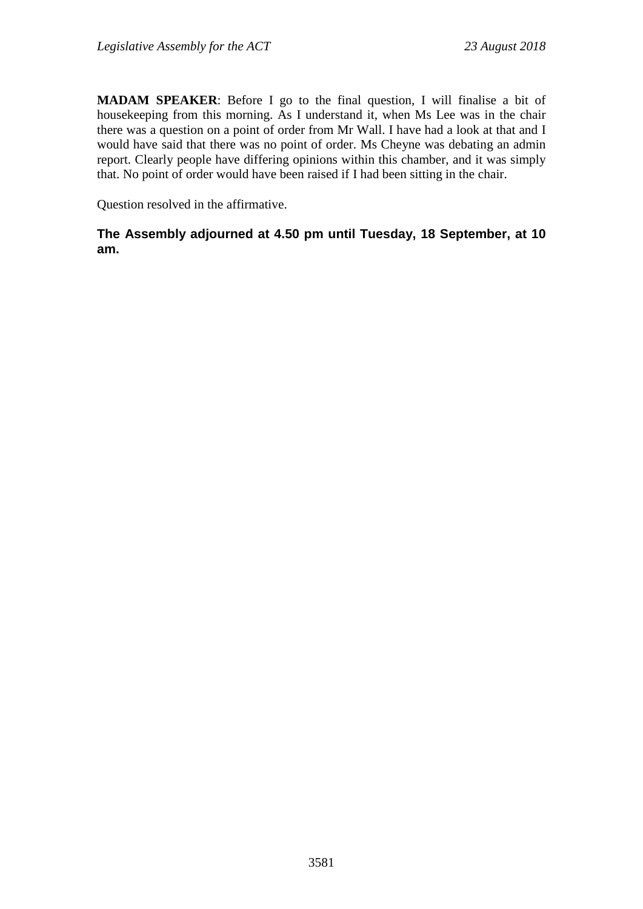**MADAM SPEAKER**: Before I go to the final question, I will finalise a bit of housekeeping from this morning. As I understand it, when Ms Lee was in the chair there was a question on a point of order from Mr Wall. I have had a look at that and I would have said that there was no point of order. Ms Cheyne was debating an admin report. Clearly people have differing opinions within this chamber, and it was simply that. No point of order would have been raised if I had been sitting in the chair.

Question resolved in the affirmative.

**The Assembly adjourned at 4.50 pm until Tuesday, 18 September, at 10 am.**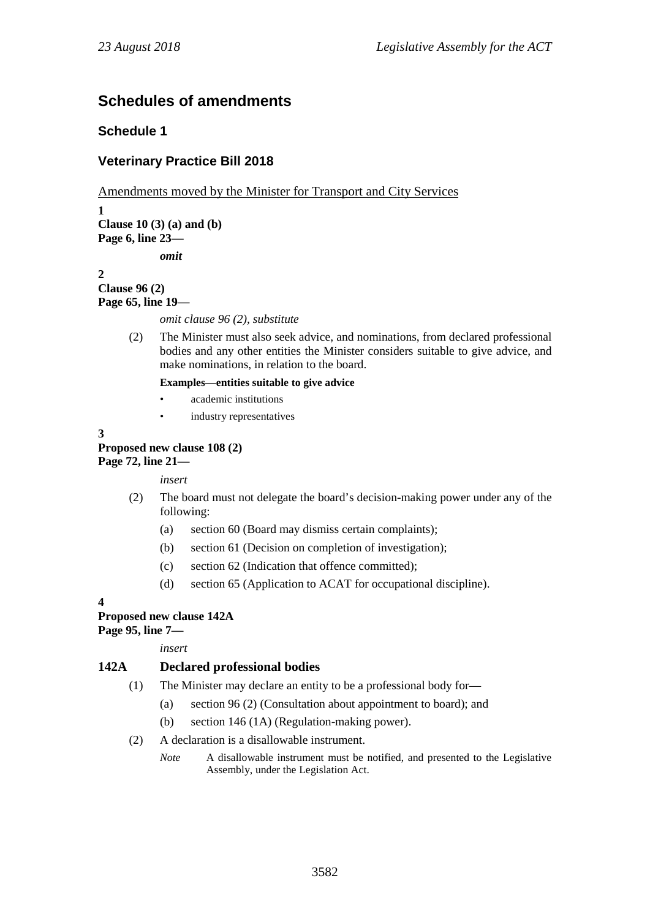# Schedules of amendments

## Schedule 1

## Veterinary Practice Bill 2018

Amendments moved by the Minister for Transport and City Services

**1**
**Clause 10 (3) (a) and (b)**
**Page 6, line 23—**

*omit*

**2**
**Clause 96 (2)**
**Page 65, line 19—**

*omit clause 96 (2), substitute*

(2) The Minister must also seek advice, and nominations, from declared professional bodies and any other entities the Minister considers suitable to give advice, and make nominations, in relation to the board.

**Examples—entities suitable to give advice**

- academic institutions
- industry representatives

**3**
**Proposed new clause 108 (2)**
**Page 72, line 21—**

*insert*

(2) The board must not delegate the board's decision-making power under any of the following:

(a) section 60 (Board may dismiss certain complaints);

(b) section 61 (Decision on completion of investigation);

(c) section 62 (Indication that offence committed);

(d) section 65 (Application to ACAT for occupational discipline).

**4**
**Proposed new clause 142A**
**Page 95, line 7—**

*insert*

**142A Declared professional bodies**

(1) The Minister may declare an entity to be a professional body for—

(a) section 96 (2) (Consultation about appointment to board); and

(b) section 146 (1A) (Regulation-making power).

(2) A declaration is a disallowable instrument.

*Note* A disallowable instrument must be notified, and presented to the Legislative Assembly, under the Legislation Act.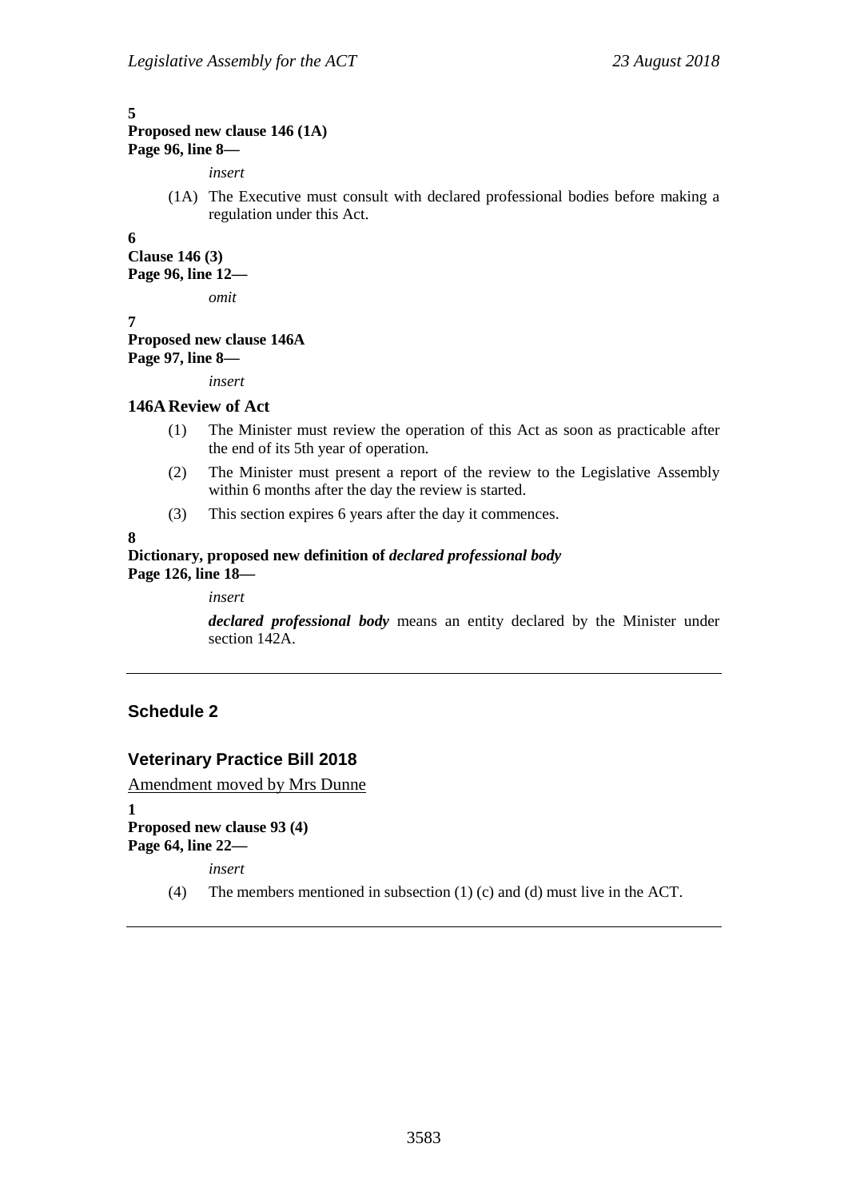**5**
**Proposed new clause 146 (1A)**
**Page 96, line 8—**

*insert*

(1A) The Executive must consult with declared professional bodies before making a regulation under this Act.

**6**
**Clause 146 (3)**
**Page 96, line 12—**

*omit*

**7**
**Proposed new clause 146A**
**Page 97, line 8—**

*insert*

**146A Review of Act**

(1) The Minister must review the operation of this Act as soon as practicable after the end of its 5th year of operation.

(2) The Minister must present a report of the review to the Legislative Assembly within 6 months after the day the review is started.

(3) This section expires 6 years after the day it commences.

**8**
**Dictionary, proposed new definition of *declared professional body***
**Page 126, line 18—**

*insert*

***declared professional body*** means an entity declared by the Minister under section 142A.

---

## Schedule 2

## Veterinary Practice Bill 2018

Amendment moved by Mrs Dunne

**1**
**Proposed new clause 93 (4)**
**Page 64, line 22—**

*insert*

(4) The members mentioned in subsection (1) (c) and (d) must live in the ACT.

---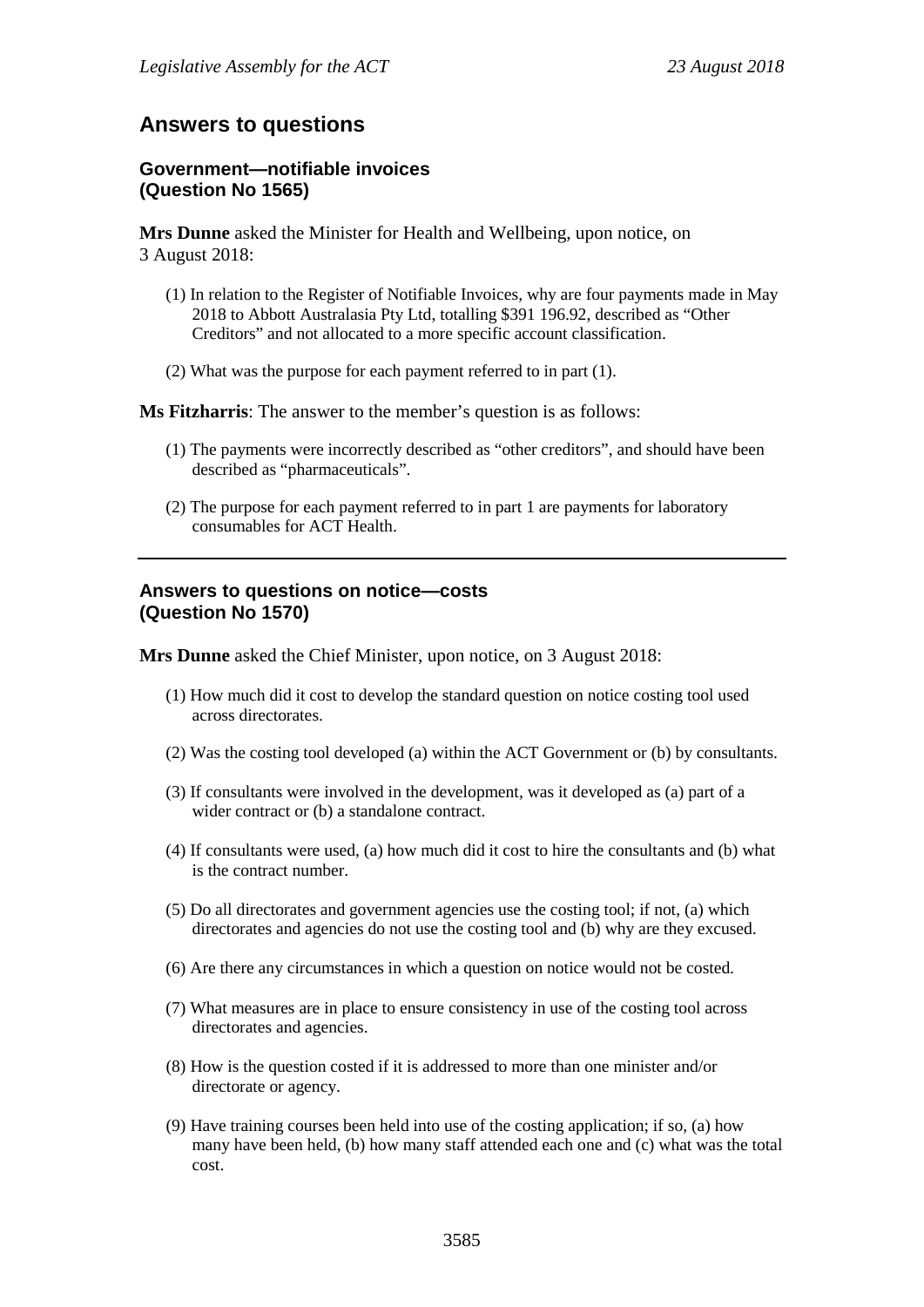## Answers to questions

### Government—notifiable invoices (Question No 1565)

**Mrs Dunne** asked the Minister for Health and Wellbeing, upon notice, on 3 August 2018:

(1) In relation to the Register of Notifiable Invoices, why are four payments made in May 2018 to Abbott Australasia Pty Ltd, totalling $391 196.92, described as "Other Creditors" and not allocated to a more specific account classification.

(2) What was the purpose for each payment referred to in part (1).

**Ms Fitzharris**: The answer to the member's question is as follows:

(1) The payments were incorrectly described as "other creditors", and should have been described as "pharmaceuticals".

(2) The purpose for each payment referred to in part 1 are payments for laboratory consumables for ACT Health.

---

### Answers to questions on notice—costs (Question No 1570)

**Mrs Dunne** asked the Chief Minister, upon notice, on 3 August 2018:

(1) How much did it cost to develop the standard question on notice costing tool used across directorates.

(2) Was the costing tool developed (a) within the ACT Government or (b) by consultants.

(3) If consultants were involved in the development, was it developed as (a) part of a wider contract or (b) a standalone contract.

(4) If consultants were used, (a) how much did it cost to hire the consultants and (b) what is the contract number.

(5) Do all directorates and government agencies use the costing tool; if not, (a) which directorates and agencies do not use the costing tool and (b) why are they excused.

(6) Are there any circumstances in which a question on notice would not be costed.

(7) What measures are in place to ensure consistency in use of the costing tool across directorates and agencies.

(8) How is the question costed if it is addressed to more than one minister and/or directorate or agency.

(9) Have training courses been held into use of the costing application; if so, (a) how many have been held, (b) how many staff attended each one and (c) what was the total cost.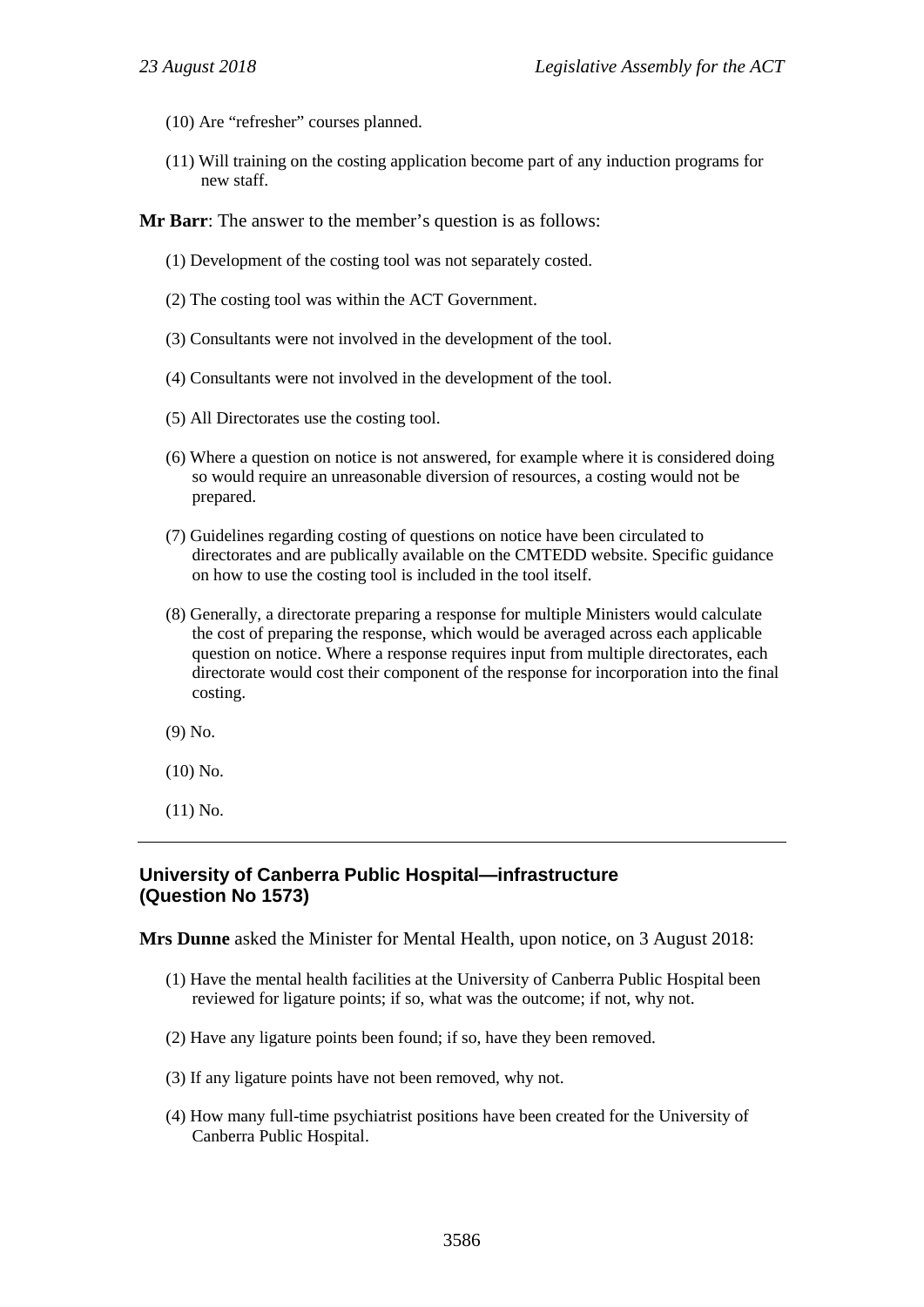(10) Are “refresher” courses planned.

(11) Will training on the costing application become part of any induction programs for new staff.

**Mr Barr**: The answer to the member’s question is as follows:

(1) Development of the costing tool was not separately costed.

(2) The costing tool was within the ACT Government.

(3) Consultants were not involved in the development of the tool.

(4) Consultants were not involved in the development of the tool.

(5) All Directorates use the costing tool.

(6) Where a question on notice is not answered, for example where it is considered doing so would require an unreasonable diversion of resources, a costing would not be prepared.

(7) Guidelines regarding costing of questions on notice have been circulated to directorates and are publically available on the CMTEDD website. Specific guidance on how to use the costing tool is included in the tool itself.

(8) Generally, a directorate preparing a response for multiple Ministers would calculate the cost of preparing the response, which would be averaged across each applicable question on notice. Where a response requires input from multiple directorates, each directorate would cost their component of the response for incorporation into the final costing.

(9) No.

(10) No.

(11) No.

---

## University of Canberra Public Hospital—infrastructure (Question No 1573)

**Mrs Dunne** asked the Minister for Mental Health, upon notice, on 3 August 2018:

(1) Have the mental health facilities at the University of Canberra Public Hospital been reviewed for ligature points; if so, what was the outcome; if not, why not.

(2) Have any ligature points been found; if so, have they been removed.

(3) If any ligature points have not been removed, why not.

(4) How many full-time psychiatrist positions have been created for the University of Canberra Public Hospital.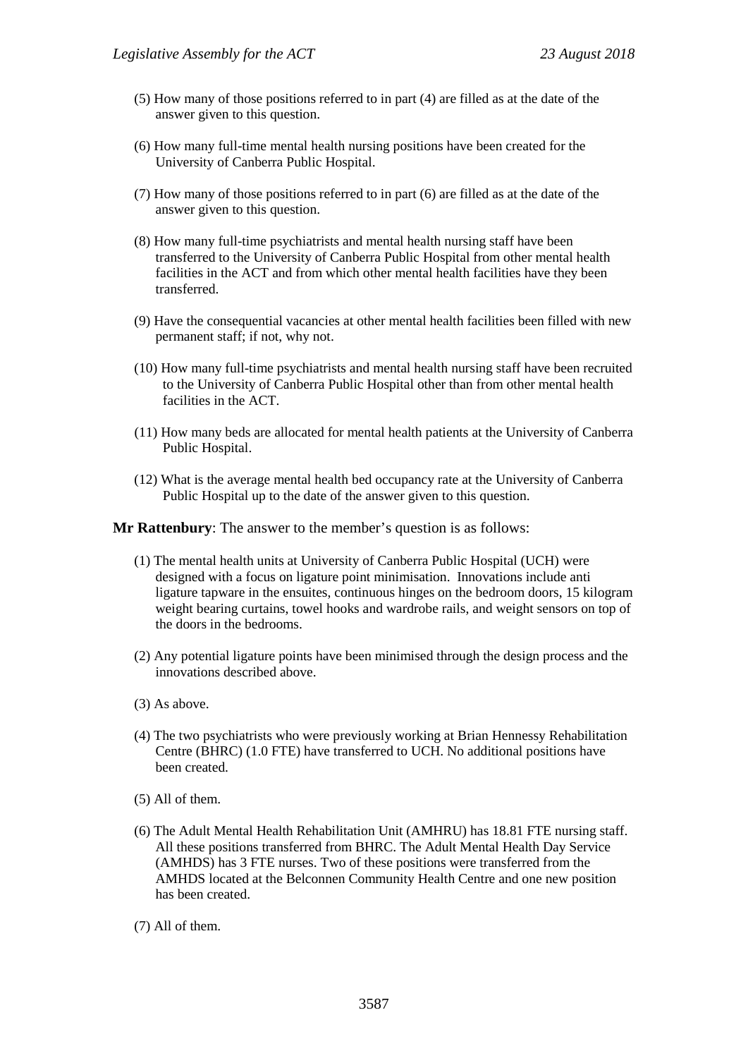(5) How many of those positions referred to in part (4) are filled as at the date of the answer given to this question.

(6) How many full-time mental health nursing positions have been created for the University of Canberra Public Hospital.

(7) How many of those positions referred to in part (6) are filled as at the date of the answer given to this question.

(8) How many full-time psychiatrists and mental health nursing staff have been transferred to the University of Canberra Public Hospital from other mental health facilities in the ACT and from which other mental health facilities have they been transferred.

(9) Have the consequential vacancies at other mental health facilities been filled with new permanent staff; if not, why not.

(10) How many full-time psychiatrists and mental health nursing staff have been recruited to the University of Canberra Public Hospital other than from other mental health facilities in the ACT.

(11) How many beds are allocated for mental health patients at the University of Canberra Public Hospital.

(12) What is the average mental health bed occupancy rate at the University of Canberra Public Hospital up to the date of the answer given to this question.

**Mr Rattenbury**: The answer to the member's question is as follows:

(1) The mental health units at University of Canberra Public Hospital (UCH) were designed with a focus on ligature point minimisation. Innovations include anti ligature tapware in the ensuites, continuous hinges on the bedroom doors, 15 kilogram weight bearing curtains, towel hooks and wardrobe rails, and weight sensors on top of the doors in the bedrooms.

(2) Any potential ligature points have been minimised through the design process and the innovations described above.

(3) As above.

(4) The two psychiatrists who were previously working at Brian Hennessy Rehabilitation Centre (BHRC) (1.0 FTE) have transferred to UCH. No additional positions have been created.

(5) All of them.

(6) The Adult Mental Health Rehabilitation Unit (AMHRU) has 18.81 FTE nursing staff. All these positions transferred from BHRC. The Adult Mental Health Day Service (AMHDS) has 3 FTE nurses. Two of these positions were transferred from the AMHDS located at the Belconnen Community Health Centre and one new position has been created.

(7) All of them.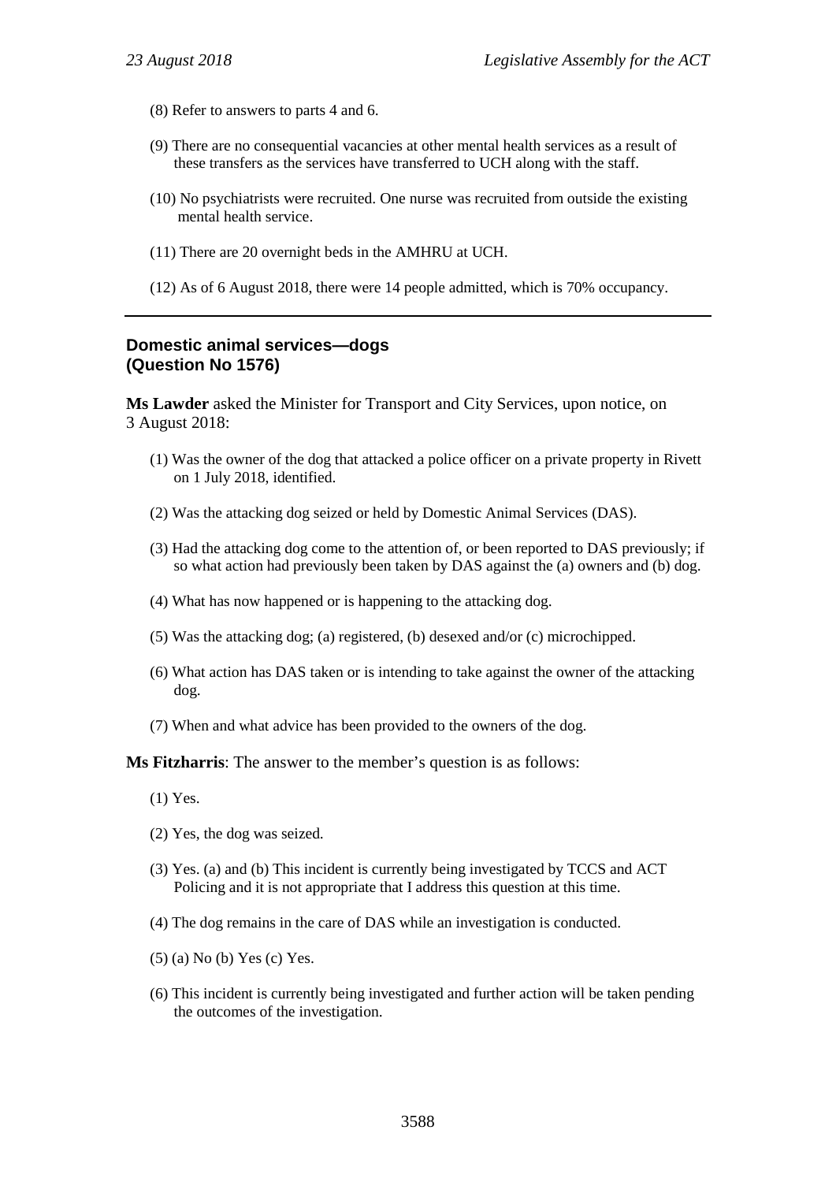(8) Refer to answers to parts 4 and 6.

(9) There are no consequential vacancies at other mental health services as a result of these transfers as the services have transferred to UCH along with the staff.

(10) No psychiatrists were recruited. One nurse was recruited from outside the existing mental health service.

(11) There are 20 overnight beds in the AMHRU at UCH.

(12) As of 6 August 2018, there were 14 people admitted, which is 70% occupancy.

---

## Domestic animal services—dogs
## (Question No 1576)

**Ms Lawder** asked the Minister for Transport and City Services, upon notice, on 3 August 2018:

(1) Was the owner of the dog that attacked a police officer on a private property in Rivett on 1 July 2018, identified.

(2) Was the attacking dog seized or held by Domestic Animal Services (DAS).

(3) Had the attacking dog come to the attention of, or been reported to DAS previously; if so what action had previously been taken by DAS against the (a) owners and (b) dog.

(4) What has now happened or is happening to the attacking dog.

(5) Was the attacking dog; (a) registered, (b) desexed and/or (c) microchipped.

(6) What action has DAS taken or is intending to take against the owner of the attacking dog.

(7) When and what advice has been provided to the owners of the dog.

**Ms Fitzharris**: The answer to the member's question is as follows:

(1) Yes.

(2) Yes, the dog was seized.

(3) Yes. (a) and (b) This incident is currently being investigated by TCCS and ACT Policing and it is not appropriate that I address this question at this time.

(4) The dog remains in the care of DAS while an investigation is conducted.

(5) (a) No (b) Yes (c) Yes.

(6) This incident is currently being investigated and further action will be taken pending the outcomes of the investigation.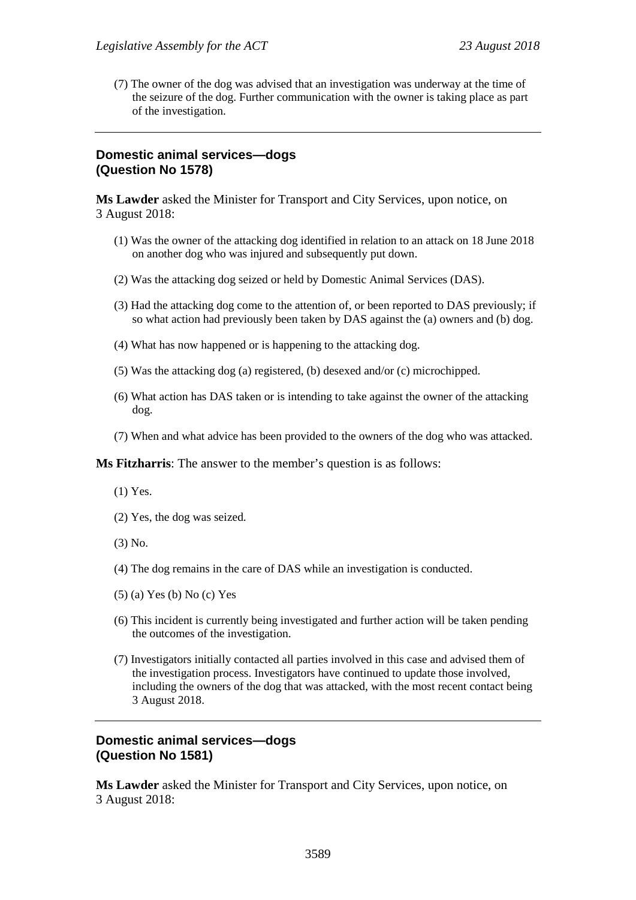(7) The owner of the dog was advised that an investigation was underway at the time of the seizure of the dog. Further communication with the owner is taking place as part of the investigation.

---

### Domestic animal services—dogs (Question No 1578)

**Ms Lawder** asked the Minister for Transport and City Services, upon notice, on 3 August 2018:

(1) Was the owner of the attacking dog identified in relation to an attack on 18 June 2018 on another dog who was injured and subsequently put down.

(2) Was the attacking dog seized or held by Domestic Animal Services (DAS).

(3) Had the attacking dog come to the attention of, or been reported to DAS previously; if so what action had previously been taken by DAS against the (a) owners and (b) dog.

(4) What has now happened or is happening to the attacking dog.

(5) Was the attacking dog (a) registered, (b) desexed and/or (c) microchipped.

(6) What action has DAS taken or is intending to take against the owner of the attacking dog.

(7) When and what advice has been provided to the owners of the dog who was attacked.

**Ms Fitzharris**: The answer to the member's question is as follows:

(1) Yes.

(2) Yes, the dog was seized.

(3) No.

(4) The dog remains in the care of DAS while an investigation is conducted.

(5) (a) Yes (b) No (c) Yes

(6) This incident is currently being investigated and further action will be taken pending the outcomes of the investigation.

(7) Investigators initially contacted all parties involved in this case and advised them of the investigation process. Investigators have continued to update those involved, including the owners of the dog that was attacked, with the most recent contact being 3 August 2018.

---

### Domestic animal services—dogs (Question No 1581)

**Ms Lawder** asked the Minister for Transport and City Services, upon notice, on 3 August 2018: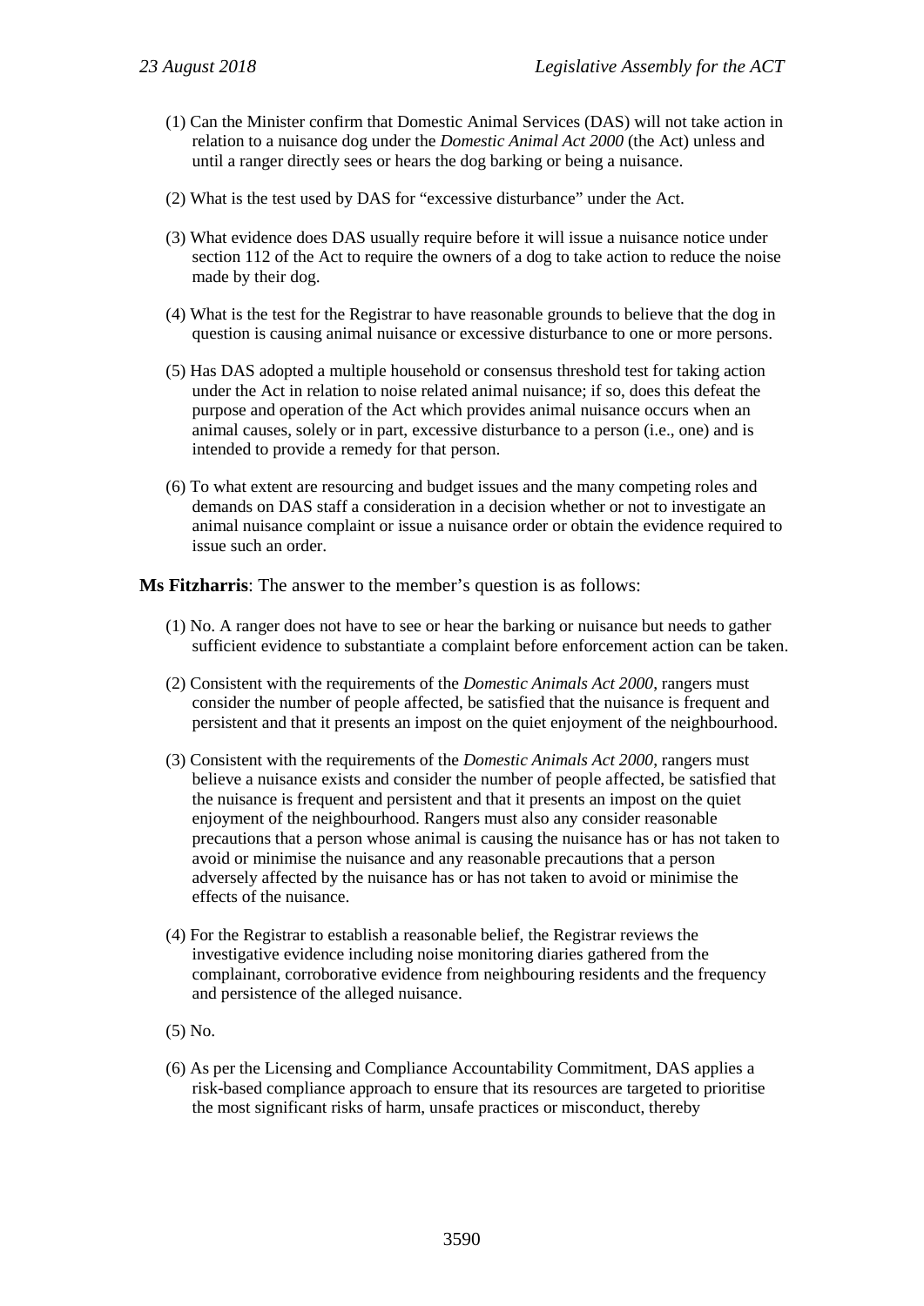(1) Can the Minister confirm that Domestic Animal Services (DAS) will not take action in relation to a nuisance dog under the *Domestic Animal Act 2000* (the Act) unless and until a ranger directly sees or hears the dog barking or being a nuisance.

(2) What is the test used by DAS for "excessive disturbance" under the Act.

(3) What evidence does DAS usually require before it will issue a nuisance notice under section 112 of the Act to require the owners of a dog to take action to reduce the noise made by their dog.

(4) What is the test for the Registrar to have reasonable grounds to believe that the dog in question is causing animal nuisance or excessive disturbance to one or more persons.

(5) Has DAS adopted a multiple household or consensus threshold test for taking action under the Act in relation to noise related animal nuisance; if so, does this defeat the purpose and operation of the Act which provides animal nuisance occurs when an animal causes, solely or in part, excessive disturbance to a person (i.e., one) and is intended to provide a remedy for that person.

(6) To what extent are resourcing and budget issues and the many competing roles and demands on DAS staff a consideration in a decision whether or not to investigate an animal nuisance complaint or issue a nuisance order or obtain the evidence required to issue such an order.

**Ms Fitzharris**: The answer to the member's question is as follows:

(1) No. A ranger does not have to see or hear the barking or nuisance but needs to gather sufficient evidence to substantiate a complaint before enforcement action can be taken.

(2) Consistent with the requirements of the *Domestic Animals Act 2000*, rangers must consider the number of people affected, be satisfied that the nuisance is frequent and persistent and that it presents an impost on the quiet enjoyment of the neighbourhood.

(3) Consistent with the requirements of the *Domestic Animals Act 2000*, rangers must believe a nuisance exists and consider the number of people affected, be satisfied that the nuisance is frequent and persistent and that it presents an impost on the quiet enjoyment of the neighbourhood. Rangers must also any consider reasonable precautions that a person whose animal is causing the nuisance has or has not taken to avoid or minimise the nuisance and any reasonable precautions that a person adversely affected by the nuisance has or has not taken to avoid or minimise the effects of the nuisance.

(4) For the Registrar to establish a reasonable belief, the Registrar reviews the investigative evidence including noise monitoring diaries gathered from the complainant, corroborative evidence from neighbouring residents and the frequency and persistence of the alleged nuisance.

(5) No.

(6) As per the Licensing and Compliance Accountability Commitment, DAS applies a risk-based compliance approach to ensure that its resources are targeted to prioritise the most significant risks of harm, unsafe practices or misconduct, thereby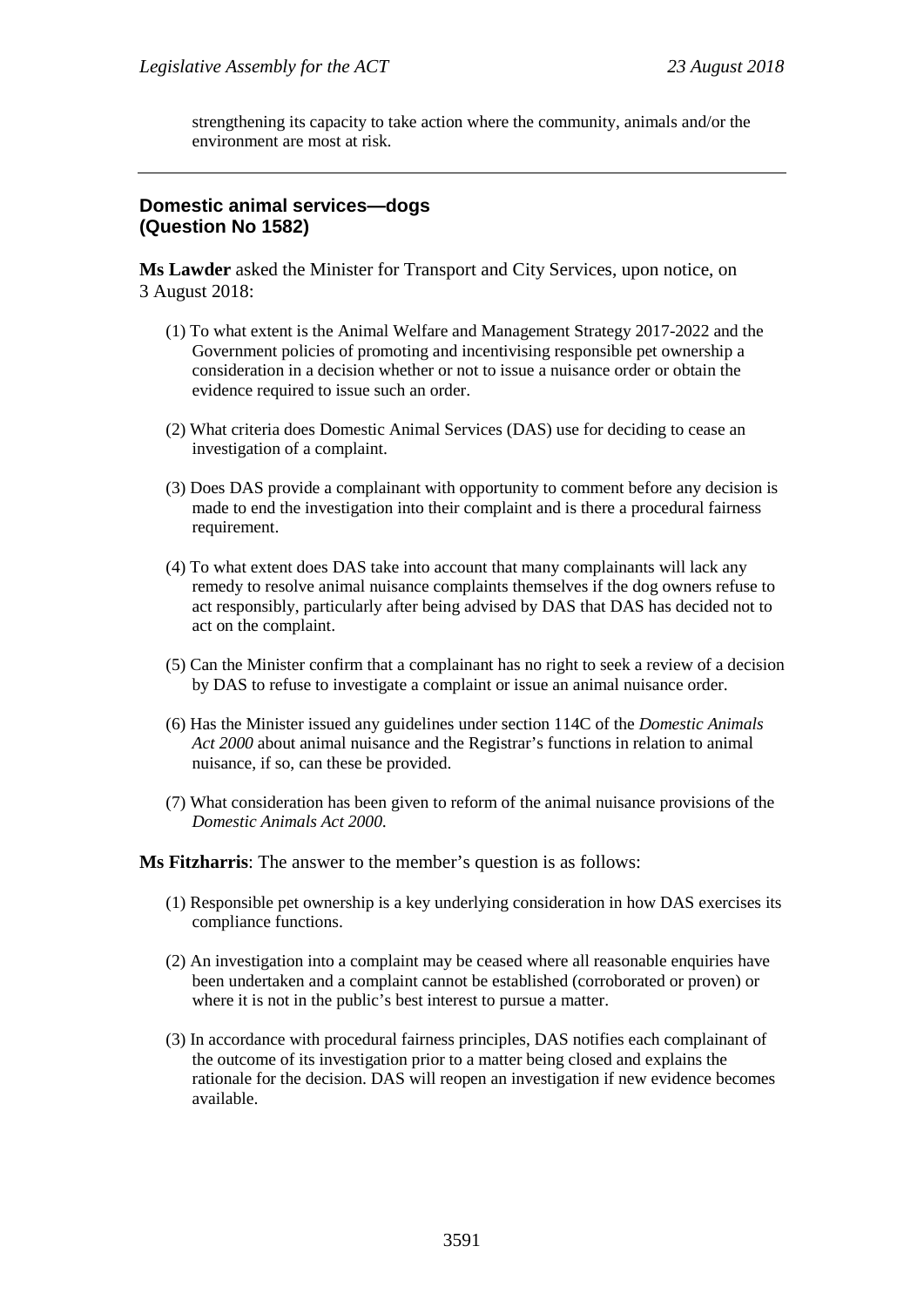strengthening its capacity to take action where the community, animals and/or the environment are most at risk.

---

**Domestic animal services—dogs**
**(Question No 1582)**

**Ms Lawder** asked the Minister for Transport and City Services, upon notice, on 3 August 2018:

(1) To what extent is the Animal Welfare and Management Strategy 2017-2022 and the Government policies of promoting and incentivising responsible pet ownership a consideration in a decision whether or not to issue a nuisance order or obtain the evidence required to issue such an order.

(2) What criteria does Domestic Animal Services (DAS) use for deciding to cease an investigation of a complaint.

(3) Does DAS provide a complainant with opportunity to comment before any decision is made to end the investigation into their complaint and is there a procedural fairness requirement.

(4) To what extent does DAS take into account that many complainants will lack any remedy to resolve animal nuisance complaints themselves if the dog owners refuse to act responsibly, particularly after being advised by DAS that DAS has decided not to act on the complaint.

(5) Can the Minister confirm that a complainant has no right to seek a review of a decision by DAS to refuse to investigate a complaint or issue an animal nuisance order.

(6) Has the Minister issued any guidelines under section 114C of the *Domestic Animals Act 2000* about animal nuisance and the Registrar's functions in relation to animal nuisance, if so, can these be provided.

(7) What consideration has been given to reform of the animal nuisance provisions of the *Domestic Animals Act 2000.*

**Ms Fitzharris**: The answer to the member's question is as follows:

(1) Responsible pet ownership is a key underlying consideration in how DAS exercises its compliance functions.

(2) An investigation into a complaint may be ceased where all reasonable enquiries have been undertaken and a complaint cannot be established (corroborated or proven) or where it is not in the public's best interest to pursue a matter.

(3) In accordance with procedural fairness principles, DAS notifies each complainant of the outcome of its investigation prior to a matter being closed and explains the rationale for the decision. DAS will reopen an investigation if new evidence becomes available.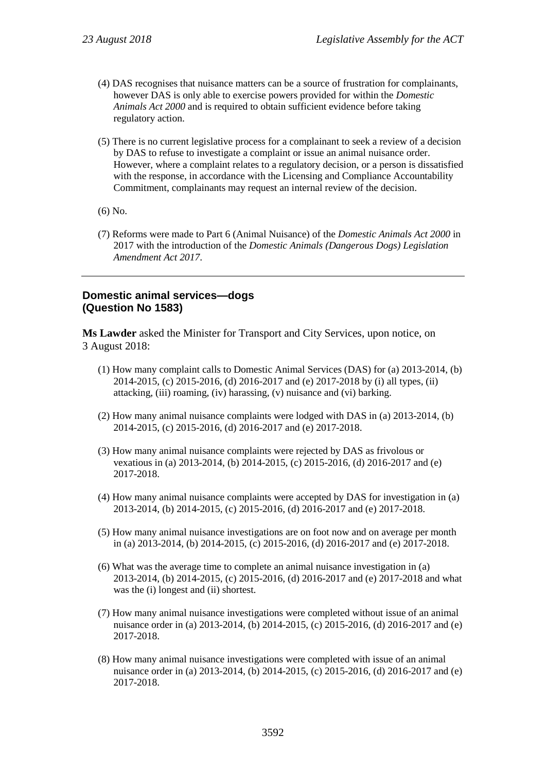(4) DAS recognises that nuisance matters can be a source of frustration for complainants, however DAS is only able to exercise powers provided for within the *Domestic Animals Act 2000* and is required to obtain sufficient evidence before taking regulatory action.

(5) There is no current legislative process for a complainant to seek a review of a decision by DAS to refuse to investigate a complaint or issue an animal nuisance order. However, where a complaint relates to a regulatory decision, or a person is dissatisfied with the response, in accordance with the Licensing and Compliance Accountability Commitment, complainants may request an internal review of the decision.

(6) No.

(7) Reforms were made to Part 6 (Animal Nuisance) of the *Domestic Animals Act 2000* in 2017 with the introduction of the *Domestic Animals (Dangerous Dogs) Legislation Amendment Act 2017*.

---

### Domestic animal services—dogs (Question No 1583)

**Ms Lawder** asked the Minister for Transport and City Services, upon notice, on 3 August 2018:

(1) How many complaint calls to Domestic Animal Services (DAS) for (a) 2013-2014, (b) 2014-2015, (c) 2015-2016, (d) 2016-2017 and (e) 2017-2018 by (i) all types, (ii) attacking, (iii) roaming, (iv) harassing, (v) nuisance and (vi) barking.

(2) How many animal nuisance complaints were lodged with DAS in (a) 2013-2014, (b) 2014-2015, (c) 2015-2016, (d) 2016-2017 and (e) 2017-2018.

(3) How many animal nuisance complaints were rejected by DAS as frivolous or vexatious in (a) 2013-2014, (b) 2014-2015, (c) 2015-2016, (d) 2016-2017 and (e) 2017-2018.

(4) How many animal nuisance complaints were accepted by DAS for investigation in (a) 2013-2014, (b) 2014-2015, (c) 2015-2016, (d) 2016-2017 and (e) 2017-2018.

(5) How many animal nuisance investigations are on foot now and on average per month in (a) 2013-2014, (b) 2014-2015, (c) 2015-2016, (d) 2016-2017 and (e) 2017-2018.

(6) What was the average time to complete an animal nuisance investigation in (a) 2013-2014, (b) 2014-2015, (c) 2015-2016, (d) 2016-2017 and (e) 2017-2018 and what was the (i) longest and (ii) shortest.

(7) How many animal nuisance investigations were completed without issue of an animal nuisance order in (a) 2013-2014, (b) 2014-2015, (c) 2015-2016, (d) 2016-2017 and (e) 2017-2018.

(8) How many animal nuisance investigations were completed with issue of an animal nuisance order in (a) 2013-2014, (b) 2014-2015, (c) 2015-2016, (d) 2016-2017 and (e) 2017-2018.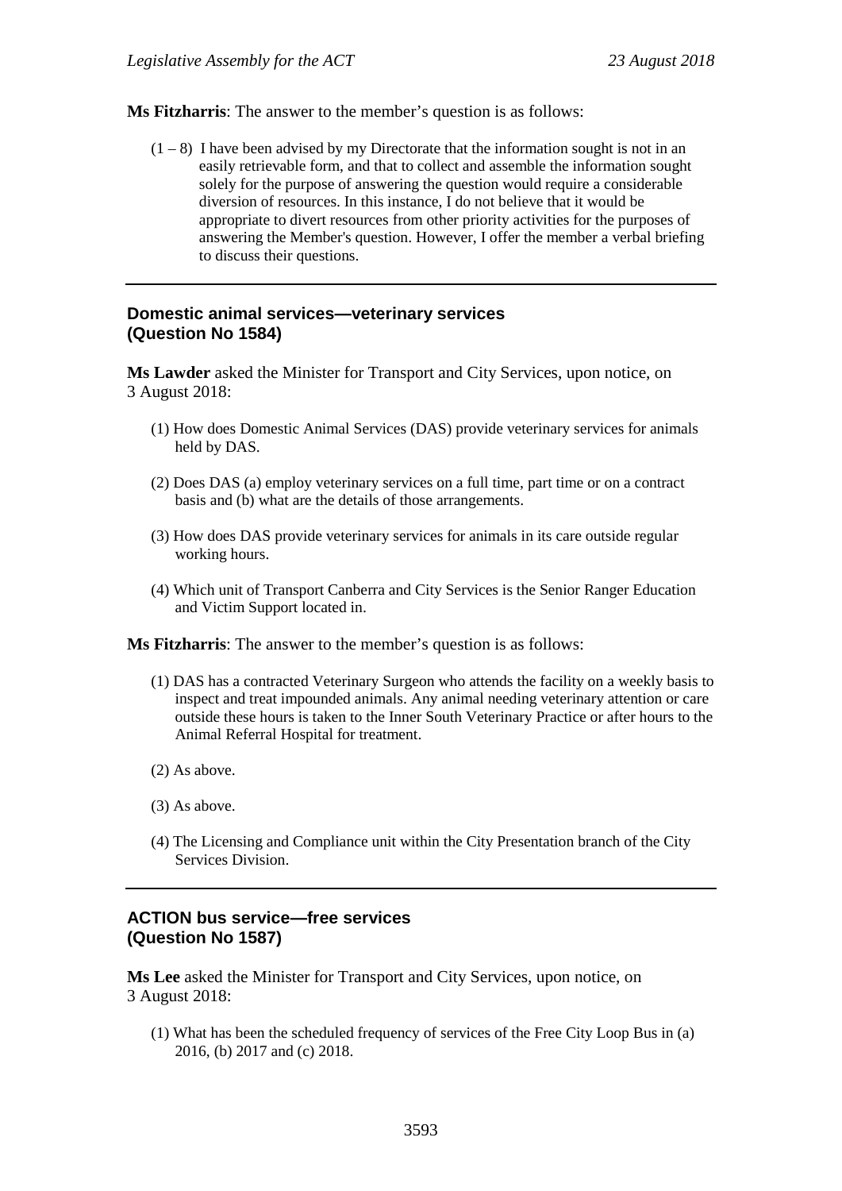**Ms Fitzharris**: The answer to the member's question is as follows:

(1 – 8) I have been advised by my Directorate that the information sought is not in an easily retrievable form, and that to collect and assemble the information sought solely for the purpose of answering the question would require a considerable diversion of resources. In this instance, I do not believe that it would be appropriate to divert resources from other priority activities for the purposes of answering the Member's question. However, I offer the member a verbal briefing to discuss their questions.

---

## Domestic animal services—veterinary services (Question No 1584)

**Ms Lawder** asked the Minister for Transport and City Services, upon notice, on 3 August 2018:

(1) How does Domestic Animal Services (DAS) provide veterinary services for animals held by DAS.

(2) Does DAS (a) employ veterinary services on a full time, part time or on a contract basis and (b) what are the details of those arrangements.

(3) How does DAS provide veterinary services for animals in its care outside regular working hours.

(4) Which unit of Transport Canberra and City Services is the Senior Ranger Education and Victim Support located in.

**Ms Fitzharris**: The answer to the member's question is as follows:

(1) DAS has a contracted Veterinary Surgeon who attends the facility on a weekly basis to inspect and treat impounded animals. Any animal needing veterinary attention or care outside these hours is taken to the Inner South Veterinary Practice or after hours to the Animal Referral Hospital for treatment.

(2) As above.

(3) As above.

(4) The Licensing and Compliance unit within the City Presentation branch of the City Services Division.

---

## ACTION bus service—free services (Question No 1587)

**Ms Lee** asked the Minister for Transport and City Services, upon notice, on 3 August 2018:

(1) What has been the scheduled frequency of services of the Free City Loop Bus in (a) 2016, (b) 2017 and (c) 2018.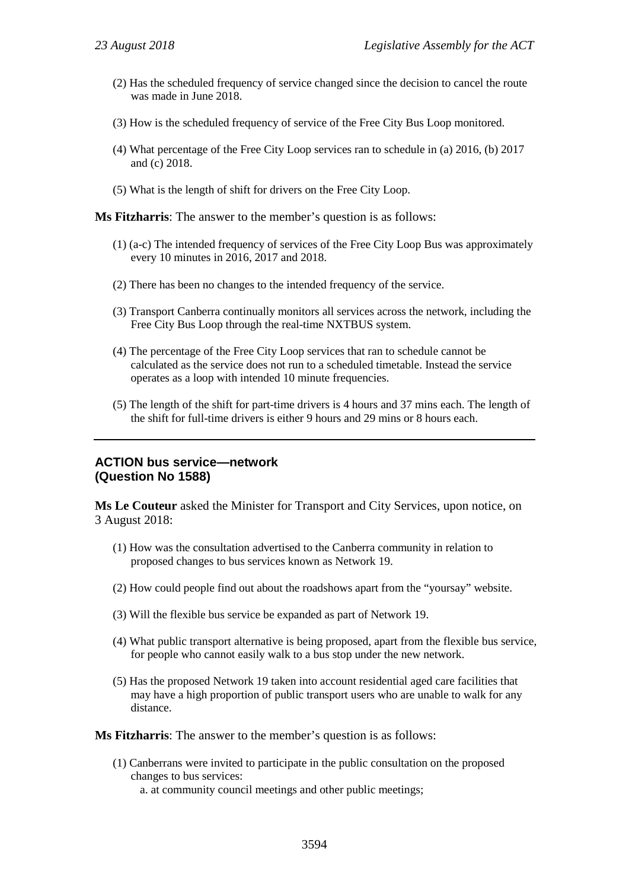(2) Has the scheduled frequency of service changed since the decision to cancel the route was made in June 2018.

(3) How is the scheduled frequency of service of the Free City Bus Loop monitored.

(4) What percentage of the Free City Loop services ran to schedule in (a) 2016, (b) 2017 and (c) 2018.

(5) What is the length of shift for drivers on the Free City Loop.

**Ms Fitzharris**: The answer to the member's question is as follows:

(1) (a-c) The intended frequency of services of the Free City Loop Bus was approximately every 10 minutes in 2016, 2017 and 2018.

(2) There has been no changes to the intended frequency of the service.

(3) Transport Canberra continually monitors all services across the network, including the Free City Bus Loop through the real-time NXTBUS system.

(4) The percentage of the Free City Loop services that ran to schedule cannot be calculated as the service does not run to a scheduled timetable. Instead the service operates as a loop with intended 10 minute frequencies.

(5) The length of the shift for part-time drivers is 4 hours and 37 mins each. The length of the shift for full-time drivers is either 9 hours and 29 mins or 8 hours each.

---

### ACTION bus service—network (Question No 1588)

**Ms Le Couteur** asked the Minister for Transport and City Services, upon notice, on 3 August 2018:

(1) How was the consultation advertised to the Canberra community in relation to proposed changes to bus services known as Network 19.

(2) How could people find out about the roadshows apart from the "yoursay" website.

(3) Will the flexible bus service be expanded as part of Network 19.

(4) What public transport alternative is being proposed, apart from the flexible bus service, for people who cannot easily walk to a bus stop under the new network.

(5) Has the proposed Network 19 taken into account residential aged care facilities that may have a high proportion of public transport users who are unable to walk for any distance.

**Ms Fitzharris**: The answer to the member's question is as follows:

(1) Canberrans were invited to participate in the public consultation on the proposed changes to bus services:

   a. at community council meetings and other public meetings;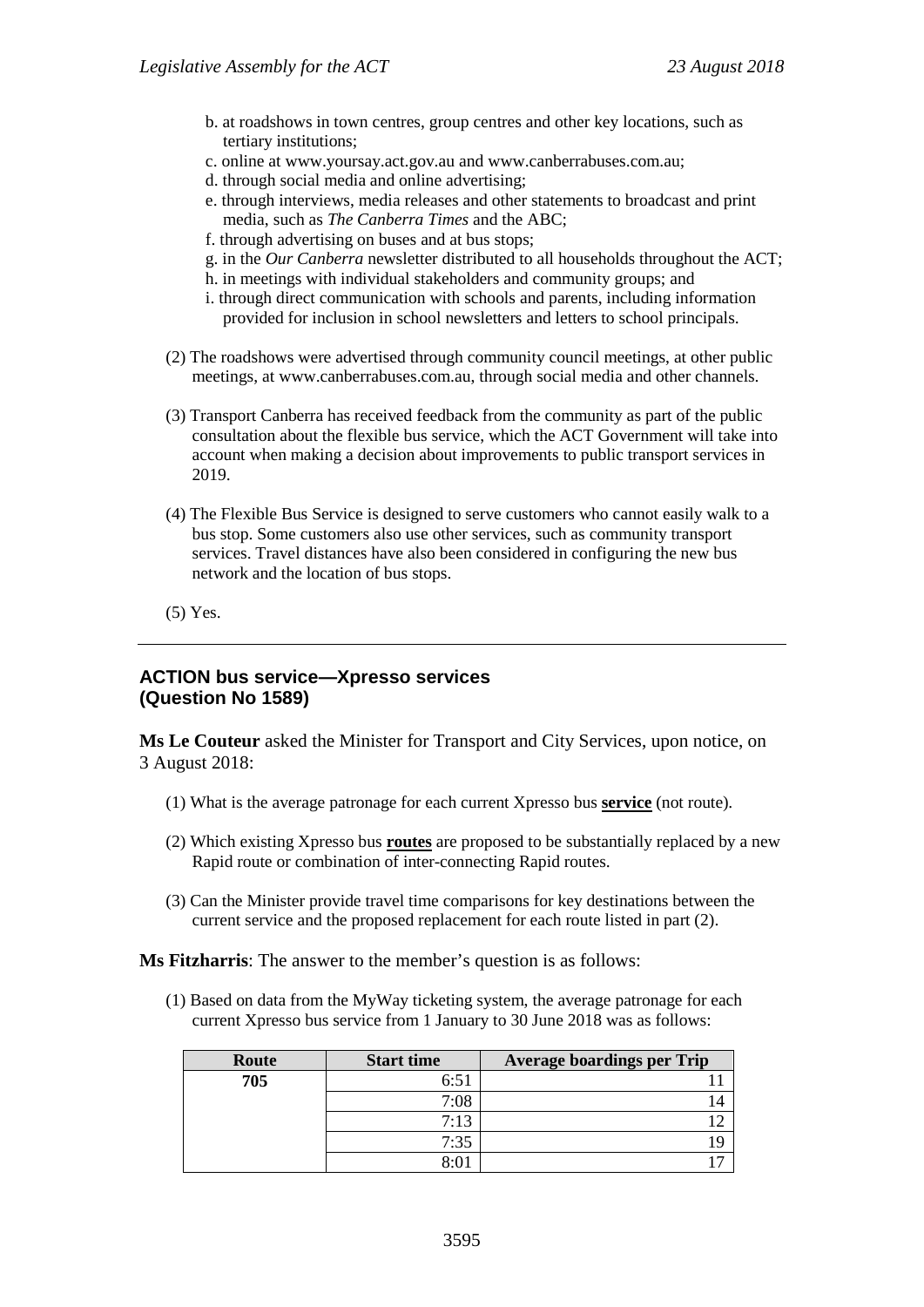b. at roadshows in town centres, group centres and other key locations, such as tertiary institutions;
c. online at www.yoursay.act.gov.au and www.canberrabuses.com.au;
d. through social media and online advertising;
e. through interviews, media releases and other statements to broadcast and print media, such as *The Canberra Times* and the ABC;
f. through advertising on buses and at bus stops;
g. in the *Our Canberra* newsletter distributed to all households throughout the ACT;
h. in meetings with individual stakeholders and community groups; and
i. through direct communication with schools and parents, including information provided for inclusion in school newsletters and letters to school principals.

(2) The roadshows were advertised through community council meetings, at other public meetings, at www.canberrabuses.com.au, through social media and other channels.

(3) Transport Canberra has received feedback from the community as part of the public consultation about the flexible bus service, which the ACT Government will take into account when making a decision about improvements to public transport services in 2019.

(4) The Flexible Bus Service is designed to serve customers who cannot easily walk to a bus stop. Some customers also use other services, such as community transport services. Travel distances have also been considered in configuring the new bus network and the location of bus stops.

(5) Yes.

---

### ACTION bus service—Xpresso services (Question No 1589)

**Ms Le Couteur** asked the Minister for Transport and City Services, upon notice, on 3 August 2018:

(1) What is the average patronage for each current Xpresso bus **service** (not route).

(2) Which existing Xpresso bus **routes** are proposed to be substantially replaced by a new Rapid route or combination of inter-connecting Rapid routes.

(3) Can the Minister provide travel time comparisons for key destinations between the current service and the proposed replacement for each route listed in part (2).

**Ms Fitzharris**: The answer to the member's question is as follows:

(1) Based on data from the MyWay ticketing system, the average patronage for each current Xpresso bus service from 1 January to 30 June 2018 was as follows:

| Route | Start time | Average boardings per Trip |
|---|---|---|
| 705 | 6:51 | 11 |
| | 7:08 | 14 |
| | 7:13 | 12 |
| | 7:35 | 19 |
| | 8:01 | 17 |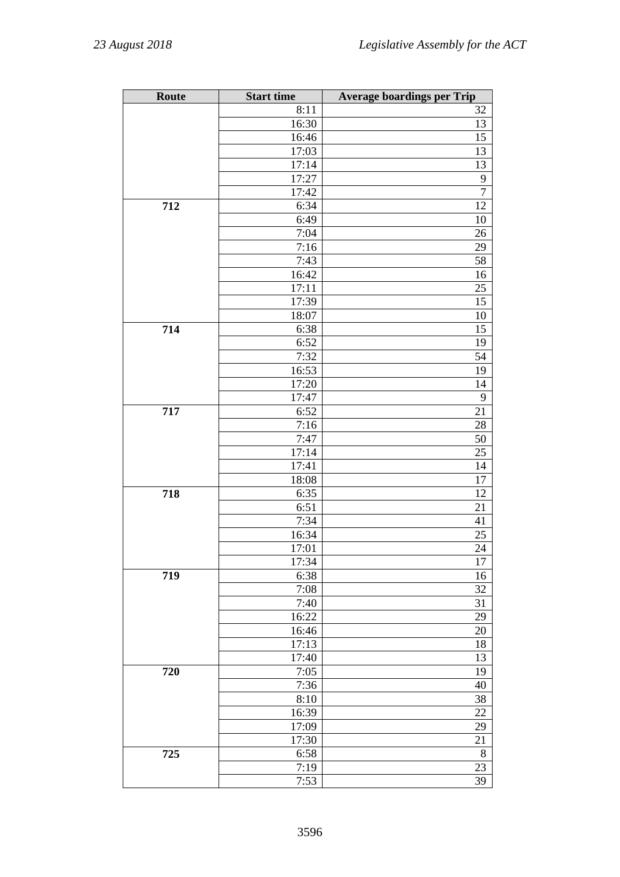| Route | Start time | Average boardings per Trip |
|---|---|---|
| | 8:11 | 32 |
| | 16:30 | 13 |
| | 16:46 | 15 |
| | 17:03 | 13 |
| | 17:14 | 13 |
| | 17:27 | 9 |
| | 17:42 | 7 |
| **712** | 6:34 | 12 |
| | 6:49 | 10 |
| | 7:04 | 26 |
| | 7:16 | 29 |
| | 7:43 | 58 |
| | 16:42 | 16 |
| | 17:11 | 25 |
| | 17:39 | 15 |
| | 18:07 | 10 |
| **714** | 6:38 | 15 |
| | 6:52 | 19 |
| | 7:32 | 54 |
| | 16:53 | 19 |
| | 17:20 | 14 |
| | 17:47 | 9 |
| **717** | 6:52 | 21 |
| | 7:16 | 28 |
| | 7:47 | 50 |
| | 17:14 | 25 |
| | 17:41 | 14 |
| | 18:08 | 17 |
| **718** | 6:35 | 12 |
| | 6:51 | 21 |
| | 7:34 | 41 |
| | 16:34 | 25 |
| | 17:01 | 24 |
| | 17:34 | 17 |
| **719** | 6:38 | 16 |
| | 7:08 | 32 |
| | 7:40 | 31 |
| | 16:22 | 29 |
| | 16:46 | 20 |
| | 17:13 | 18 |
| | 17:40 | 13 |
| **720** | 7:05 | 19 |
| | 7:36 | 40 |
| | 8:10 | 38 |
| | 16:39 | 22 |
| | 17:09 | 29 |
| | 17:30 | 21 |
| **725** | 6:58 | 8 |
| | 7:19 | 23 |
| | 7:53 | 39 |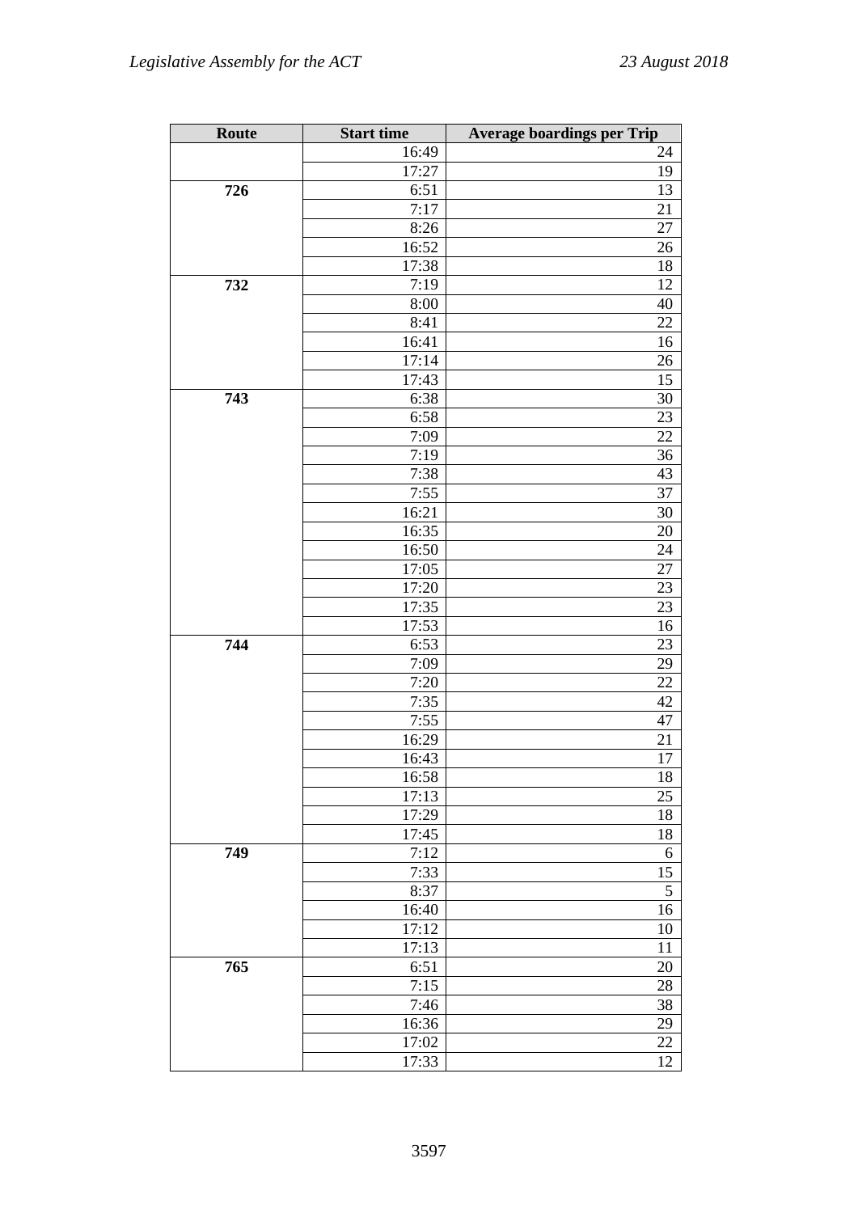| Route | Start time | Average boardings per Trip |
|---|---|---|
| | 16:49 | 24 |
| | 17:27 | 19 |
| **726** | 6:51 | 13 |
| | 7:17 | 21 |
| | 8:26 | 27 |
| | 16:52 | 26 |
| | 17:38 | 18 |
| **732** | 7:19 | 12 |
| | 8:00 | 40 |
| | 8:41 | 22 |
| | 16:41 | 16 |
| | 17:14 | 26 |
| | 17:43 | 15 |
| **743** | 6:38 | 30 |
| | 6:58 | 23 |
| | 7:09 | 22 |
| | 7:19 | 36 |
| | 7:38 | 43 |
| | 7:55 | 37 |
| | 16:21 | 30 |
| | 16:35 | 20 |
| | 16:50 | 24 |
| | 17:05 | 27 |
| | 17:20 | 23 |
| | 17:35 | 23 |
| | 17:53 | 16 |
| **744** | 6:53 | 23 |
| | 7:09 | 29 |
| | 7:20 | 22 |
| | 7:35 | 42 |
| | 7:55 | 47 |
| | 16:29 | 21 |
| | 16:43 | 17 |
| | 16:58 | 18 |
| | 17:13 | 25 |
| | 17:29 | 18 |
| | 17:45 | 18 |
| **749** | 7:12 | 6 |
| | 7:33 | 15 |
| | 8:37 | 5 |
| | 16:40 | 16 |
| | 17:12 | 10 |
| | 17:13 | 11 |
| **765** | 6:51 | 20 |
| | 7:15 | 28 |
| | 7:46 | 38 |
| | 16:36 | 29 |
| | 17:02 | 22 |
| | 17:33 | 12 |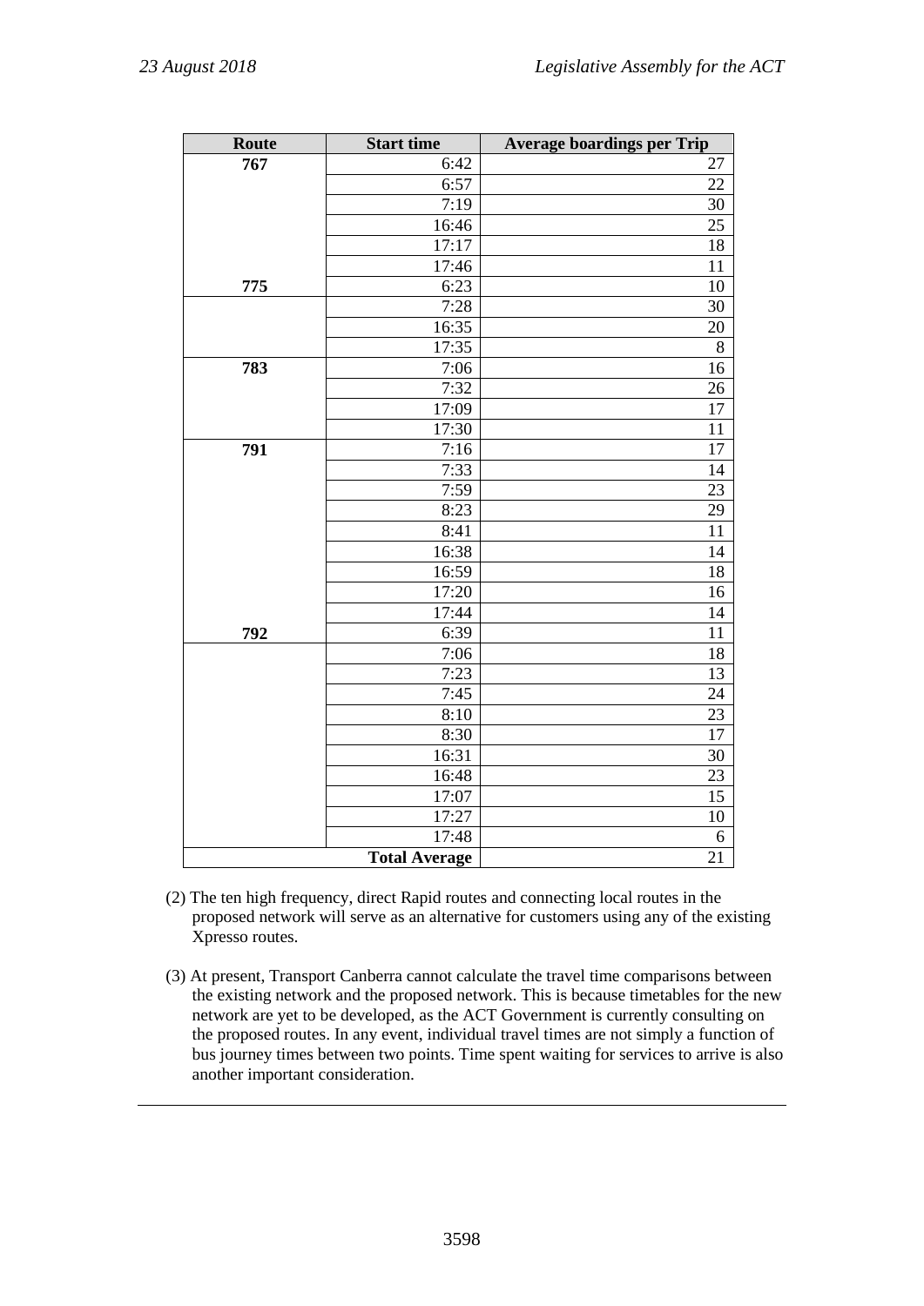| Route | Start time | Average boardings per Trip |
|---|---|---|
| **767** | 6:42 | 27 |
| | 6:57 | 22 |
| | 7:19 | 30 |
| | 16:46 | 25 |
| | 17:17 | 18 |
| | 17:46 | 11 |
| **775** | 6:23 | 10 |
| | 7:28 | 30 |
| | 16:35 | 20 |
| | 17:35 | 8 |
| **783** | 7:06 | 16 |
| | 7:32 | 26 |
| | 17:09 | 17 |
| | 17:30 | 11 |
| **791** | 7:16 | 17 |
| | 7:33 | 14 |
| | 7:59 | 23 |
| | 8:23 | 29 |
| | 8:41 | 11 |
| | 16:38 | 14 |
| | 16:59 | 18 |
| | 17:20 | 16 |
| | 17:44 | 14 |
| **792** | 6:39 | 11 |
| | 7:06 | 18 |
| | 7:23 | 13 |
| | 7:45 | 24 |
| | 8:10 | 23 |
| | 8:30 | 17 |
| | 16:31 | 30 |
| | 16:48 | 23 |
| | 17:07 | 15 |
| | 17:27 | 10 |
| | 17:48 | 6 |
| | **Total Average** | 21 |

(2) The ten high frequency, direct Rapid routes and connecting local routes in the proposed network will serve as an alternative for customers using any of the existing Xpresso routes.

(3) At present, Transport Canberra cannot calculate the travel time comparisons between the existing network and the proposed network. This is because timetables for the new network are yet to be developed, as the ACT Government is currently consulting on the proposed routes. In any event, individual travel times are not simply a function of bus journey times between two points. Time spent waiting for services to arrive is also another important consideration.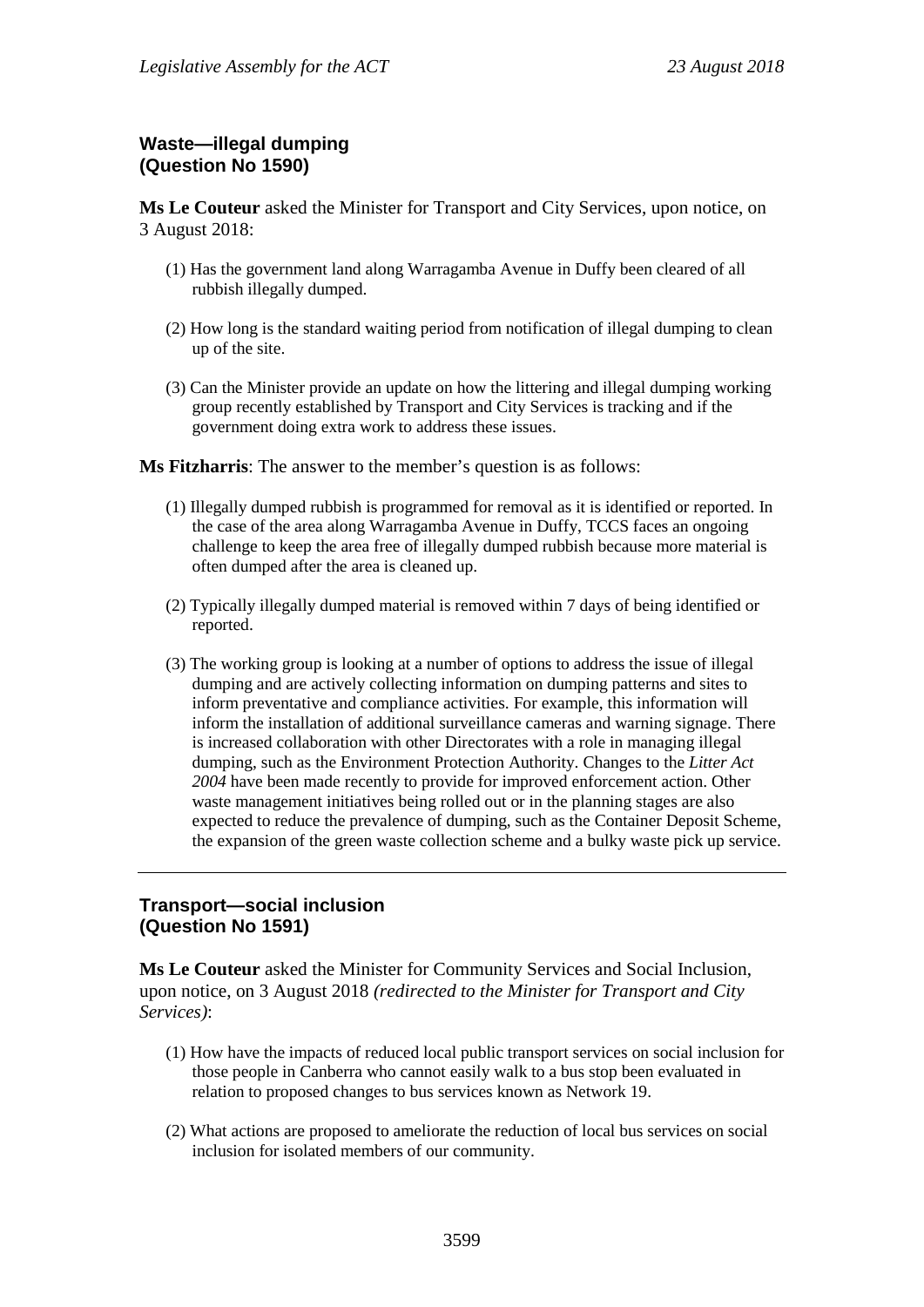## Waste—illegal dumping (Question No 1590)

**Ms Le Couteur** asked the Minister for Transport and City Services, upon notice, on 3 August 2018:

(1) Has the government land along Warragamba Avenue in Duffy been cleared of all rubbish illegally dumped.

(2) How long is the standard waiting period from notification of illegal dumping to clean up of the site.

(3) Can the Minister provide an update on how the littering and illegal dumping working group recently established by Transport and City Services is tracking and if the government doing extra work to address these issues.

**Ms Fitzharris**: The answer to the member's question is as follows:

(1) Illegally dumped rubbish is programmed for removal as it is identified or reported. In the case of the area along Warragamba Avenue in Duffy, TCCS faces an ongoing challenge to keep the area free of illegally dumped rubbish because more material is often dumped after the area is cleaned up.

(2) Typically illegally dumped material is removed within 7 days of being identified or reported.

(3) The working group is looking at a number of options to address the issue of illegal dumping and are actively collecting information on dumping patterns and sites to inform preventative and compliance activities. For example, this information will inform the installation of additional surveillance cameras and warning signage. There is increased collaboration with other Directorates with a role in managing illegal dumping, such as the Environment Protection Authority. Changes to the *Litter Act 2004* have been made recently to provide for improved enforcement action. Other waste management initiatives being rolled out or in the planning stages are also expected to reduce the prevalence of dumping, such as the Container Deposit Scheme, the expansion of the green waste collection scheme and a bulky waste pick up service.

---

## Transport—social inclusion (Question No 1591)

**Ms Le Couteur** asked the Minister for Community Services and Social Inclusion, upon notice, on 3 August 2018 *(redirected to the Minister for Transport and City Services)*:

(1) How have the impacts of reduced local public transport services on social inclusion for those people in Canberra who cannot easily walk to a bus stop been evaluated in relation to proposed changes to bus services known as Network 19.

(2) What actions are proposed to ameliorate the reduction of local bus services on social inclusion for isolated members of our community.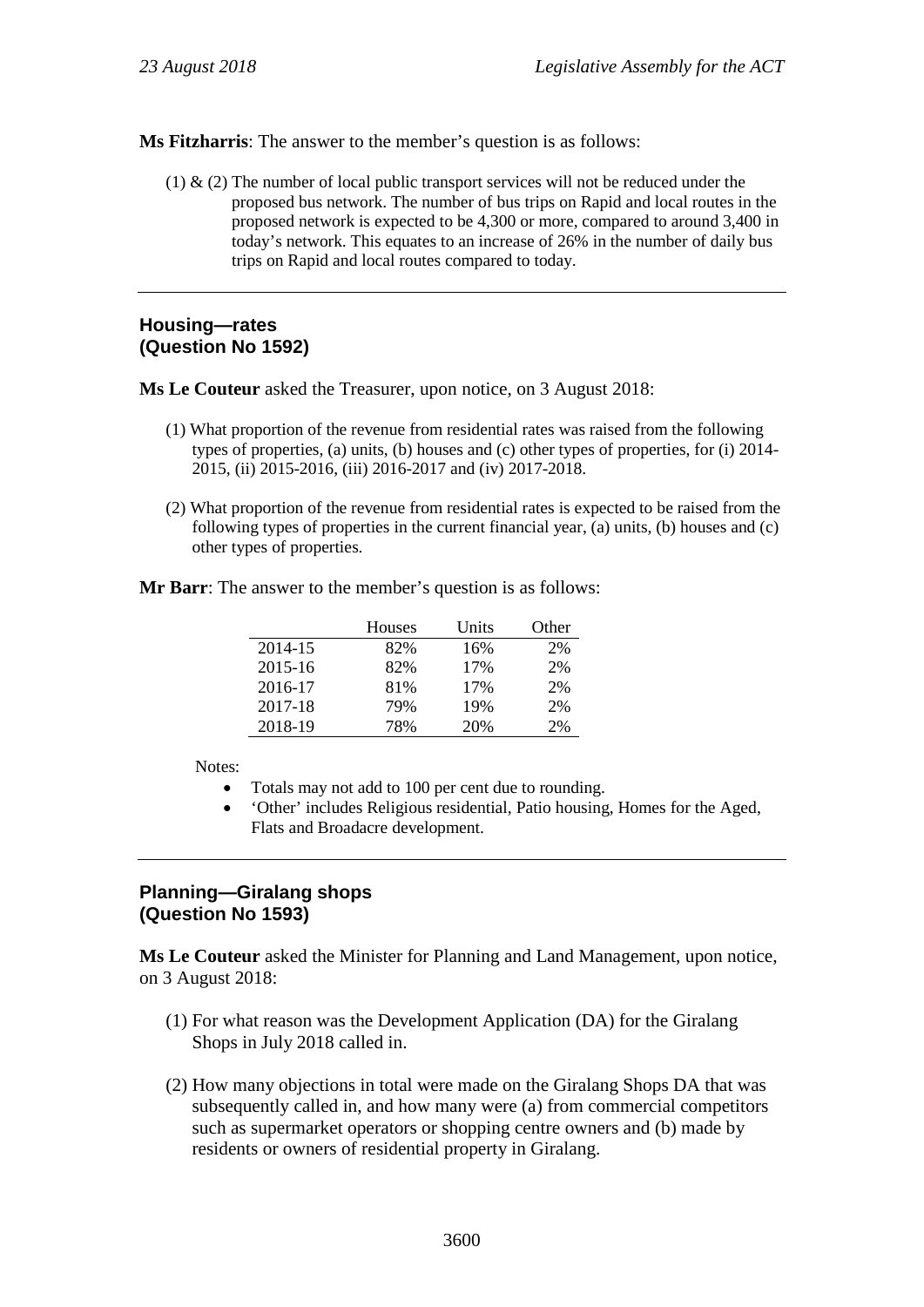**Ms Fitzharris**: The answer to the member's question is as follows:

(1) & (2) The number of local public transport services will not be reduced under the proposed bus network. The number of bus trips on Rapid and local routes in the proposed network is expected to be 4,300 or more, compared to around 3,400 in today's network. This equates to an increase of 26% in the number of daily bus trips on Rapid and local routes compared to today.

---

### Housing—rates
### (Question No 1592)

**Ms Le Couteur** asked the Treasurer, upon notice, on 3 August 2018:

(1) What proportion of the revenue from residential rates was raised from the following types of properties, (a) units, (b) houses and (c) other types of properties, for (i) 2014-2015, (ii) 2015-2016, (iii) 2016-2017 and (iv) 2017-2018.

(2) What proportion of the revenue from residential rates is expected to be raised from the following types of properties in the current financial year, (a) units, (b) houses and (c) other types of properties.

**Mr Barr**: The answer to the member's question is as follows:

| | Houses | Units | Other |
|---|---|---|---|
| 2014-15 | 82% | 16% | 2% |
| 2015-16 | 82% | 17% | 2% |
| 2016-17 | 81% | 17% | 2% |
| 2017-18 | 79% | 19% | 2% |
| 2018-19 | 78% | 20% | 2% |

Notes:

- Totals may not add to 100 per cent due to rounding.
- 'Other' includes Religious residential, Patio housing, Homes for the Aged, Flats and Broadacre development.

---

### Planning—Giralang shops
### (Question No 1593)

**Ms Le Couteur** asked the Minister for Planning and Land Management, upon notice, on 3 August 2018:

(1) For what reason was the Development Application (DA) for the Giralang Shops in July 2018 called in.

(2) How many objections in total were made on the Giralang Shops DA that was subsequently called in, and how many were (a) from commercial competitors such as supermarket operators or shopping centre owners and (b) made by residents or owners of residential property in Giralang.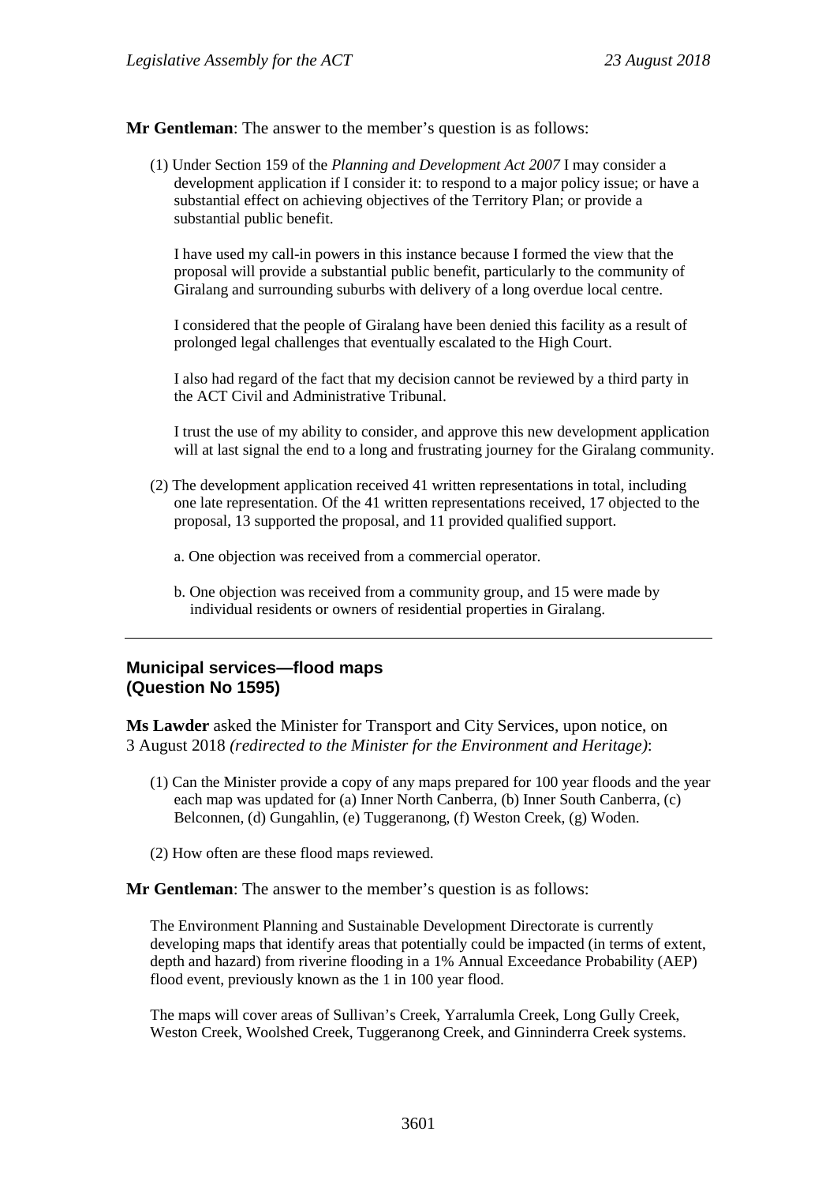**Mr Gentleman**: The answer to the member's question is as follows:

(1) Under Section 159 of the *Planning and Development Act 2007* I may consider a development application if I consider it: to respond to a major policy issue; or have a substantial effect on achieving objectives of the Territory Plan; or provide a substantial public benefit.

I have used my call-in powers in this instance because I formed the view that the proposal will provide a substantial public benefit, particularly to the community of Giralang and surrounding suburbs with delivery of a long overdue local centre.

I considered that the people of Giralang have been denied this facility as a result of prolonged legal challenges that eventually escalated to the High Court.

I also had regard of the fact that my decision cannot be reviewed by a third party in the ACT Civil and Administrative Tribunal.

I trust the use of my ability to consider, and approve this new development application will at last signal the end to a long and frustrating journey for the Giralang community.

(2) The development application received 41 written representations in total, including one late representation. Of the 41 written representations received, 17 objected to the proposal, 13 supported the proposal, and 11 provided qualified support.

a. One objection was received from a commercial operator.

b. One objection was received from a community group, and 15 were made by individual residents or owners of residential properties in Giralang.

---

## Municipal services—flood maps (Question No 1595)

**Ms Lawder** asked the Minister for Transport and City Services, upon notice, on 3 August 2018 *(redirected to the Minister for the Environment and Heritage)*:

(1) Can the Minister provide a copy of any maps prepared for 100 year floods and the year each map was updated for (a) Inner North Canberra, (b) Inner South Canberra, (c) Belconnen, (d) Gungahlin, (e) Tuggeranong, (f) Weston Creek, (g) Woden.

(2) How often are these flood maps reviewed.

**Mr Gentleman**: The answer to the member's question is as follows:

The Environment Planning and Sustainable Development Directorate is currently developing maps that identify areas that potentially could be impacted (in terms of extent, depth and hazard) from riverine flooding in a 1% Annual Exceedance Probability (AEP) flood event, previously known as the 1 in 100 year flood.

The maps will cover areas of Sullivan's Creek, Yarralumla Creek, Long Gully Creek, Weston Creek, Woolshed Creek, Tuggeranong Creek, and Ginninderra Creek systems.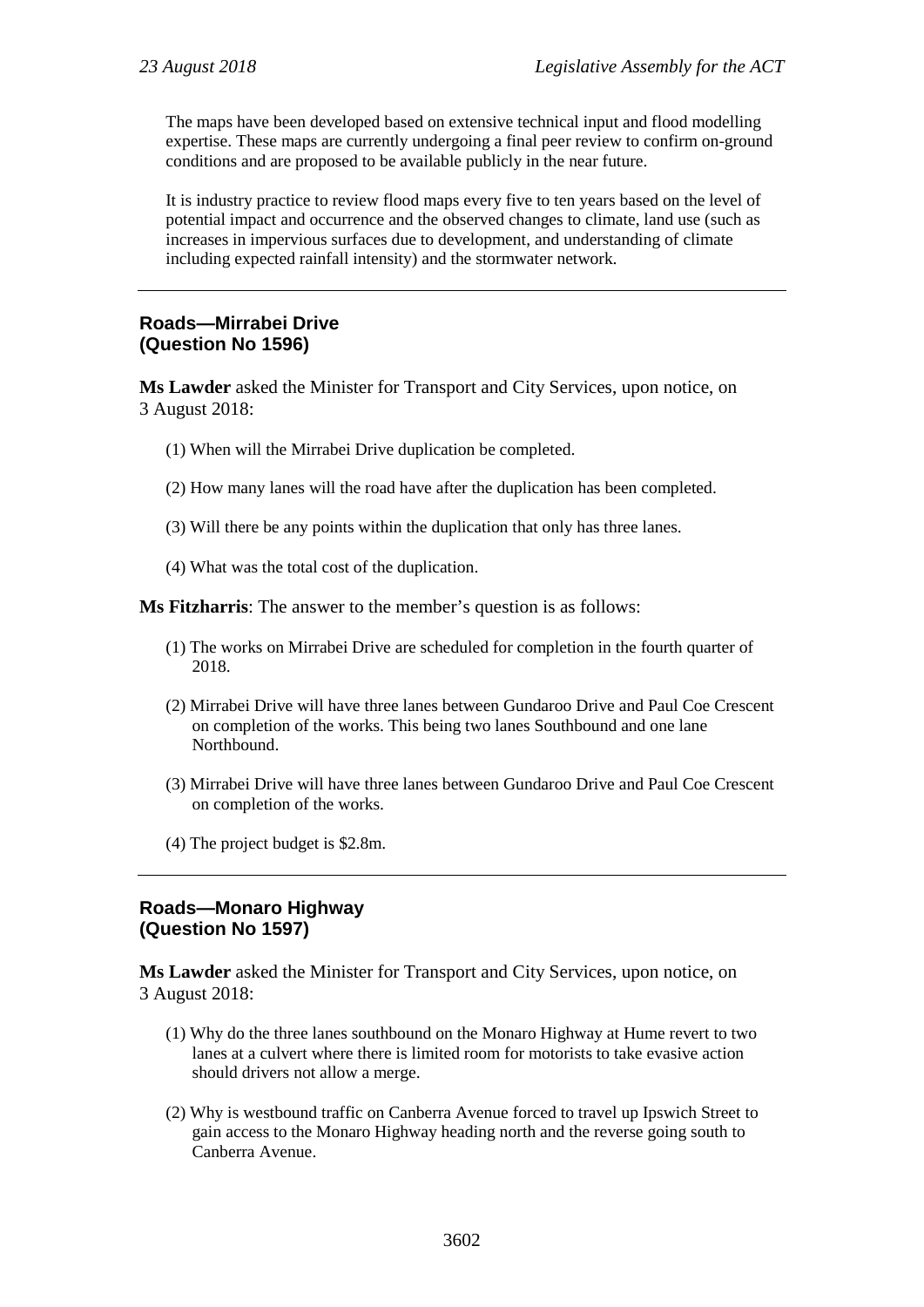The maps have been developed based on extensive technical input and flood modelling expertise. These maps are currently undergoing a final peer review to confirm on-ground conditions and are proposed to be available publicly in the near future.

It is industry practice to review flood maps every five to ten years based on the level of potential impact and occurrence and the observed changes to climate, land use (such as increases in impervious surfaces due to development, and understanding of climate including expected rainfall intensity) and the stormwater network.

---

### Roads—Mirrabei Drive
### (Question No 1596)

**Ms Lawder** asked the Minister for Transport and City Services, upon notice, on 3 August 2018:

(1) When will the Mirrabei Drive duplication be completed.

(2) How many lanes will the road have after the duplication has been completed.

(3) Will there be any points within the duplication that only has three lanes.

(4) What was the total cost of the duplication.

**Ms Fitzharris**: The answer to the member's question is as follows:

(1) The works on Mirrabei Drive are scheduled for completion in the fourth quarter of 2018.

(2) Mirrabei Drive will have three lanes between Gundaroo Drive and Paul Coe Crescent on completion of the works. This being two lanes Southbound and one lane Northbound.

(3) Mirrabei Drive will have three lanes between Gundaroo Drive and Paul Coe Crescent on completion of the works.

(4) The project budget is $2.8m.

---

### Roads—Monaro Highway
### (Question No 1597)

**Ms Lawder** asked the Minister for Transport and City Services, upon notice, on 3 August 2018:

(1) Why do the three lanes southbound on the Monaro Highway at Hume revert to two lanes at a culvert where there is limited room for motorists to take evasive action should drivers not allow a merge.

(2) Why is westbound traffic on Canberra Avenue forced to travel up Ipswich Street to gain access to the Monaro Highway heading north and the reverse going south to Canberra Avenue.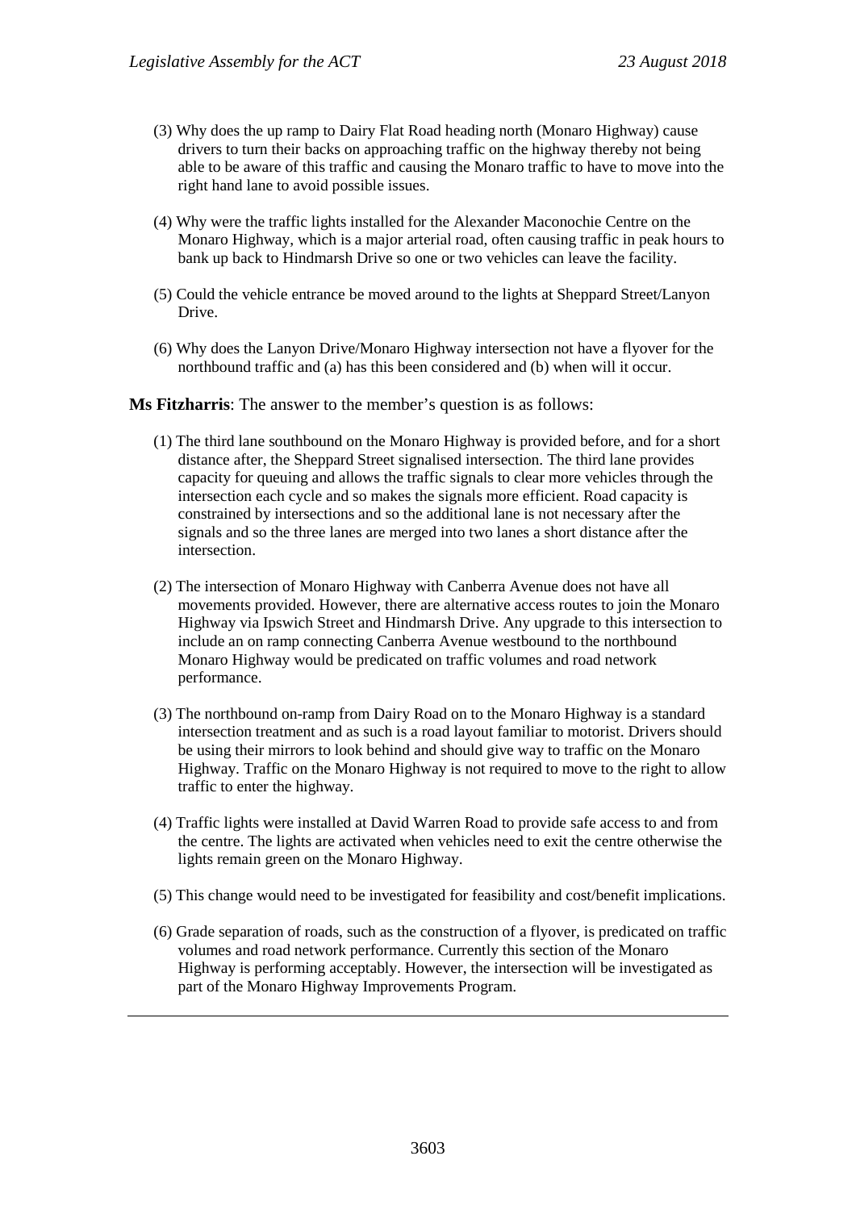(3) Why does the up ramp to Dairy Flat Road heading north (Monaro Highway) cause drivers to turn their backs on approaching traffic on the highway thereby not being able to be aware of this traffic and causing the Monaro traffic to have to move into the right hand lane to avoid possible issues.

(4) Why were the traffic lights installed for the Alexander Maconochie Centre on the Monaro Highway, which is a major arterial road, often causing traffic in peak hours to bank up back to Hindmarsh Drive so one or two vehicles can leave the facility.

(5) Could the vehicle entrance be moved around to the lights at Sheppard Street/Lanyon Drive.

(6) Why does the Lanyon Drive/Monaro Highway intersection not have a flyover for the northbound traffic and (a) has this been considered and (b) when will it occur.

**Ms Fitzharris**: The answer to the member's question is as follows:

(1) The third lane southbound on the Monaro Highway is provided before, and for a short distance after, the Sheppard Street signalised intersection. The third lane provides capacity for queuing and allows the traffic signals to clear more vehicles through the intersection each cycle and so makes the signals more efficient. Road capacity is constrained by intersections and so the additional lane is not necessary after the signals and so the three lanes are merged into two lanes a short distance after the intersection.

(2) The intersection of Monaro Highway with Canberra Avenue does not have all movements provided. However, there are alternative access routes to join the Monaro Highway via Ipswich Street and Hindmarsh Drive. Any upgrade to this intersection to include an on ramp connecting Canberra Avenue westbound to the northbound Monaro Highway would be predicated on traffic volumes and road network performance.

(3) The northbound on-ramp from Dairy Road on to the Monaro Highway is a standard intersection treatment and as such is a road layout familiar to motorist. Drivers should be using their mirrors to look behind and should give way to traffic on the Monaro Highway. Traffic on the Monaro Highway is not required to move to the right to allow traffic to enter the highway.

(4) Traffic lights were installed at David Warren Road to provide safe access to and from the centre. The lights are activated when vehicles need to exit the centre otherwise the lights remain green on the Monaro Highway.

(5) This change would need to be investigated for feasibility and cost/benefit implications.

(6) Grade separation of roads, such as the construction of a flyover, is predicated on traffic volumes and road network performance. Currently this section of the Monaro Highway is performing acceptably. However, the intersection will be investigated as part of the Monaro Highway Improvements Program.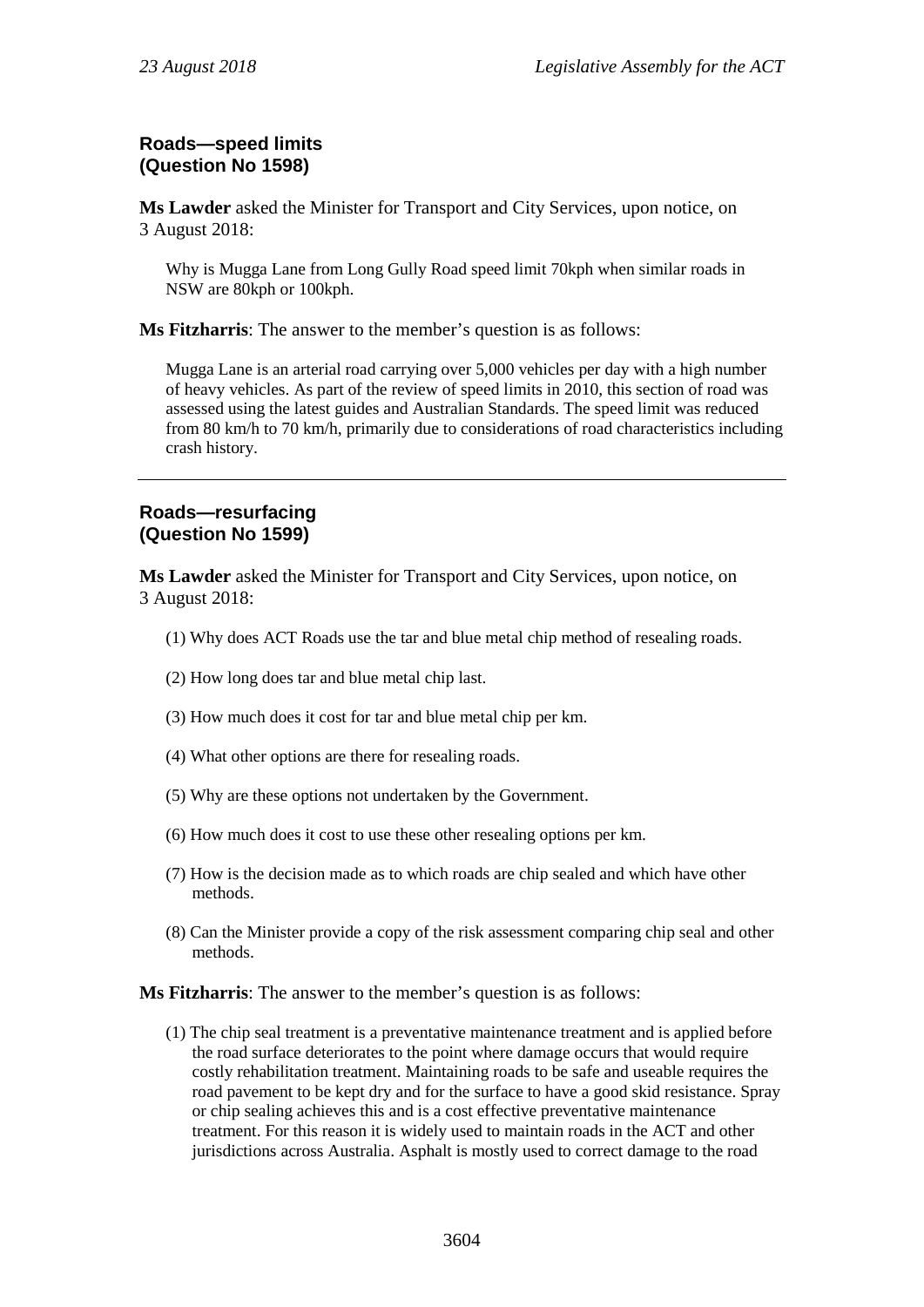### Roads—speed limits
### (Question No 1598)

**Ms Lawder** asked the Minister for Transport and City Services, upon notice, on 3 August 2018:

> Why is Mugga Lane from Long Gully Road speed limit 70kph when similar roads in NSW are 80kph or 100kph.

**Ms Fitzharris**: The answer to the member's question is as follows:

> Mugga Lane is an arterial road carrying over 5,000 vehicles per day with a high number of heavy vehicles. As part of the review of speed limits in 2010, this section of road was assessed using the latest guides and Australian Standards. The speed limit was reduced from 80 km/h to 70 km/h, primarily due to considerations of road characteristics including crash history.

---

### Roads—resurfacing
### (Question No 1599)

**Ms Lawder** asked the Minister for Transport and City Services, upon notice, on 3 August 2018:

(1) Why does ACT Roads use the tar and blue metal chip method of resealing roads.

(2) How long does tar and blue metal chip last.

(3) How much does it cost for tar and blue metal chip per km.

(4) What other options are there for resealing roads.

(5) Why are these options not undertaken by the Government.

(6) How much does it cost to use these other resealing options per km.

(7) How is the decision made as to which roads are chip sealed and which have other methods.

(8) Can the Minister provide a copy of the risk assessment comparing chip seal and other methods.

**Ms Fitzharris**: The answer to the member's question is as follows:

(1) The chip seal treatment is a preventative maintenance treatment and is applied before the road surface deteriorates to the point where damage occurs that would require costly rehabilitation treatment. Maintaining roads to be safe and useable requires the road pavement to be kept dry and for the surface to have a good skid resistance. Spray or chip sealing achieves this and is a cost effective preventative maintenance treatment. For this reason it is widely used to maintain roads in the ACT and other jurisdictions across Australia. Asphalt is mostly used to correct damage to the road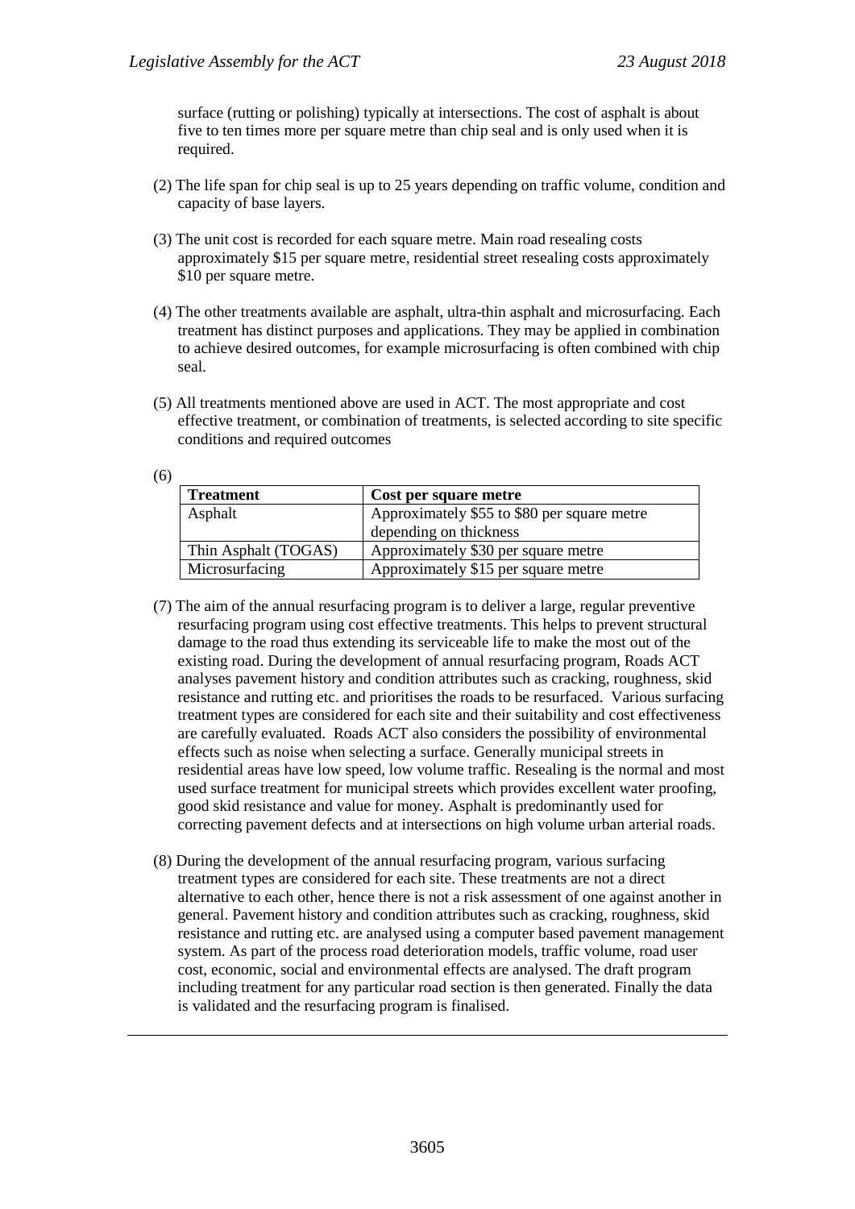surface (rutting or polishing) typically at intersections. The cost of asphalt is about five to ten times more per square metre than chip seal and is only used when it is required.

(2) The life span for chip seal is up to 25 years depending on traffic volume, condition and capacity of base layers.

(3) The unit cost is recorded for each square metre. Main road resealing costs approximately $15 per square metre, residential street resealing costs approximately $10 per square metre.

(4) The other treatments available are asphalt, ultra-thin asphalt and microsurfacing. Each treatment has distinct purposes and applications. They may be applied in combination to achieve desired outcomes, for example microsurfacing is often combined with chip seal.

(5) All treatments mentioned above are used in ACT. The most appropriate and cost effective treatment, or combination of treatments, is selected according to site specific conditions and required outcomes

(6)

| Treatment | Cost per square metre |
|---|---|
| Asphalt | Approximately $55 to $80 per square metre depending on thickness |
| Thin Asphalt (TOGAS) | Approximately $30 per square metre |
| Microsurfacing | Approximately $15 per square metre |

(7) The aim of the annual resurfacing program is to deliver a large, regular preventive resurfacing program using cost effective treatments. This helps to prevent structural damage to the road thus extending its serviceable life to make the most out of the existing road. During the development of annual resurfacing program, Roads ACT analyses pavement history and condition attributes such as cracking, roughness, skid resistance and rutting etc. and prioritises the roads to be resurfaced. Various surfacing treatment types are considered for each site and their suitability and cost effectiveness are carefully evaluated. Roads ACT also considers the possibility of environmental effects such as noise when selecting a surface. Generally municipal streets in residential areas have low speed, low volume traffic. Resealing is the normal and most used surface treatment for municipal streets which provides excellent water proofing, good skid resistance and value for money. Asphalt is predominantly used for correcting pavement defects and at intersections on high volume urban arterial roads.

(8) During the development of the annual resurfacing program, various surfacing treatment types are considered for each site. These treatments are not a direct alternative to each other, hence there is not a risk assessment of one against another in general. Pavement history and condition attributes such as cracking, roughness, skid resistance and rutting etc. are analysed using a computer based pavement management system. As part of the process road deterioration models, traffic volume, road user cost, economic, social and environmental effects are analysed. The draft program including treatment for any particular road section is then generated. Finally the data is validated and the resurfacing program is finalised.

---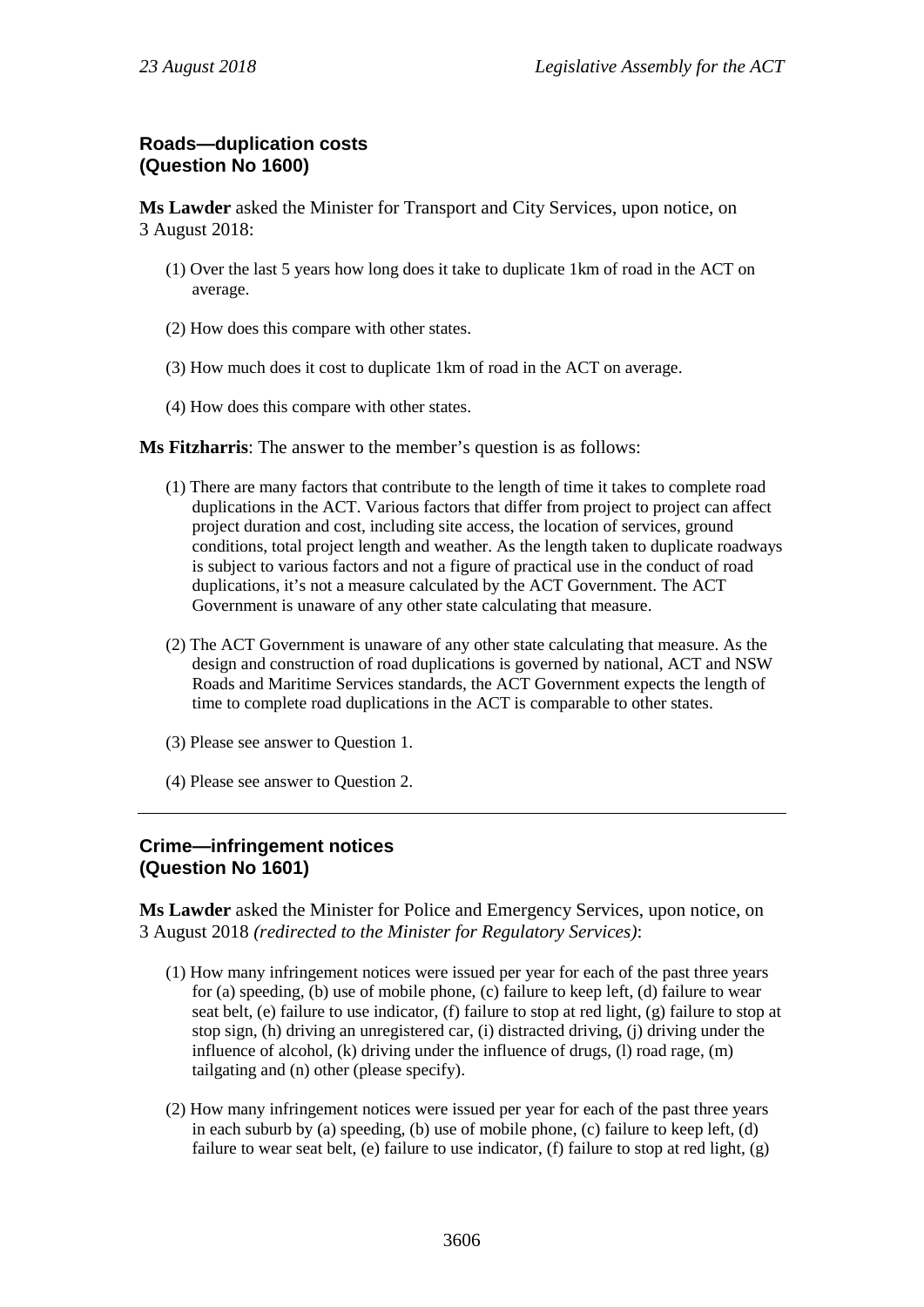## Roads—duplication costs
## (Question No 1600)

**Ms Lawder** asked the Minister for Transport and City Services, upon notice, on 3 August 2018:

(1) Over the last 5 years how long does it take to duplicate 1km of road in the ACT on average.

(2) How does this compare with other states.

(3) How much does it cost to duplicate 1km of road in the ACT on average.

(4) How does this compare with other states.

**Ms Fitzharris**: The answer to the member's question is as follows:

(1) There are many factors that contribute to the length of time it takes to complete road duplications in the ACT. Various factors that differ from project to project can affect project duration and cost, including site access, the location of services, ground conditions, total project length and weather. As the length taken to duplicate roadways is subject to various factors and not a figure of practical use in the conduct of road duplications, it's not a measure calculated by the ACT Government. The ACT Government is unaware of any other state calculating that measure.

(2) The ACT Government is unaware of any other state calculating that measure. As the design and construction of road duplications is governed by national, ACT and NSW Roads and Maritime Services standards, the ACT Government expects the length of time to complete road duplications in the ACT is comparable to other states.

(3) Please see answer to Question 1.

(4) Please see answer to Question 2.

---

## Crime—infringement notices
## (Question No 1601)

**Ms Lawder** asked the Minister for Police and Emergency Services, upon notice, on 3 August 2018 *(redirected to the Minister for Regulatory Services)*:

(1) How many infringement notices were issued per year for each of the past three years for (a) speeding, (b) use of mobile phone, (c) failure to keep left, (d) failure to wear seat belt, (e) failure to use indicator, (f) failure to stop at red light, (g) failure to stop at stop sign, (h) driving an unregistered car, (i) distracted driving, (j) driving under the influence of alcohol, (k) driving under the influence of drugs, (l) road rage, (m) tailgating and (n) other (please specify).

(2) How many infringement notices were issued per year for each of the past three years in each suburb by (a) speeding, (b) use of mobile phone, (c) failure to keep left, (d) failure to wear seat belt, (e) failure to use indicator, (f) failure to stop at red light, (g)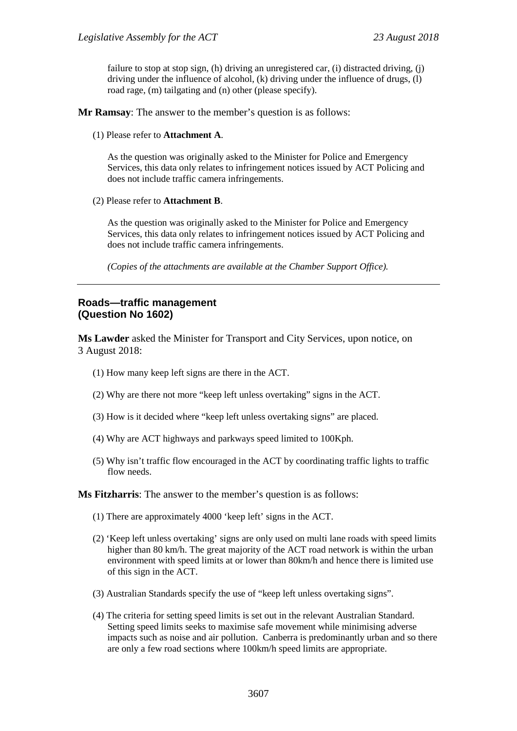failure to stop at stop sign, (h) driving an unregistered car, (i) distracted driving, (j) driving under the influence of alcohol, (k) driving under the influence of drugs, (l) road rage, (m) tailgating and (n) other (please specify).

**Mr Ramsay**: The answer to the member's question is as follows:

(1) Please refer to **Attachment A**.

As the question was originally asked to the Minister for Police and Emergency Services, this data only relates to infringement notices issued by ACT Policing and does not include traffic camera infringements.

(2) Please refer to **Attachment B**.

As the question was originally asked to the Minister for Police and Emergency Services, this data only relates to infringement notices issued by ACT Policing and does not include traffic camera infringements.

*(Copies of the attachments are available at the Chamber Support Office).*

---

## Roads—traffic management (Question No 1602)

**Ms Lawder** asked the Minister for Transport and City Services, upon notice, on 3 August 2018:

(1) How many keep left signs are there in the ACT.

(2) Why are there not more "keep left unless overtaking" signs in the ACT.

(3) How is it decided where "keep left unless overtaking signs" are placed.

(4) Why are ACT highways and parkways speed limited to 100Kph.

(5) Why isn't traffic flow encouraged in the ACT by coordinating traffic lights to traffic flow needs.

**Ms Fitzharris**: The answer to the member's question is as follows:

(1) There are approximately 4000 'keep left' signs in the ACT.

(2) 'Keep left unless overtaking' signs are only used on multi lane roads with speed limits higher than 80 km/h. The great majority of the ACT road network is within the urban environment with speed limits at or lower than 80km/h and hence there is limited use of this sign in the ACT.

(3) Australian Standards specify the use of "keep left unless overtaking signs".

(4) The criteria for setting speed limits is set out in the relevant Australian Standard. Setting speed limits seeks to maximise safe movement while minimising adverse impacts such as noise and air pollution. Canberra is predominantly urban and so there are only a few road sections where 100km/h speed limits are appropriate.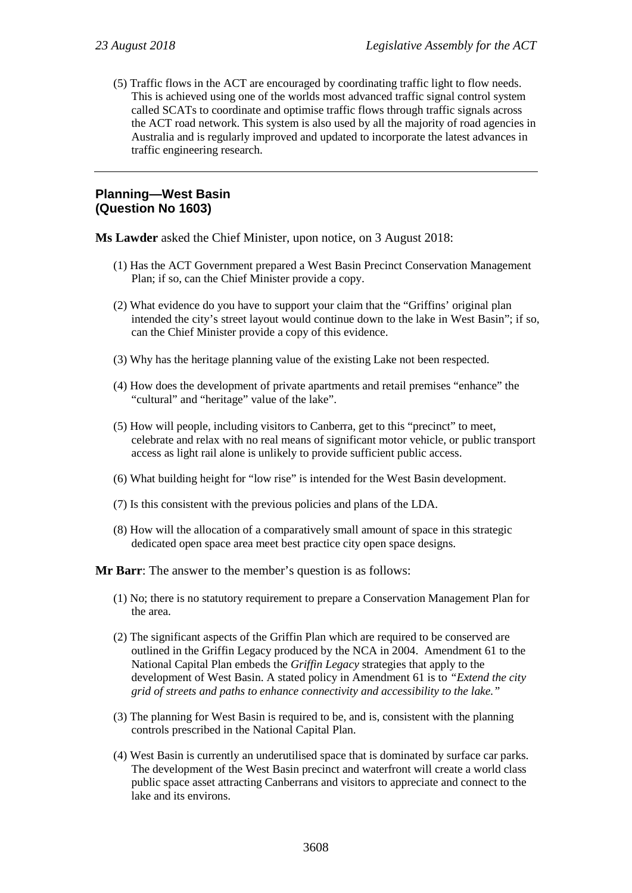(5) Traffic flows in the ACT are encouraged by coordinating traffic light to flow needs. This is achieved using one of the worlds most advanced traffic signal control system called SCATs to coordinate and optimise traffic flows through traffic signals across the ACT road network. This system is also used by all the majority of road agencies in Australia and is regularly improved and updated to incorporate the latest advances in traffic engineering research.

---

## Planning—West Basin
## (Question No 1603)

**Ms Lawder** asked the Chief Minister, upon notice, on 3 August 2018:

(1) Has the ACT Government prepared a West Basin Precinct Conservation Management Plan; if so, can the Chief Minister provide a copy.

(2) What evidence do you have to support your claim that the "Griffins' original plan intended the city's street layout would continue down to the lake in West Basin"; if so, can the Chief Minister provide a copy of this evidence.

(3) Why has the heritage planning value of the existing Lake not been respected.

(4) How does the development of private apartments and retail premises "enhance" the "cultural" and "heritage" value of the lake".

(5) How will people, including visitors to Canberra, get to this "precinct" to meet, celebrate and relax with no real means of significant motor vehicle, or public transport access as light rail alone is unlikely to provide sufficient public access.

(6) What building height for "low rise" is intended for the West Basin development.

(7) Is this consistent with the previous policies and plans of the LDA.

(8) How will the allocation of a comparatively small amount of space in this strategic dedicated open space area meet best practice city open space designs.

**Mr Barr**: The answer to the member's question is as follows:

(1) No; there is no statutory requirement to prepare a Conservation Management Plan for the area.

(2) The significant aspects of the Griffin Plan which are required to be conserved are outlined in the Griffin Legacy produced by the NCA in 2004. Amendment 61 to the National Capital Plan embeds the *Griffin Legacy* strategies that apply to the development of West Basin. A stated policy in Amendment 61 is to *"Extend the city grid of streets and paths to enhance connectivity and accessibility to the lake."*

(3) The planning for West Basin is required to be, and is, consistent with the planning controls prescribed in the National Capital Plan.

(4) West Basin is currently an underutilised space that is dominated by surface car parks. The development of the West Basin precinct and waterfront will create a world class public space asset attracting Canberrans and visitors to appreciate and connect to the lake and its environs.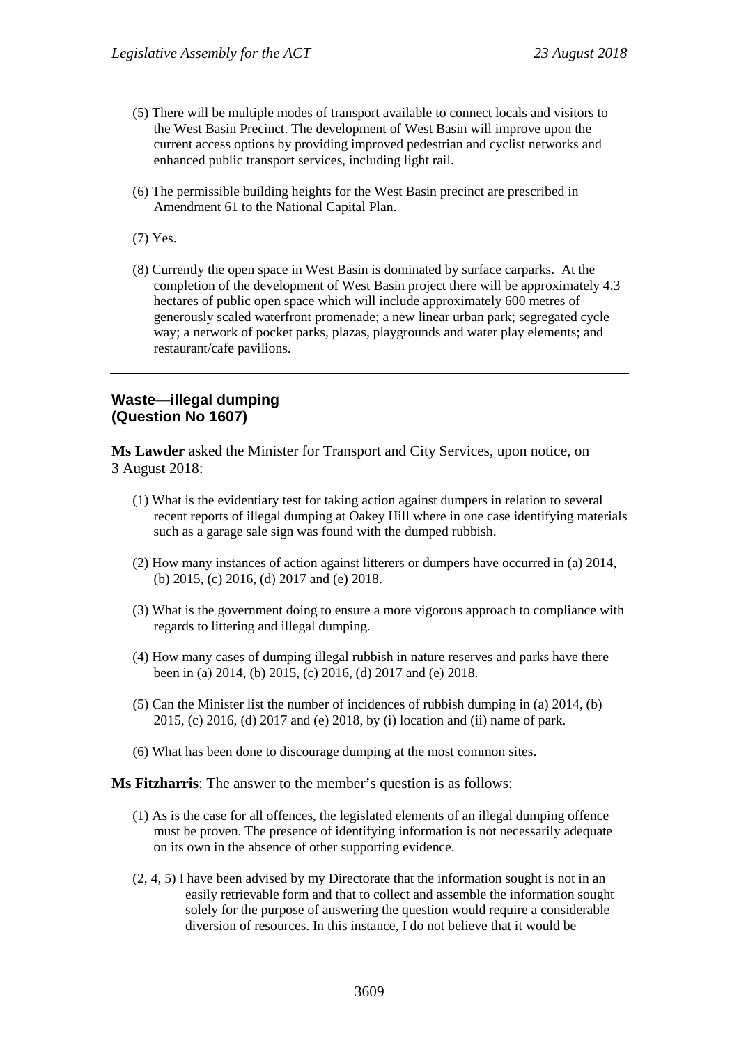(5) There will be multiple modes of transport available to connect locals and visitors to the West Basin Precinct. The development of West Basin will improve upon the current access options by providing improved pedestrian and cyclist networks and enhanced public transport services, including light rail.

(6) The permissible building heights for the West Basin precinct are prescribed in Amendment 61 to the National Capital Plan.

(7) Yes.

(8) Currently the open space in West Basin is dominated by surface carparks. At the completion of the development of West Basin project there will be approximately 4.3 hectares of public open space which will include approximately 600 metres of generously scaled waterfront promenade; a new linear urban park; segregated cycle way; a network of pocket parks, plazas, playgrounds and water play elements; and restaurant/cafe pavilions.

---

### Waste—illegal dumping (Question No 1607)

**Ms Lawder** asked the Minister for Transport and City Services, upon notice, on 3 August 2018:

(1) What is the evidentiary test for taking action against dumpers in relation to several recent reports of illegal dumping at Oakey Hill where in one case identifying materials such as a garage sale sign was found with the dumped rubbish.

(2) How many instances of action against litterers or dumpers have occurred in (a) 2014, (b) 2015, (c) 2016, (d) 2017 and (e) 2018.

(3) What is the government doing to ensure a more vigorous approach to compliance with regards to littering and illegal dumping.

(4) How many cases of dumping illegal rubbish in nature reserves and parks have there been in (a) 2014, (b) 2015, (c) 2016, (d) 2017 and (e) 2018.

(5) Can the Minister list the number of incidences of rubbish dumping in (a) 2014, (b) 2015, (c) 2016, (d) 2017 and (e) 2018, by (i) location and (ii) name of park.

(6) What has been done to discourage dumping at the most common sites.

**Ms Fitzharris**: The answer to the member's question is as follows:

(1) As is the case for all offences, the legislated elements of an illegal dumping offence must be proven. The presence of identifying information is not necessarily adequate on its own in the absence of other supporting evidence.

(2, 4, 5) I have been advised by my Directorate that the information sought is not in an easily retrievable form and that to collect and assemble the information sought solely for the purpose of answering the question would require a considerable diversion of resources. In this instance, I do not believe that it would be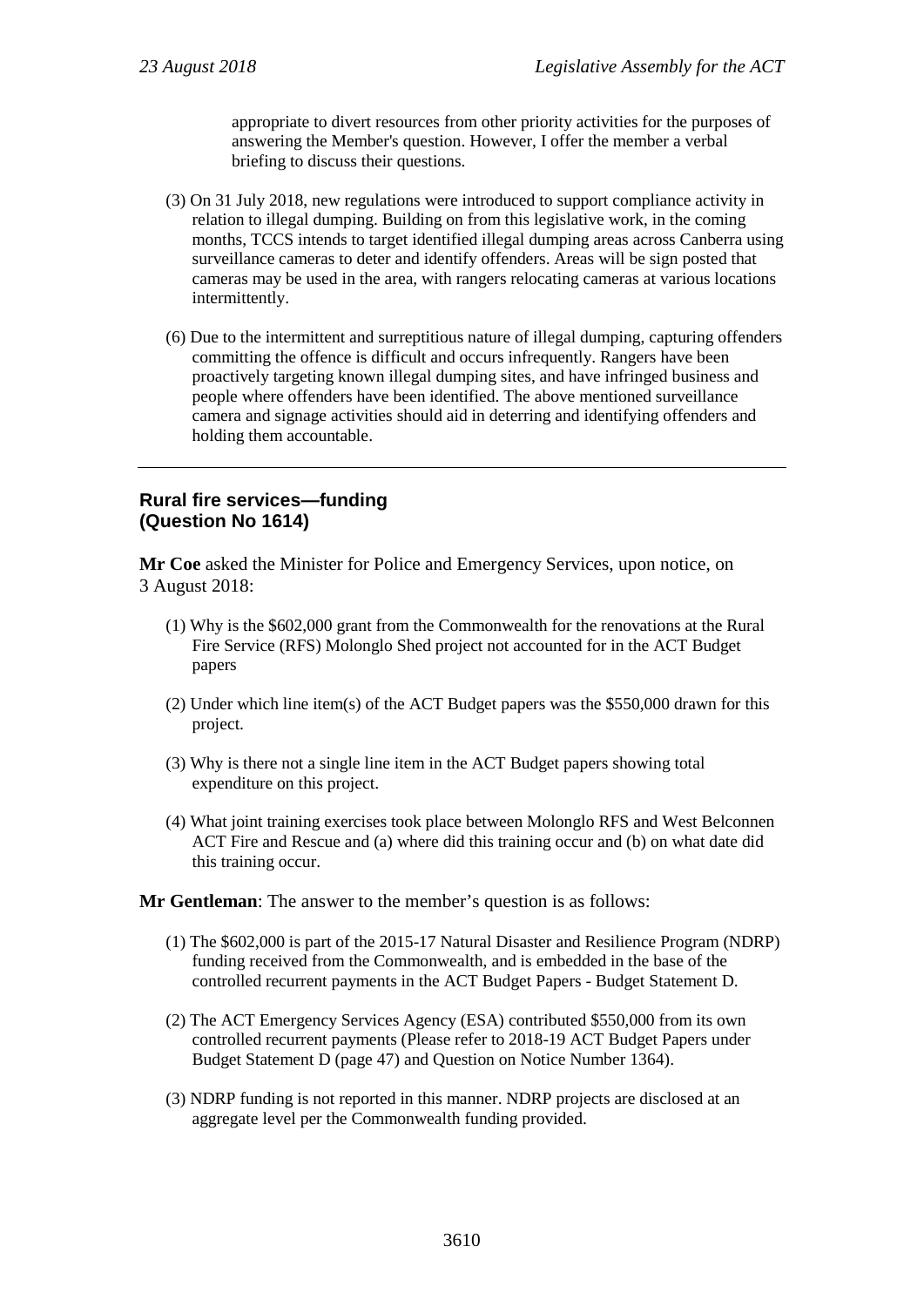appropriate to divert resources from other priority activities for the purposes of answering the Member's question. However, I offer the member a verbal briefing to discuss their questions.

(3) On 31 July 2018, new regulations were introduced to support compliance activity in relation to illegal dumping. Building on from this legislative work, in the coming months, TCCS intends to target identified illegal dumping areas across Canberra using surveillance cameras to deter and identify offenders. Areas will be sign posted that cameras may be used in the area, with rangers relocating cameras at various locations intermittently.

(6) Due to the intermittent and surreptitious nature of illegal dumping, capturing offenders committing the offence is difficult and occurs infrequently. Rangers have been proactively targeting known illegal dumping sites, and have infringed business and people where offenders have been identified. The above mentioned surveillance camera and signage activities should aid in deterring and identifying offenders and holding them accountable.

---

## Rural fire services—funding (Question No 1614)

**Mr Coe** asked the Minister for Police and Emergency Services, upon notice, on 3 August 2018:

(1) Why is the $602,000 grant from the Commonwealth for the renovations at the Rural Fire Service (RFS) Molonglo Shed project not accounted for in the ACT Budget papers

(2) Under which line item(s) of the ACT Budget papers was the $550,000 drawn for this project.

(3) Why is there not a single line item in the ACT Budget papers showing total expenditure on this project.

(4) What joint training exercises took place between Molonglo RFS and West Belconnen ACT Fire and Rescue and (a) where did this training occur and (b) on what date did this training occur.

**Mr Gentleman**: The answer to the member's question is as follows:

(1) The $602,000 is part of the 2015-17 Natural Disaster and Resilience Program (NDRP) funding received from the Commonwealth, and is embedded in the base of the controlled recurrent payments in the ACT Budget Papers - Budget Statement D.

(2) The ACT Emergency Services Agency (ESA) contributed $550,000 from its own controlled recurrent payments (Please refer to 2018-19 ACT Budget Papers under Budget Statement D (page 47) and Question on Notice Number 1364).

(3) NDRP funding is not reported in this manner. NDRP projects are disclosed at an aggregate level per the Commonwealth funding provided.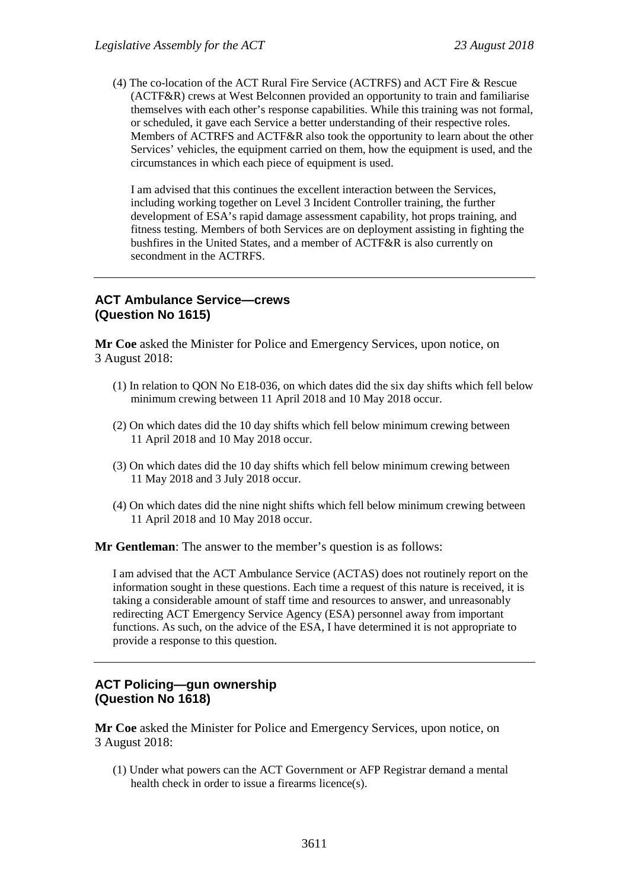(4) The co-location of the ACT Rural Fire Service (ACTRFS) and ACT Fire & Rescue (ACTF&R) crews at West Belconnen provided an opportunity to train and familiarise themselves with each other's response capabilities. While this training was not formal, or scheduled, it gave each Service a better understanding of their respective roles. Members of ACTRFS and ACTF&R also took the opportunity to learn about the other Services' vehicles, the equipment carried on them, how the equipment is used, and the circumstances in which each piece of equipment is used.

I am advised that this continues the excellent interaction between the Services, including working together on Level 3 Incident Controller training, the further development of ESA's rapid damage assessment capability, hot props training, and fitness testing. Members of both Services are on deployment assisting in fighting the bushfires in the United States, and a member of ACTF&R is also currently on secondment in the ACTRFS.

---

### ACT Ambulance Service—crews (Question No 1615)

**Mr Coe** asked the Minister for Police and Emergency Services, upon notice, on 3 August 2018:

(1) In relation to QON No E18-036, on which dates did the six day shifts which fell below minimum crewing between 11 April 2018 and 10 May 2018 occur.

(2) On which dates did the 10 day shifts which fell below minimum crewing between 11 April 2018 and 10 May 2018 occur.

(3) On which dates did the 10 day shifts which fell below minimum crewing between 11 May 2018 and 3 July 2018 occur.

(4) On which dates did the nine night shifts which fell below minimum crewing between 11 April 2018 and 10 May 2018 occur.

**Mr Gentleman**: The answer to the member's question is as follows:

I am advised that the ACT Ambulance Service (ACTAS) does not routinely report on the information sought in these questions. Each time a request of this nature is received, it is taking a considerable amount of staff time and resources to answer, and unreasonably redirecting ACT Emergency Service Agency (ESA) personnel away from important functions. As such, on the advice of the ESA, I have determined it is not appropriate to provide a response to this question.

---

### ACT Policing—gun ownership (Question No 1618)

**Mr Coe** asked the Minister for Police and Emergency Services, upon notice, on 3 August 2018:

(1) Under what powers can the ACT Government or AFP Registrar demand a mental health check in order to issue a firearms licence(s).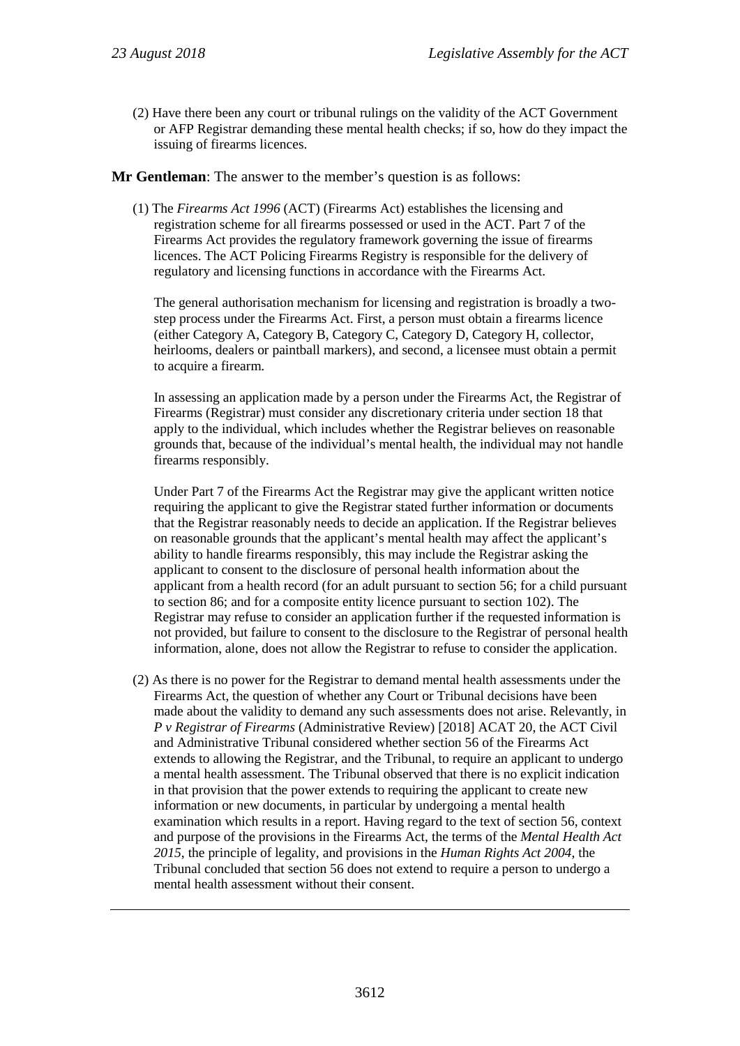(2) Have there been any court or tribunal rulings on the validity of the ACT Government or AFP Registrar demanding these mental health checks; if so, how do they impact the issuing of firearms licences.

**Mr Gentleman**: The answer to the member's question is as follows:

(1) The *Firearms Act 1996* (ACT) (Firearms Act) establishes the licensing and registration scheme for all firearms possessed or used in the ACT. Part 7 of the Firearms Act provides the regulatory framework governing the issue of firearms licences. The ACT Policing Firearms Registry is responsible for the delivery of regulatory and licensing functions in accordance with the Firearms Act.

The general authorisation mechanism for licensing and registration is broadly a two-step process under the Firearms Act. First, a person must obtain a firearms licence (either Category A, Category B, Category C, Category D, Category H, collector, heirlooms, dealers or paintball markers), and second, a licensee must obtain a permit to acquire a firearm.

In assessing an application made by a person under the Firearms Act, the Registrar of Firearms (Registrar) must consider any discretionary criteria under section 18 that apply to the individual, which includes whether the Registrar believes on reasonable grounds that, because of the individual's mental health, the individual may not handle firearms responsibly.

Under Part 7 of the Firearms Act the Registrar may give the applicant written notice requiring the applicant to give the Registrar stated further information or documents that the Registrar reasonably needs to decide an application. If the Registrar believes on reasonable grounds that the applicant's mental health may affect the applicant's ability to handle firearms responsibly, this may include the Registrar asking the applicant to consent to the disclosure of personal health information about the applicant from a health record (for an adult pursuant to section 56; for a child pursuant to section 86; and for a composite entity licence pursuant to section 102). The Registrar may refuse to consider an application further if the requested information is not provided, but failure to consent to the disclosure to the Registrar of personal health information, alone, does not allow the Registrar to refuse to consider the application.

(2) As there is no power for the Registrar to demand mental health assessments under the Firearms Act, the question of whether any Court or Tribunal decisions have been made about the validity to demand any such assessments does not arise. Relevantly, in *P v Registrar of Firearms* (Administrative Review) [2018] ACAT 20, the ACT Civil and Administrative Tribunal considered whether section 56 of the Firearms Act extends to allowing the Registrar, and the Tribunal, to require an applicant to undergo a mental health assessment. The Tribunal observed that there is no explicit indication in that provision that the power extends to requiring the applicant to create new information or new documents, in particular by undergoing a mental health examination which results in a report. Having regard to the text of section 56, context and purpose of the provisions in the Firearms Act, the terms of the *Mental Health Act 2015*, the principle of legality, and provisions in the *Human Rights Act 2004*, the Tribunal concluded that section 56 does not extend to require a person to undergo a mental health assessment without their consent.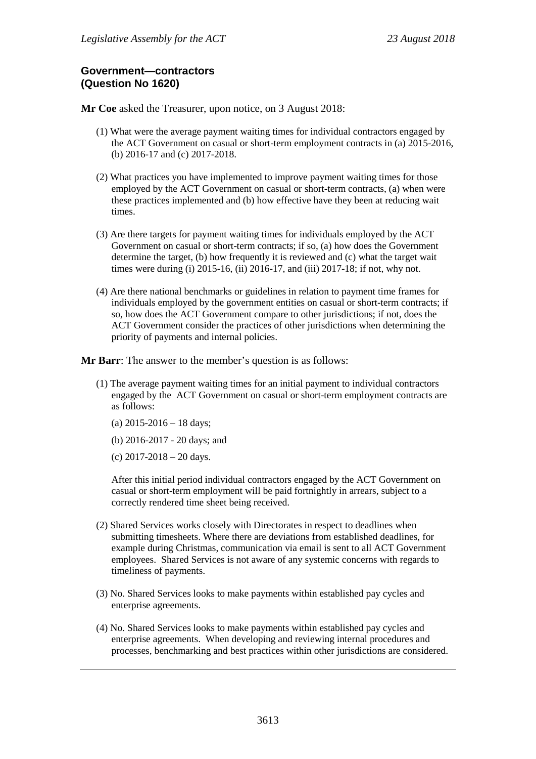### Government—contractors (Question No 1620)

**Mr Coe** asked the Treasurer, upon notice, on 3 August 2018:

(1) What were the average payment waiting times for individual contractors engaged by the ACT Government on casual or short-term employment contracts in (a) 2015-2016, (b) 2016-17 and (c) 2017-2018.

(2) What practices you have implemented to improve payment waiting times for those employed by the ACT Government on casual or short-term contracts, (a) when were these practices implemented and (b) how effective have they been at reducing wait times.

(3) Are there targets for payment waiting times for individuals employed by the ACT Government on casual or short-term contracts; if so, (a) how does the Government determine the target, (b) how frequently it is reviewed and (c) what the target wait times were during (i) 2015-16, (ii) 2016-17, and (iii) 2017-18; if not, why not.

(4) Are there national benchmarks or guidelines in relation to payment time frames for individuals employed by the government entities on casual or short-term contracts; if so, how does the ACT Government compare to other jurisdictions; if not, does the ACT Government consider the practices of other jurisdictions when determining the priority of payments and internal policies.

**Mr Barr**: The answer to the member's question is as follows:

(1) The average payment waiting times for an initial payment to individual contractors engaged by the ACT Government on casual or short-term employment contracts are as follows:

   (a) 2015-2016 – 18 days;

   (b) 2016-2017 - 20 days; and

   (c) 2017-2018 – 20 days.

   After this initial period individual contractors engaged by the ACT Government on casual or short-term employment will be paid fortnightly in arrears, subject to a correctly rendered time sheet being received.

(2) Shared Services works closely with Directorates in respect to deadlines when submitting timesheets. Where there are deviations from established deadlines, for example during Christmas, communication via email is sent to all ACT Government employees. Shared Services is not aware of any systemic concerns with regards to timeliness of payments.

(3) No. Shared Services looks to make payments within established pay cycles and enterprise agreements.

(4) No. Shared Services looks to make payments within established pay cycles and enterprise agreements. When developing and reviewing internal procedures and processes, benchmarking and best practices within other jurisdictions are considered.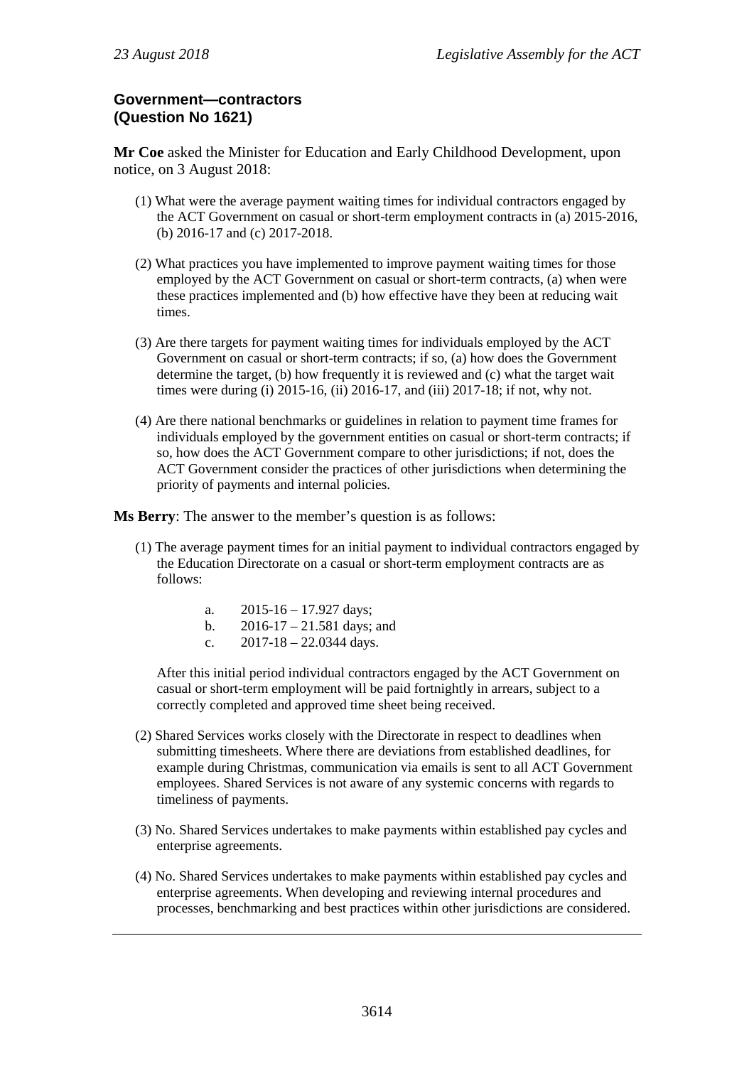**Government—contractors**
**(Question No 1621)**

**Mr Coe** asked the Minister for Education and Early Childhood Development, upon notice, on 3 August 2018:

(1) What were the average payment waiting times for individual contractors engaged by the ACT Government on casual or short-term employment contracts in (a) 2015-2016, (b) 2016-17 and (c) 2017-2018.

(2) What practices you have implemented to improve payment waiting times for those employed by the ACT Government on casual or short-term contracts, (a) when were these practices implemented and (b) how effective have they been at reducing wait times.

(3) Are there targets for payment waiting times for individuals employed by the ACT Government on casual or short-term contracts; if so, (a) how does the Government determine the target, (b) how frequently it is reviewed and (c) what the target wait times were during (i) 2015-16, (ii) 2016-17, and (iii) 2017-18; if not, why not.

(4) Are there national benchmarks or guidelines in relation to payment time frames for individuals employed by the government entities on casual or short-term contracts; if so, how does the ACT Government compare to other jurisdictions; if not, does the ACT Government consider the practices of other jurisdictions when determining the priority of payments and internal policies.

**Ms Berry**: The answer to the member's question is as follows:

(1) The average payment times for an initial payment to individual contractors engaged by the Education Directorate on a casual or short-term employment contracts are as follows:

   a. 2015-16 – 17.927 days;
   b. 2016-17 – 21.581 days; and
   c. 2017-18 – 22.0344 days.

   After this initial period individual contractors engaged by the ACT Government on casual or short-term employment will be paid fortnightly in arrears, subject to a correctly completed and approved time sheet being received.

(2) Shared Services works closely with the Directorate in respect to deadlines when submitting timesheets. Where there are deviations from established deadlines, for example during Christmas, communication via emails is sent to all ACT Government employees. Shared Services is not aware of any systemic concerns with regards to timeliness of payments.

(3) No. Shared Services undertakes to make payments within established pay cycles and enterprise agreements.

(4) No. Shared Services undertakes to make payments within established pay cycles and enterprise agreements. When developing and reviewing internal procedures and processes, benchmarking and best practices within other jurisdictions are considered.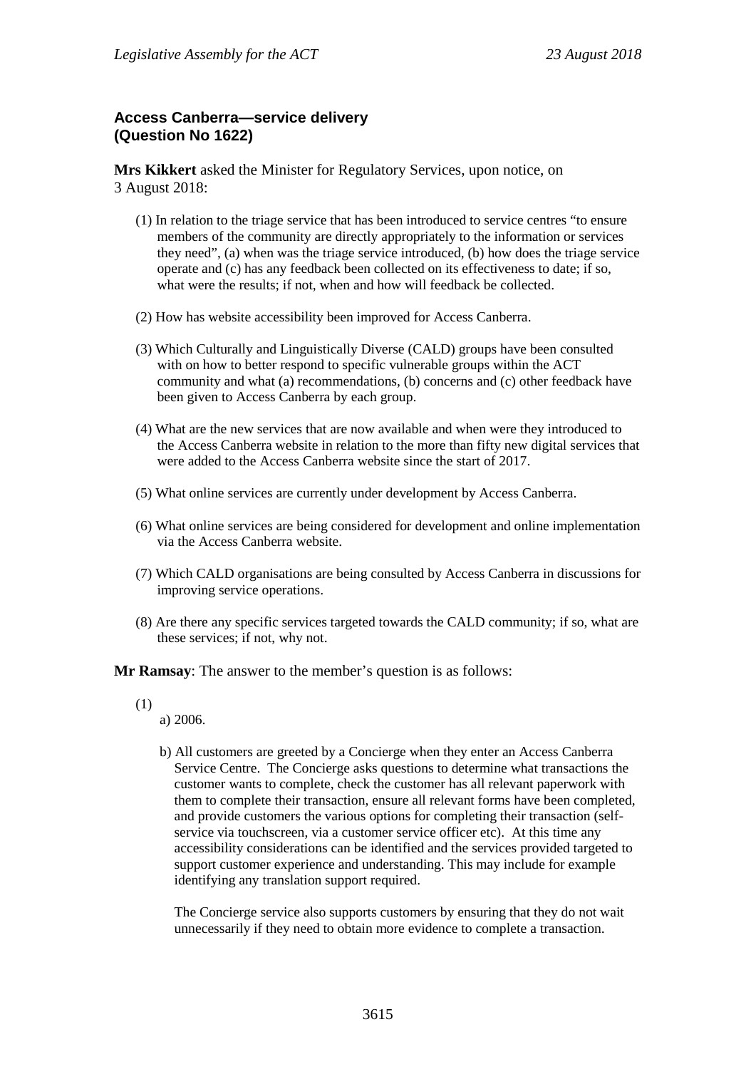### Access Canberra—service delivery
### (Question No 1622)

**Mrs Kikkert** asked the Minister for Regulatory Services, upon notice, on 3 August 2018:

(1) In relation to the triage service that has been introduced to service centres "to ensure members of the community are directly appropriately to the information or services they need", (a) when was the triage service introduced, (b) how does the triage service operate and (c) has any feedback been collected on its effectiveness to date; if so, what were the results; if not, when and how will feedback be collected.

(2) How has website accessibility been improved for Access Canberra.

(3) Which Culturally and Linguistically Diverse (CALD) groups have been consulted with on how to better respond to specific vulnerable groups within the ACT community and what (a) recommendations, (b) concerns and (c) other feedback have been given to Access Canberra by each group.

(4) What are the new services that are now available and when were they introduced to the Access Canberra website in relation to the more than fifty new digital services that were added to the Access Canberra website since the start of 2017.

(5) What online services are currently under development by Access Canberra.

(6) What online services are being considered for development and online implementation via the Access Canberra website.

(7) Which CALD organisations are being consulted by Access Canberra in discussions for improving service operations.

(8) Are there any specific services targeted towards the CALD community; if so, what are these services; if not, why not.

**Mr Ramsay**: The answer to the member's question is as follows:

(1)

a) 2006.

b) All customers are greeted by a Concierge when they enter an Access Canberra Service Centre. The Concierge asks questions to determine what transactions the customer wants to complete, check the customer has all relevant paperwork with them to complete their transaction, ensure all relevant forms have been completed, and provide customers the various options for completing their transaction (self-service via touchscreen, via a customer service officer etc). At this time any accessibility considerations can be identified and the services provided targeted to support customer experience and understanding. This may include for example identifying any translation support required.

The Concierge service also supports customers by ensuring that they do not wait unnecessarily if they need to obtain more evidence to complete a transaction.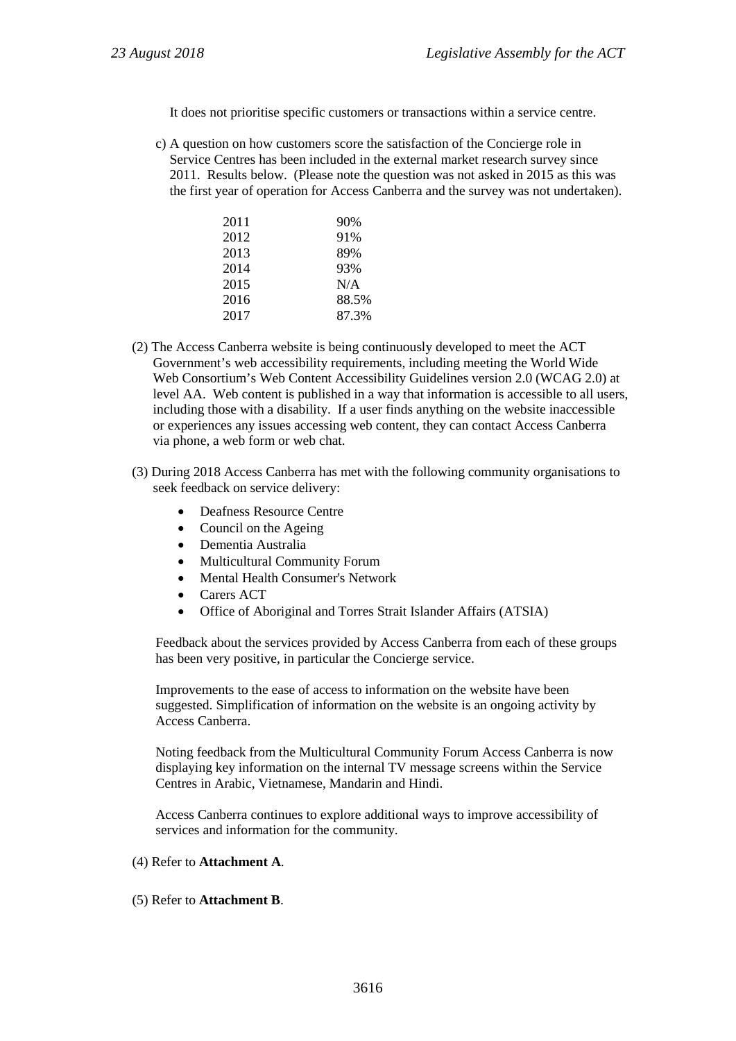It does not prioritise specific customers or transactions within a service centre.

c) A question on how customers score the satisfaction of the Concierge role in Service Centres has been included in the external market research survey since 2011. Results below. (Please note the question was not asked in 2015 as this was the first year of operation for Access Canberra and the survey was not undertaken).

| | |
|---|---|
| 2011 | 90% |
| 2012 | 91% |
| 2013 | 89% |
| 2014 | 93% |
| 2015 | N/A |
| 2016 | 88.5% |
| 2017 | 87.3% |

(2) The Access Canberra website is being continuously developed to meet the ACT Government's web accessibility requirements, including meeting the World Wide Web Consortium's Web Content Accessibility Guidelines version 2.0 (WCAG 2.0) at level AA. Web content is published in a way that information is accessible to all users, including those with a disability. If a user finds anything on the website inaccessible or experiences any issues accessing web content, they can contact Access Canberra via phone, a web form or web chat.

(3) During 2018 Access Canberra has met with the following community organisations to seek feedback on service delivery:

- Deafness Resource Centre
- Council on the Ageing
- Dementia Australia
- Multicultural Community Forum
- Mental Health Consumer's Network
- Carers ACT
- Office of Aboriginal and Torres Strait Islander Affairs (ATSIA)

Feedback about the services provided by Access Canberra from each of these groups has been very positive, in particular the Concierge service.

Improvements to the ease of access to information on the website have been suggested. Simplification of information on the website is an ongoing activity by Access Canberra.

Noting feedback from the Multicultural Community Forum Access Canberra is now displaying key information on the internal TV message screens within the Service Centres in Arabic, Vietnamese, Mandarin and Hindi.

Access Canberra continues to explore additional ways to improve accessibility of services and information for the community.

(4) Refer to **Attachment A**.

(5) Refer to **Attachment B**.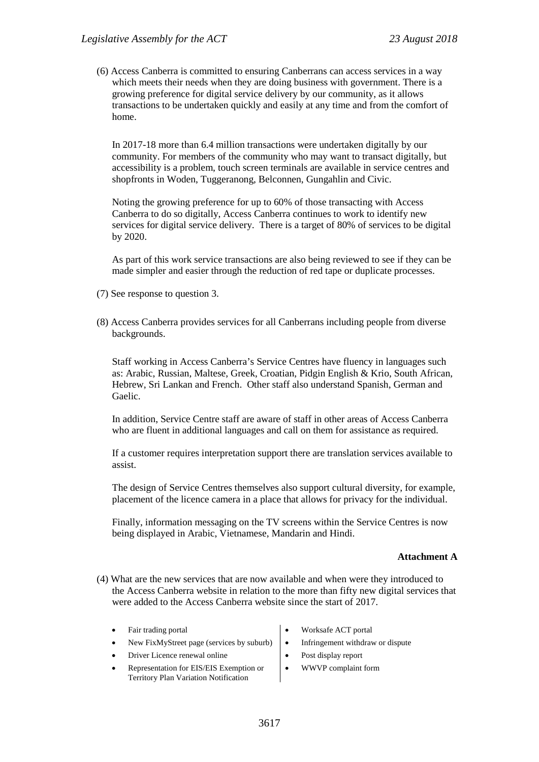(6) Access Canberra is committed to ensuring Canberrans can access services in a way which meets their needs when they are doing business with government. There is a growing preference for digital service delivery by our community, as it allows transactions to be undertaken quickly and easily at any time and from the comfort of home.

In 2017-18 more than 6.4 million transactions were undertaken digitally by our community. For members of the community who may want to transact digitally, but accessibility is a problem, touch screen terminals are available in service centres and shopfronts in Woden, Tuggeranong, Belconnen, Gungahlin and Civic.

Noting the growing preference for up to 60% of those transacting with Access Canberra to do so digitally, Access Canberra continues to work to identify new services for digital service delivery. There is a target of 80% of services to be digital by 2020.

As part of this work service transactions are also being reviewed to see if they can be made simpler and easier through the reduction of red tape or duplicate processes.

(7) See response to question 3.

(8) Access Canberra provides services for all Canberrans including people from diverse backgrounds.

Staff working in Access Canberra's Service Centres have fluency in languages such as: Arabic, Russian, Maltese, Greek, Croatian, Pidgin English & Krio, South African, Hebrew, Sri Lankan and French. Other staff also understand Spanish, German and Gaelic.

In addition, Service Centre staff are aware of staff in other areas of Access Canberra who are fluent in additional languages and call on them for assistance as required.

If a customer requires interpretation support there are translation services available to assist.

The design of Service Centres themselves also support cultural diversity, for example, placement of the licence camera in a place that allows for privacy for the individual.

Finally, information messaging on the TV screens within the Service Centres is now being displayed in Arabic, Vietnamese, Mandarin and Hindi.

**Attachment A**

(4) What are the new services that are now available and when were they introduced to the Access Canberra website in relation to the more than fifty new digital services that were added to the Access Canberra website since the start of 2017.

- Fair trading portal
- New FixMyStreet page (services by suburb)
- Driver Licence renewal online
- Representation for EIS/EIS Exemption or Territory Plan Variation Notification
- Worksafe ACT portal
- Infringement withdraw or dispute
- Post display report
- WWVP complaint form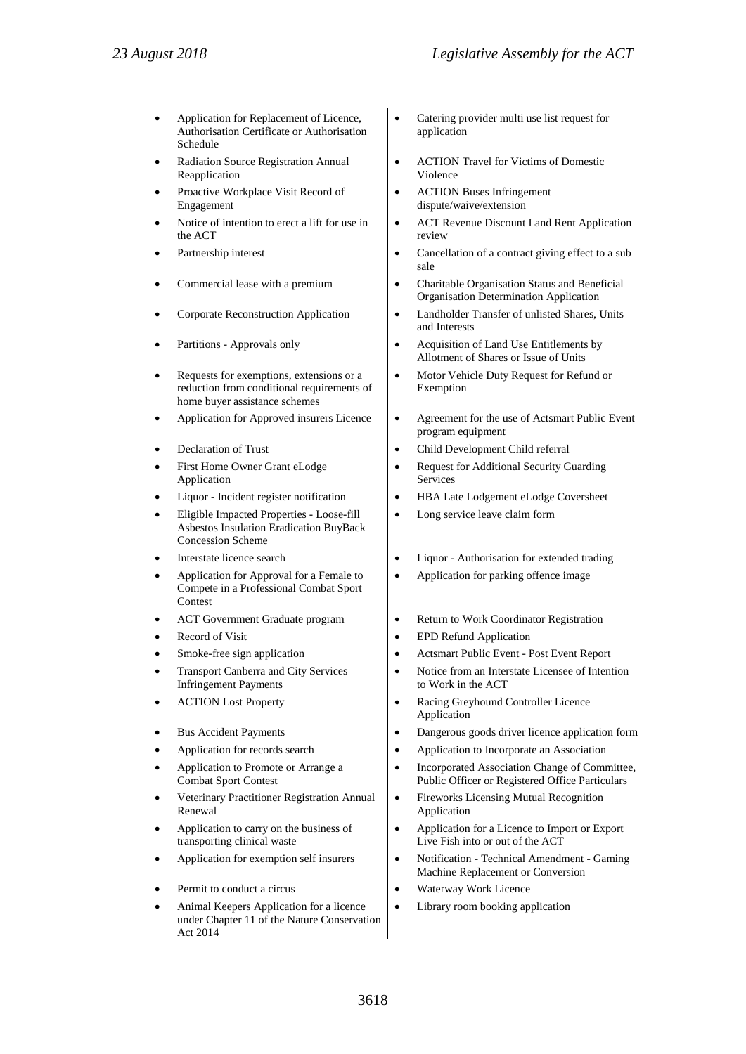- Application for Replacement of Licence, Authorisation Certificate or Authorisation Schedule
- Radiation Source Registration Annual Reapplication
- Proactive Workplace Visit Record of Engagement
- Notice of intention to erect a lift for use in the ACT
- Partnership interest
- Commercial lease with a premium
- Corporate Reconstruction Application
- Partitions - Approvals only
- Requests for exemptions, extensions or a reduction from conditional requirements of home buyer assistance schemes
- Application for Approved insurers Licence
- Declaration of Trust
- First Home Owner Grant eLodge Application
- Liquor - Incident register notification
- Eligible Impacted Properties - Loose-fill Asbestos Insulation Eradication BuyBack Concession Scheme
- Interstate licence search
- Application for Approval for a Female to Compete in a Professional Combat Sport Contest
- ACT Government Graduate program
- Record of Visit
- Smoke-free sign application
- Transport Canberra and City Services Infringement Payments
- ACTION Lost Property
- Bus Accident Payments
- Application for records search
- Application to Promote or Arrange a Combat Sport Contest
- Veterinary Practitioner Registration Annual Renewal
- Application to carry on the business of transporting clinical waste
- Application for exemption self insurers
- Permit to conduct a circus
- Animal Keepers Application for a licence under Chapter 11 of the Nature Conservation Act 2014
- Catering provider multi use list request for application
- ACTION Travel for Victims of Domestic Violence
- ACTION Buses Infringement dispute/waive/extension
- ACT Revenue Discount Land Rent Application review
- Cancellation of a contract giving effect to a sub sale
- Charitable Organisation Status and Beneficial Organisation Determination Application
- Landholder Transfer of unlisted Shares, Units and Interests
- Acquisition of Land Use Entitlements by Allotment of Shares or Issue of Units
- Motor Vehicle Duty Request for Refund or Exemption
- Agreement for the use of Actsmart Public Event program equipment
- Child Development Child referral
- Request for Additional Security Guarding Services
- HBA Late Lodgement eLodge Coversheet
- Long service leave claim form
- Liquor - Authorisation for extended trading
- Application for parking offence image
- Return to Work Coordinator Registration
- EPD Refund Application
- Actsmart Public Event - Post Event Report
- Notice from an Interstate Licensee of Intention to Work in the ACT
- Racing Greyhound Controller Licence Application
- Dangerous goods driver licence application form
- Application to Incorporate an Association
- Incorporated Association Change of Committee, Public Officer or Registered Office Particulars
- Fireworks Licensing Mutual Recognition Application
- Application for a Licence to Import or Export Live Fish into or out of the ACT
- Notification - Technical Amendment - Gaming Machine Replacement or Conversion
- Waterway Work Licence
- Library room booking application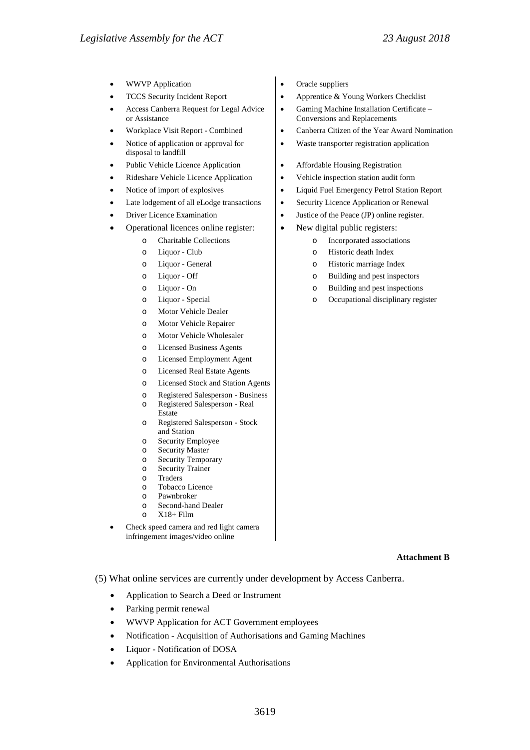- WWVP Application
- TCCS Security Incident Report
- Access Canberra Request for Legal Advice or Assistance
- Workplace Visit Report - Combined
- Notice of application or approval for disposal to landfill
- Public Vehicle Licence Application
- Rideshare Vehicle Licence Application
- Notice of import of explosives
- Late lodgement of all eLodge transactions
- Driver Licence Examination
- Operational licences online register:
    - Charitable Collections
    - Liquor - Club
    - Liquor - General
    - Liquor - Off
    - Liquor - On
    - Liquor - Special
    - Motor Vehicle Dealer
    - Motor Vehicle Repairer
    - Motor Vehicle Wholesaler
    - Licensed Business Agents
    - Licensed Employment Agent
    - Licensed Real Estate Agents
    - Licensed Stock and Station Agents
    - Registered Salesperson - Business
    - Registered Salesperson - Real Estate
    - Registered Salesperson - Stock and Station
    - Security Employee
    - Security Master
    - Security Temporary
    - Security Trainer
    - Traders
    - Tobacco Licence
    - Pawnbroker
    - Second-hand Dealer
    - X18+ Film
- Check speed camera and red light camera infringement images/video online
- Oracle suppliers
- Apprentice & Young Workers Checklist
- Gaming Machine Installation Certificate – Conversions and Replacements
- Canberra Citizen of the Year Award Nomination
- Waste transporter registration application
- Affordable Housing Registration
- Vehicle inspection station audit form
- Liquid Fuel Emergency Petrol Station Report
- Security Licence Application or Renewal
- Justice of the Peace (JP) online register.
- New digital public registers:
    - Incorporated associations
    - Historic death Index
    - Historic marriage Index
    - Building and pest inspectors
    - Building and pest inspections
    - Occupational disciplinary register

**Attachment B**

(5) What online services are currently under development by Access Canberra.

- Application to Search a Deed or Instrument
- Parking permit renewal
- WWVP Application for ACT Government employees
- Notification - Acquisition of Authorisations and Gaming Machines
- Liquor - Notification of DOSA
- Application for Environmental Authorisations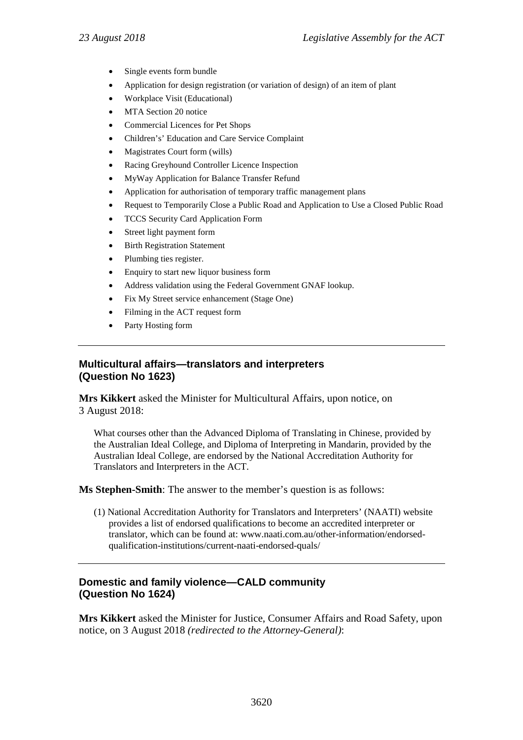- Single events form bundle
- Application for design registration (or variation of design) of an item of plant
- Workplace Visit (Educational)
- MTA Section 20 notice
- Commercial Licences for Pet Shops
- Children's' Education and Care Service Complaint
- Magistrates Court form (wills)
- Racing Greyhound Controller Licence Inspection
- MyWay Application for Balance Transfer Refund
- Application for authorisation of temporary traffic management plans
- Request to Temporarily Close a Public Road and Application to Use a Closed Public Road
- TCCS Security Card Application Form
- Street light payment form
- Birth Registration Statement
- Plumbing ties register.
- Enquiry to start new liquor business form
- Address validation using the Federal Government GNAF lookup.
- Fix My Street service enhancement (Stage One)
- Filming in the ACT request form
- Party Hosting form

---

## Multicultural affairs—translators and interpreters (Question No 1623)

**Mrs Kikkert** asked the Minister for Multicultural Affairs, upon notice, on 3 August 2018:

> What courses other than the Advanced Diploma of Translating in Chinese, provided by the Australian Ideal College, and Diploma of Interpreting in Mandarin, provided by the Australian Ideal College, are endorsed by the National Accreditation Authority for Translators and Interpreters in the ACT.

**Ms Stephen-Smith**: The answer to the member's question is as follows:

> (1) National Accreditation Authority for Translators and Interpreters' (NAATI) website provides a list of endorsed qualifications to become an accredited interpreter or translator, which can be found at: www.naati.com.au/other-information/endorsed-qualification-institutions/current-naati-endorsed-quals/

---

## Domestic and family violence—CALD community (Question No 1624)

**Mrs Kikkert** asked the Minister for Justice, Consumer Affairs and Road Safety, upon notice, on 3 August 2018 *(redirected to the Attorney-General)*: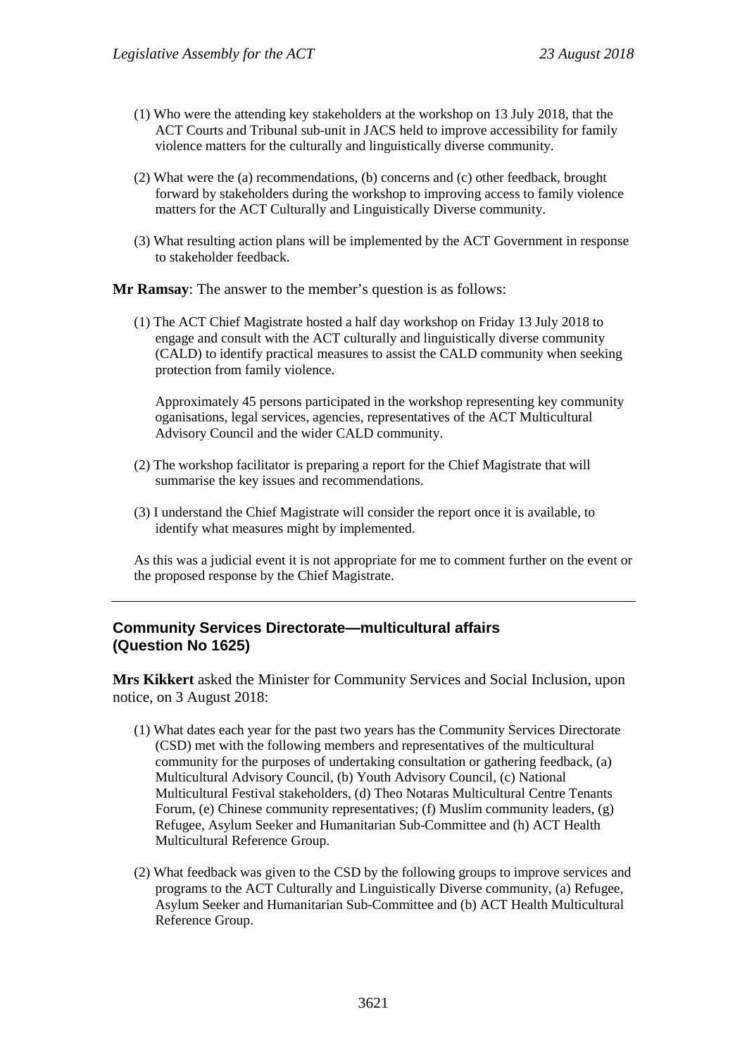(1) Who were the attending key stakeholders at the workshop on 13 July 2018, that the ACT Courts and Tribunal sub-unit in JACS held to improve accessibility for family violence matters for the culturally and linguistically diverse community.

(2) What were the (a) recommendations, (b) concerns and (c) other feedback, brought forward by stakeholders during the workshop to improving access to family violence matters for the ACT Culturally and Linguistically Diverse community.

(3) What resulting action plans will be implemented by the ACT Government in response to stakeholder feedback.

**Mr Ramsay**: The answer to the member's question is as follows:

(1) The ACT Chief Magistrate hosted a half day workshop on Friday 13 July 2018 to engage and consult with the ACT culturally and linguistically diverse community (CALD) to identify practical measures to assist the CALD community when seeking protection from family violence.

Approximately 45 persons participated in the workshop representing key community oganisations, legal services, agencies, representatives of the ACT Multicultural Advisory Council and the wider CALD community.

(2) The workshop facilitator is preparing a report for the Chief Magistrate that will summarise the key issues and recommendations.

(3) I understand the Chief Magistrate will consider the report once it is available, to identify what measures might by implemented.

As this was a judicial event it is not appropriate for me to comment further on the event or the proposed response by the Chief Magistrate.

---

### Community Services Directorate—multicultural affairs (Question No 1625)

**Mrs Kikkert** asked the Minister for Community Services and Social Inclusion, upon notice, on 3 August 2018:

(1) What dates each year for the past two years has the Community Services Directorate (CSD) met with the following members and representatives of the multicultural community for the purposes of undertaking consultation or gathering feedback, (a) Multicultural Advisory Council, (b) Youth Advisory Council, (c) National Multicultural Festival stakeholders, (d) Theo Notaras Multicultural Centre Tenants Forum, (e) Chinese community representatives; (f) Muslim community leaders, (g) Refugee, Asylum Seeker and Humanitarian Sub-Committee and (h) ACT Health Multicultural Reference Group.

(2) What feedback was given to the CSD by the following groups to improve services and programs to the ACT Culturally and Linguistically Diverse community, (a) Refugee, Asylum Seeker and Humanitarian Sub-Committee and (b) ACT Health Multicultural Reference Group.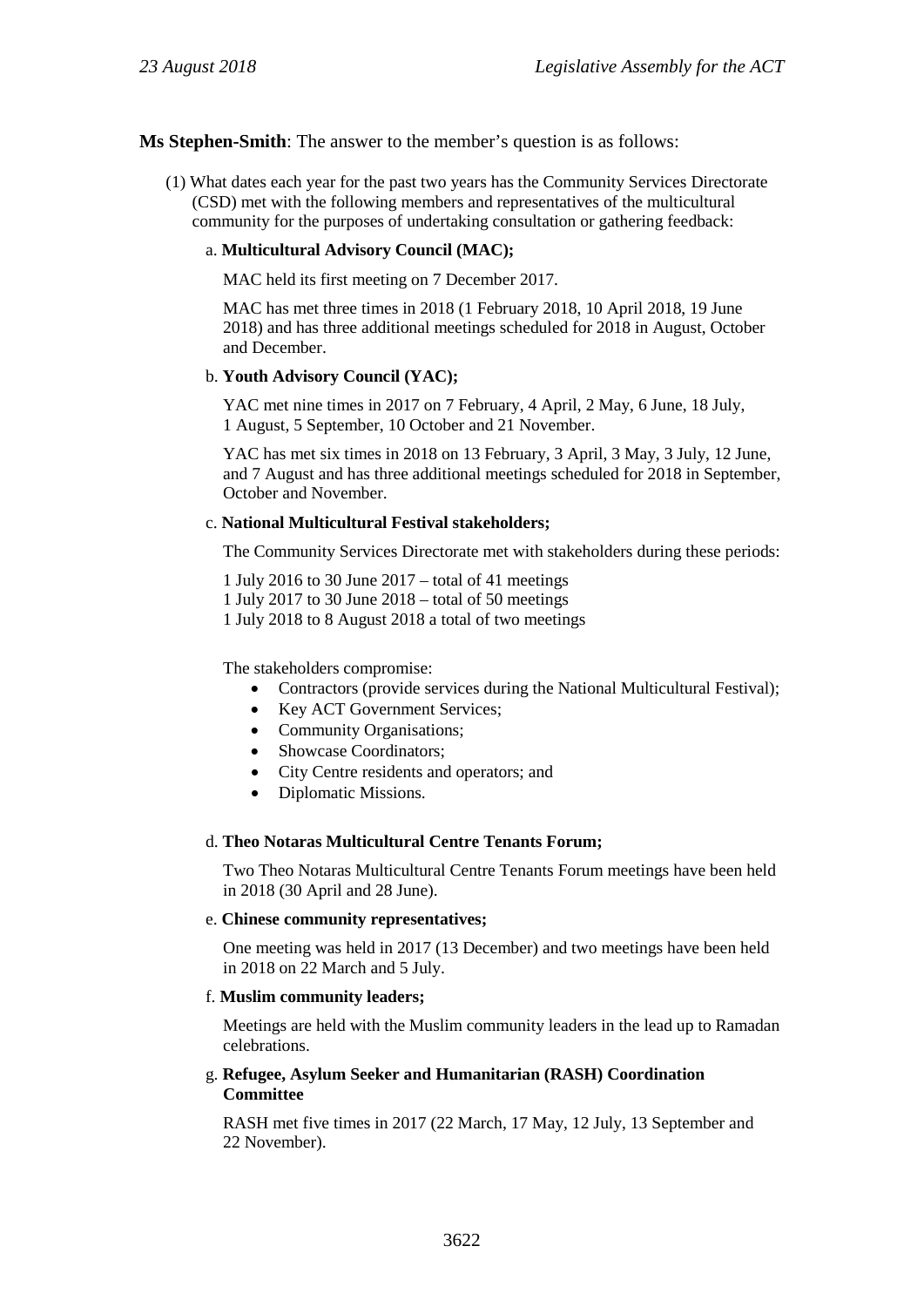**Ms Stephen-Smith**: The answer to the member's question is as follows:

(1) What dates each year for the past two years has the Community Services Directorate (CSD) met with the following members and representatives of the multicultural community for the purposes of undertaking consultation or gathering feedback:

a. **Multicultural Advisory Council (MAC);**

MAC held its first meeting on 7 December 2017.

MAC has met three times in 2018 (1 February 2018, 10 April 2018, 19 June 2018) and has three additional meetings scheduled for 2018 in August, October and December.

b. **Youth Advisory Council (YAC);**

YAC met nine times in 2017 on 7 February, 4 April, 2 May, 6 June, 18 July, 1 August, 5 September, 10 October and 21 November.

YAC has met six times in 2018 on 13 February, 3 April, 3 May, 3 July, 12 June, and 7 August and has three additional meetings scheduled for 2018 in September, October and November.

c. **National Multicultural Festival stakeholders;**

The Community Services Directorate met with stakeholders during these periods:

1 July 2016 to 30 June 2017 – total of 41 meetings
1 July 2017 to 30 June 2018 – total of 50 meetings
1 July 2018 to 8 August 2018 a total of two meetings

The stakeholders compromise:

- Contractors (provide services during the National Multicultural Festival);
- Key ACT Government Services;
- Community Organisations;
- Showcase Coordinators;
- City Centre residents and operators; and
- Diplomatic Missions.

d. **Theo Notaras Multicultural Centre Tenants Forum;**

Two Theo Notaras Multicultural Centre Tenants Forum meetings have been held in 2018 (30 April and 28 June).

e. **Chinese community representatives;**

One meeting was held in 2017 (13 December) and two meetings have been held in 2018 on 22 March and 5 July.

f. **Muslim community leaders;**

Meetings are held with the Muslim community leaders in the lead up to Ramadan celebrations.

g. **Refugee, Asylum Seeker and Humanitarian (RASH) Coordination Committee**

RASH met five times in 2017 (22 March, 17 May, 12 July, 13 September and 22 November).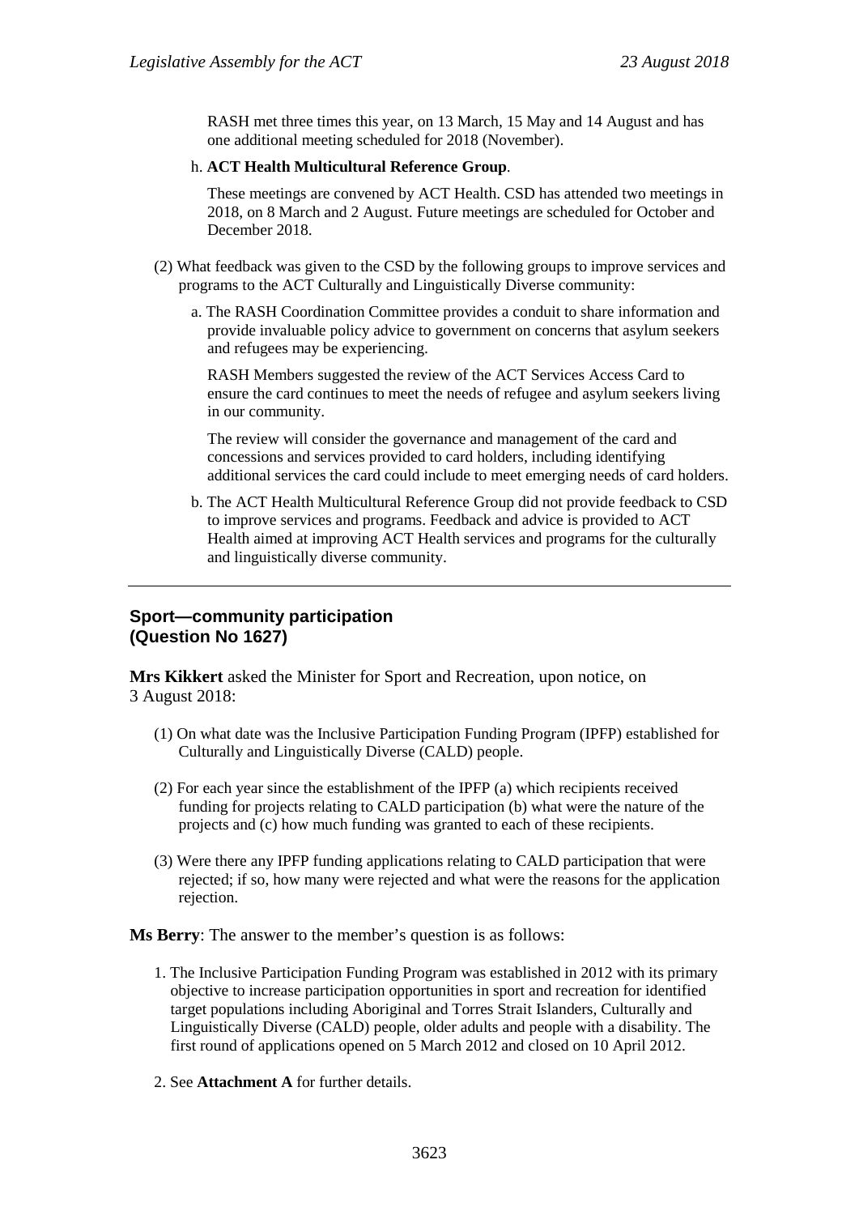RASH met three times this year, on 13 March, 15 May and 14 August and has one additional meeting scheduled for 2018 (November).

h. **ACT Health Multicultural Reference Group**.

These meetings are convened by ACT Health. CSD has attended two meetings in 2018, on 8 March and 2 August. Future meetings are scheduled for October and December 2018.

(2) What feedback was given to the CSD by the following groups to improve services and programs to the ACT Culturally and Linguistically Diverse community:

a. The RASH Coordination Committee provides a conduit to share information and provide invaluable policy advice to government on concerns that asylum seekers and refugees may be experiencing.

RASH Members suggested the review of the ACT Services Access Card to ensure the card continues to meet the needs of refugee and asylum seekers living in our community.

The review will consider the governance and management of the card and concessions and services provided to card holders, including identifying additional services the card could include to meet emerging needs of card holders.

b. The ACT Health Multicultural Reference Group did not provide feedback to CSD to improve services and programs. Feedback and advice is provided to ACT Health aimed at improving ACT Health services and programs for the culturally and linguistically diverse community.

---

## Sport—community participation (Question No 1627)

**Mrs Kikkert** asked the Minister for Sport and Recreation, upon notice, on 3 August 2018:

(1) On what date was the Inclusive Participation Funding Program (IPFP) established for Culturally and Linguistically Diverse (CALD) people.

(2) For each year since the establishment of the IPFP (a) which recipients received funding for projects relating to CALD participation (b) what were the nature of the projects and (c) how much funding was granted to each of these recipients.

(3) Were there any IPFP funding applications relating to CALD participation that were rejected; if so, how many were rejected and what were the reasons for the application rejection.

**Ms Berry**: The answer to the member's question is as follows:

1. The Inclusive Participation Funding Program was established in 2012 with its primary objective to increase participation opportunities in sport and recreation for identified target populations including Aboriginal and Torres Strait Islanders, Culturally and Linguistically Diverse (CALD) people, older adults and people with a disability. The first round of applications opened on 5 March 2012 and closed on 10 April 2012.

2. See **Attachment A** for further details.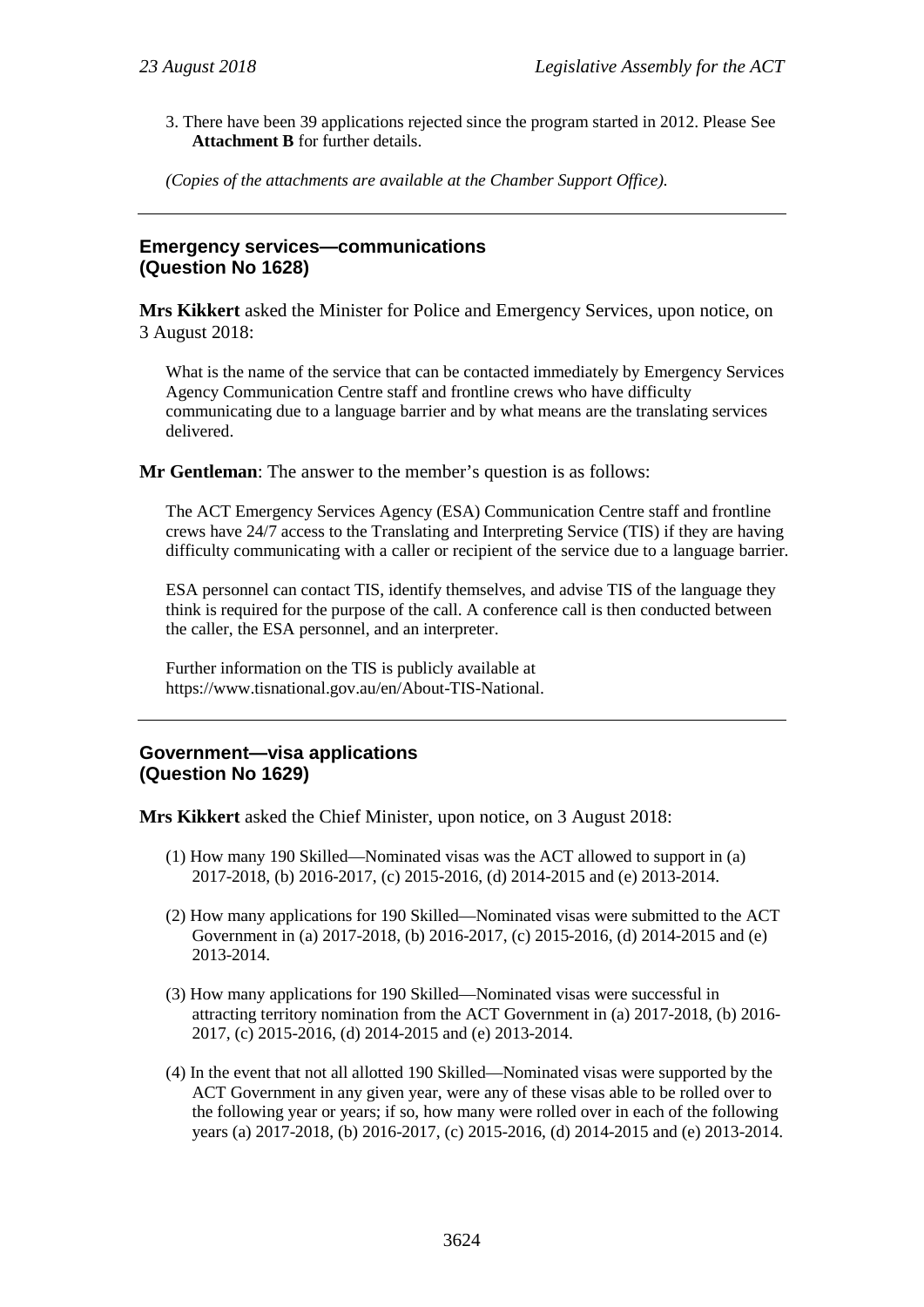3. There have been 39 applications rejected since the program started in 2012. Please See **Attachment B** for further details.

*(Copies of the attachments are available at the Chamber Support Office).*

---

## Emergency services—communications (Question No 1628)

**Mrs Kikkert** asked the Minister for Police and Emergency Services, upon notice, on 3 August 2018:

> What is the name of the service that can be contacted immediately by Emergency Services Agency Communication Centre staff and frontline crews who have difficulty communicating due to a language barrier and by what means are the translating services delivered.

**Mr Gentleman**: The answer to the member's question is as follows:

> The ACT Emergency Services Agency (ESA) Communication Centre staff and frontline crews have 24/7 access to the Translating and Interpreting Service (TIS) if they are having difficulty communicating with a caller or recipient of the service due to a language barrier.
>
> ESA personnel can contact TIS, identify themselves, and advise TIS of the language they think is required for the purpose of the call. A conference call is then conducted between the caller, the ESA personnel, and an interpreter.
>
> Further information on the TIS is publicly available at https://www.tisnational.gov.au/en/About-TIS-National.

---

## Government—visa applications (Question No 1629)

**Mrs Kikkert** asked the Chief Minister, upon notice, on 3 August 2018:

> (1) How many 190 Skilled—Nominated visas was the ACT allowed to support in (a) 2017-2018, (b) 2016-2017, (c) 2015-2016, (d) 2014-2015 and (e) 2013-2014.
>
> (2) How many applications for 190 Skilled—Nominated visas were submitted to the ACT Government in (a) 2017-2018, (b) 2016-2017, (c) 2015-2016, (d) 2014-2015 and (e) 2013-2014.
>
> (3) How many applications for 190 Skilled—Nominated visas were successful in attracting territory nomination from the ACT Government in (a) 2017-2018, (b) 2016-2017, (c) 2015-2016, (d) 2014-2015 and (e) 2013-2014.
>
> (4) In the event that not all allotted 190 Skilled—Nominated visas were supported by the ACT Government in any given year, were any of these visas able to be rolled over to the following year or years; if so, how many were rolled over in each of the following years (a) 2017-2018, (b) 2016-2017, (c) 2015-2016, (d) 2014-2015 and (e) 2013-2014.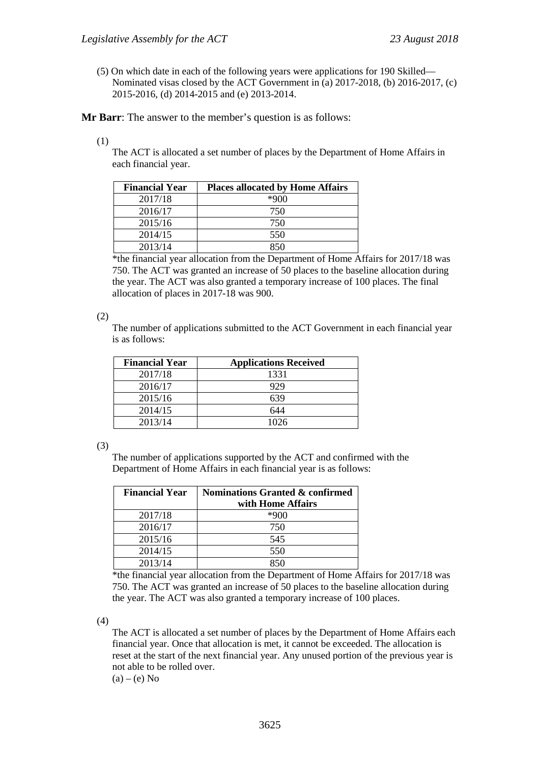(5) On which date in each of the following years were applications for 190 Skilled—Nominated visas closed by the ACT Government in (a) 2017-2018, (b) 2016-2017, (c) 2015-2016, (d) 2014-2015 and (e) 2013-2014.

**Mr Barr**: The answer to the member's question is as follows:

(1)

The ACT is allocated a set number of places by the Department of Home Affairs in each financial year.

| Financial Year | Places allocated by Home Affairs |
|---|---|
| 2017/18 | *900 |
| 2016/17 | 750 |
| 2015/16 | 750 |
| 2014/15 | 550 |
| 2013/14 | 850 |

*the financial year allocation from the Department of Home Affairs for 2017/18 was 750. The ACT was granted an increase of 50 places to the baseline allocation during the year. The ACT was also granted a temporary increase of 100 places. The final allocation of places in 2017-18 was 900.

(2)

The number of applications submitted to the ACT Government in each financial year is as follows:

| Financial Year | Applications Received |
|---|---|
| 2017/18 | 1331 |
| 2016/17 | 929 |
| 2015/16 | 639 |
| 2014/15 | 644 |
| 2013/14 | 1026 |

(3)

The number of applications supported by the ACT and confirmed with the Department of Home Affairs in each financial year is as follows:

| Financial Year | Nominations Granted & confirmed with Home Affairs |
|---|---|
| 2017/18 | *900 |
| 2016/17 | 750 |
| 2015/16 | 545 |
| 2014/15 | 550 |
| 2013/14 | 850 |

*the financial year allocation from the Department of Home Affairs for 2017/18 was 750. The ACT was granted an increase of 50 places to the baseline allocation during the year. The ACT was also granted a temporary increase of 100 places.

(4)

The ACT is allocated a set number of places by the Department of Home Affairs each financial year. Once that allocation is met, it cannot be exceeded. The allocation is reset at the start of the next financial year. Any unused portion of the previous year is not able to be rolled over.

(a) – (e) No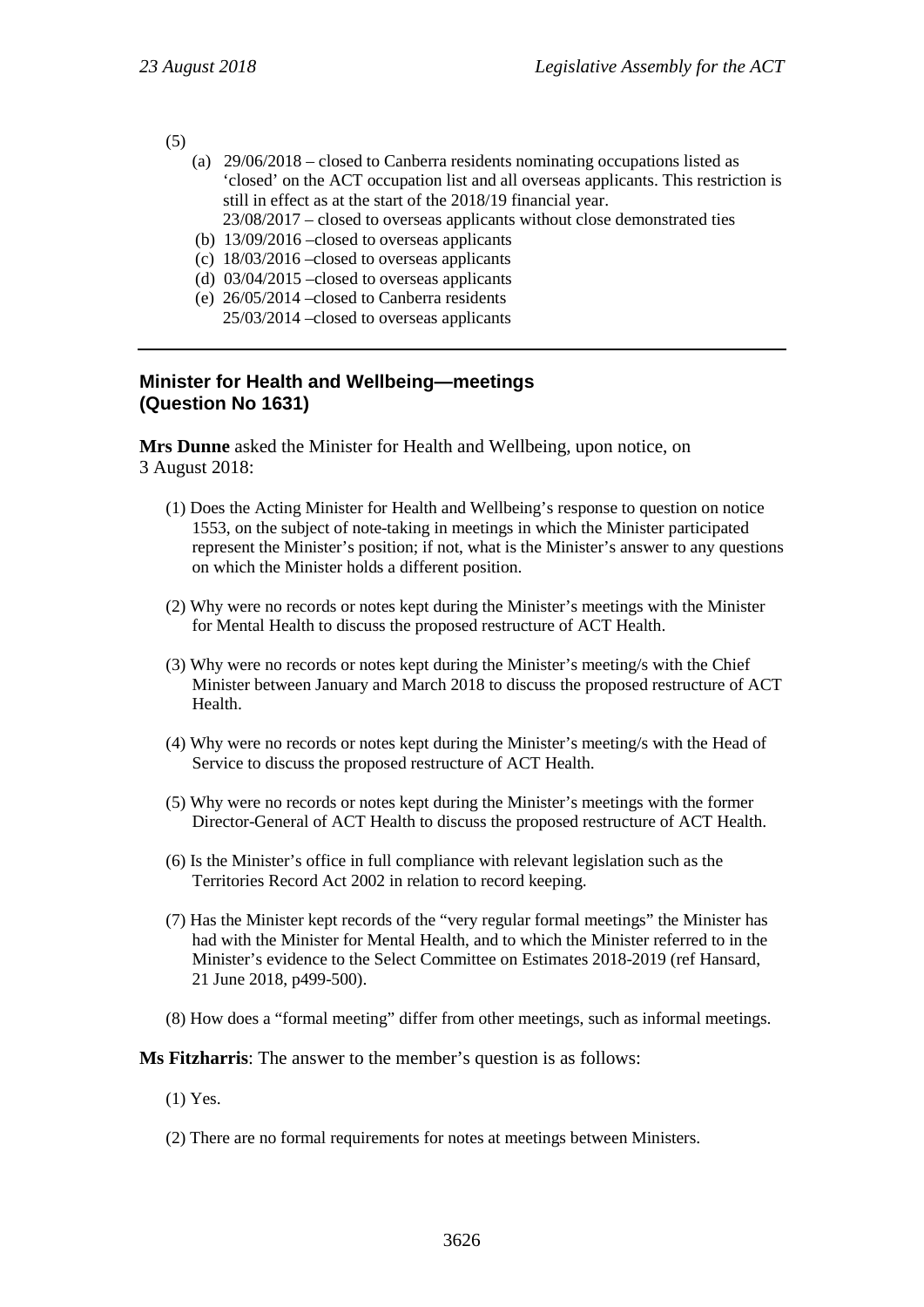(5)

(a) 29/06/2018 – closed to Canberra residents nominating occupations listed as 'closed' on the ACT occupation list and all overseas applicants. This restriction is still in effect as at the start of the 2018/19 financial year.
23/08/2017 – closed to overseas applicants without close demonstrated ties

(b) 13/09/2016 –closed to overseas applicants

(c) 18/03/2016 –closed to overseas applicants

(d) 03/04/2015 –closed to overseas applicants

(e) 26/05/2014 –closed to Canberra residents
25/03/2014 –closed to overseas applicants

---

## Minister for Health and Wellbeing—meetings (Question No 1631)

**Mrs Dunne** asked the Minister for Health and Wellbeing, upon notice, on 3 August 2018:

(1) Does the Acting Minister for Health and Wellbeing's response to question on notice 1553, on the subject of note-taking in meetings in which the Minister participated represent the Minister's position; if not, what is the Minister's answer to any questions on which the Minister holds a different position.

(2) Why were no records or notes kept during the Minister's meetings with the Minister for Mental Health to discuss the proposed restructure of ACT Health.

(3) Why were no records or notes kept during the Minister's meeting/s with the Chief Minister between January and March 2018 to discuss the proposed restructure of ACT Health.

(4) Why were no records or notes kept during the Minister's meeting/s with the Head of Service to discuss the proposed restructure of ACT Health.

(5) Why were no records or notes kept during the Minister's meetings with the former Director-General of ACT Health to discuss the proposed restructure of ACT Health.

(6) Is the Minister's office in full compliance with relevant legislation such as the Territories Record Act 2002 in relation to record keeping.

(7) Has the Minister kept records of the "very regular formal meetings" the Minister has had with the Minister for Mental Health, and to which the Minister referred to in the Minister's evidence to the Select Committee on Estimates 2018-2019 (ref Hansard, 21 June 2018, p499-500).

(8) How does a "formal meeting" differ from other meetings, such as informal meetings.

**Ms Fitzharris**: The answer to the member's question is as follows:

(1) Yes.

(2) There are no formal requirements for notes at meetings between Ministers.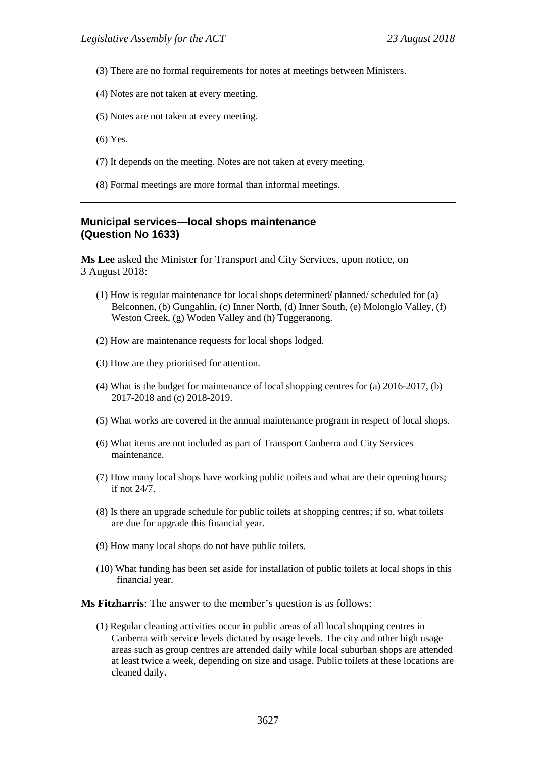(3) There are no formal requirements for notes at meetings between Ministers.

(4) Notes are not taken at every meeting.

(5) Notes are not taken at every meeting.

(6) Yes.

(7) It depends on the meeting. Notes are not taken at every meeting.

(8) Formal meetings are more formal than informal meetings.

---

## Municipal services—local shops maintenance (Question No 1633)

**Ms Lee** asked the Minister for Transport and City Services, upon notice, on 3 August 2018:

(1) How is regular maintenance for local shops determined/ planned/ scheduled for (a) Belconnen, (b) Gungahlin, (c) Inner North, (d) Inner South, (e) Molonglo Valley, (f) Weston Creek, (g) Woden Valley and (h) Tuggeranong.

(2) How are maintenance requests for local shops lodged.

(3) How are they prioritised for attention.

(4) What is the budget for maintenance of local shopping centres for (a) 2016-2017, (b) 2017-2018 and (c) 2018-2019.

(5) What works are covered in the annual maintenance program in respect of local shops.

(6) What items are not included as part of Transport Canberra and City Services maintenance.

(7) How many local shops have working public toilets and what are their opening hours; if not 24/7.

(8) Is there an upgrade schedule for public toilets at shopping centres; if so, what toilets are due for upgrade this financial year.

(9) How many local shops do not have public toilets.

(10) What funding has been set aside for installation of public toilets at local shops in this financial year.

**Ms Fitzharris**: The answer to the member's question is as follows:

(1) Regular cleaning activities occur in public areas of all local shopping centres in Canberra with service levels dictated by usage levels. The city and other high usage areas such as group centres are attended daily while local suburban shops are attended at least twice a week, depending on size and usage. Public toilets at these locations are cleaned daily.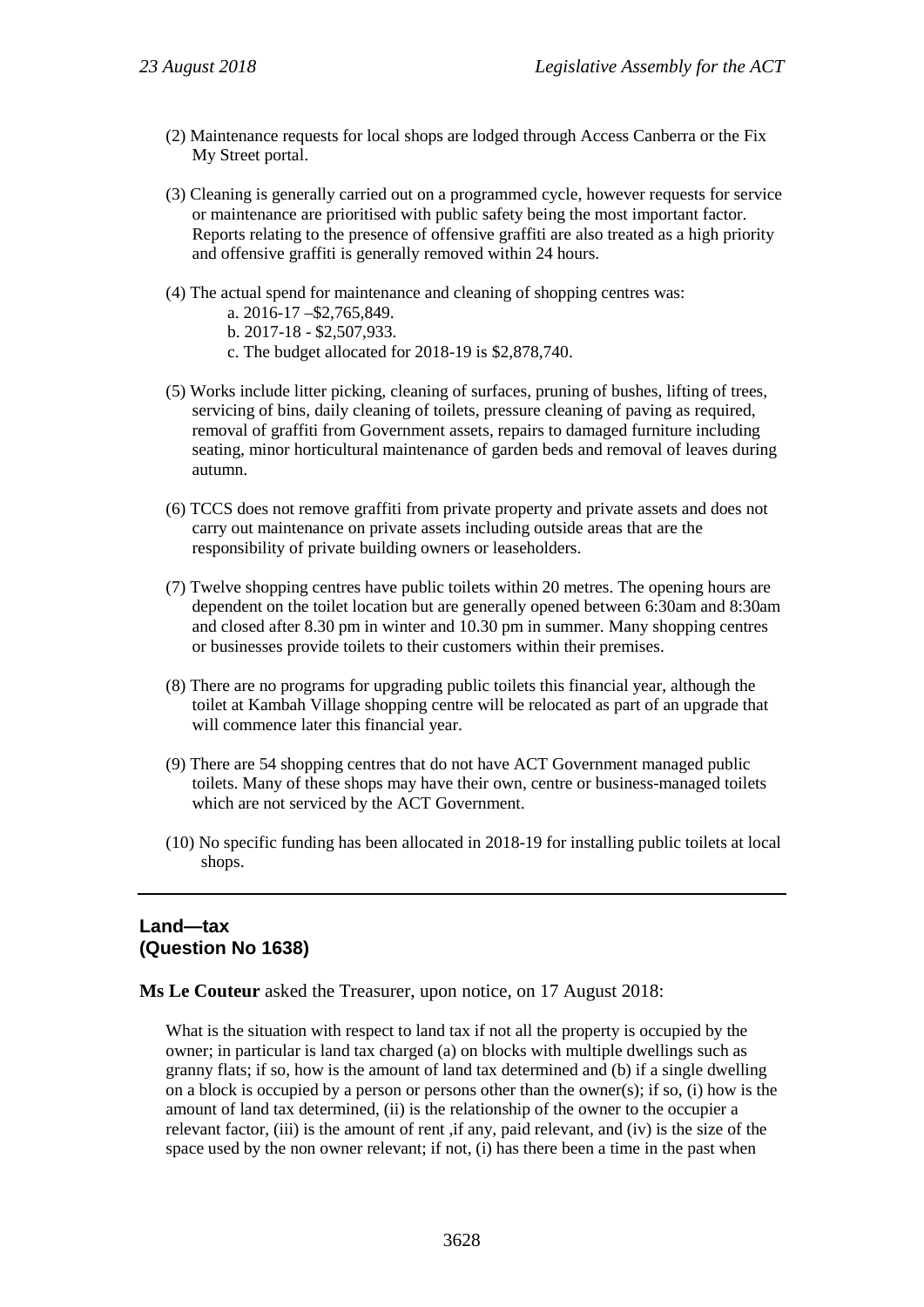(2) Maintenance requests for local shops are lodged through Access Canberra or the Fix My Street portal.

(3) Cleaning is generally carried out on a programmed cycle, however requests for service or maintenance are prioritised with public safety being the most important factor. Reports relating to the presence of offensive graffiti are also treated as a high priority and offensive graffiti is generally removed within 24 hours.

(4) The actual spend for maintenance and cleaning of shopping centres was:

a. 2016-17 –$2,765,849.

b. 2017-18 - $2,507,933.

c. The budget allocated for 2018-19 is $2,878,740.

(5) Works include litter picking, cleaning of surfaces, pruning of bushes, lifting of trees, servicing of bins, daily cleaning of toilets, pressure cleaning of paving as required, removal of graffiti from Government assets, repairs to damaged furniture including seating, minor horticultural maintenance of garden beds and removal of leaves during autumn.

(6) TCCS does not remove graffiti from private property and private assets and does not carry out maintenance on private assets including outside areas that are the responsibility of private building owners or leaseholders.

(7) Twelve shopping centres have public toilets within 20 metres. The opening hours are dependent on the toilet location but are generally opened between 6:30am and 8:30am and closed after 8.30 pm in winter and 10.30 pm in summer. Many shopping centres or businesses provide toilets to their customers within their premises.

(8) There are no programs for upgrading public toilets this financial year, although the toilet at Kambah Village shopping centre will be relocated as part of an upgrade that will commence later this financial year.

(9) There are 54 shopping centres that do not have ACT Government managed public toilets. Many of these shops may have their own, centre or business-managed toilets which are not serviced by the ACT Government.

(10) No specific funding has been allocated in 2018-19 for installing public toilets at local shops.

---

## Land—tax
## (Question No 1638)

**Ms Le Couteur** asked the Treasurer, upon notice, on 17 August 2018:

What is the situation with respect to land tax if not all the property is occupied by the owner; in particular is land tax charged (a) on blocks with multiple dwellings such as granny flats; if so, how is the amount of land tax determined and (b) if a single dwelling on a block is occupied by a person or persons other than the owner(s); if so, (i) how is the amount of land tax determined, (ii) is the relationship of the owner to the occupier a relevant factor, (iii) is the amount of rent ,if any, paid relevant, and (iv) is the size of the space used by the non owner relevant; if not, (i) has there been a time in the past when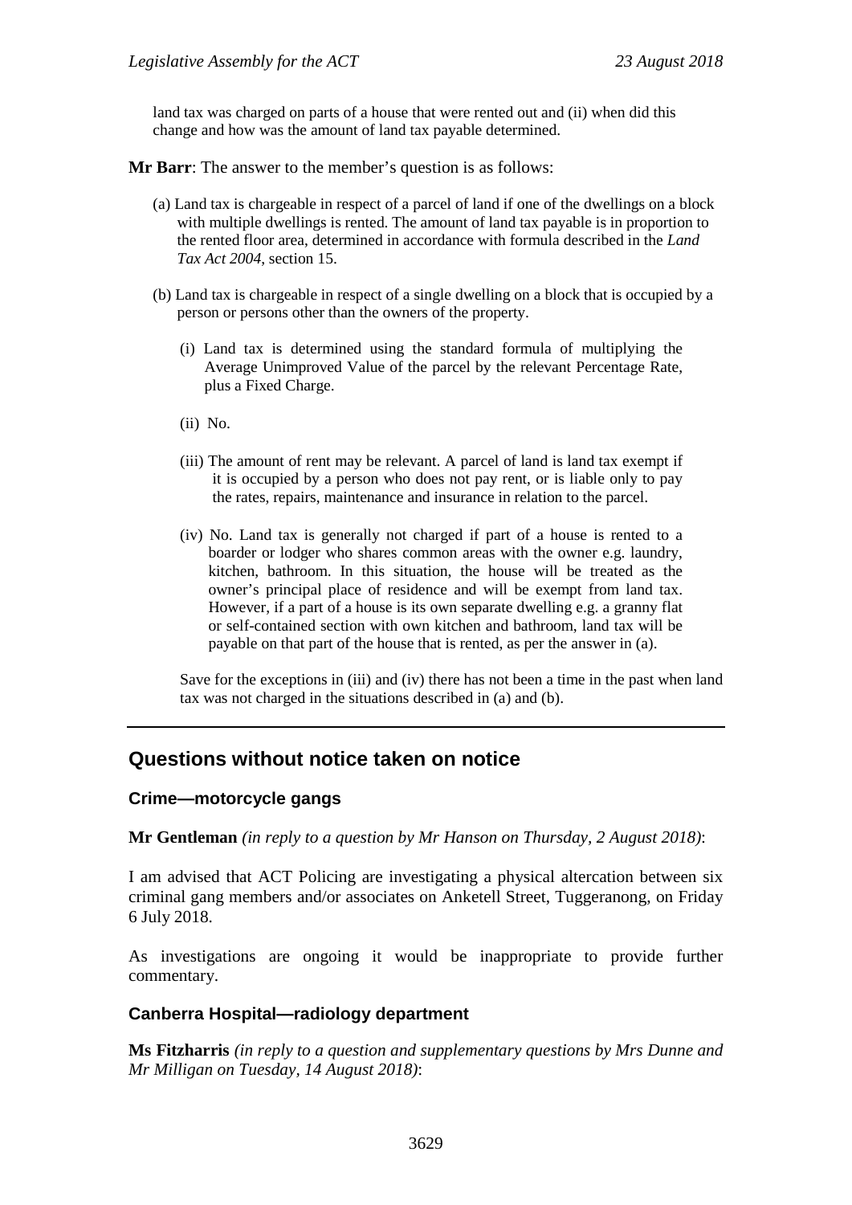land tax was charged on parts of a house that were rented out and (ii) when did this change and how was the amount of land tax payable determined.

**Mr Barr**: The answer to the member's question is as follows:

(a) Land tax is chargeable in respect of a parcel of land if one of the dwellings on a block with multiple dwellings is rented. The amount of land tax payable is in proportion to the rented floor area, determined in accordance with formula described in the *Land Tax Act 2004*, section 15.

(b) Land tax is chargeable in respect of a single dwelling on a block that is occupied by a person or persons other than the owners of the property.

(i) Land tax is determined using the standard formula of multiplying the Average Unimproved Value of the parcel by the relevant Percentage Rate, plus a Fixed Charge.

(ii) No.

(iii) The amount of rent may be relevant. A parcel of land is land tax exempt if it is occupied by a person who does not pay rent, or is liable only to pay the rates, repairs, maintenance and insurance in relation to the parcel.

(iv) No. Land tax is generally not charged if part of a house is rented to a boarder or lodger who shares common areas with the owner e.g. laundry, kitchen, bathroom. In this situation, the house will be treated as the owner's principal place of residence and will be exempt from land tax. However, if a part of a house is its own separate dwelling e.g. a granny flat or self-contained section with own kitchen and bathroom, land tax will be payable on that part of the house that is rented, as per the answer in (a).

Save for the exceptions in (iii) and (iv) there has not been a time in the past when land tax was not charged in the situations described in (a) and (b).

---

## Questions without notice taken on notice

### Crime—motorcycle gangs

**Mr Gentleman** *(in reply to a question by Mr Hanson on Thursday, 2 August 2018)*:

I am advised that ACT Policing are investigating a physical altercation between six criminal gang members and/or associates on Anketell Street, Tuggeranong, on Friday 6 July 2018.

As investigations are ongoing it would be inappropriate to provide further commentary.

### Canberra Hospital—radiology department

**Ms Fitzharris** *(in reply to a question and supplementary questions by Mrs Dunne and Mr Milligan on Tuesday, 14 August 2018)*: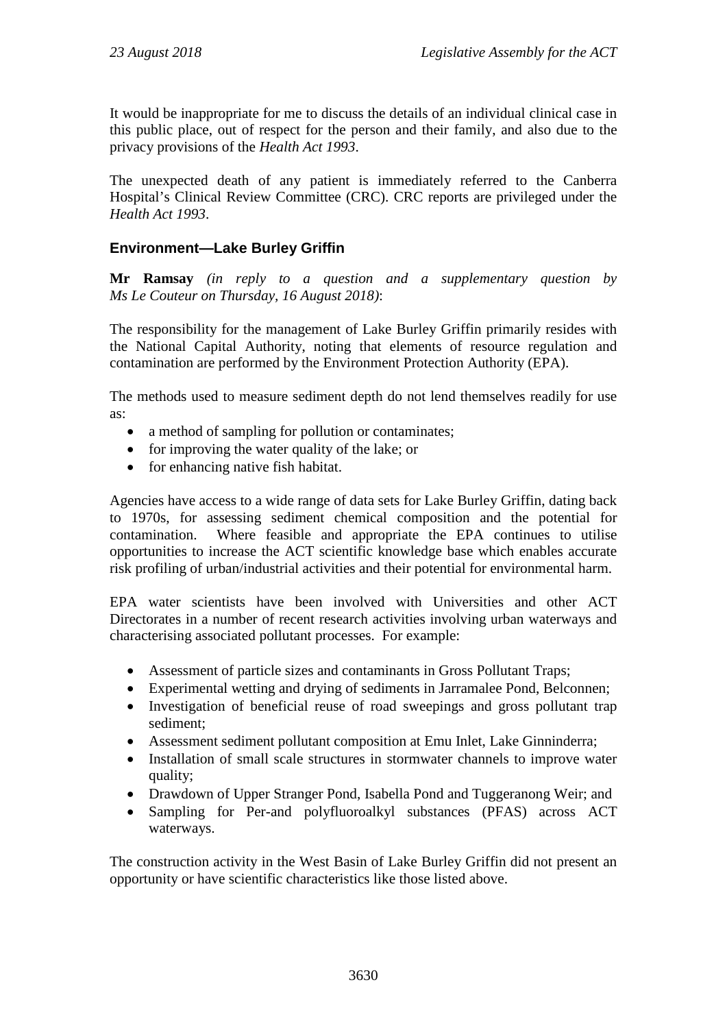It would be inappropriate for me to discuss the details of an individual clinical case in this public place, out of respect for the person and their family, and also due to the privacy provisions of the *Health Act 1993*.

The unexpected death of any patient is immediately referred to the Canberra Hospital's Clinical Review Committee (CRC). CRC reports are privileged under the *Health Act 1993*.

## Environment—Lake Burley Griffin

**Mr Ramsay** *(in reply to a question and a supplementary question by Ms Le Couteur on Thursday, 16 August 2018)*:

The responsibility for the management of Lake Burley Griffin primarily resides with the National Capital Authority, noting that elements of resource regulation and contamination are performed by the Environment Protection Authority (EPA).

The methods used to measure sediment depth do not lend themselves readily for use as:

- a method of sampling for pollution or contaminates;
- for improving the water quality of the lake; or
- for enhancing native fish habitat.

Agencies have access to a wide range of data sets for Lake Burley Griffin, dating back to 1970s, for assessing sediment chemical composition and the potential for contamination. Where feasible and appropriate the EPA continues to utilise opportunities to increase the ACT scientific knowledge base which enables accurate risk profiling of urban/industrial activities and their potential for environmental harm.

EPA water scientists have been involved with Universities and other ACT Directorates in a number of recent research activities involving urban waterways and characterising associated pollutant processes. For example:

- Assessment of particle sizes and contaminants in Gross Pollutant Traps;
- Experimental wetting and drying of sediments in Jarramalee Pond, Belconnen;
- Investigation of beneficial reuse of road sweepings and gross pollutant trap sediment;
- Assessment sediment pollutant composition at Emu Inlet, Lake Ginninderra;
- Installation of small scale structures in stormwater channels to improve water quality;
- Drawdown of Upper Stranger Pond, Isabella Pond and Tuggeranong Weir; and
- Sampling for Per-and polyfluoroalkyl substances (PFAS) across ACT waterways.

The construction activity in the West Basin of Lake Burley Griffin did not present an opportunity or have scientific characteristics like those listed above.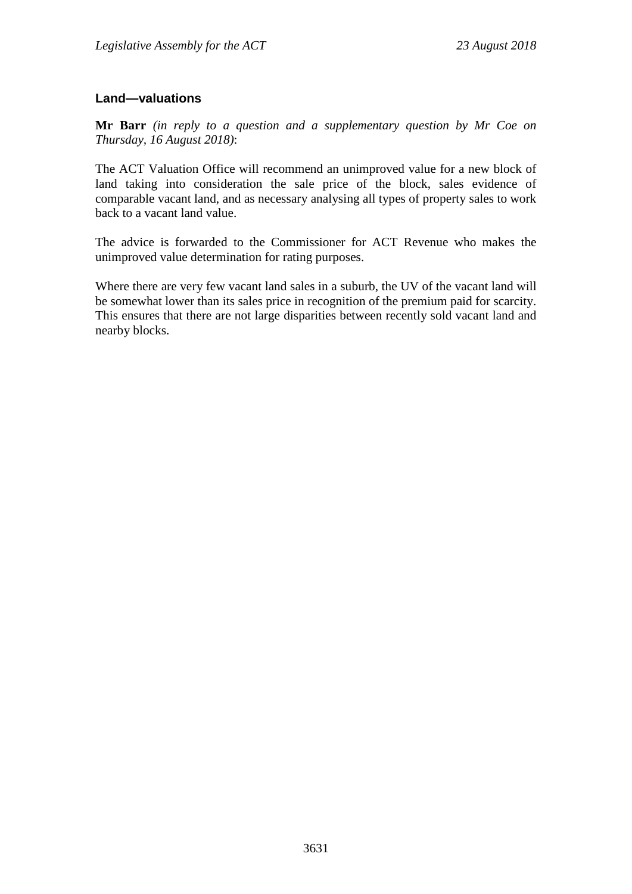### Land—valuations

**Mr Barr** *(in reply to a question and a supplementary question by Mr Coe on Thursday, 16 August 2018)*:

The ACT Valuation Office will recommend an unimproved value for a new block of land taking into consideration the sale price of the block, sales evidence of comparable vacant land, and as necessary analysing all types of property sales to work back to a vacant land value.

The advice is forwarded to the Commissioner for ACT Revenue who makes the unimproved value determination for rating purposes.

Where there are very few vacant land sales in a suburb, the UV of the vacant land will be somewhat lower than its sales price in recognition of the premium paid for scarcity. This ensures that there are not large disparities between recently sold vacant land and nearby blocks.